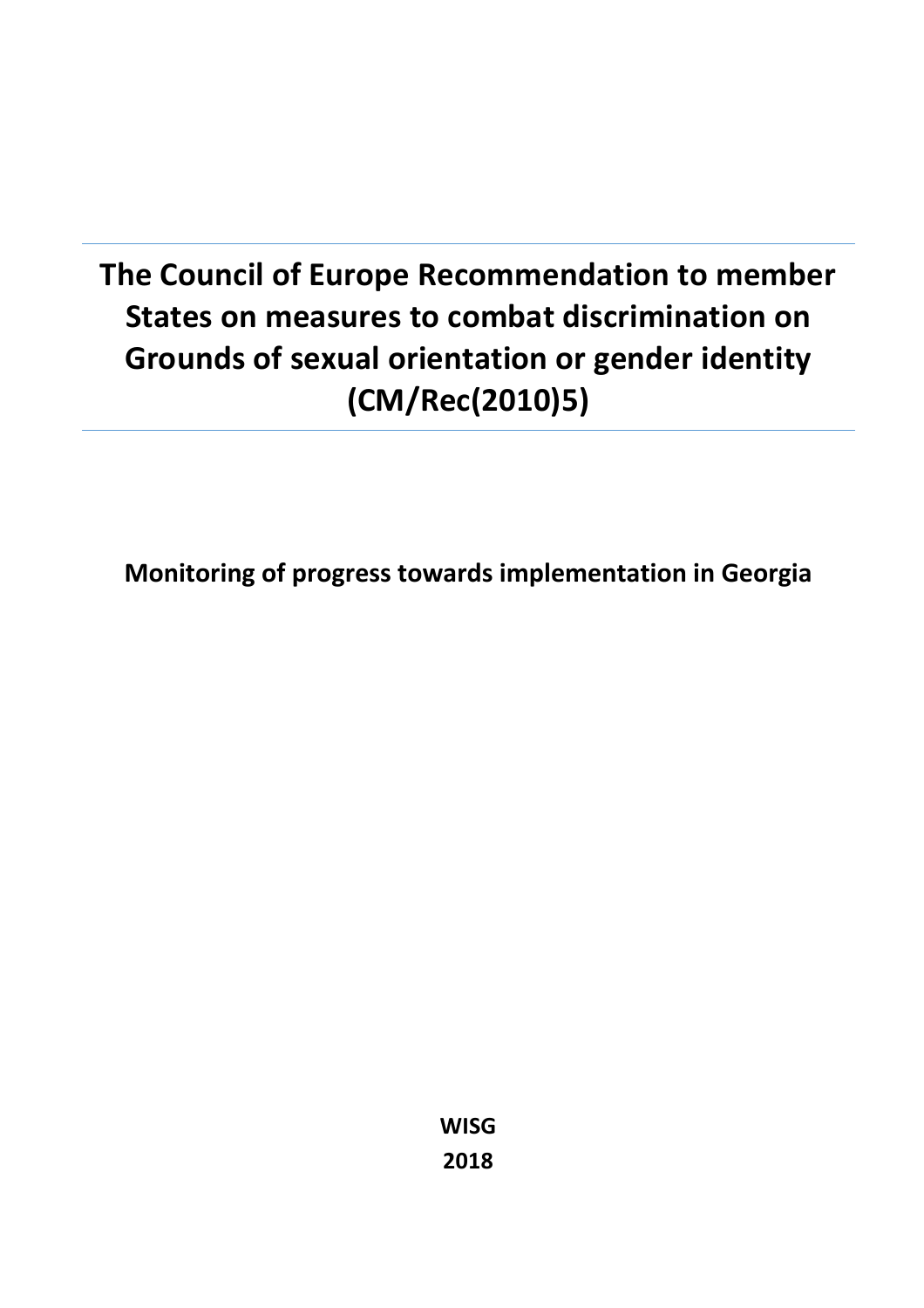# The Council of Europe Recommendation to member States on measures to combat discrimination on Grounds of sexual orientation or gender identity (CM/Rec(2010)5)

**Monitoring of progress towards implementation in Georgia**

**WISG**

**2018**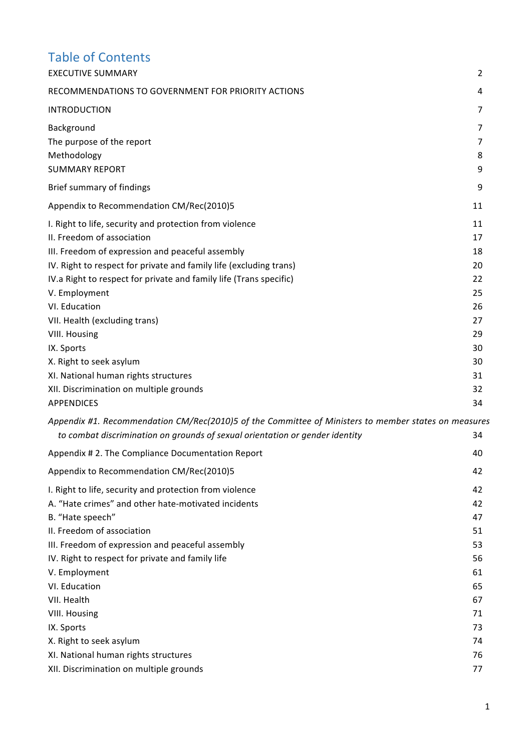# Table of Contents

| | |
|---|---|
| EXECUTIVE SUMMARY | 2 |
| RECOMMENDATIONS TO GOVERNMENT FOR PRIORITY ACTIONS | 4 |
| INTRODUCTION | 7 |
| Background | 7 |
| The purpose of the report | 7 |
| Methodology | 8 |
| SUMMARY REPORT | 9 |
| Brief summary of findings | 9 |
| Appendix to Recommendation CM/Rec(2010)5 | 11 |
| I. Right to life, security and protection from violence | 11 |
| II. Freedom of association | 17 |
| III. Freedom of expression and peaceful assembly | 18 |
| IV. Right to respect for private and family life (excluding trans) | 20 |
| IV.a Right to respect for private and family life (Trans specific) | 22 |
| V. Employment | 25 |
| VI. Education | 26 |
| VII. Health (excluding trans) | 27 |
| VIII. Housing | 29 |
| IX. Sports | 30 |
| X. Right to seek asylum | 30 |
| XI. National human rights structures | 31 |
| XII. Discrimination on multiple grounds | 32 |
| APPENDICES | 34 |
| *Appendix #1. Recommendation CM/Rec(2010)5 of the Committee of Ministers to member states on measures to combat discrimination on grounds of sexual orientation or gender identity* | 34 |
| Appendix # 2. The Compliance Documentation Report | 40 |
| Appendix to Recommendation CM/Rec(2010)5 | 42 |
| I. Right to life, security and protection from violence | 42 |
| A. "Hate crimes" and other hate-motivated incidents | 42 |
| B. "Hate speech" | 47 |
| II. Freedom of association | 51 |
| III. Freedom of expression and peaceful assembly | 53 |
| IV. Right to respect for private and family life | 56 |
| V. Employment | 61 |
| VI. Education | 65 |
| VII. Health | 67 |
| VIII. Housing | 71 |
| IX. Sports | 73 |
| X. Right to seek asylum | 74 |
| XI. National human rights structures | 76 |
| XII. Discrimination on multiple grounds | 77 |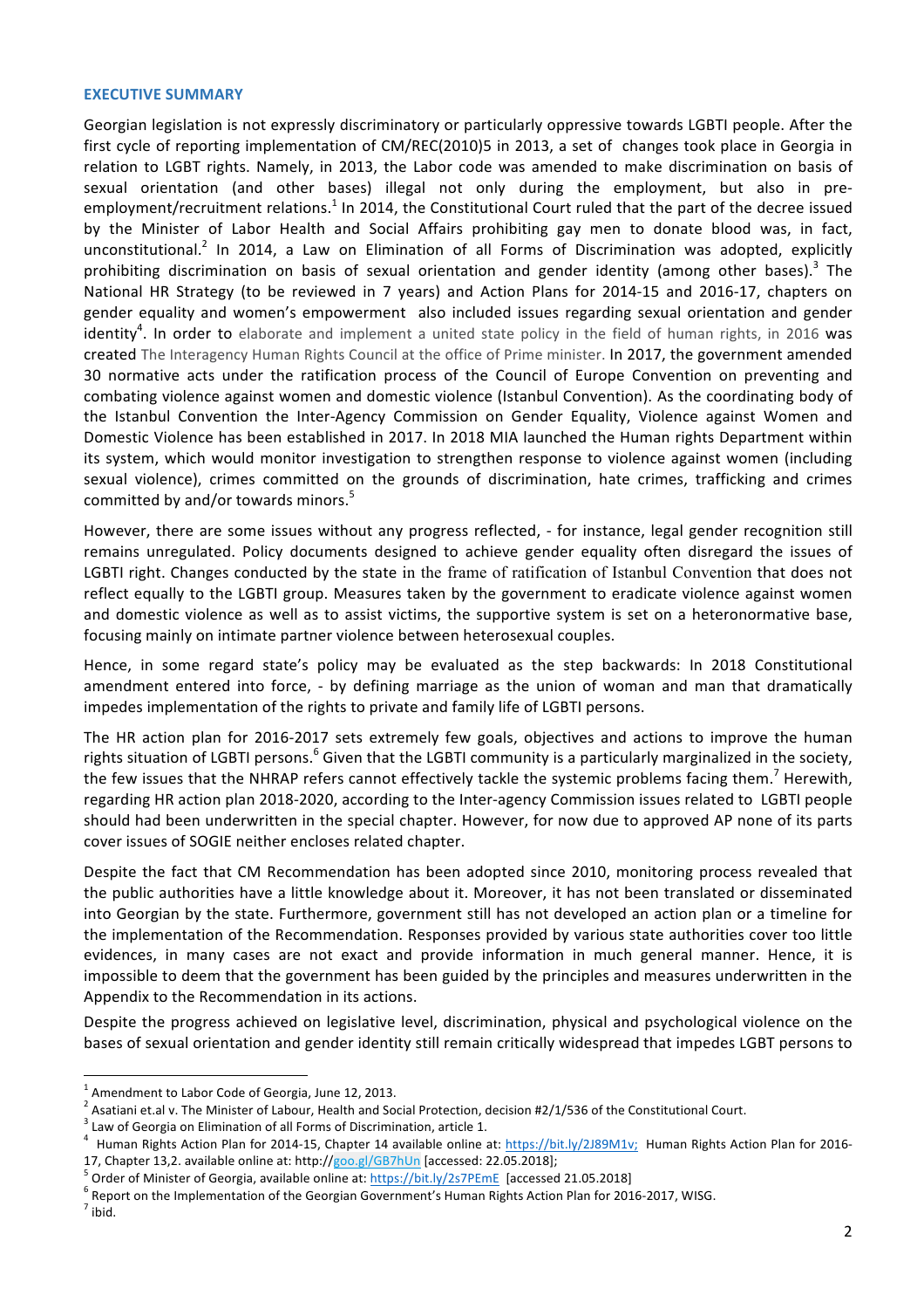## EXECUTIVE SUMMARY

Georgian legislation is not expressly discriminatory or particularly oppressive towards LGBTI people. After the first cycle of reporting implementation of CM/REC(2010)5 in 2013, a set of changes took place in Georgia in relation to LGBT rights. Namely, in 2013, the Labor code was amended to make discrimination on basis of sexual orientation (and other bases) illegal not only during the employment, but also in pre-employment/recruitment relations.[1] In 2014, the Constitutional Court ruled that the part of the decree issued by the Minister of Labor Health and Social Affairs prohibiting gay men to donate blood was, in fact, unconstitutional.[2] In 2014, a Law on Elimination of all Forms of Discrimination was adopted, explicitly prohibiting discrimination on basis of sexual orientation and gender identity (among other bases).[3] The National HR Strategy (to be reviewed in 7 years) and Action Plans for 2014-15 and 2016-17, chapters on gender equality and women's empowerment also included issues regarding sexual orientation and gender identity[4]. In order to elaborate and implement a united state policy in the field of human rights, in 2016 was created The Interagency Human Rights Council at the office of Prime minister. In 2017, the government amended 30 normative acts under the ratification process of the Council of Europe Convention on preventing and combating violence against women and domestic violence (Istanbul Convention). As the coordinating body of the Istanbul Convention the Inter-Agency Commission on Gender Equality, Violence against Women and Domestic Violence has been established in 2017. In 2018 MIA launched the Human rights Department within its system, which would monitor investigation to strengthen response to violence against women (including sexual violence), crimes committed on the grounds of discrimination, hate crimes, trafficking and crimes committed by and/or towards minors.[5]

However, there are some issues without any progress reflected, - for instance, legal gender recognition still remains unregulated. Policy documents designed to achieve gender equality often disregard the issues of LGBTI right. Changes conducted by the state in the frame of ratification of Istanbul Convention that does not reflect equally to the LGBTI group. Measures taken by the government to eradicate violence against women and domestic violence as well as to assist victims, the supportive system is set on a heteronormative base, focusing mainly on intimate partner violence between heterosexual couples.

Hence, in some regard state's policy may be evaluated as the step backwards: In 2018 Constitutional amendment entered into force, - by defining marriage as the union of woman and man that dramatically impedes implementation of the rights to private and family life of LGBTI persons.

The HR action plan for 2016-2017 sets extremely few goals, objectives and actions to improve the human rights situation of LGBTI persons.[6] Given that the LGBTI community is a particularly marginalized in the society, the few issues that the NHRAP refers cannot effectively tackle the systemic problems facing them.[7] Herewith, regarding HR action plan 2018-2020, according to the Inter-agency Commission issues related to LGBTI people should had been underwritten in the special chapter. However, for now due to approved AP none of its parts cover issues of SOGIE neither encloses related chapter.

Despite the fact that CM Recommendation has been adopted since 2010, monitoring process revealed that the public authorities have a little knowledge about it. Moreover, it has not been translated or disseminated into Georgian by the state. Furthermore, government still has not developed an action plan or a timeline for the implementation of the Recommendation. Responses provided by various state authorities cover too little evidences, in many cases are not exact and provide information in much general manner. Hence, it is impossible to deem that the government has been guided by the principles and measures underwritten in the Appendix to the Recommendation in its actions.

Despite the progress achieved on legislative level, discrimination, physical and psychological violence on the bases of sexual orientation and gender identity still remain critically widespread that impedes LGBT persons to

---

[1] Amendment to Labor Code of Georgia, June 12, 2013.

[2] Asatiani et.al v. The Minister of Labour, Health and Social Protection, decision #2/1/536 of the Constitutional Court.

[3] Law of Georgia on Elimination of all Forms of Discrimination, article 1.

[4] Human Rights Action Plan for 2014-15, Chapter 14 available online at: https://bit.ly/2J89M1v; Human Rights Action Plan for 2016-17, Chapter 13,2. available online at: http://goo.gl/GB7hUn [accessed: 22.05.2018];

[5] Order of Minister of Georgia, available online at: https://bit.ly/2s7PEmE [accessed 21.05.2018]

[6] Report on the Implementation of the Georgian Government's Human Rights Action Plan for 2016-2017, WISG.

[7] ibid.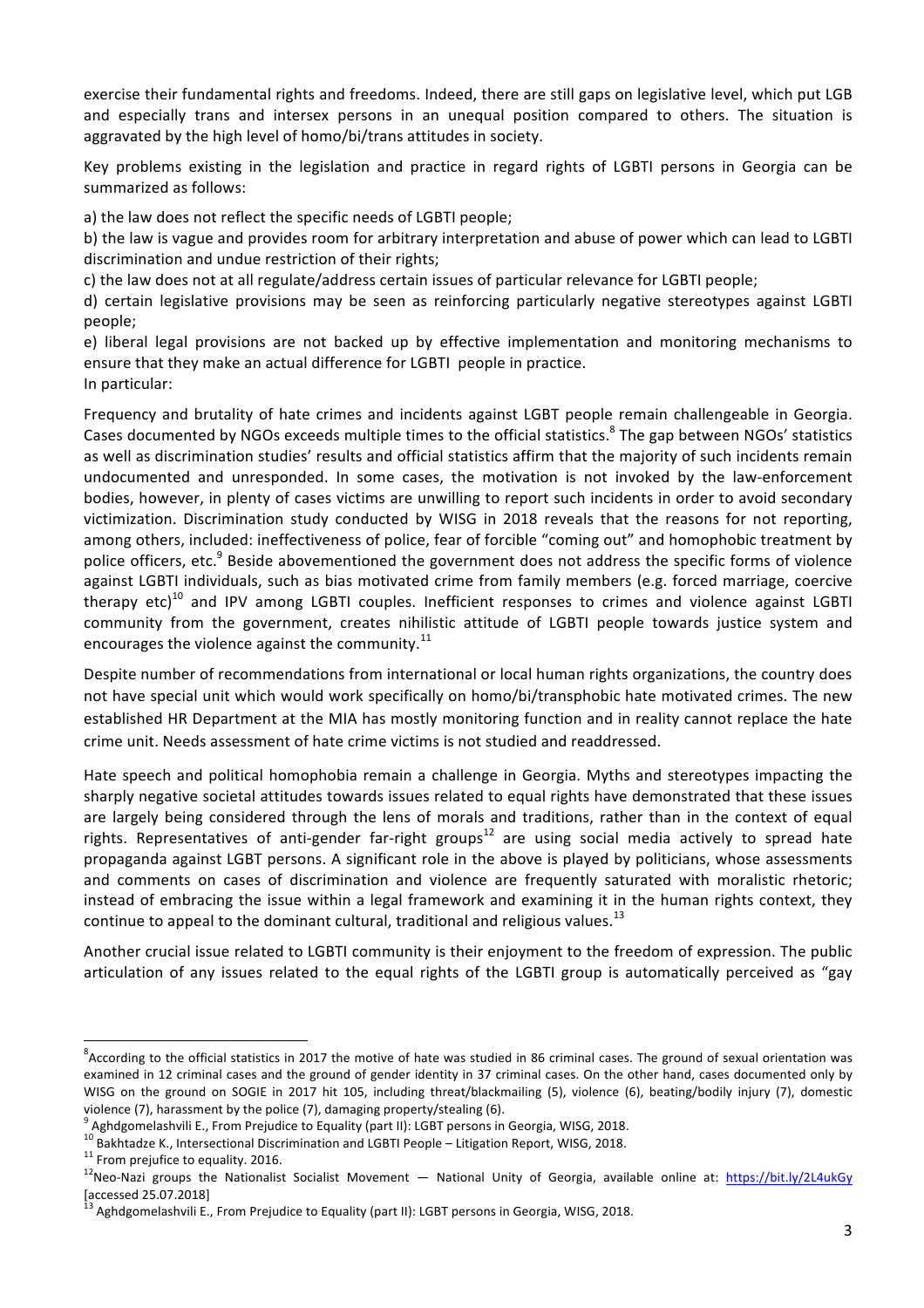exercise their fundamental rights and freedoms. Indeed, there are still gaps on legislative level, which put LGB and especially trans and intersex persons in an unequal position compared to others. The situation is aggravated by the high level of homo/bi/trans attitudes in society.

Key problems existing in the legislation and practice in regard rights of LGBTI persons in Georgia can be summarized as follows:

a) the law does not reflect the specific needs of LGBTI people;
b) the law is vague and provides room for arbitrary interpretation and abuse of power which can lead to LGBTI discrimination and undue restriction of their rights;
c) the law does not at all regulate/address certain issues of particular relevance for LGBTI people;
d) certain legislative provisions may be seen as reinforcing particularly negative stereotypes against LGBTI people;
e) liberal legal provisions are not backed up by effective implementation and monitoring mechanisms to ensure that they make an actual difference for LGBTI people in practice.
In particular:

Frequency and brutality of hate crimes and incidents against LGBT people remain challengeable in Georgia. Cases documented by NGOs exceeds multiple times to the official statistics.[8] The gap between NGOs' statistics as well as discrimination studies' results and official statistics affirm that the majority of such incidents remain undocumented and unresponded. In some cases, the motivation is not invoked by the law-enforcement bodies, however, in plenty of cases victims are unwilling to report such incidents in order to avoid secondary victimization. Discrimination study conducted by WISG in 2018 reveals that the reasons for not reporting, among others, included: ineffectiveness of police, fear of forcible "coming out" and homophobic treatment by police officers, etc.[9] Beside abovementioned the government does not address the specific forms of violence against LGBTI individuals, such as bias motivated crime from family members (e.g. forced marriage, coercive therapy etc)[10] and IPV among LGBTI couples. Inefficient responses to crimes and violence against LGBTI community from the government, creates nihilistic attitude of LGBTI people towards justice system and encourages the violence against the community.[11]

Despite number of recommendations from international or local human rights organizations, the country does not have special unit which would work specifically on homo/bi/transphobic hate motivated crimes. The new established HR Department at the MIA has mostly monitoring function and in reality cannot replace the hate crime unit. Needs assessment of hate crime victims is not studied and readdressed.

Hate speech and political homophobia remain a challenge in Georgia. Myths and stereotypes impacting the sharply negative societal attitudes towards issues related to equal rights have demonstrated that these issues are largely being considered through the lens of morals and traditions, rather than in the context of equal rights. Representatives of anti-gender far-right groups[12] are using social media actively to spread hate propaganda against LGBT persons. A significant role in the above is played by politicians, whose assessments and comments on cases of discrimination and violence are frequently saturated with moralistic rhetoric; instead of embracing the issue within a legal framework and examining it in the human rights context, they continue to appeal to the dominant cultural, traditional and religious values.[13]

Another crucial issue related to LGBTI community is their enjoyment to the freedom of expression. The public articulation of any issues related to the equal rights of the LGBTI group is automatically perceived as "gay

---

[8] According to the official statistics in 2017 the motive of hate was studied in 86 criminal cases. The ground of sexual orientation was examined in 12 criminal cases and the ground of gender identity in 37 criminal cases. On the other hand, cases documented only by WISG on the ground on SOGIE in 2017 hit 105, including threat/blackmailing (5), violence (6), beating/bodily injury (7), domestic violence (7), harassment by the police (7), damaging property/stealing (6).

[9] Aghdgomelashvili E., From Prejudice to Equality (part II): LGBT persons in Georgia, WISG, 2018.

[10] Bakhtadze K., Intersectional Discrimination and LGBTI People – Litigation Report, WISG, 2018.

[11] From prejufice to equality. 2016.

[12] Neo-Nazi groups the Nationalist Socialist Movement — National Unity of Georgia, available online at: https://bit.ly/2L4ukGy [accessed 25.07.2018]

[13] Aghdgomelashvili E., From Prejudice to Equality (part II): LGBT persons in Georgia, WISG, 2018.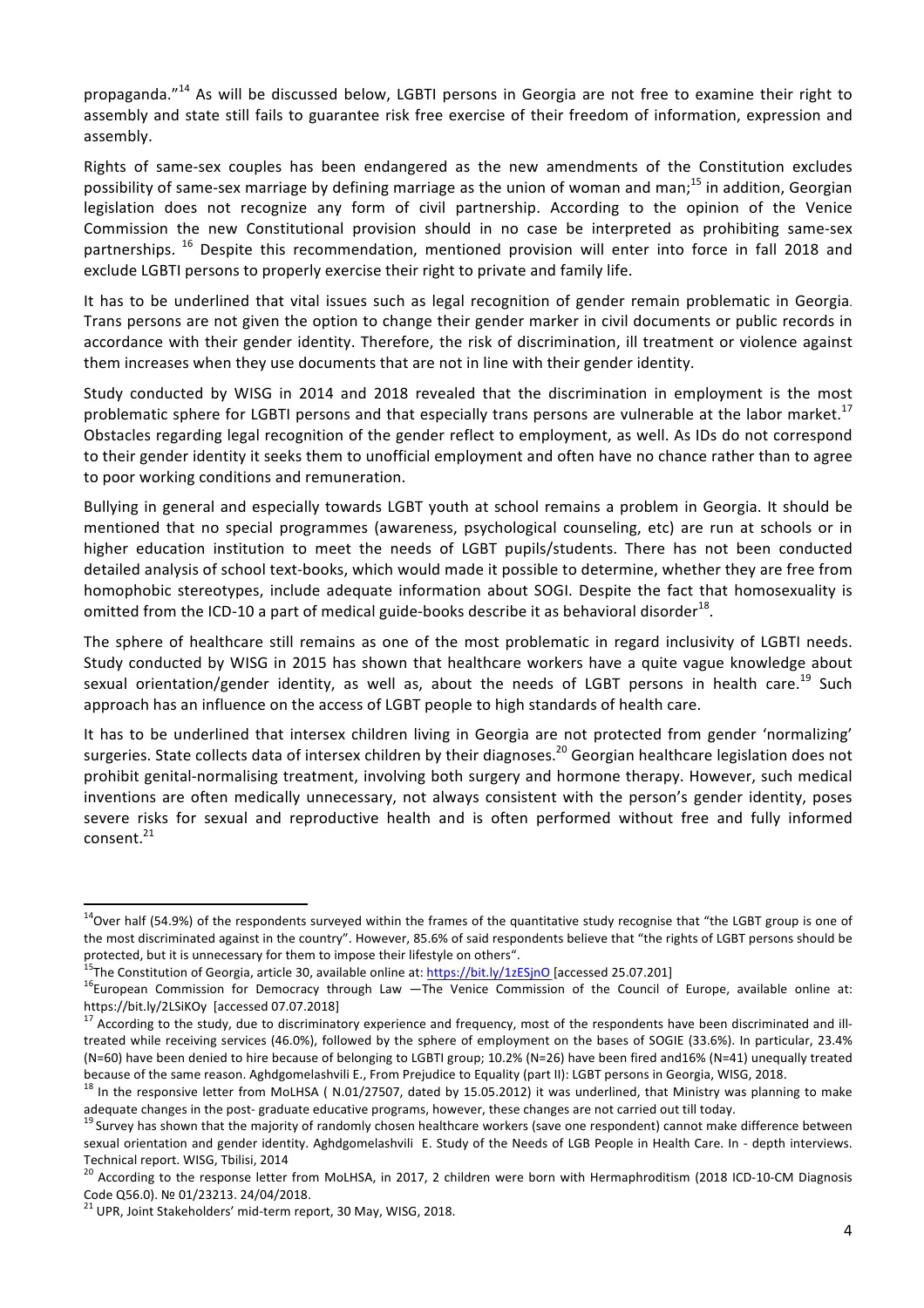propaganda."[14] As will be discussed below, LGBTI persons in Georgia are not free to examine their right to assembly and state still fails to guarantee risk free exercise of their freedom of information, expression and assembly.

Rights of same-sex couples has been endangered as the new amendments of the Constitution excludes possibility of same-sex marriage by defining marriage as the union of woman and man;[15] in addition, Georgian legislation does not recognize any form of civil partnership. According to the opinion of the Venice Commission the new Constitutional provision should in no case be interpreted as prohibiting same-sex partnerships. [16] Despite this recommendation, mentioned provision will enter into force in fall 2018 and exclude LGBTI persons to properly exercise their right to private and family life.

It has to be underlined that vital issues such as legal recognition of gender remain problematic in Georgia. Trans persons are not given the option to change their gender marker in civil documents or public records in accordance with their gender identity. Therefore, the risk of discrimination, ill treatment or violence against them increases when they use documents that are not in line with their gender identity.

Study conducted by WISG in 2014 and 2018 revealed that the discrimination in employment is the most problematic sphere for LGBTI persons and that especially trans persons are vulnerable at the labor market.[17] Obstacles regarding legal recognition of the gender reflect to employment, as well. As IDs do not correspond to their gender identity it seeks them to unofficial employment and often have no chance rather than to agree to poor working conditions and remuneration.

Bullying in general and especially towards LGBT youth at school remains a problem in Georgia. It should be mentioned that no special programmes (awareness, psychological counseling, etc) are run at schools or in higher education institution to meet the needs of LGBT pupils/students. There has not been conducted detailed analysis of school text-books, which would made it possible to determine, whether they are free from homophobic stereotypes, include adequate information about SOGI. Despite the fact that homosexuality is omitted from the ICD-10 a part of medical guide-books describe it as behavioral disorder[18].

The sphere of healthcare still remains as one of the most problematic in regard inclusivity of LGBTI needs. Study conducted by WISG in 2015 has shown that healthcare workers have a quite vague knowledge about sexual orientation/gender identity, as well as, about the needs of LGBT persons in health care.[19] Such approach has an influence on the access of LGBT people to high standards of health care.

It has to be underlined that intersex children living in Georgia are not protected from gender 'normalizing' surgeries. State collects data of intersex children by their diagnoses.[20] Georgian healthcare legislation does not prohibit genital-normalising treatment, involving both surgery and hormone therapy. However, such medical inventions are often medically unnecessary, not always consistent with the person's gender identity, poses severe risks for sexual and reproductive health and is often performed without free and fully informed consent.[21]

---

[14] Over half (54.9%) of the respondents surveyed within the frames of the quantitative study recognise that "the LGBT group is one of the most discriminated against in the country". However, 85.6% of said respondents believe that "the rights of LGBT persons should be protected, but it is unnecessary for them to impose their lifestyle on others".

[15] The Constitution of Georgia, article 30, available online at: https://bit.ly/1zESjnO [accessed 25.07.201]

[16] European Commission for Democracy through Law —The Venice Commission of the Council of Europe, available online at: https://bit.ly/2LSiKOy [accessed 07.07.2018]

[17] According to the study, due to discriminatory experience and frequency, most of the respondents have been discriminated and ill-treated while receiving services (46.0%), followed by the sphere of employment on the bases of SOGIE (33.6%). In particular, 23.4% (N=60) have been denied to hire because of belonging to LGBTI group; 10.2% (N=26) have been fired and16% (N=41) unequally treated because of the same reason. Aghdgomelashvili E., From Prejudice to Equality (part II): LGBT persons in Georgia, WISG, 2018.

[18] In the responsive letter from MoLHSA ( N.01/27507, dated by 15.05.2012) it was underlined, that Ministry was planning to make adequate changes in the post- graduate educative programs, however, these changes are not carried out till today.

[19] Survey has shown that the majority of randomly chosen healthcare workers (save one respondent) cannot make difference between sexual orientation and gender identity. Aghdgomelashvili E. Study of the Needs of LGB People in Health Care. In - depth interviews. Technical report. WISG, Tbilisi, 2014

[20] According to the response letter from MoLHSA, in 2017, 2 children were born with Hermaphroditism (2018 ICD-10-CM Diagnosis Code Q56.0). № 01/23213. 24/04/2018.

[21] UPR, Joint Stakeholders' mid-term report, 30 May, WISG, 2018.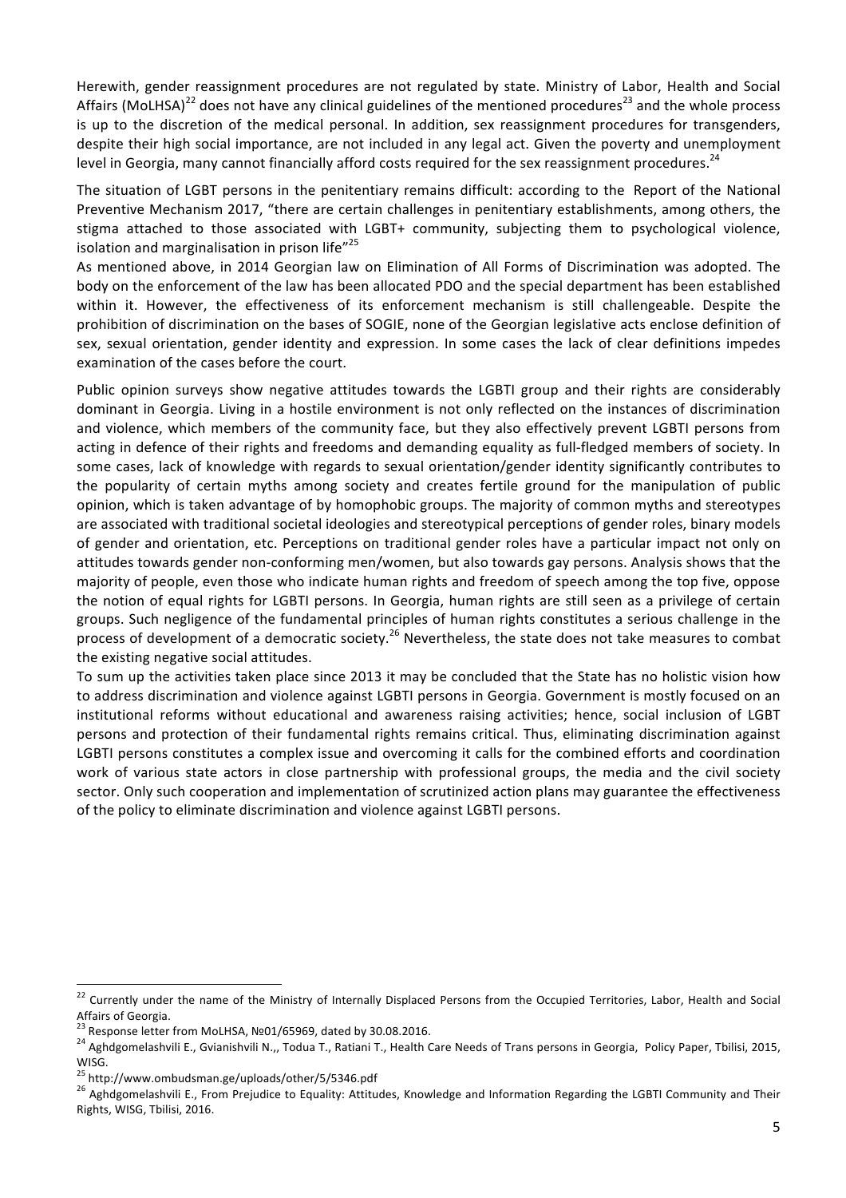Herewith, gender reassignment procedures are not regulated by state. Ministry of Labor, Health and Social Affairs (MoLHSA)[22] does not have any clinical guidelines of the mentioned procedures[23] and the whole process is up to the discretion of the medical personal. In addition, sex reassignment procedures for transgenders, despite their high social importance, are not included in any legal act. Given the poverty and unemployment level in Georgia, many cannot financially afford costs required for the sex reassignment procedures.[24]

The situation of LGBT persons in the penitentiary remains difficult: according to the Report of the National Preventive Mechanism 2017, "there are certain challenges in penitentiary establishments, among others, the stigma attached to those associated with LGBT+ community, subjecting them to psychological violence, isolation and marginalisation in prison life"[25]

As mentioned above, in 2014 Georgian law on Elimination of All Forms of Discrimination was adopted. The body on the enforcement of the law has been allocated PDO and the special department has been established within it. However, the effectiveness of its enforcement mechanism is still challengeable. Despite the prohibition of discrimination on the bases of SOGIE, none of the Georgian legislative acts enclose definition of sex, sexual orientation, gender identity and expression. In some cases the lack of clear definitions impedes examination of the cases before the court.

Public opinion surveys show negative attitudes towards the LGBTI group and their rights are considerably dominant in Georgia. Living in a hostile environment is not only reflected on the instances of discrimination and violence, which members of the community face, but they also effectively prevent LGBTI persons from acting in defence of their rights and freedoms and demanding equality as full-fledged members of society. In some cases, lack of knowledge with regards to sexual orientation/gender identity significantly contributes to the popularity of certain myths among society and creates fertile ground for the manipulation of public opinion, which is taken advantage of by homophobic groups. The majority of common myths and stereotypes are associated with traditional societal ideologies and stereotypical perceptions of gender roles, binary models of gender and orientation, etc. Perceptions on traditional gender roles have a particular impact not only on attitudes towards gender non-conforming men/women, but also towards gay persons. Analysis shows that the majority of people, even those who indicate human rights and freedom of speech among the top five, oppose the notion of equal rights for LGBTI persons. In Georgia, human rights are still seen as a privilege of certain groups. Such negligence of the fundamental principles of human rights constitutes a serious challenge in the process of development of a democratic society.[26] Nevertheless, the state does not take measures to combat the existing negative social attitudes.

To sum up the activities taken place since 2013 it may be concluded that the State has no holistic vision how to address discrimination and violence against LGBTI persons in Georgia. Government is mostly focused on an institutional reforms without educational and awareness raising activities; hence, social inclusion of LGBT persons and protection of their fundamental rights remains critical. Thus, eliminating discrimination against LGBTI persons constitutes a complex issue and overcoming it calls for the combined efforts and coordination work of various state actors in close partnership with professional groups, the media and the civil society sector. Only such cooperation and implementation of scrutinized action plans may guarantee the effectiveness of the policy to eliminate discrimination and violence against LGBTI persons.

---

[22] Currently under the name of the Ministry of Internally Displaced Persons from the Occupied Territories, Labor, Health and Social Affairs of Georgia.

[23] Response letter from MoLHSA, №01/65969, dated by 30.08.2016.

[24] Aghdgomelashvili E., Gvianishvili N.,, Todua T., Ratiani T., Health Care Needs of Trans persons in Georgia, Policy Paper, Tbilisi, 2015, WISG.

[25] http://www.ombudsman.ge/uploads/other/5/5346.pdf

[26] Aghdgomelashvili E., From Prejudice to Equality: Attitudes, Knowledge and Information Regarding the LGBTI Community and Their Rights, WISG, Tbilisi, 2016.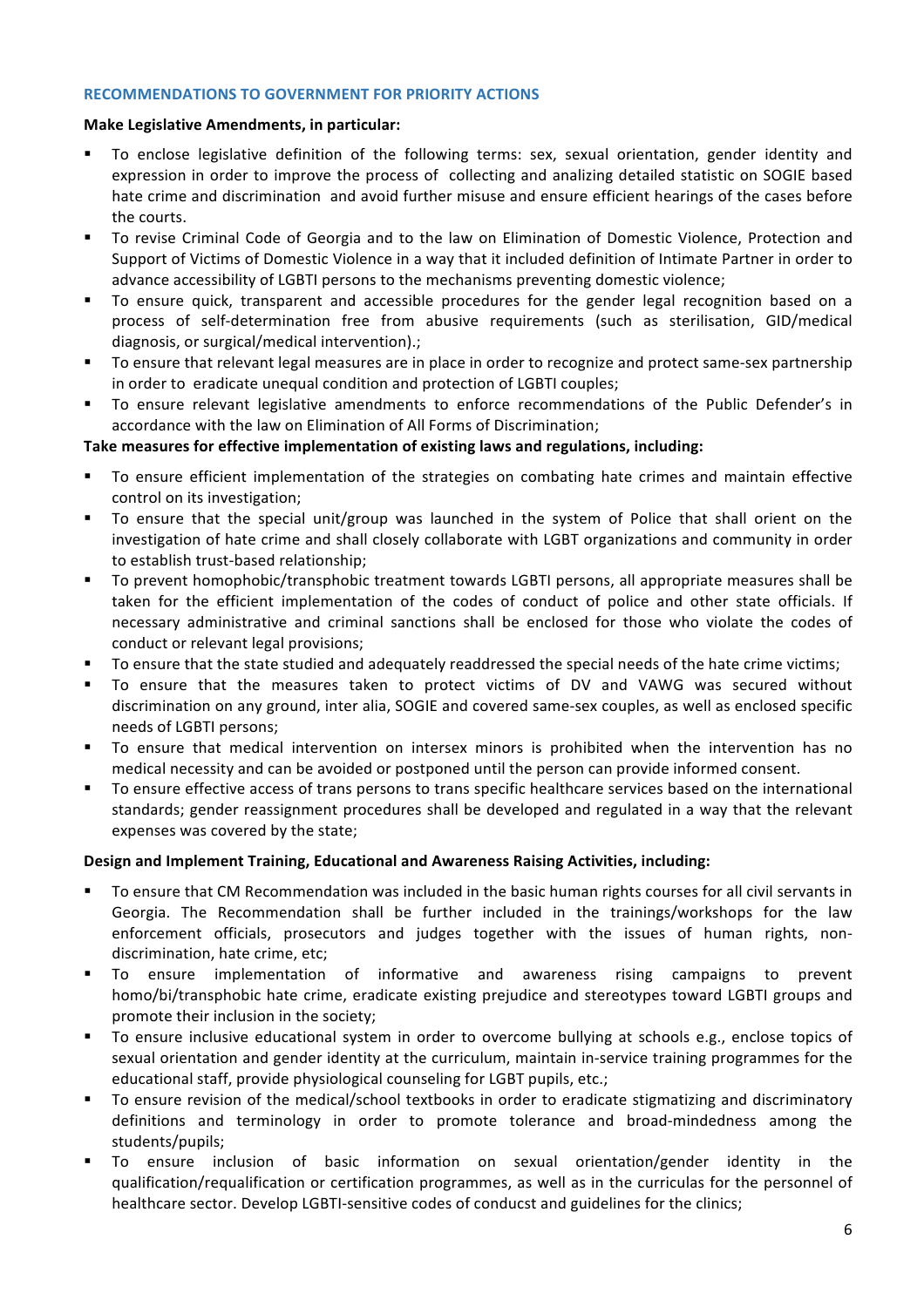## RECOMMENDATIONS TO GOVERNMENT FOR PRIORITY ACTIONS

**Make Legislative Amendments, in particular:**

- To enclose legislative definition of the following terms: sex, sexual orientation, gender identity and expression in order to improve the process of collecting and analizing detailed statistic on SOGIE based hate crime and discrimination and avoid further misuse and ensure efficient hearings of the cases before the courts.
- To revise Criminal Code of Georgia and to the law on Elimination of Domestic Violence, Protection and Support of Victims of Domestic Violence in a way that it included definition of Intimate Partner in order to advance accessibility of LGBTI persons to the mechanisms preventing domestic violence;
- To ensure quick, transparent and accessible procedures for the gender legal recognition based on a process of self-determination free from abusive requirements (such as sterilisation, GID/medical diagnosis, or surgical/medical intervention).;
- To ensure that relevant legal measures are in place in order to recognize and protect same-sex partnership in order to eradicate unequal condition and protection of LGBTI couples;
- To ensure relevant legislative amendments to enforce recommendations of the Public Defender's in accordance with the law on Elimination of All Forms of Discrimination;

**Take measures for effective implementation of existing laws and regulations, including:**

- To ensure efficient implementation of the strategies on combating hate crimes and maintain effective control on its investigation;
- To ensure that the special unit/group was launched in the system of Police that shall orient on the investigation of hate crime and shall closely collaborate with LGBT organizations and community in order to establish trust-based relationship;
- To prevent homophobic/transphobic treatment towards LGBTI persons, all appropriate measures shall be taken for the efficient implementation of the codes of conduct of police and other state officials. If necessary administrative and criminal sanctions shall be enclosed for those who violate the codes of conduct or relevant legal provisions;
- To ensure that the state studied and adequately readdressed the special needs of the hate crime victims;
- To ensure that the measures taken to protect victims of DV and VAWG was secured without discrimination on any ground, inter alia, SOGIE and covered same-sex couples, as well as enclosed specific needs of LGBTI persons;
- To ensure that medical intervention on intersex minors is prohibited when the intervention has no medical necessity and can be avoided or postponed until the person can provide informed consent.
- To ensure effective access of trans persons to trans specific healthcare services based on the international standards; gender reassignment procedures shall be developed and regulated in a way that the relevant expenses was covered by the state;

**Design and Implement Training, Educational and Awareness Raising Activities, including:**

- To ensure that CM Recommendation was included in the basic human rights courses for all civil servants in Georgia. The Recommendation shall be further included in the trainings/workshops for the law enforcement officials, prosecutors and judges together with the issues of human rights, non-discrimination, hate crime, etc;
- To ensure implementation of informative and awareness rising campaigns to prevent homo/bi/transphobic hate crime, eradicate existing prejudice and stereotypes toward LGBTI groups and promote their inclusion in the society;
- To ensure inclusive educational system in order to overcome bullying at schools e.g., enclose topics of sexual orientation and gender identity at the curriculum, maintain in-service training programmes for the educational staff, provide physiological counseling for LGBT pupils, etc.;
- To ensure revision of the medical/school textbooks in order to eradicate stigmatizing and discriminatory definitions and terminology in order to promote tolerance and broad-mindedness among the students/pupils;
- To ensure inclusion of basic information on sexual orientation/gender identity in the qualification/requalification or certification programmes, as well as in the curriculas for the personnel of healthcare sector. Develop LGBTI-sensitive codes of conducst and guidelines for the clinics;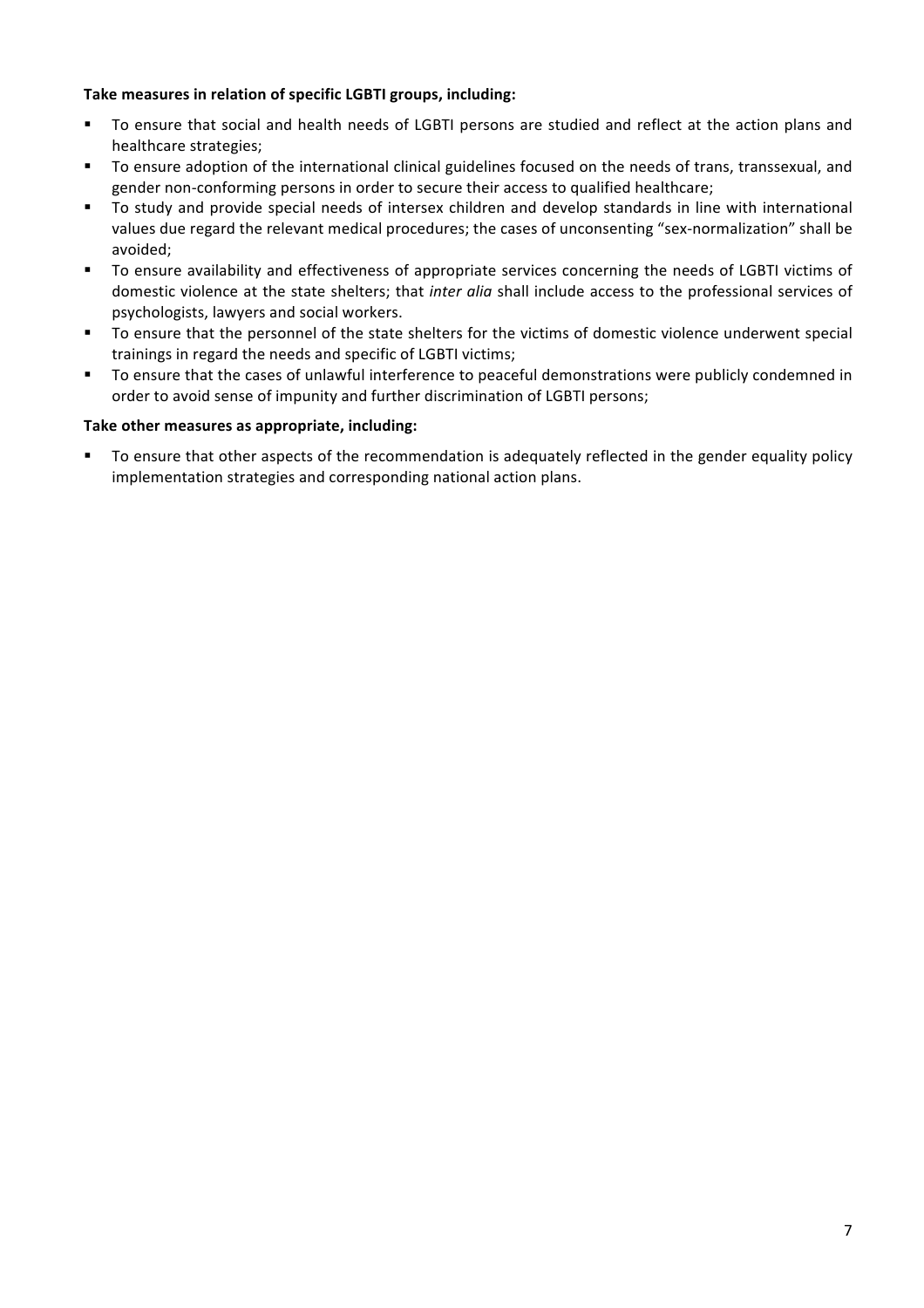**Take measures in relation of specific LGBTI groups, including:**

- To ensure that social and health needs of LGBTI persons are studied and reflect at the action plans and healthcare strategies;
- To ensure adoption of the international clinical guidelines focused on the needs of trans, transsexual, and gender non-conforming persons in order to secure their access to qualified healthcare;
- To study and provide special needs of intersex children and develop standards in line with international values due regard the relevant medical procedures; the cases of unconsenting "sex-normalization" shall be avoided;
- To ensure availability and effectiveness of appropriate services concerning the needs of LGBTI victims of domestic violence at the state shelters; that *inter alia* shall include access to the professional services of psychologists, lawyers and social workers.
- To ensure that the personnel of the state shelters for the victims of domestic violence underwent special trainings in regard the needs and specific of LGBTI victims;
- To ensure that the cases of unlawful interference to peaceful demonstrations were publicly condemned in order to avoid sense of impunity and further discrimination of LGBTI persons;

**Take other measures as appropriate, including:**

- To ensure that other aspects of the recommendation is adequately reflected in the gender equality policy implementation strategies and corresponding national action plans.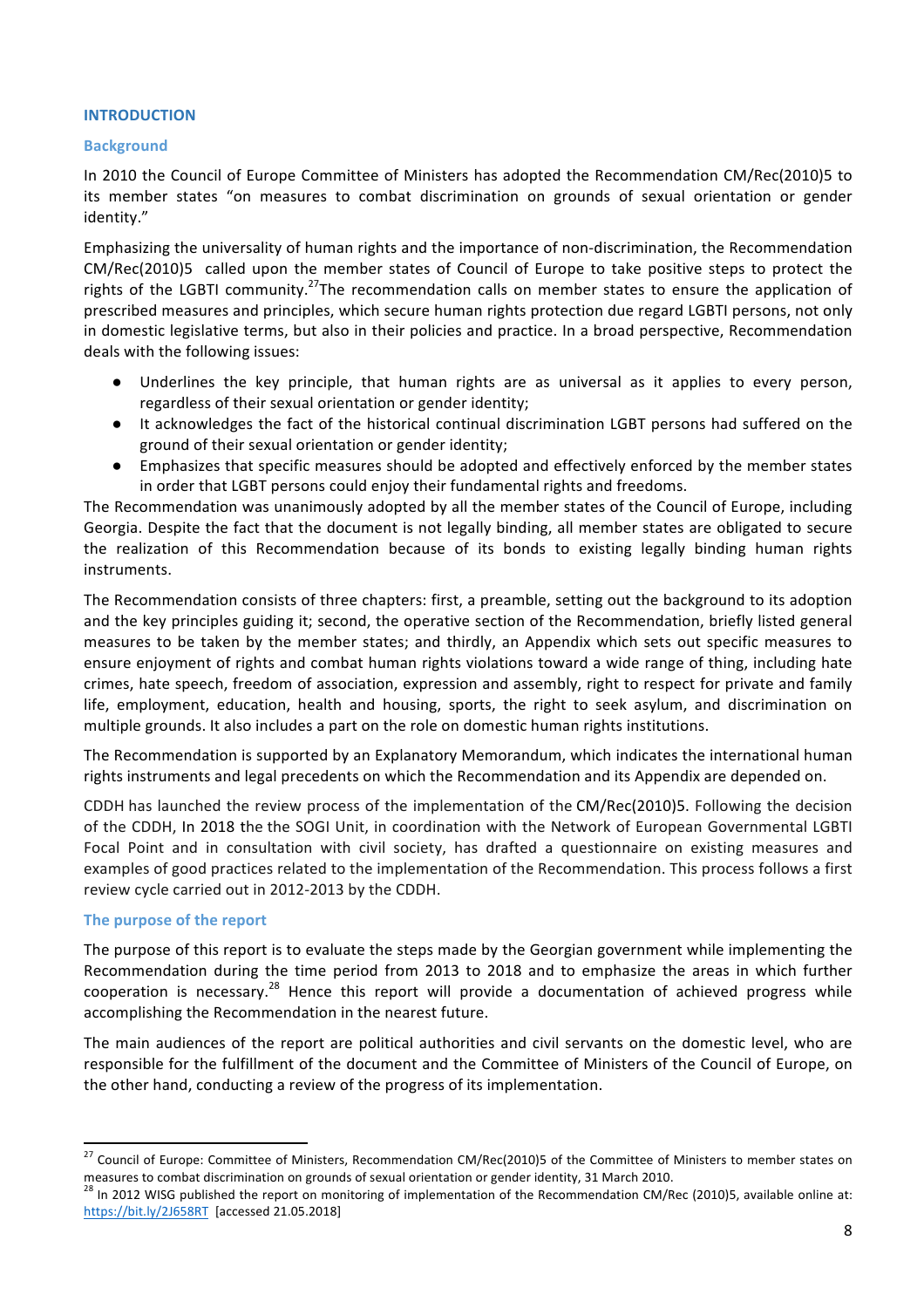## INTRODUCTION

### Background

In 2010 the Council of Europe Committee of Ministers has adopted the Recommendation CM/Rec(2010)5 to its member states "on measures to combat discrimination on grounds of sexual orientation or gender identity."

Emphasizing the universality of human rights and the importance of non-discrimination, the Recommendation CM/Rec(2010)5 called upon the member states of Council of Europe to take positive steps to protect the rights of the LGBTI community.[27] The recommendation calls on member states to ensure the application of prescribed measures and principles, which secure human rights protection due regard LGBTI persons, not only in domestic legislative terms, but also in their policies and practice. In a broad perspective, Recommendation deals with the following issues:

- Underlines the key principle, that human rights are as universal as it applies to every person, regardless of their sexual orientation or gender identity;
- It acknowledges the fact of the historical continual discrimination LGBT persons had suffered on the ground of their sexual orientation or gender identity;
- Emphasizes that specific measures should be adopted and effectively enforced by the member states in order that LGBT persons could enjoy their fundamental rights and freedoms.

The Recommendation was unanimously adopted by all the member states of the Council of Europe, including Georgia. Despite the fact that the document is not legally binding, all member states are obligated to secure the realization of this Recommendation because of its bonds to existing legally binding human rights instruments.

The Recommendation consists of three chapters: first, a preamble, setting out the background to its adoption and the key principles guiding it; second, the operative section of the Recommendation, briefly listed general measures to be taken by the member states; and thirdly, an Appendix which sets out specific measures to ensure enjoyment of rights and combat human rights violations toward a wide range of thing, including hate crimes, hate speech, freedom of association, expression and assembly, right to respect for private and family life, employment, education, health and housing, sports, the right to seek asylum, and discrimination on multiple grounds. It also includes a part on the role on domestic human rights institutions.

The Recommendation is supported by an Explanatory Memorandum, which indicates the international human rights instruments and legal precedents on which the Recommendation and its Appendix are depended on.

CDDH has launched the review process of the implementation of the CM/Rec(2010)5. Following the decision of the CDDH, In 2018 the the SOGI Unit, in coordination with the Network of European Governmental LGBTI Focal Point and in consultation with civil society, has drafted a questionnaire on existing measures and examples of good practices related to the implementation of the Recommendation. This process follows a first review cycle carried out in 2012-2013 by the CDDH.

### The purpose of the report

The purpose of this report is to evaluate the steps made by the Georgian government while implementing the Recommendation during the time period from 2013 to 2018 and to emphasize the areas in which further cooperation is necessary.[28] Hence this report will provide a documentation of achieved progress while accomplishing the Recommendation in the nearest future.

The main audiences of the report are political authorities and civil servants on the domestic level, who are responsible for the fulfillment of the document and the Committee of Ministers of the Council of Europe, on the other hand, conducting a review of the progress of its implementation.

---

[27] Council of Europe: Committee of Ministers, Recommendation CM/Rec(2010)5 of the Committee of Ministers to member states on measures to combat discrimination on grounds of sexual orientation or gender identity, 31 March 2010.

[28] In 2012 WISG published the report on monitoring of implementation of the Recommendation CM/Rec (2010)5, available online at: https://bit.ly/2J658RT [accessed 21.05.2018]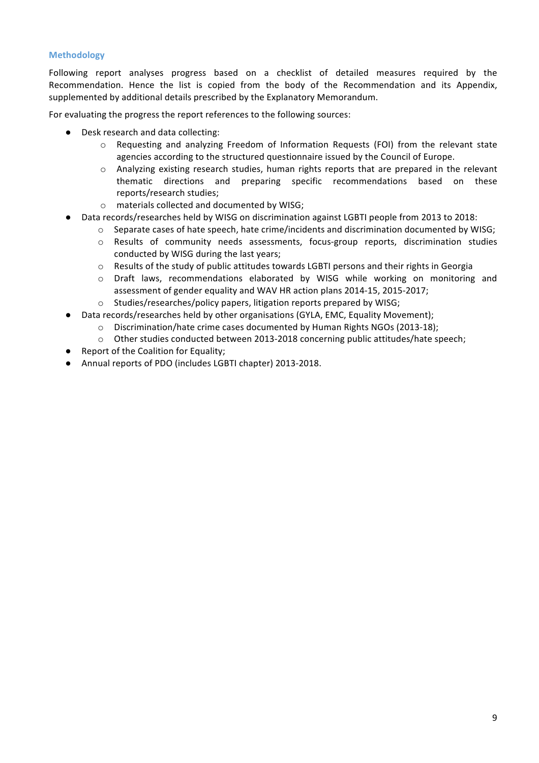## Methodology

Following report analyses progress based on a checklist of detailed measures required by the Recommendation. Hence the list is copied from the body of the Recommendation and its Appendix, supplemented by additional details prescribed by the Explanatory Memorandum.

For evaluating the progress the report references to the following sources:

- Desk research and data collecting:
  - Requesting and analyzing Freedom of Information Requests (FOI) from the relevant state agencies according to the structured questionnaire issued by the Council of Europe.
  - Analyzing existing research studies, human rights reports that are prepared in the relevant thematic directions and preparing specific recommendations based on these reports/research studies;
  - materials collected and documented by WISG;
- Data records/researches held by WISG on discrimination against LGBTI people from 2013 to 2018:
  - Separate cases of hate speech, hate crime/incidents and discrimination documented by WISG;
  - Results of community needs assessments, focus-group reports, discrimination studies conducted by WISG during the last years;
  - Results of the study of public attitudes towards LGBTI persons and their rights in Georgia
  - Draft laws, recommendations elaborated by WISG while working on monitoring and assessment of gender equality and WAV HR action plans 2014-15, 2015-2017;
  - Studies/researches/policy papers, litigation reports prepared by WISG;
- Data records/researches held by other organisations (GYLA, EMC, Equality Movement);
  - Discrimination/hate crime cases documented by Human Rights NGOs (2013-18);
  - Other studies conducted between 2013-2018 concerning public attitudes/hate speech;
- Report of the Coalition for Equality;
- Annual reports of PDO (includes LGBTI chapter) 2013-2018.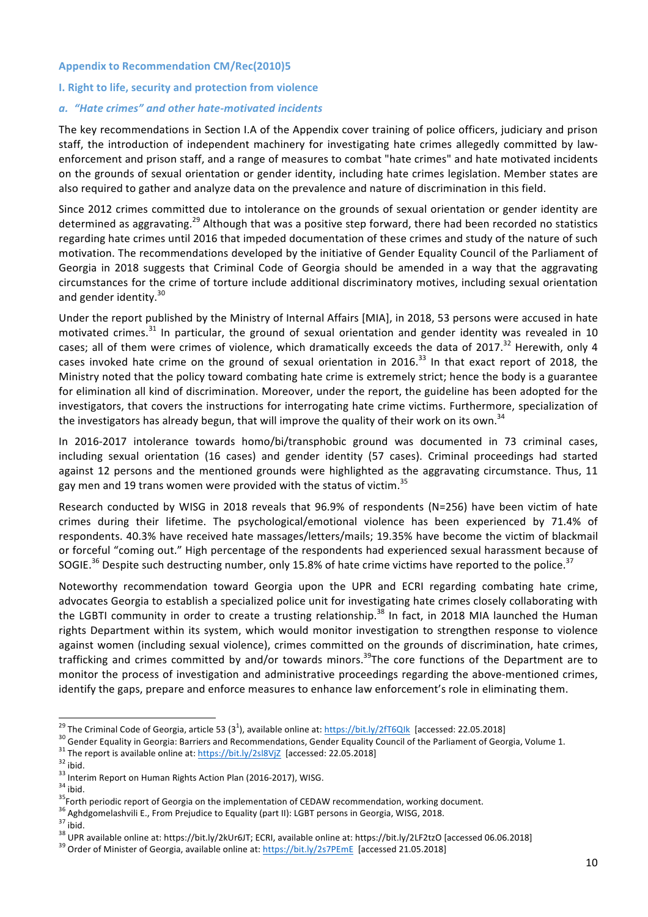### Appendix to Recommendation CM/Rec(2010)5

#### I. Right to life, security and protection from violence

##### *a. "Hate crimes" and other hate-motivated incidents*

The key recommendations in Section I.A of the Appendix cover training of police officers, judiciary and prison staff, the introduction of independent machinery for investigating hate crimes allegedly committed by law-enforcement and prison staff, and a range of measures to combat "hate crimes" and hate motivated incidents on the grounds of sexual orientation or gender identity, including hate crimes legislation. Member states are also required to gather and analyze data on the prevalence and nature of discrimination in this field.

Since 2012 crimes committed due to intolerance on the grounds of sexual orientation or gender identity are determined as aggravating.[29] Although that was a positive step forward, there had been recorded no statistics regarding hate crimes until 2016 that impeded documentation of these crimes and study of the nature of such motivation. The recommendations developed by the initiative of Gender Equality Council of the Parliament of Georgia in 2018 suggests that Criminal Code of Georgia should be amended in a way that the aggravating circumstances for the crime of torture include additional discriminatory motives, including sexual orientation and gender identity.[30]

Under the report published by the Ministry of Internal Affairs [MIA], in 2018, 53 persons were accused in hate motivated crimes.[31] In particular, the ground of sexual orientation and gender identity was revealed in 10 cases; all of them were crimes of violence, which dramatically exceeds the data of 2017.[32] Herewith, only 4 cases invoked hate crime on the ground of sexual orientation in 2016.[33] In that exact report of 2018, the Ministry noted that the policy toward combating hate crime is extremely strict; hence the body is a guarantee for elimination all kind of discrimination. Moreover, under the report, the guideline has been adopted for the investigators, that covers the instructions for interrogating hate crime victims. Furthermore, specialization of the investigators has already begun, that will improve the quality of their work on its own.[34]

In 2016-2017 intolerance towards homo/bi/transphobic ground was documented in 73 criminal cases, including sexual orientation (16 cases) and gender identity (57 cases). Criminal proceedings had started against 12 persons and the mentioned grounds were highlighted as the aggravating circumstance. Thus, 11 gay men and 19 trans women were provided with the status of victim.[35]

Research conducted by WISG in 2018 reveals that 96.9% of respondents (N=256) have been victim of hate crimes during their lifetime. The psychological/emotional violence has been experienced by 71.4% of respondents. 40.3% have received hate massages/letters/mails; 19.35% have become the victim of blackmail or forceful "coming out." High percentage of the respondents had experienced sexual harassment because of SOGIE.[36] Despite such destructing number, only 15.8% of hate crime victims have reported to the police.[37]

Noteworthy recommendation toward Georgia upon the UPR and ECRI regarding combating hate crime, advocates Georgia to establish a specialized police unit for investigating hate crimes closely collaborating with the LGBTI community in order to create a trusting relationship.[38] In fact, in 2018 MIA launched the Human rights Department within its system, which would monitor investigation to strengthen response to violence against women (including sexual violence), crimes committed on the grounds of discrimination, hate crimes, trafficking and crimes committed by and/or towards minors.[39] The core functions of the Department are to monitor the process of investigation and administrative proceedings regarding the above-mentioned crimes, identify the gaps, prepare and enforce measures to enhance law enforcement's role in eliminating them.

---

[29] The Criminal Code of Georgia, article 53 (3[1]), available online at: https://bit.ly/2fT6QIk [accessed: 22.05.2018]

[30] Gender Equality in Georgia: Barriers and Recommendations, Gender Equality Council of the Parliament of Georgia, Volume 1.

[31] The report is available online at: https://bit.ly/2sl8VjZ [accessed: 22.05.2018]

[32] ibid.

[33] Interim Report on Human Rights Action Plan (2016-2017), WISG.

[34] ibid.

[35] Forth periodic report of Georgia on the implementation of CEDAW recommendation, working document.

[36] Aghdgomelashvili E., From Prejudice to Equality (part II): LGBT persons in Georgia, WISG, 2018.

[37] ibid.

[38] UPR available online at: https://bit.ly/2kUr6JT; ECRI, available online at: https://bit.ly/2LF2tzO [accessed 06.06.2018]

[39] Order of Minister of Georgia, available online at: https://bit.ly/2s7PEmE [accessed 21.05.2018]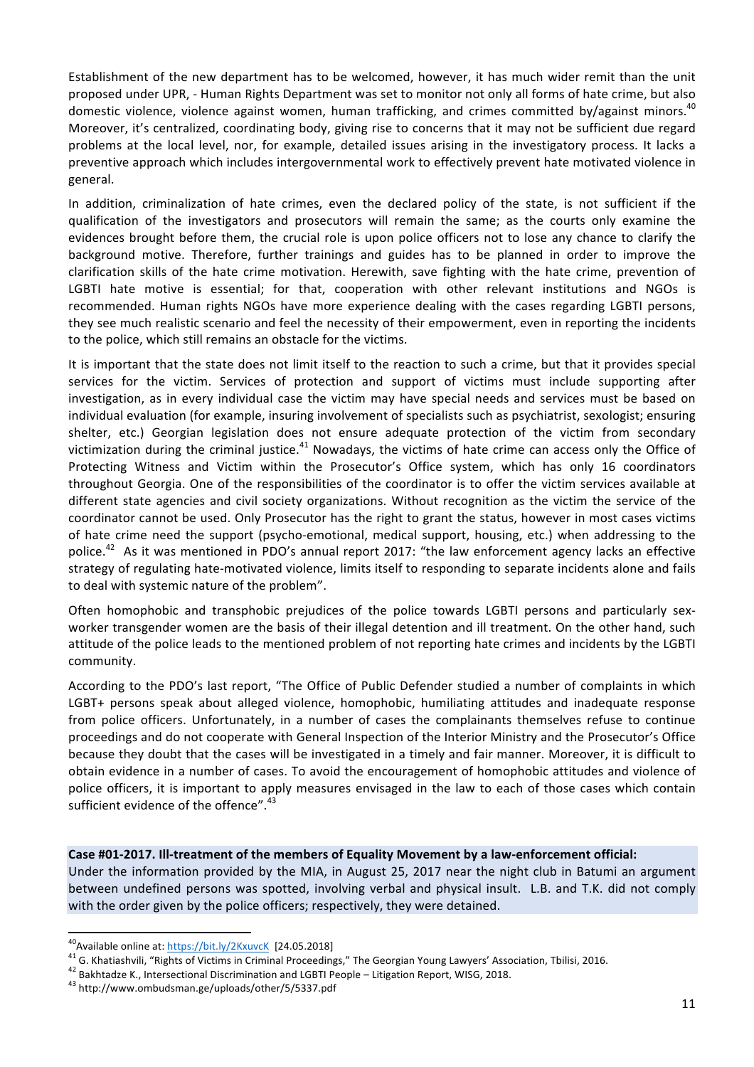Establishment of the new department has to be welcomed, however, it has much wider remit than the unit proposed under UPR, - Human Rights Department was set to monitor not only all forms of hate crime, but also domestic violence, violence against women, human trafficking, and crimes committed by/against minors.[40] Moreover, it's centralized, coordinating body, giving rise to concerns that it may not be sufficient due regard problems at the local level, nor, for example, detailed issues arising in the investigatory process. It lacks a preventive approach which includes intergovernmental work to effectively prevent hate motivated violence in general.

In addition, criminalization of hate crimes, even the declared policy of the state, is not sufficient if the qualification of the investigators and prosecutors will remain the same; as the courts only examine the evidences brought before them, the crucial role is upon police officers not to lose any chance to clarify the background motive. Therefore, further trainings and guides has to be planned in order to improve the clarification skills of the hate crime motivation. Herewith, save fighting with the hate crime, prevention of LGBTI hate motive is essential; for that, cooperation with other relevant institutions and NGOs is recommended. Human rights NGOs have more experience dealing with the cases regarding LGBTI persons, they see much realistic scenario and feel the necessity of their empowerment, even in reporting the incidents to the police, which still remains an obstacle for the victims.

It is important that the state does not limit itself to the reaction to such a crime, but that it provides special services for the victim. Services of protection and support of victims must include supporting after investigation, as in every individual case the victim may have special needs and services must be based on individual evaluation (for example, insuring involvement of specialists such as psychiatrist, sexologist; ensuring shelter, etc.) Georgian legislation does not ensure adequate protection of the victim from secondary victimization during the criminal justice.[41] Nowadays, the victims of hate crime can access only the Office of Protecting Witness and Victim within the Prosecutor's Office system, which has only 16 coordinators throughout Georgia. One of the responsibilities of the coordinator is to offer the victim services available at different state agencies and civil society organizations. Without recognition as the victim the service of the coordinator cannot be used. Only Prosecutor has the right to grant the status, however in most cases victims of hate crime need the support (psycho-emotional, medical support, housing, etc.) when addressing to the police.[42] As it was mentioned in PDO's annual report 2017: "the law enforcement agency lacks an effective strategy of regulating hate-motivated violence, limits itself to responding to separate incidents alone and fails to deal with systemic nature of the problem".

Often homophobic and transphobic prejudices of the police towards LGBTI persons and particularly sex-worker transgender women are the basis of their illegal detention and ill treatment. On the other hand, such attitude of the police leads to the mentioned problem of not reporting hate crimes and incidents by the LGBTI community.

According to the PDO's last report, "The Office of Public Defender studied a number of complaints in which LGBT+ persons speak about alleged violence, homophobic, humiliating attitudes and inadequate response from police officers. Unfortunately, in a number of cases the complainants themselves refuse to continue proceedings and do not cooperate with General Inspection of the Interior Ministry and the Prosecutor's Office because they doubt that the cases will be investigated in a timely and fair manner. Moreover, it is difficult to obtain evidence in a number of cases. To avoid the encouragement of homophobic attitudes and violence of police officers, it is important to apply measures envisaged in the law to each of those cases which contain sufficient evidence of the offence".[43]

**Case #01-2017. Ill-treatment of the members of Equality Movement by a law-enforcement official:**
Under the information provided by the MIA, in August 25, 2017 near the night club in Batumi an argument between undefined persons was spotted, involving verbal and physical insult. L.B. and T.K. did not comply with the order given by the police officers; respectively, they were detained.

---

[40] Available online at: https://bit.ly/2KxuvcK [24.05.2018]

[41] G. Khatiashvili, "Rights of Victims in Criminal Proceedings," The Georgian Young Lawyers' Association, Tbilisi, 2016.

[42] Bakhtadze K., Intersectional Discrimination and LGBTI People – Litigation Report, WISG, 2018.

[43] http://www.ombudsman.ge/uploads/other/5/5337.pdf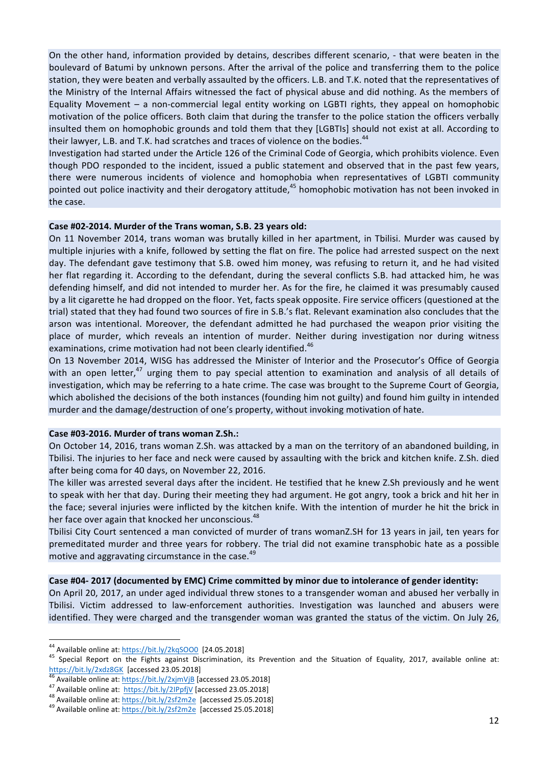On the other hand, information provided by detains, describes different scenario, - that were beaten in the boulevard of Batumi by unknown persons. After the arrival of the police and transferring them to the police station, they were beaten and verbally assaulted by the officers. L.B. and T.K. noted that the representatives of the Ministry of the Internal Affairs witnessed the fact of physical abuse and did nothing. As the members of Equality Movement – a non-commercial legal entity working on LGBTI rights, they appeal on homophobic motivation of the police officers. Both claim that during the transfer to the police station the officers verbally insulted them on homophobic grounds and told them that they [LGBTIs] should not exist at all. According to their lawyer, L.B. and T.K. had scratches and traces of violence on the bodies.[44]

Investigation had started under the Article 126 of the Criminal Code of Georgia, which prohibits violence. Even though PDO responded to the incident, issued a public statement and observed that in the past few years, there were numerous incidents of violence and homophobia when representatives of LGBTI community pointed out police inactivity and their derogatory attitude,[45] homophobic motivation has not been invoked in the case.

**Case #02-2014. Murder of the Trans woman, S.B. 23 years old:**

On 11 November 2014, trans woman was brutally killed in her apartment, in Tbilisi. Murder was caused by multiple injuries with a knife, followed by setting the flat on fire. The police had arrested suspect on the next day. The defendant gave testimony that S.B. owed him money, was refusing to return it, and he had visited her flat regarding it. According to the defendant, during the several conflicts S.B. had attacked him, he was defending himself, and did not intended to murder her. As for the fire, he claimed it was presumably caused by a lit cigarette he had dropped on the floor. Yet, facts speak opposite. Fire service officers (questioned at the trial) stated that they had found two sources of fire in S.B.'s flat. Relevant examination also concludes that the arson was intentional. Moreover, the defendant admitted he had purchased the weapon prior visiting the place of murder, which reveals an intention of murder. Neither during investigation nor during witness examinations, crime motivation had not been clearly identified.[46]

On 13 November 2014, WISG has addressed the Minister of Interior and the Prosecutor's Office of Georgia with an open letter,[47] urging them to pay special attention to examination and analysis of all details of investigation, which may be referring to a hate crime. The case was brought to the Supreme Court of Georgia, which abolished the decisions of the both instances (founding him not guilty) and found him guilty in intended murder and the damage/destruction of one's property, without invoking motivation of hate.

**Case #03-2016. Murder of trans woman Z.Sh.:**

On October 14, 2016, trans woman Z.Sh. was attacked by a man on the territory of an abandoned building, in Tbilisi. The injuries to her face and neck were caused by assaulting with the brick and kitchen knife. Z.Sh. died after being coma for 40 days, on November 22, 2016.

The killer was arrested several days after the incident. He testified that he knew Z.Sh previously and he went to speak with her that day. During their meeting they had argument. He got angry, took a brick and hit her in the face; several injuries were inflicted by the kitchen knife. With the intention of murder he hit the brick in her face over again that knocked her unconscious.[48]

Tbilisi City Court sentenced a man convicted of murder of trans womanZ.SH for 13 years in jail, ten years for premeditated murder and three years for robbery. The trial did not examine transphobic hate as a possible motive and aggravating circumstance in the case.[49]

**Case #04- 2017 (documented by EMC) Crime committed by minor due to intolerance of gender identity:**

On April 20, 2017, an under aged individual threw stones to a transgender woman and abused her verbally in Tbilisi. Victim addressed to law-enforcement authorities. Investigation was launched and abusers were identified. They were charged and the transgender woman was granted the status of the victim. On July 26,

---

[44] Available online at: https://bit.ly/2kqSOO0 [24.05.2018]

[45] Special Report on the Fights against Discrimination, its Prevention and the Situation of Equality, 2017, available online at: https://bit.ly/2xdz8GK [accessed 23.05.2018]

[46] Available online at: https://bit.ly/2xjmVjB [accessed 23.05.2018]

[47] Available online at: https://bit.ly/2IPpfjV [accessed 23.05.2018]

[48] Available online at: https://bit.ly/2sf2m2e [accessed 25.05.2018]

[49] Available online at: https://bit.ly/2sf2m2e [accessed 25.05.2018]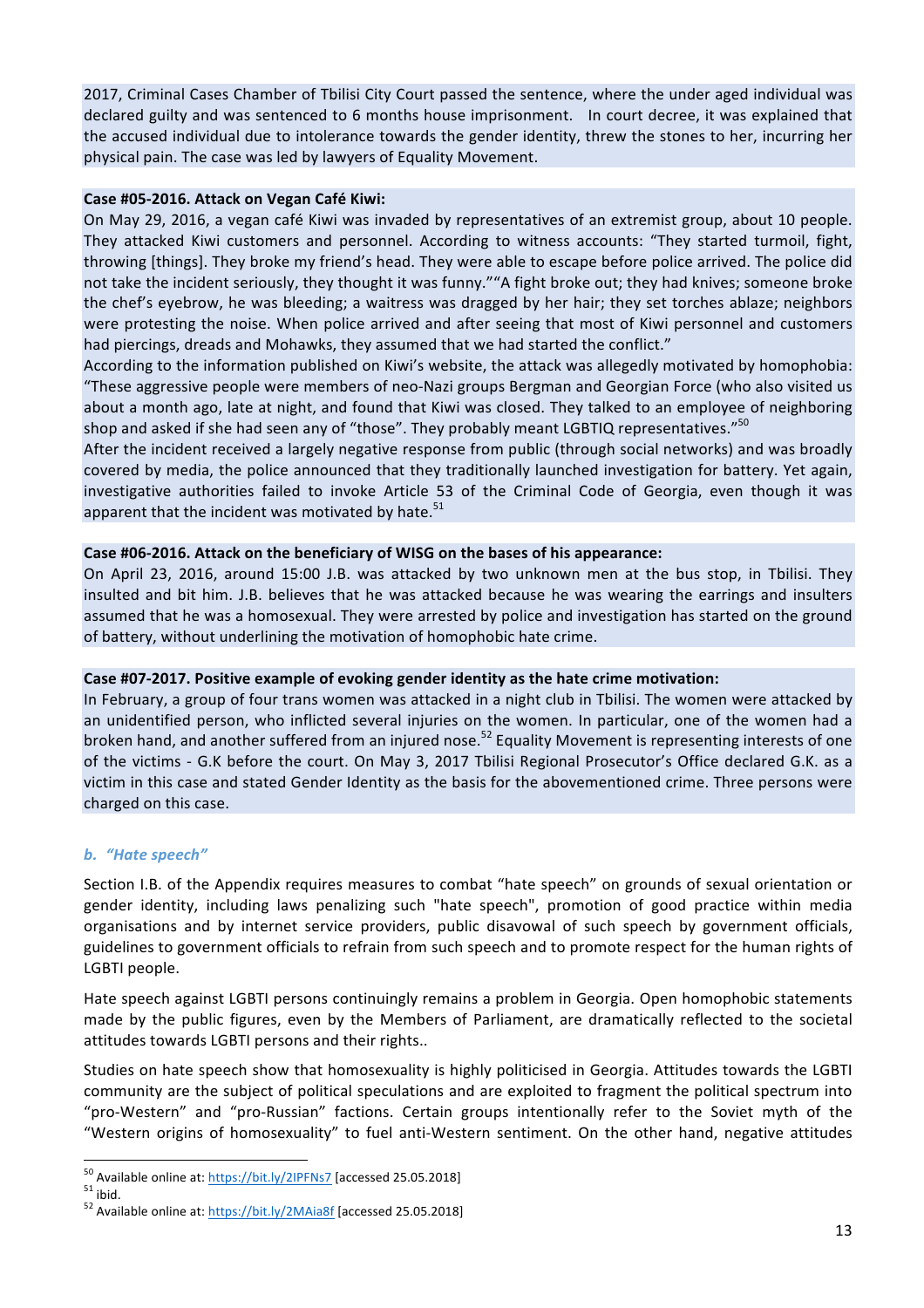2017, Criminal Cases Chamber of Tbilisi City Court passed the sentence, where the under aged individual was declared guilty and was sentenced to 6 months house imprisonment. In court decree, it was explained that the accused individual due to intolerance towards the gender identity, threw the stones to her, incurring her physical pain. The case was led by lawyers of Equality Movement.

**Case #05-2016. Attack on Vegan Café Kiwi:**

On May 29, 2016, a vegan café Kiwi was invaded by representatives of an extremist group, about 10 people. They attacked Kiwi customers and personnel. According to witness accounts: "They started turmoil, fight, throwing [things]. They broke my friend's head. They were able to escape before police arrived. The police did not take the incident seriously, they thought it was funny.""A fight broke out; they had knives; someone broke the chef's eyebrow, he was bleeding; a waitress was dragged by her hair; they set torches ablaze; neighbors were protesting the noise. When police arrived and after seeing that most of Kiwi personnel and customers had piercings, dreads and Mohawks, they assumed that we had started the conflict."

According to the information published on Kiwi's website, the attack was allegedly motivated by homophobia: "These aggressive people were members of neo-Nazi groups Bergman and Georgian Force (who also visited us about a month ago, late at night, and found that Kiwi was closed. They talked to an employee of neighboring shop and asked if she had seen any of "those". They probably meant LGBTIQ representatives."[50]

After the incident received a largely negative response from public (through social networks) and was broadly covered by media, the police announced that they traditionally launched investigation for battery. Yet again, investigative authorities failed to invoke Article 53 of the Criminal Code of Georgia, even though it was apparent that the incident was motivated by hate.[51]

**Case #06-2016. Attack on the beneficiary of WISG on the bases of his appearance:**

On April 23, 2016, around 15:00 J.B. was attacked by two unknown men at the bus stop, in Tbilisi. They insulted and bit him. J.B. believes that he was attacked because he was wearing the earrings and insulters assumed that he was a homosexual. They were arrested by police and investigation has started on the ground of battery, without underlining the motivation of homophobic hate crime.

**Case #07-2017. Positive example of evoking gender identity as the hate crime motivation:**

In February, a group of four trans women was attacked in a night club in Tbilisi. The women were attacked by an unidentified person, who inflicted several injuries on the women. In particular, one of the women had a broken hand, and another suffered from an injured nose.[52] Equality Movement is representing interests of one of the victims - G.K before the court. On May 3, 2017 Tbilisi Regional Prosecutor's Office declared G.K. as a victim in this case and stated Gender Identity as the basis for the abovementioned crime. Three persons were charged on this case.

### *b. "Hate speech"*

Section I.B. of the Appendix requires measures to combat "hate speech" on grounds of sexual orientation or gender identity, including laws penalizing such "hate speech", promotion of good practice within media organisations and by internet service providers, public disavowal of such speech by government officials, guidelines to government officials to refrain from such speech and to promote respect for the human rights of LGBTI people.

Hate speech against LGBTI persons continuingly remains a problem in Georgia. Open homophobic statements made by the public figures, even by the Members of Parliament, are dramatically reflected to the societal attitudes towards LGBTI persons and their rights..

Studies on hate speech show that homosexuality is highly politicised in Georgia. Attitudes towards the LGBTI community are the subject of political speculations and are exploited to fragment the political spectrum into "pro-Western" and "pro-Russian" factions. Certain groups intentionally refer to the Soviet myth of the "Western origins of homosexuality" to fuel anti-Western sentiment. On the other hand, negative attitudes

---

[50] Available online at: https://bit.ly/2IPFNs7 [accessed 25.05.2018]

[51] ibid.

[52] Available online at: https://bit.ly/2MAia8f [accessed 25.05.2018]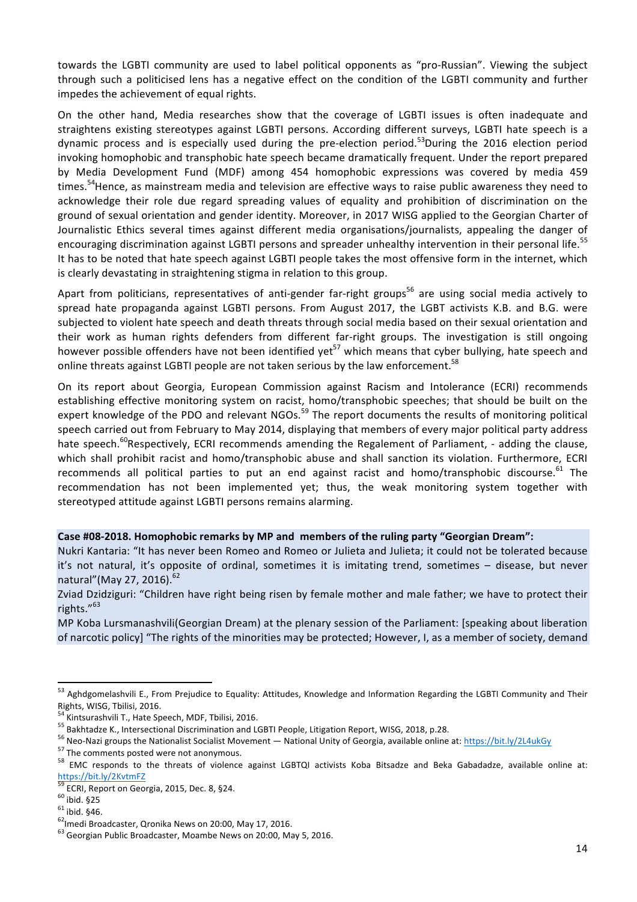towards the LGBTI community are used to label political opponents as "pro-Russian". Viewing the subject through such a politicised lens has a negative effect on the condition of the LGBTI community and further impedes the achievement of equal rights.

On the other hand, Media researches show that the coverage of LGBTI issues is often inadequate and straightens existing stereotypes against LGBTI persons. According different surveys, LGBTI hate speech is a dynamic process and is especially used during the pre-election period.[53]During the 2016 election period invoking homophobic and transphobic hate speech became dramatically frequent. Under the report prepared by Media Development Fund (MDF) among 454 homophobic expressions was covered by media 459 times.[54]Hence, as mainstream media and television are effective ways to raise public awareness they need to acknowledge their role due regard spreading values of equality and prohibition of discrimination on the ground of sexual orientation and gender identity. Moreover, in 2017 WISG applied to the Georgian Charter of Journalistic Ethics several times against different media organisations/journalists, appealing the danger of encouraging discrimination against LGBTI persons and spreader unhealthy intervention in their personal life.[55] It has to be noted that hate speech against LGBTI people takes the most offensive form in the internet, which is clearly devastating in straightening stigma in relation to this group.

Apart from politicians, representatives of anti-gender far-right groups[56] are using social media actively to spread hate propaganda against LGBTI persons. From August 2017, the LGBT activists K.B. and B.G. were subjected to violent hate speech and death threats through social media based on their sexual orientation and their work as human rights defenders from different far-right groups. The investigation is still ongoing however possible offenders have not been identified yet[57] which means that cyber bullying, hate speech and online threats against LGBTI people are not taken serious by the law enforcement.[58]

On its report about Georgia, European Commission against Racism and Intolerance (ECRI) recommends establishing effective monitoring system on racist, homo/transphobic speeches; that should be built on the expert knowledge of the PDO and relevant NGOs.[59] The report documents the results of monitoring political speech carried out from February to May 2014, displaying that members of every major political party address hate speech.[60]Respectively, ECRI recommends amending the Regalement of Parliament, - adding the clause, which shall prohibit racist and homo/transphobic abuse and shall sanction its violation. Furthermore, ECRI recommends all political parties to put an end against racist and homo/transphobic discourse.[61] The recommendation has not been implemented yet; thus, the weak monitoring system together with stereotyped attitude against LGBTI persons remains alarming.

**Case #08-2018. Homophobic remarks by MP and members of the ruling party "Georgian Dream":**

Nukri Kantaria: "It has never been Romeo and Romeo or Julieta and Julieta; it could not be tolerated because it's not natural, it's opposite of ordinal, sometimes it is imitating trend, sometimes – disease, but never natural"(May 27, 2016).[62]

Zviad Dzidziguri: "Children have right being risen by female mother and male father; we have to protect their rights."[63]

MP Koba Lursmanashvili(Georgian Dream) at the plenary session of the Parliament: [speaking about liberation of narcotic policy] "The rights of the minorities may be protected; However, I, as a member of society, demand

---

[53] Aghdgomelashvili E., From Prejudice to Equality: Attitudes, Knowledge and Information Regarding the LGBTI Community and Their Rights, WISG, Tbilisi, 2016.

[54] Kintsurashvili T., Hate Speech, MDF, Tbilisi, 2016.

[55] Bakhtadze K., Intersectional Discrimination and LGBTI People, Litigation Report, WISG, 2018, p.28.

[56] Neo-Nazi groups the Nationalist Socialist Movement — National Unity of Georgia, available online at: https://bit.ly/2L4ukGy

[57] The comments posted were not anonymous.

[58] EMC responds to the threats of violence against LGBTQI activists Koba Bitsadze and Beka Gabadadze, available online at: https://bit.ly/2KvtmFZ

[59] ECRI, Report on Georgia, 2015, Dec. 8, §24.

[60] ibid. §25

[61] ibid. §46.

[62] Imedi Broadcaster, Qronika News on 20:00, May 17, 2016.

[63] Georgian Public Broadcaster, Moambe News on 20:00, May 5, 2016.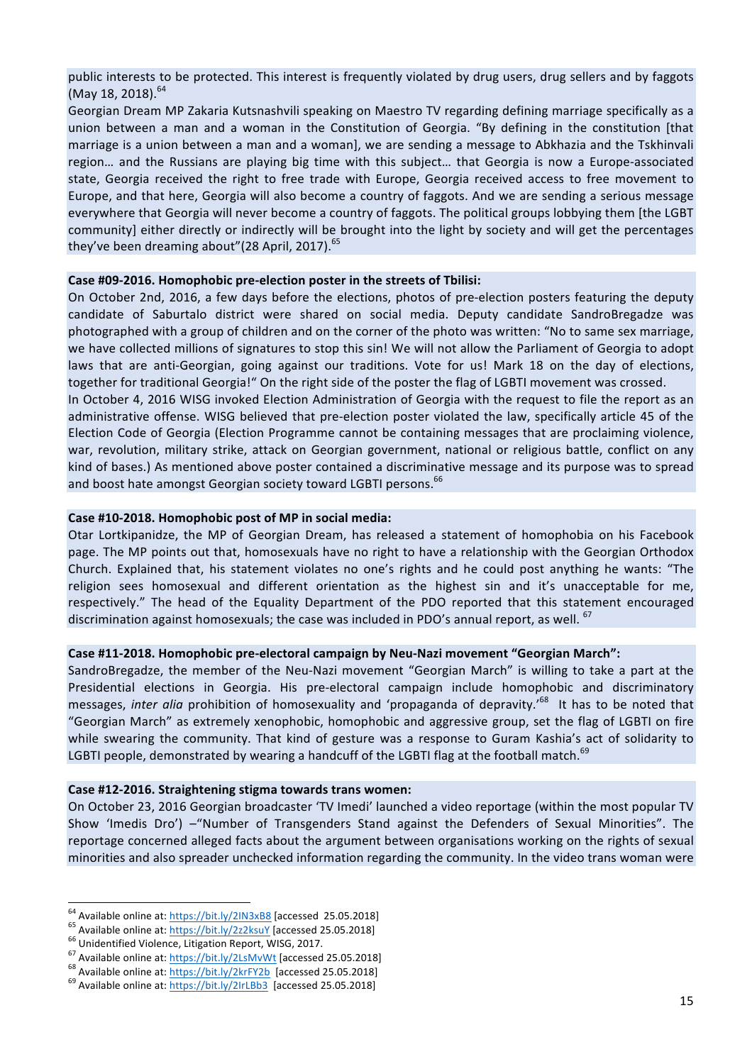public interests to be protected. This interest is frequently violated by drug users, drug sellers and by faggots (May 18, 2018).[64]

Georgian Dream MP Zakaria Kutsnashvili speaking on Maestro TV regarding defining marriage specifically as a union between a man and a woman in the Constitution of Georgia. "By defining in the constitution [that marriage is a union between a man and a woman], we are sending a message to Abkhazia and the Tskhinvali region… and the Russians are playing big time with this subject… that Georgia is now a Europe-associated state, Georgia received the right to free trade with Europe, Georgia received access to free movement to Europe, and that here, Georgia will also become a country of faggots. And we are sending a serious message everywhere that Georgia will never become a country of faggots. The political groups lobbying them [the LGBT community] either directly or indirectly will be brought into the light by society and will get the percentages they've been dreaming about"(28 April, 2017).[65]

**Case #09-2016. Homophobic pre-election poster in the streets of Tbilisi:**

On October 2nd, 2016, a few days before the elections, photos of pre-election posters featuring the deputy candidate of Saburtalo district were shared on social media. Deputy candidate SandroBregadze was photographed with a group of children and on the corner of the photo was written: "No to same sex marriage, we have collected millions of signatures to stop this sin! We will not allow the Parliament of Georgia to adopt laws that are anti-Georgian, going against our traditions. Vote for us! Mark 18 on the day of elections, together for traditional Georgia!" On the right side of the poster the flag of LGBTI movement was crossed.

In October 4, 2016 WISG invoked Election Administration of Georgia with the request to file the report as an administrative offense. WISG believed that pre-election poster violated the law, specifically article 45 of the Election Code of Georgia (Election Programme cannot be containing messages that are proclaiming violence, war, revolution, military strike, attack on Georgian government, national or religious battle, conflict on any kind of bases.) As mentioned above poster contained a discriminative message and its purpose was to spread and boost hate amongst Georgian society toward LGBTI persons.[66]

**Case #10-2018. Homophobic post of MP in social media:**

Otar Lortkipanidze, the MP of Georgian Dream, has released a statement of homophobia on his Facebook page. The MP points out that, homosexuals have no right to have a relationship with the Georgian Orthodox Church. Explained that, his statement violates no one's rights and he could post anything he wants: "The religion sees homosexual and different orientation as the highest sin and it's unacceptable for me, respectively." The head of the Equality Department of the PDO reported that this statement encouraged discrimination against homosexuals; the case was included in PDO's annual report, as well. [67]

**Case #11-2018. Homophobic pre-electoral campaign by Neu-Nazi movement "Georgian March":**

SandroBregadze, the member of the Neu-Nazi movement "Georgian March" is willing to take a part at the Presidential elections in Georgia. His pre-electoral campaign include homophobic and discriminatory messages, *inter alia* prohibition of homosexuality and 'propaganda of depravity.'[68] It has to be noted that "Georgian March" as extremely xenophobic, homophobic and aggressive group, set the flag of LGBTI on fire while swearing the community. That kind of gesture was a response to Guram Kashia's act of solidarity to LGBTI people, demonstrated by wearing a handcuff of the LGBTI flag at the football match.[69]

**Case #12-2016. Straightening stigma towards trans women:**

On October 23, 2016 Georgian broadcaster 'TV Imedi' launched a video reportage (within the most popular TV Show 'Imedis Dro') –"Number of Transgenders Stand against the Defenders of Sexual Minorities". The reportage concerned alleged facts about the argument between organisations working on the rights of sexual minorities and also spreader unchecked information regarding the community. In the video trans woman were

---

[64] Available online at: https://bit.ly/2lN3xB8 [accessed 25.05.2018]

[65] Available online at: https://bit.ly/2z2ksuY [accessed 25.05.2018]

[66] Unidentified Violence, Litigation Report, WISG, 2017.

[67] Available online at: https://bit.ly/2LsMvWt [accessed 25.05.2018]

[68] Available online at: https://bit.ly/2krFY2b [accessed 25.05.2018]

[69] Available online at: https://bit.ly/2IrLBb3 [accessed 25.05.2018]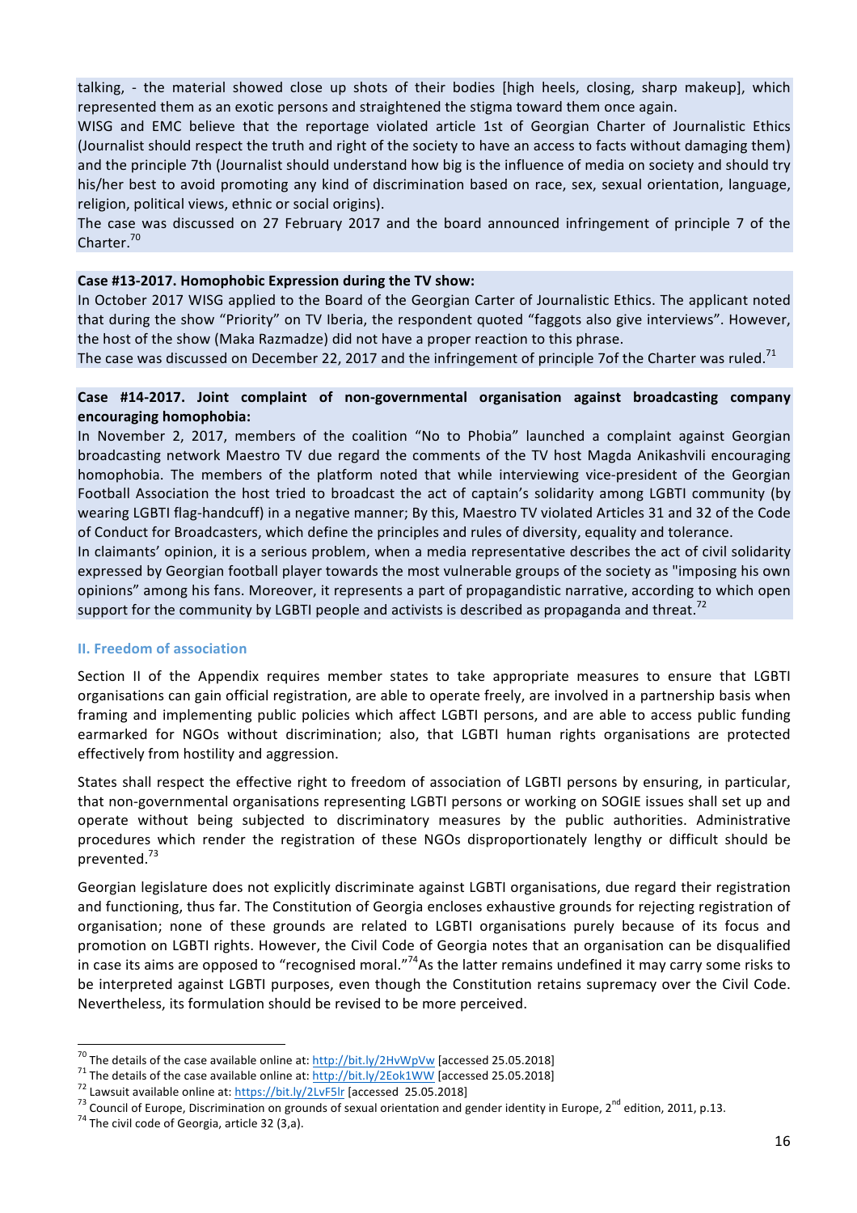talking, - the material showed close up shots of their bodies [high heels, closing, sharp makeup], which represented them as an exotic persons and straightened the stigma toward them once again.

WISG and EMC believe that the reportage violated article 1st of Georgian Charter of Journalistic Ethics (Journalist should respect the truth and right of the society to have an access to facts without damaging them) and the principle 7th (Journalist should understand how big is the influence of media on society and should try his/her best to avoid promoting any kind of discrimination based on race, sex, sexual orientation, language, religion, political views, ethnic or social origins).

The case was discussed on 27 February 2017 and the board announced infringement of principle 7 of the Charter.[70]

**Case #13-2017. Homophobic Expression during the TV show:**

In October 2017 WISG applied to the Board of the Georgian Carter of Journalistic Ethics. The applicant noted that during the show "Priority" on TV Iberia, the respondent quoted "faggots also give interviews". However, the host of the show (Maka Razmadze) did not have a proper reaction to this phrase.

The case was discussed on December 22, 2017 and the infringement of principle 7of the Charter was ruled.[71]

**Case #14-2017. Joint complaint of non-governmental organisation against broadcasting company encouraging homophobia:**

In November 2, 2017, members of the coalition "No to Phobia" launched a complaint against Georgian broadcasting network Maestro TV due regard the comments of the TV host Magda Anikashvili encouraging homophobia. The members of the platform noted that while interviewing vice-president of the Georgian Football Association the host tried to broadcast the act of captain's solidarity among LGBTI community (by wearing LGBTI flag-handcuff) in a negative manner; By this, Maestro TV violated Articles 31 and 32 of the Code of Conduct for Broadcasters, which define the principles and rules of diversity, equality and tolerance.

In claimants' opinion, it is a serious problem, when a media representative describes the act of civil solidarity expressed by Georgian football player towards the most vulnerable groups of the society as "imposing his own opinions" among his fans. Moreover, it represents a part of propagandistic narrative, according to which open support for the community by LGBTI people and activists is described as propaganda and threat.[72]

### II. Freedom of association

Section II of the Appendix requires member states to take appropriate measures to ensure that LGBTI organisations can gain official registration, are able to operate freely, are involved in a partnership basis when framing and implementing public policies which affect LGBTI persons, and are able to access public funding earmarked for NGOs without discrimination; also, that LGBTI human rights organisations are protected effectively from hostility and aggression.

States shall respect the effective right to freedom of association of LGBTI persons by ensuring, in particular, that non-governmental organisations representing LGBTI persons or working on SOGIE issues shall set up and operate without being subjected to discriminatory measures by the public authorities. Administrative procedures which render the registration of these NGOs disproportionately lengthy or difficult should be prevented.[73]

Georgian legislature does not explicitly discriminate against LGBTI organisations, due regard their registration and functioning, thus far. The Constitution of Georgia encloses exhaustive grounds for rejecting registration of organisation; none of these grounds are related to LGBTI organisations purely because of its focus and promotion on LGBTI rights. However, the Civil Code of Georgia notes that an organisation can be disqualified in case its aims are opposed to "recognised moral."[74]As the latter remains undefined it may carry some risks to be interpreted against LGBTI purposes, even though the Constitution retains supremacy over the Civil Code. Nevertheless, its formulation should be revised to be more perceived.

---

[70] The details of the case available online at: http://bit.ly/2HvWpVw [accessed 25.05.2018]

[71] The details of the case available online at: http://bit.ly/2Eok1WW [accessed 25.05.2018]

[72] Lawsuit available online at: https://bit.ly/2LvF5lr [accessed 25.05.2018]

[73] Council of Europe, Discrimination on grounds of sexual orientation and gender identity in Europe, 2nd edition, 2011, p.13.

[74] The civil code of Georgia, article 32 (3,a).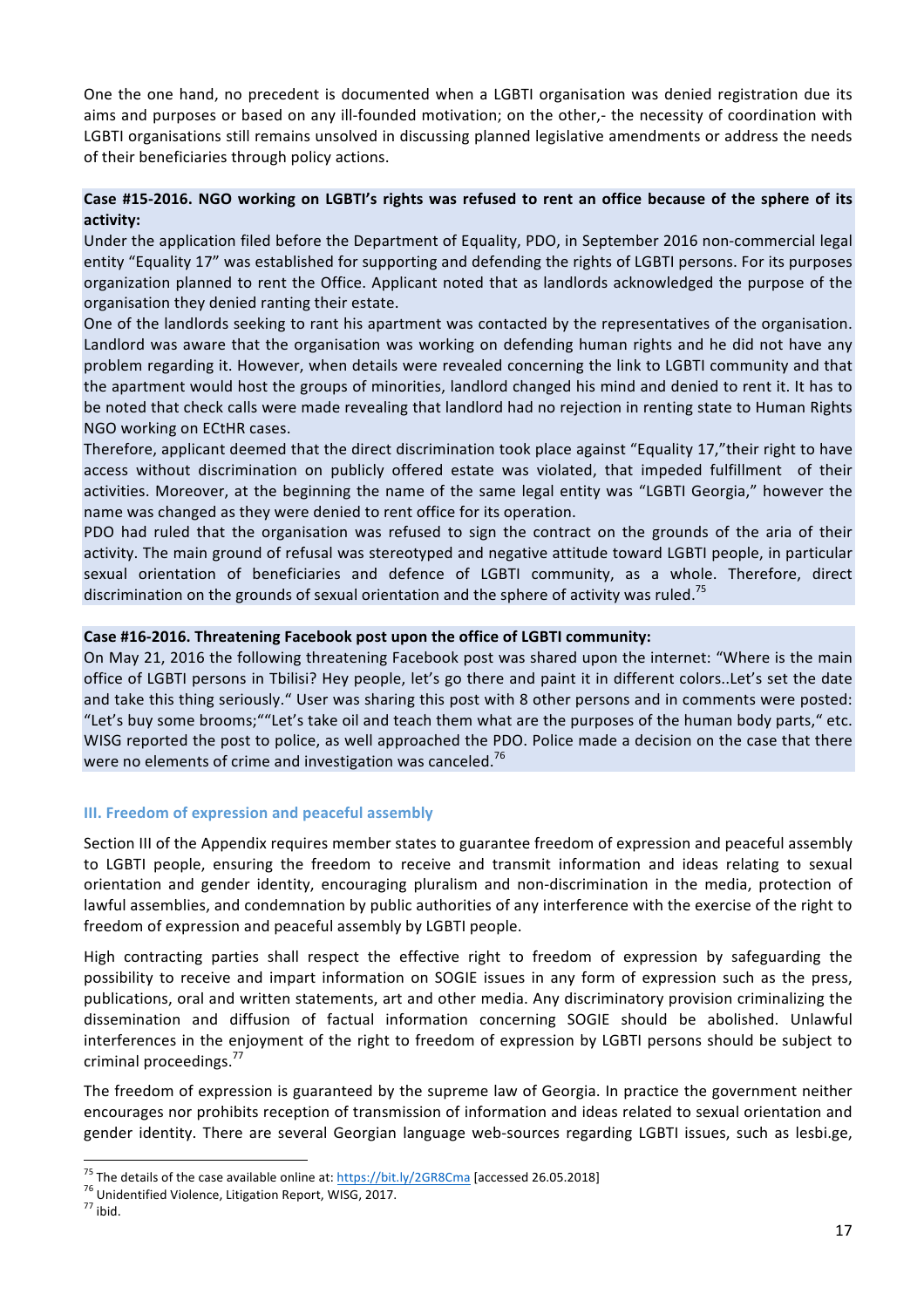One the one hand, no precedent is documented when a LGBTI organisation was denied registration due its aims and purposes or based on any ill-founded motivation; on the other,- the necessity of coordination with LGBTI organisations still remains unsolved in discussing planned legislative amendments or address the needs of their beneficiaries through policy actions.

**Case #15-2016. NGO working on LGBTI's rights was refused to rent an office because of the sphere of its activity:**

Under the application filed before the Department of Equality, PDO, in September 2016 non-commercial legal entity "Equality 17" was established for supporting and defending the rights of LGBTI persons. For its purposes organization planned to rent the Office. Applicant noted that as landlords acknowledged the purpose of the organisation they denied ranting their estate.

One of the landlords seeking to rant his apartment was contacted by the representatives of the organisation. Landlord was aware that the organisation was working on defending human rights and he did not have any problem regarding it. However, when details were revealed concerning the link to LGBTI community and that the apartment would host the groups of minorities, landlord changed his mind and denied to rent it. It has to be noted that check calls were made revealing that landlord had no rejection in renting state to Human Rights NGO working on ECtHR cases.

Therefore, applicant deemed that the direct discrimination took place against "Equality 17,"their right to have access without discrimination on publicly offered estate was violated, that impeded fulfillment of their activities. Moreover, at the beginning the name of the same legal entity was "LGBTI Georgia," however the name was changed as they were denied to rent office for its operation.

PDO had ruled that the organisation was refused to sign the contract on the grounds of the aria of their activity. The main ground of refusal was stereotyped and negative attitude toward LGBTI people, in particular sexual orientation of beneficiaries and defence of LGBTI community, as a whole. Therefore, direct discrimination on the grounds of sexual orientation and the sphere of activity was ruled.[75]

**Case #16-2016. Threatening Facebook post upon the office of LGBTI community:**

On May 21, 2016 the following threatening Facebook post was shared upon the internet: "Where is the main office of LGBTI persons in Tbilisi? Hey people, let's go there and paint it in different colors..Let's set the date and take this thing seriously." User was sharing this post with 8 other persons and in comments were posted: "Let's buy some brooms;""Let's take oil and teach them what are the purposes of the human body parts," etc. WISG reported the post to police, as well approached the PDO. Police made a decision on the case that there were no elements of crime and investigation was canceled.[76]

### III. Freedom of expression and peaceful assembly

Section III of the Appendix requires member states to guarantee freedom of expression and peaceful assembly to LGBTI people, ensuring the freedom to receive and transmit information and ideas relating to sexual orientation and gender identity, encouraging pluralism and non-discrimination in the media, protection of lawful assemblies, and condemnation by public authorities of any interference with the exercise of the right to freedom of expression and peaceful assembly by LGBTI people.

High contracting parties shall respect the effective right to freedom of expression by safeguarding the possibility to receive and impart information on SOGIE issues in any form of expression such as the press, publications, oral and written statements, art and other media. Any discriminatory provision criminalizing the dissemination and diffusion of factual information concerning SOGIE should be abolished. Unlawful interferences in the enjoyment of the right to freedom of expression by LGBTI persons should be subject to criminal proceedings.[77]

The freedom of expression is guaranteed by the supreme law of Georgia. In practice the government neither encourages nor prohibits reception of transmission of information and ideas related to sexual orientation and gender identity. There are several Georgian language web-sources regarding LGBTI issues, such as lesbi.ge,

---

[75] The details of the case available online at: https://bit.ly/2GR8Cma [accessed 26.05.2018]

[76] Unidentified Violence, Litigation Report, WISG, 2017.

[77] ibid.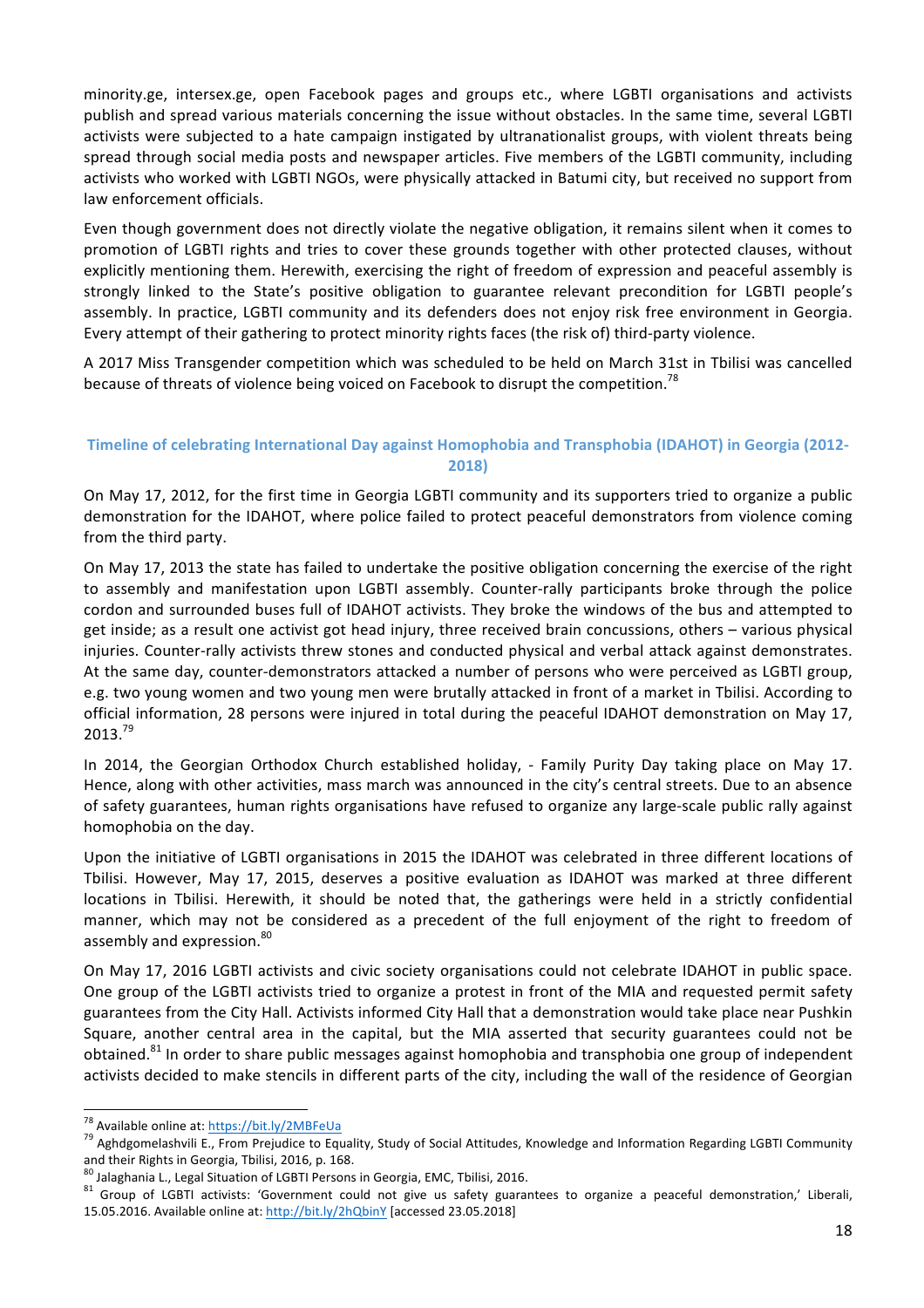minority.ge, intersex.ge, open Facebook pages and groups etc., where LGBTI organisations and activists publish and spread various materials concerning the issue without obstacles. In the same time, several LGBTI activists were subjected to a hate campaign instigated by ultranationalist groups, with violent threats being spread through social media posts and newspaper articles. Five members of the LGBTI community, including activists who worked with LGBTI NGOs, were physically attacked in Batumi city, but received no support from law enforcement officials.

Even though government does not directly violate the negative obligation, it remains silent when it comes to promotion of LGBTI rights and tries to cover these grounds together with other protected clauses, without explicitly mentioning them. Herewith, exercising the right of freedom of expression and peaceful assembly is strongly linked to the State's positive obligation to guarantee relevant precondition for LGBTI people's assembly. In practice, LGBTI community and its defenders does not enjoy risk free environment in Georgia. Every attempt of their gathering to protect minority rights faces (the risk of) third-party violence.

A 2017 Miss Transgender competition which was scheduled to be held on March 31st in Tbilisi was cancelled because of threats of violence being voiced on Facebook to disrupt the competition.[78]

### Timeline of celebrating International Day against Homophobia and Transphobia (IDAHOT) in Georgia (2012-2018)

On May 17, 2012, for the first time in Georgia LGBTI community and its supporters tried to organize a public demonstration for the IDAHOT, where police failed to protect peaceful demonstrators from violence coming from the third party.

On May 17, 2013 the state has failed to undertake the positive obligation concerning the exercise of the right to assembly and manifestation upon LGBTI assembly. Counter-rally participants broke through the police cordon and surrounded buses full of IDAHOT activists. They broke the windows of the bus and attempted to get inside; as a result one activist got head injury, three received brain concussions, others – various physical injuries. Counter-rally activists threw stones and conducted physical and verbal attack against demonstrates. At the same day, counter-demonstrators attacked a number of persons who were perceived as LGBTI group, e.g. two young women and two young men were brutally attacked in front of a market in Tbilisi. According to official information, 28 persons were injured in total during the peaceful IDAHOT demonstration on May 17, 2013.[79]

In 2014, the Georgian Orthodox Church established holiday, - Family Purity Day taking place on May 17. Hence, along with other activities, mass march was announced in the city's central streets. Due to an absence of safety guarantees, human rights organisations have refused to organize any large-scale public rally against homophobia on the day.

Upon the initiative of LGBTI organisations in 2015 the IDAHOT was celebrated in three different locations of Tbilisi. However, May 17, 2015, deserves a positive evaluation as IDAHOT was marked at three different locations in Tbilisi. Herewith, it should be noted that, the gatherings were held in a strictly confidential manner, which may not be considered as a precedent of the full enjoyment of the right to freedom of assembly and expression.[80]

On May 17, 2016 LGBTI activists and civic society organisations could not celebrate IDAHOT in public space. One group of the LGBTI activists tried to organize a protest in front of the MIA and requested permit safety guarantees from the City Hall. Activists informed City Hall that a demonstration would take place near Pushkin Square, another central area in the capital, but the MIA asserted that security guarantees could not be obtained.[81] In order to share public messages against homophobia and transphobia one group of independent activists decided to make stencils in different parts of the city, including the wall of the residence of Georgian

---

[78] Available online at: https://bit.ly/2MBFeUa

[79] Aghdgomelashvili E., From Prejudice to Equality, Study of Social Attitudes, Knowledge and Information Regarding LGBTI Community and their Rights in Georgia, Tbilisi, 2016, p. 168.

[80] Jalaghania L., Legal Situation of LGBTI Persons in Georgia, EMC, Tbilisi, 2016.

[81] Group of LGBTI activists: 'Government could not give us safety guarantees to organize a peaceful demonstration,' Liberali, 15.05.2016. Available online at: http://bit.ly/2hQbinY [accessed 23.05.2018]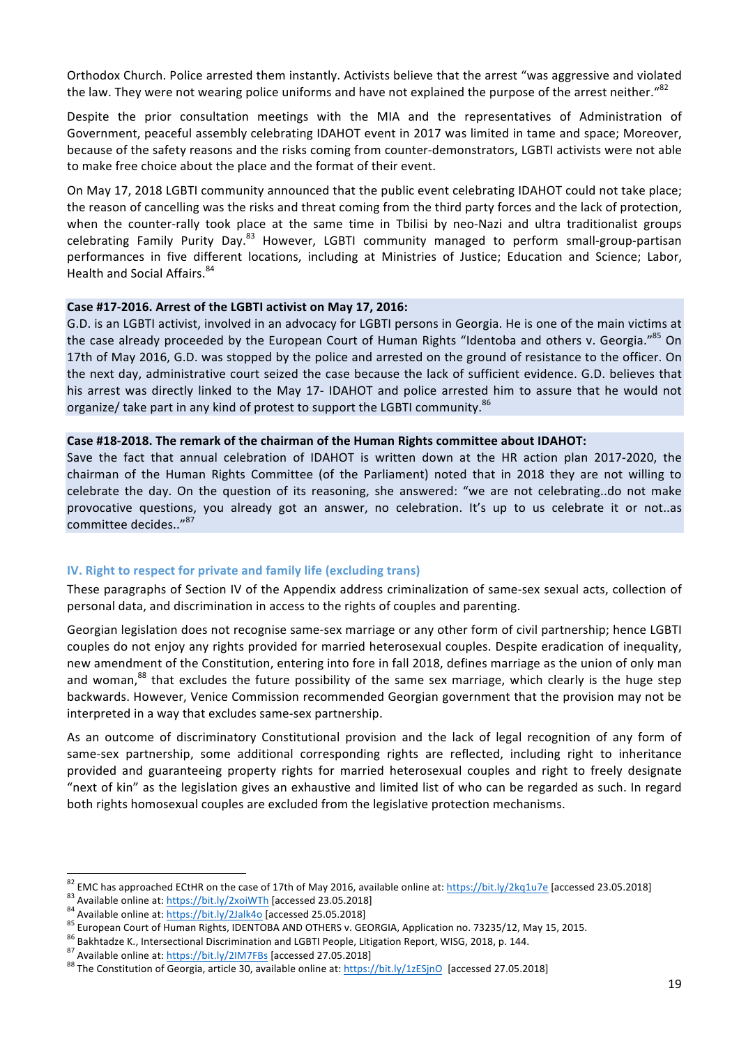Orthodox Church. Police arrested them instantly. Activists believe that the arrest "was aggressive and violated the law. They were not wearing police uniforms and have not explained the purpose of the arrest neither."[82]

Despite the prior consultation meetings with the MIA and the representatives of Administration of Government, peaceful assembly celebrating IDAHOT event in 2017 was limited in tame and space; Moreover, because of the safety reasons and the risks coming from counter-demonstrators, LGBTI activists were not able to make free choice about the place and the format of their event.

On May 17, 2018 LGBTI community announced that the public event celebrating IDAHOT could not take place; the reason of cancelling was the risks and threat coming from the third party forces and the lack of protection, when the counter-rally took place at the same time in Tbilisi by neo-Nazi and ultra traditionalist groups celebrating Family Purity Day.[83] However, LGBTI community managed to perform small-group-partisan performances in five different locations, including at Ministries of Justice; Education and Science; Labor, Health and Social Affairs.[84]

**Case #17-2016. Arrest of the LGBTI activist on May 17, 2016:**
G.D. is an LGBTI activist, involved in an advocacy for LGBTI persons in Georgia. He is one of the main victims at the case already proceeded by the European Court of Human Rights "Identoba and others v. Georgia."[85] On 17th of May 2016, G.D. was stopped by the police and arrested on the ground of resistance to the officer. On the next day, administrative court seized the case because the lack of sufficient evidence. G.D. believes that his arrest was directly linked to the May 17- IDAHOT and police arrested him to assure that he would not organize/ take part in any kind of protest to support the LGBTI community.[86]

**Case #18-2018. The remark of the chairman of the Human Rights committee about IDAHOT:**
Save the fact that annual celebration of IDAHOT is written down at the HR action plan 2017-2020, the chairman of the Human Rights Committee (of the Parliament) noted that in 2018 they are not willing to celebrate the day. On the question of its reasoning, she answered: "we are not celebrating..do not make provocative questions, you already got an answer, no celebration. It's up to us celebrate it or not..as committee decides.."[87]

## IV. Right to respect for private and family life (excluding trans)

These paragraphs of Section IV of the Appendix address criminalization of same-sex sexual acts, collection of personal data, and discrimination in access to the rights of couples and parenting.

Georgian legislation does not recognise same-sex marriage or any other form of civil partnership; hence LGBTI couples do not enjoy any rights provided for married heterosexual couples. Despite eradication of inequality, new amendment of the Constitution, entering into fore in fall 2018, defines marriage as the union of only man and woman,[88] that excludes the future possibility of the same sex marriage, which clearly is the huge step backwards. However, Venice Commission recommended Georgian government that the provision may not be interpreted in a way that excludes same-sex partnership.

As an outcome of discriminatory Constitutional provision and the lack of legal recognition of any form of same-sex partnership, some additional corresponding rights are reflected, including right to inheritance provided and guaranteeing property rights for married heterosexual couples and right to freely designate "next of kin" as the legislation gives an exhaustive and limited list of who can be regarded as such. In regard both rights homosexual couples are excluded from the legislative protection mechanisms.

---

[82] EMC has approached ECtHR on the case of 17th of May 2016, available online at: https://bit.ly/2kq1u7e [accessed 23.05.2018]
[83] Available online at: https://bit.ly/2xoiWTh [accessed 23.05.2018]
[84] Available online at: https://bit.ly/2Jalk4o [accessed 25.05.2018]
[85] European Court of Human Rights, IDENTOBA AND OTHERS v. GEORGIA, Application no. 73235/12, May 15, 2015.
[86] Bakhtadze K., Intersectional Discrimination and LGBTI People, Litigation Report, WISG, 2018, p. 144.
[87] Available online at: https://bit.ly/2IM7FBs [accessed 27.05.2018]
[88] The Constitution of Georgia, article 30, available online at: https://bit.ly/1zESjnO [accessed 27.05.2018]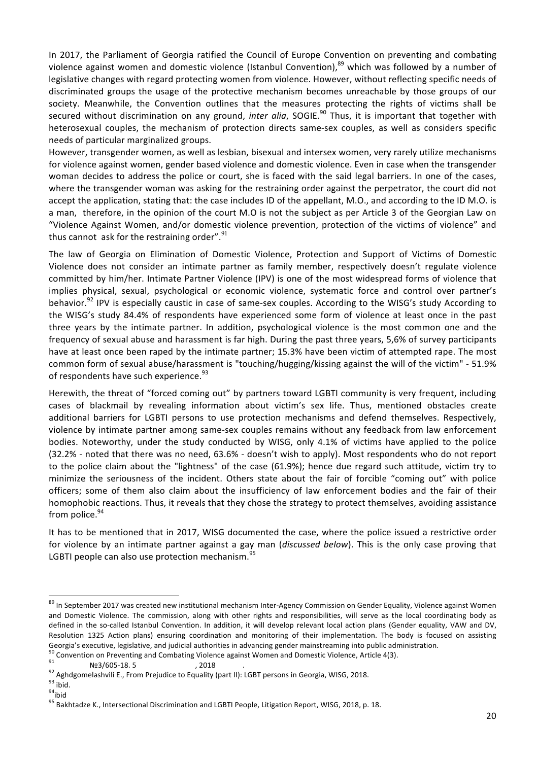In 2017, the Parliament of Georgia ratified the Council of Europe Convention on preventing and combating violence against women and domestic violence (Istanbul Convention),[89] which was followed by a number of legislative changes with regard protecting women from violence. However, without reflecting specific needs of discriminated groups the usage of the protective mechanism becomes unreachable by those groups of our society. Meanwhile, the Convention outlines that the measures protecting the rights of victims shall be secured without discrimination on any ground, *inter alia*, SOGIE.[90] Thus, it is important that together with heterosexual couples, the mechanism of protection directs same-sex couples, as well as considers specific needs of particular marginalized groups.

However, transgender women, as well as lesbian, bisexual and intersex women, very rarely utilize mechanisms for violence against women, gender based violence and domestic violence. Even in case when the transgender woman decides to address the police or court, she is faced with the said legal barriers. In one of the cases, where the transgender woman was asking for the restraining order against the perpetrator, the court did not accept the application, stating that: the case includes ID of the appellant, M.O., and according to the ID M.O. is a man, therefore, in the opinion of the court M.O is not the subject as per Article 3 of the Georgian Law on "Violence Against Women, and/or domestic violence prevention, protection of the victims of violence" and thus cannot ask for the restraining order".[91]

The law of Georgia on Elimination of Domestic Violence, Protection and Support of Victims of Domestic Violence does not consider an intimate partner as family member, respectively doesn't regulate violence committed by him/her. Intimate Partner Violence (IPV) is one of the most widespread forms of violence that implies physical, sexual, psychological or economic violence, systematic force and control over partner's behavior.[92] IPV is especially caustic in case of same-sex couples. According to the WISG's study According to the WISG's study 84.4% of respondents have experienced some form of violence at least once in the past three years by the intimate partner. In addition, psychological violence is the most common one and the frequency of sexual abuse and harassment is far high. During the past three years, 5,6% of survey participants have at least once been raped by the intimate partner; 15.3% have been victim of attempted rape. The most common form of sexual abuse/harassment is "touching/hugging/kissing against the will of the victim" - 51.9% of respondents have such experience.[93]

Herewith, the threat of "forced coming out" by partners toward LGBTI community is very frequent, including cases of blackmail by revealing information about victim's sex life. Thus, mentioned obstacles create additional barriers for LGBTI persons to use protection mechanisms and defend themselves. Respectively, violence by intimate partner among same-sex couples remains without any feedback from law enforcement bodies. Noteworthy, under the study conducted by WISG, only 4.1% of victims have applied to the police (32.2% - noted that there was no need, 63.6% - doesn't wish to apply). Most respondents who do not report to the police claim about the "lightness" of the case (61.9%); hence due regard such attitude, victim try to minimize the seriousness of the incident. Others state about the fair of forcible "coming out" with police officers; some of them also claim about the insufficiency of law enforcement bodies and the fair of their homophobic reactions. Thus, it reveals that they chose the strategy to protect themselves, avoiding assistance from police.[94]

It has to be mentioned that in 2017, WISG documented the case, where the police issued a restrictive order for violence by an intimate partner against a gay man (*discussed below*). This is the only case proving that LGBTI people can also use protection mechanism.[95]

---

[89] In September 2017 was created new institutional mechanism Inter-Agency Commission on Gender Equality, Violence against Women and Domestic Violence. The commission, along with other rights and responsibilities, will serve as the local coordinating body as defined in the so-called Istanbul Convention. In addition, it will develop relevant local action plans (Gender equality, VAW and DV, Resolution 1325 Action plans) ensuring coordination and monitoring of their implementation. The body is focused on assisting Georgia's executive, legislative, and judicial authorities in advancing gender mainstreaming into public administration.

[90] Convention on Preventing and Combating Violence against Women and Domestic Violence, Article 4(3).

[91] №3/605-18. 5 , 2018 .

[92] Aghdgomelashvili E., From Prejudice to Equality (part II): LGBT persons in Georgia, WISG, 2018.

[93] ibid.

[94] ibid

[95] Bakhtadze K., Intersectional Discrimination and LGBTI People, Litigation Report, WISG, 2018, p. 18.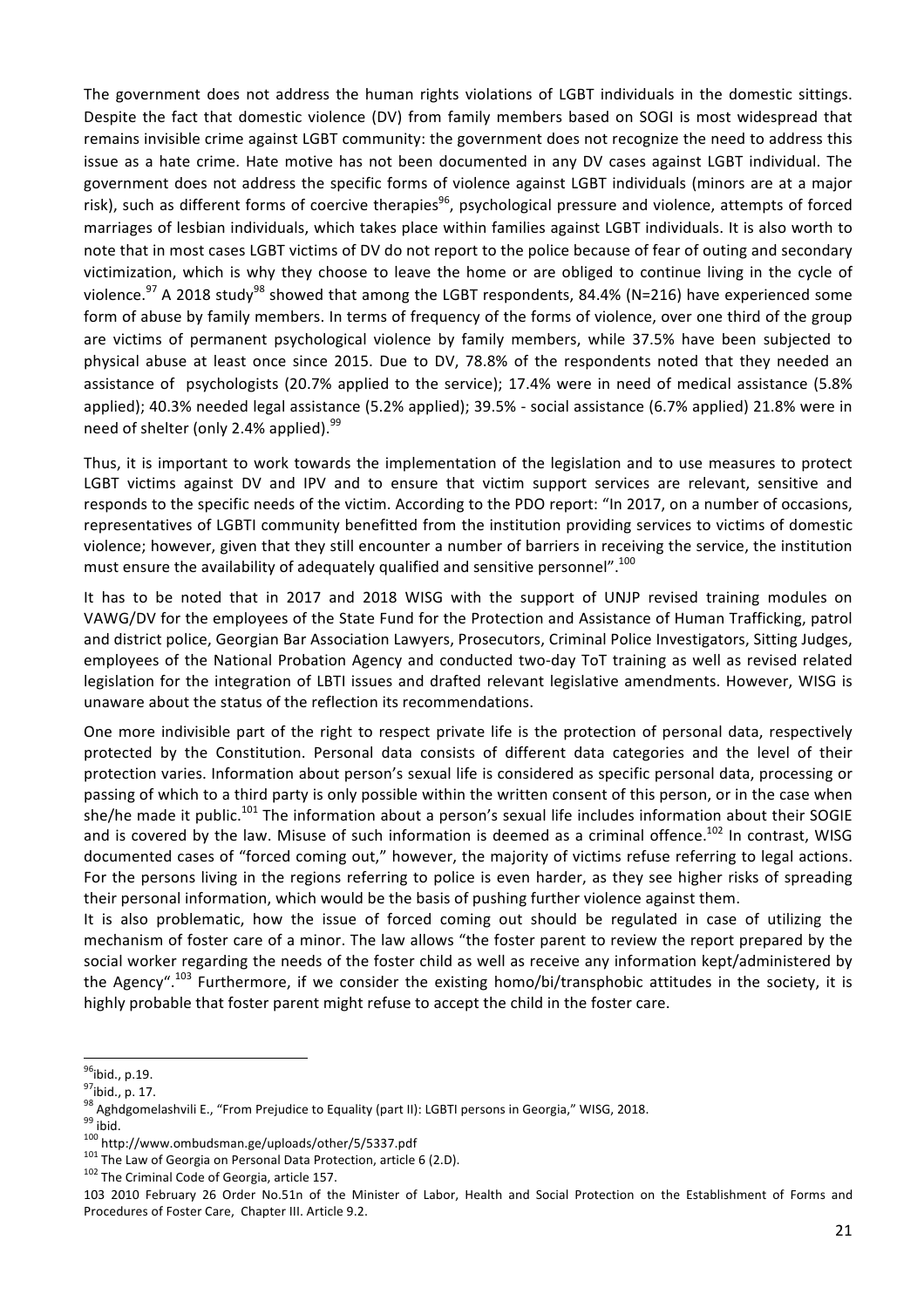The government does not address the human rights violations of LGBT individuals in the domestic sittings. Despite the fact that domestic violence (DV) from family members based on SOGI is most widespread that remains invisible crime against LGBT community: the government does not recognize the need to address this issue as a hate crime. Hate motive has not been documented in any DV cases against LGBT individual. The government does not address the specific forms of violence against LGBT individuals (minors are at a major risk), such as different forms of coercive therapies[96], psychological pressure and violence, attempts of forced marriages of lesbian individuals, which takes place within families against LGBT individuals. It is also worth to note that in most cases LGBT victims of DV do not report to the police because of fear of outing and secondary victimization, which is why they choose to leave the home or are obliged to continue living in the cycle of violence.[97] A 2018 study[98] showed that among the LGBT respondents, 84.4% (N=216) have experienced some form of abuse by family members. In terms of frequency of the forms of violence, over one third of the group are victims of permanent psychological violence by family members, while 37.5% have been subjected to physical abuse at least once since 2015. Due to DV, 78.8% of the respondents noted that they needed an assistance of psychologists (20.7% applied to the service); 17.4% were in need of medical assistance (5.8% applied); 40.3% needed legal assistance (5.2% applied); 39.5% - social assistance (6.7% applied) 21.8% were in need of shelter (only 2.4% applied).[99]

Thus, it is important to work towards the implementation of the legislation and to use measures to protect LGBT victims against DV and IPV and to ensure that victim support services are relevant, sensitive and responds to the specific needs of the victim. According to the PDO report: "In 2017, on a number of occasions, representatives of LGBTI community benefitted from the institution providing services to victims of domestic violence; however, given that they still encounter a number of barriers in receiving the service, the institution must ensure the availability of adequately qualified and sensitive personnel".[100]

It has to be noted that in 2017 and 2018 WISG with the support of UNJP revised training modules on VAWG/DV for the employees of the State Fund for the Protection and Assistance of Human Trafficking, patrol and district police, Georgian Bar Association Lawyers, Prosecutors, Criminal Police Investigators, Sitting Judges, employees of the National Probation Agency and conducted two-day ToT training as well as revised related legislation for the integration of LBTI issues and drafted relevant legislative amendments. However, WISG is unaware about the status of the reflection its recommendations.

One more indivisible part of the right to respect private life is the protection of personal data, respectively protected by the Constitution. Personal data consists of different data categories and the level of their protection varies. Information about person's sexual life is considered as specific personal data, processing or passing of which to a third party is only possible within the written consent of this person, or in the case when she/he made it public.[101] The information about a person's sexual life includes information about their SOGIE and is covered by the law. Misuse of such information is deemed as a criminal offence.[102] In contrast, WISG documented cases of "forced coming out," however, the majority of victims refuse referring to legal actions. For the persons living in the regions referring to police is even harder, as they see higher risks of spreading their personal information, which would be the basis of pushing further violence against them.

It is also problematic, how the issue of forced coming out should be regulated in case of utilizing the mechanism of foster care of a minor. The law allows "the foster parent to review the report prepared by the social worker regarding the needs of the foster child as well as receive any information kept/administered by the Agency".[103] Furthermore, if we consider the existing homo/bi/transphobic attitudes in the society, it is highly probable that foster parent might refuse to accept the child in the foster care.

---

[96] ibid., p.19.

[97] ibid., p. 17.

[98] Aghdgomelashvili E., "From Prejudice to Equality (part II): LGBTI persons in Georgia," WISG, 2018.

[99] ibid.

[100] http://www.ombudsman.ge/uploads/other/5/5337.pdf

[101] The Law of Georgia on Personal Data Protection, article 6 (2.D).

[102] The Criminal Code of Georgia, article 157.

103 2010 February 26 Order No.51n of the Minister of Labor, Health and Social Protection on the Establishment of Forms and Procedures of Foster Care, Chapter III. Article 9.2.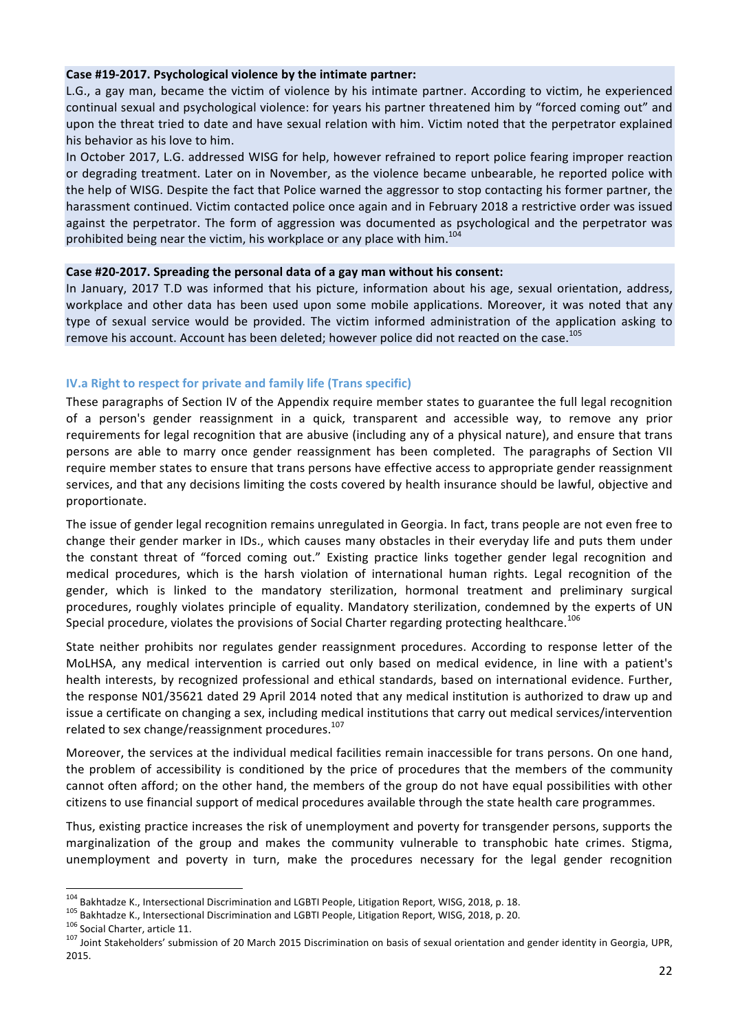**Case #19-2017. Psychological violence by the intimate partner:**

L.G., a gay man, became the victim of violence by his intimate partner. According to victim, he experienced continual sexual and psychological violence: for years his partner threatened him by "forced coming out" and upon the threat tried to date and have sexual relation with him. Victim noted that the perpetrator explained his behavior as his love to him.

In October 2017, L.G. addressed WISG for help, however refrained to report police fearing improper reaction or degrading treatment. Later on in November, as the violence became unbearable, he reported police with the help of WISG. Despite the fact that Police warned the aggressor to stop contacting his former partner, the harassment continued. Victim contacted police once again and in February 2018 a restrictive order was issued against the perpetrator. The form of aggression was documented as psychological and the perpetrator was prohibited being near the victim, his workplace or any place with him.[104]

**Case #20-2017. Spreading the personal data of a gay man without his consent:**

In January, 2017 T.D was informed that his picture, information about his age, sexual orientation, address, workplace and other data has been used upon some mobile applications. Moreover, it was noted that any type of sexual service would be provided. The victim informed administration of the application asking to remove his account. Account has been deleted; however police did not reacted on the case.[105]

### IV.a Right to respect for private and family life (Trans specific)

These paragraphs of Section IV of the Appendix require member states to guarantee the full legal recognition of a person's gender reassignment in a quick, transparent and accessible way, to remove any prior requirements for legal recognition that are abusive (including any of a physical nature), and ensure that trans persons are able to marry once gender reassignment has been completed. The paragraphs of Section VII require member states to ensure that trans persons have effective access to appropriate gender reassignment services, and that any decisions limiting the costs covered by health insurance should be lawful, objective and proportionate.

The issue of gender legal recognition remains unregulated in Georgia. In fact, trans people are not even free to change their gender marker in IDs., which causes many obstacles in their everyday life and puts them under the constant threat of "forced coming out." Existing practice links together gender legal recognition and medical procedures, which is the harsh violation of international human rights. Legal recognition of the gender, which is linked to the mandatory sterilization, hormonal treatment and preliminary surgical procedures, roughly violates principle of equality. Mandatory sterilization, condemned by the experts of UN Special procedure, violates the provisions of Social Charter regarding protecting healthcare.[106]

State neither prohibits nor regulates gender reassignment procedures. According to response letter of the MoLHSA, any medical intervention is carried out only based on medical evidence, in line with a patient's health interests, by recognized professional and ethical standards, based on international evidence. Further, the response N01/35621 dated 29 April 2014 noted that any medical institution is authorized to draw up and issue a certificate on changing a sex, including medical institutions that carry out medical services/intervention related to sex change/reassignment procedures.[107]

Moreover, the services at the individual medical facilities remain inaccessible for trans persons. On one hand, the problem of accessibility is conditioned by the price of procedures that the members of the community cannot often afford; on the other hand, the members of the group do not have equal possibilities with other citizens to use financial support of medical procedures available through the state health care programmes.

Thus, existing practice increases the risk of unemployment and poverty for transgender persons, supports the marginalization of the group and makes the community vulnerable to transphobic hate crimes. Stigma, unemployment and poverty in turn, make the procedures necessary for the legal gender recognition

---

[104] Bakhtadze K., Intersectional Discrimination and LGBTI People, Litigation Report, WISG, 2018, p. 18.

[105] Bakhtadze K., Intersectional Discrimination and LGBTI People, Litigation Report, WISG, 2018, p. 20.

[106] Social Charter, article 11.

[107] Joint Stakeholders' submission of 20 March 2015 Discrimination on basis of sexual orientation and gender identity in Georgia, UPR, 2015.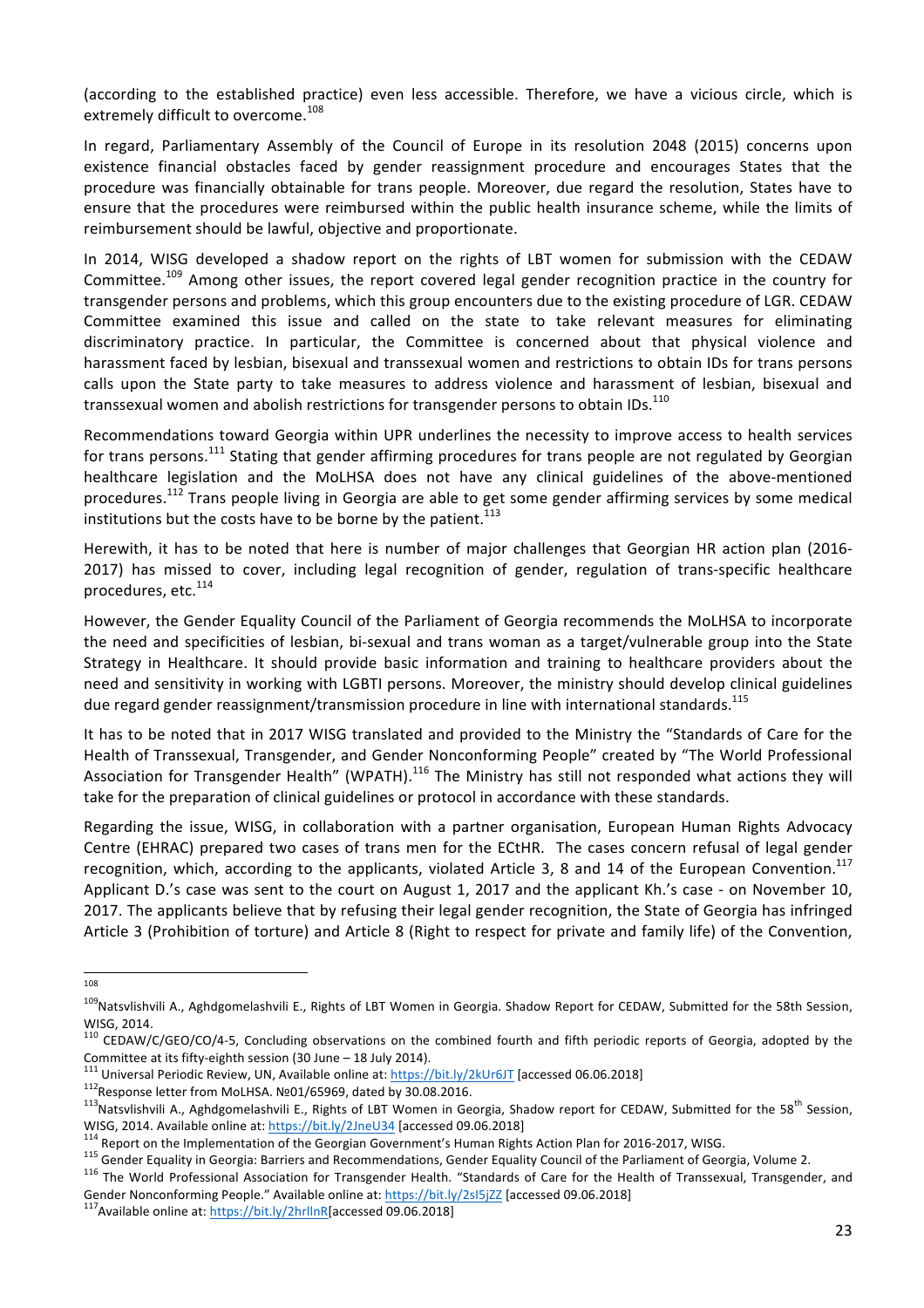(according to the established practice) even less accessible. Therefore, we have a vicious circle, which is extremely difficult to overcome.[108]

In regard, Parliamentary Assembly of the Council of Europe in its resolution 2048 (2015) concerns upon existence financial obstacles faced by gender reassignment procedure and encourages States that the procedure was financially obtainable for trans people. Moreover, due regard the resolution, States have to ensure that the procedures were reimbursed within the public health insurance scheme, while the limits of reimbursement should be lawful, objective and proportionate.

In 2014, WISG developed a shadow report on the rights of LBT women for submission with the CEDAW Committee.[109] Among other issues, the report covered legal gender recognition practice in the country for transgender persons and problems, which this group encounters due to the existing procedure of LGR. CEDAW Committee examined this issue and called on the state to take relevant measures for eliminating discriminatory practice. In particular, the Committee is concerned about that physical violence and harassment faced by lesbian, bisexual and transsexual women and restrictions to obtain IDs for trans persons calls upon the State party to take measures to address violence and harassment of lesbian, bisexual and transsexual women and abolish restrictions for transgender persons to obtain IDs.[110]

Recommendations toward Georgia within UPR underlines the necessity to improve access to health services for trans persons.[111] Stating that gender affirming procedures for trans people are not regulated by Georgian healthcare legislation and the MoLHSA does not have any clinical guidelines of the above-mentioned procedures.[112] Trans people living in Georgia are able to get some gender affirming services by some medical institutions but the costs have to be borne by the patient.[113]

Herewith, it has to be noted that here is number of major challenges that Georgian HR action plan (2016-2017) has missed to cover, including legal recognition of gender, regulation of trans-specific healthcare procedures, etc.[114]

However, the Gender Equality Council of the Parliament of Georgia recommends the MoLHSA to incorporate the need and specificities of lesbian, bi-sexual and trans woman as a target/vulnerable group into the State Strategy in Healthcare. It should provide basic information and training to healthcare providers about the need and sensitivity in working with LGBTI persons. Moreover, the ministry should develop clinical guidelines due regard gender reassignment/transmission procedure in line with international standards.[115]

It has to be noted that in 2017 WISG translated and provided to the Ministry the "Standards of Care for the Health of Transsexual, Transgender, and Gender Nonconforming People" created by "The World Professional Association for Transgender Health" (WPATH).[116] The Ministry has still not responded what actions they will take for the preparation of clinical guidelines or protocol in accordance with these standards.

Regarding the issue, WISG, in collaboration with a partner organisation, European Human Rights Advocacy Centre (EHRAC) prepared two cases of trans men for the ECtHR. The cases concern refusal of legal gender recognition, which, according to the applicants, violated Article 3, 8 and 14 of the European Convention.[117] Applicant D.'s case was sent to the court on August 1, 2017 and the applicant Kh.'s case - on November 10, 2017. The applicants believe that by refusing their legal gender recognition, the State of Georgia has infringed Article 3 (Prohibition of torture) and Article 8 (Right to respect for private and family life) of the Convention,

---

108

[109] Natsvlishvili A., Aghdgomelashvili E., Rights of LBT Women in Georgia. Shadow Report for CEDAW, Submitted for the 58th Session, WISG, 2014.

[110] CEDAW/C/GEO/CO/4-5, Concluding observations on the combined fourth and fifth periodic reports of Georgia, adopted by the Committee at its fifty-eighth session (30 June – 18 July 2014).

[111] Universal Periodic Review, UN, Available online at: https://bit.ly/2kUr6JT [accessed 06.06.2018]

[112] Response letter from MoLHSA. №01/65969, dated by 30.08.2016.

[113] Natsvlishvili A., Aghdgomelashvili E., Rights of LBT Women in Georgia, Shadow report for CEDAW, Submitted for the 58th Session, WISG, 2014. Available online at: https://bit.ly/2JneU34 [accessed 09.06.2018]

[114] Report on the Implementation of the Georgian Government's Human Rights Action Plan for 2016-2017, WISG.

[115] Gender Equality in Georgia: Barriers and Recommendations, Gender Equality Council of the Parliament of Georgia, Volume 2.

[116] The World Professional Association for Transgender Health. "Standards of Care for the Health of Transsexual, Transgender, and Gender Nonconforming People." Available online at: https://bit.ly/2sI5jZZ [accessed 09.06.2018]

[117] Available online at: https://bit.ly/2hrllnR[accessed 09.06.2018]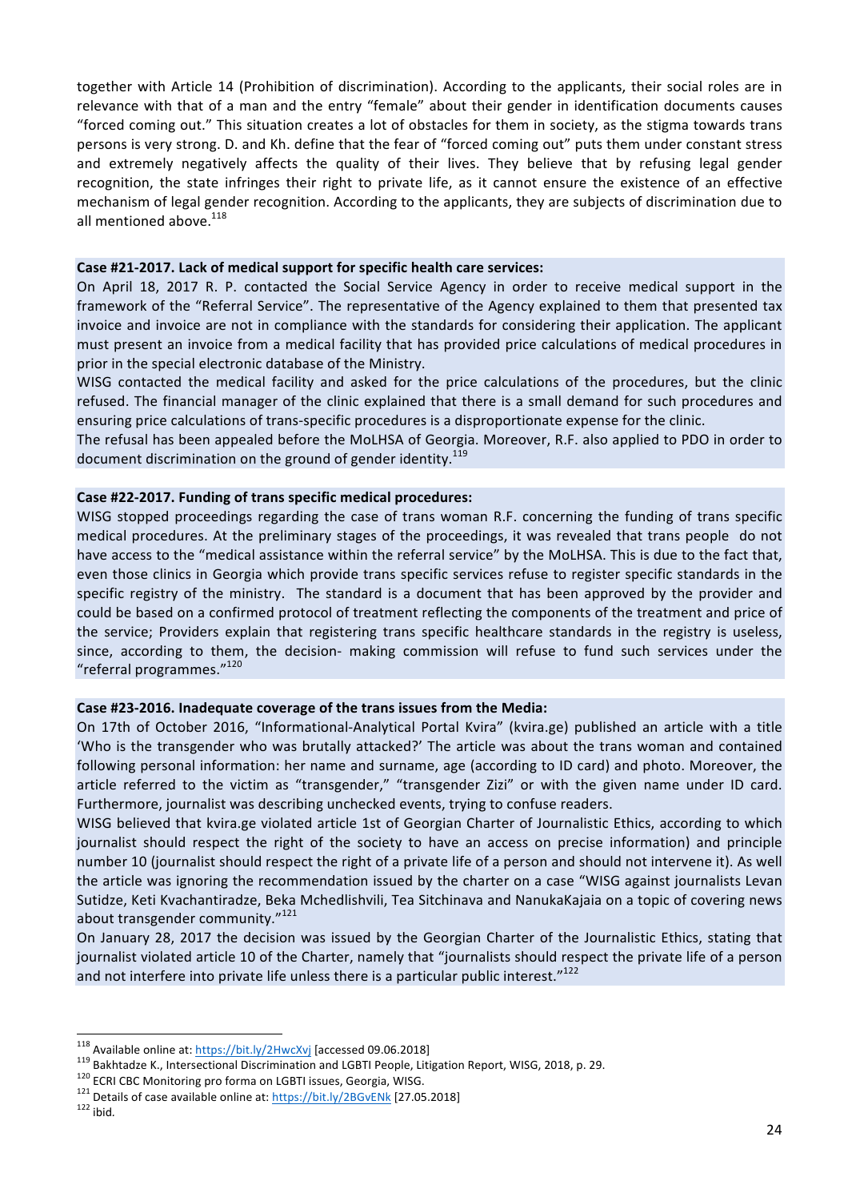together with Article 14 (Prohibition of discrimination). According to the applicants, their social roles are in relevance with that of a man and the entry "female" about their gender in identification documents causes "forced coming out." This situation creates a lot of obstacles for them in society, as the stigma towards trans persons is very strong. D. and Kh. define that the fear of "forced coming out" puts them under constant stress and extremely negatively affects the quality of their lives. They believe that by refusing legal gender recognition, the state infringes their right to private life, as it cannot ensure the existence of an effective mechanism of legal gender recognition. According to the applicants, they are subjects of discrimination due to all mentioned above.[118]

**Case #21-2017. Lack of medical support for specific health care services:**

On April 18, 2017 R. P. contacted the Social Service Agency in order to receive medical support in the framework of the "Referral Service". The representative of the Agency explained to them that presented tax invoice and invoice are not in compliance with the standards for considering their application. The applicant must present an invoice from a medical facility that has provided price calculations of medical procedures in prior in the special electronic database of the Ministry.

WISG contacted the medical facility and asked for the price calculations of the procedures, but the clinic refused. The financial manager of the clinic explained that there is a small demand for such procedures and ensuring price calculations of trans-specific procedures is a disproportionate expense for the clinic.

The refusal has been appealed before the MoLHSA of Georgia. Moreover, R.F. also applied to PDO in order to document discrimination on the ground of gender identity.[119]

**Case #22-2017. Funding of trans specific medical procedures:**

WISG stopped proceedings regarding the case of trans woman R.F. concerning the funding of trans specific medical procedures. At the preliminary stages of the proceedings, it was revealed that trans people do not have access to the "medical assistance within the referral service" by the MoLHSA. This is due to the fact that, even those clinics in Georgia which provide trans specific services refuse to register specific standards in the specific registry of the ministry. The standard is a document that has been approved by the provider and could be based on a confirmed protocol of treatment reflecting the components of the treatment and price of the service; Providers explain that registering trans specific healthcare standards in the registry is useless, since, according to them, the decision- making commission will refuse to fund such services under the "referral programmes."[120]

**Case #23-2016. Inadequate coverage of the trans issues from the Media:**

On 17th of October 2016, "Informational-Analytical Portal Kvira" (kvira.ge) published an article with a title 'Who is the transgender who was brutally attacked?' The article was about the trans woman and contained following personal information: her name and surname, age (according to ID card) and photo. Moreover, the article referred to the victim as "transgender," "transgender Zizi" or with the given name under ID card. Furthermore, journalist was describing unchecked events, trying to confuse readers.

WISG believed that kvira.ge violated article 1st of Georgian Charter of Journalistic Ethics, according to which journalist should respect the right of the society to have an access on precise information) and principle number 10 (journalist should respect the right of a private life of a person and should not intervene it). As well the article was ignoring the recommendation issued by the charter on a case "WISG against journalists Levan Sutidze, Keti Kvachantiradze, Beka Mchedlishvili, Tea Sitchinava and NanukaKajaia on a topic of covering news about transgender community."[121]

On January 28, 2017 the decision was issued by the Georgian Charter of the Journalistic Ethics, stating that journalist violated article 10 of the Charter, namely that "journalists should respect the private life of a person and not interfere into private life unless there is a particular public interest."[122]

---

[118] Available online at: https://bit.ly/2HwcXvj [accessed 09.06.2018]

[119] Bakhtadze K., Intersectional Discrimination and LGBTI People, Litigation Report, WISG, 2018, p. 29.

[120] ECRI CBC Monitoring pro forma on LGBTI issues, Georgia, WISG.

[121] Details of case available online at: https://bit.ly/2BGvENk [27.05.2018]

[122] ibid.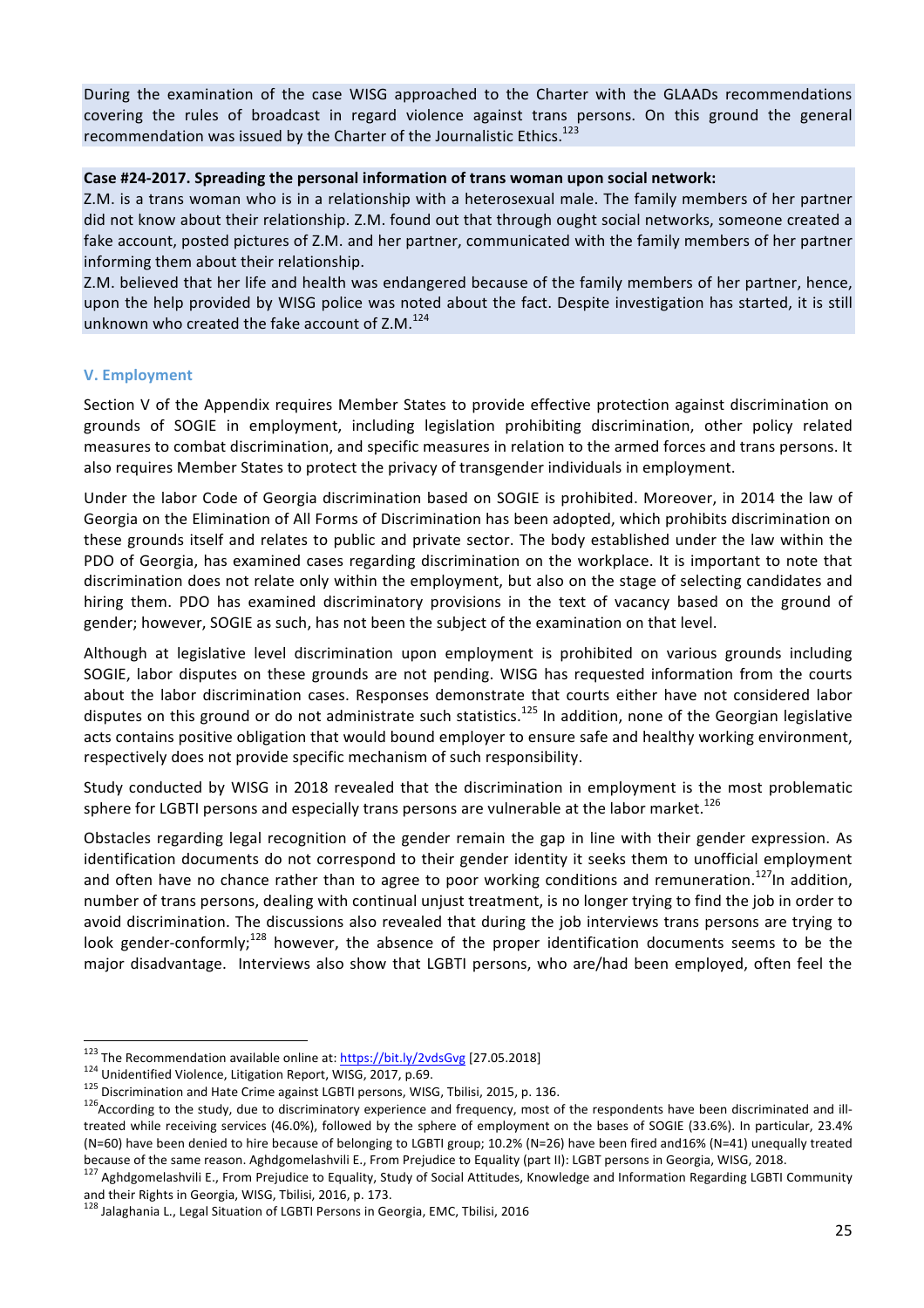During the examination of the case WISG approached to the Charter with the GLAADs recommendations covering the rules of broadcast in regard violence against trans persons. On this ground the general recommendation was issued by the Charter of the Journalistic Ethics.[123]

**Case #24-2017. Spreading the personal information of trans woman upon social network:**
Z.M. is a trans woman who is in a relationship with a heterosexual male. The family members of her partner did not know about their relationship. Z.M. found out that through ought social networks, someone created a fake account, posted pictures of Z.M. and her partner, communicated with the family members of her partner informing them about their relationship.
Z.M. believed that her life and health was endangered because of the family members of her partner, hence, upon the help provided by WISG police was noted about the fact. Despite investigation has started, it is still unknown who created the fake account of Z.M.[124]

### V. Employment

Section V of the Appendix requires Member States to provide effective protection against discrimination on grounds of SOGIE in employment, including legislation prohibiting discrimination, other policy related measures to combat discrimination, and specific measures in relation to the armed forces and trans persons. It also requires Member States to protect the privacy of transgender individuals in employment.

Under the labor Code of Georgia discrimination based on SOGIE is prohibited. Moreover, in 2014 the law of Georgia on the Elimination of All Forms of Discrimination has been adopted, which prohibits discrimination on these grounds itself and relates to public and private sector. The body established under the law within the PDO of Georgia, has examined cases regarding discrimination on the workplace. It is important to note that discrimination does not relate only within the employment, but also on the stage of selecting candidates and hiring them. PDO has examined discriminatory provisions in the text of vacancy based on the ground of gender; however, SOGIE as such, has not been the subject of the examination on that level.

Although at legislative level discrimination upon employment is prohibited on various grounds including SOGIE, labor disputes on these grounds are not pending. WISG has requested information from the courts about the labor discrimination cases. Responses demonstrate that courts either have not considered labor disputes on this ground or do not administrate such statistics.[125] In addition, none of the Georgian legislative acts contains positive obligation that would bound employer to ensure safe and healthy working environment, respectively does not provide specific mechanism of such responsibility.

Study conducted by WISG in 2018 revealed that the discrimination in employment is the most problematic sphere for LGBTI persons and especially trans persons are vulnerable at the labor market.[126]

Obstacles regarding legal recognition of the gender remain the gap in line with their gender expression. As identification documents do not correspond to their gender identity it seeks them to unofficial employment and often have no chance rather than to agree to poor working conditions and remuneration.[127]In addition, number of trans persons, dealing with continual unjust treatment, is no longer trying to find the job in order to avoid discrimination. The discussions also revealed that during the job interviews trans persons are trying to look gender-conformly;[128] however, the absence of the proper identification documents seems to be the major disadvantage. Interviews also show that LGBTI persons, who are/had been employed, often feel the

---

[123] The Recommendation available online at: https://bit.ly/2vdsGvg [27.05.2018]

[124] Unidentified Violence, Litigation Report, WISG, 2017, p.69.

[125] Discrimination and Hate Crime against LGBTI persons, WISG, Tbilisi, 2015, p. 136.

[126] According to the study, due to discriminatory experience and frequency, most of the respondents have been discriminated and ill-treated while receiving services (46.0%), followed by the sphere of employment on the bases of SOGIE (33.6%). In particular, 23.4% (N=60) have been denied to hire because of belonging to LGBTI group; 10.2% (N=26) have been fired and16% (N=41) unequally treated because of the same reason. Aghdgomelashvili E., From Prejudice to Equality (part II): LGBT persons in Georgia, WISG, 2018.

[127] Aghdgomelashvili E., From Prejudice to Equality, Study of Social Attitudes, Knowledge and Information Regarding LGBTI Community and their Rights in Georgia, WISG, Tbilisi, 2016, p. 173.

[128] Jalaghania L., Legal Situation of LGBTI Persons in Georgia, EMC, Tbilisi, 2016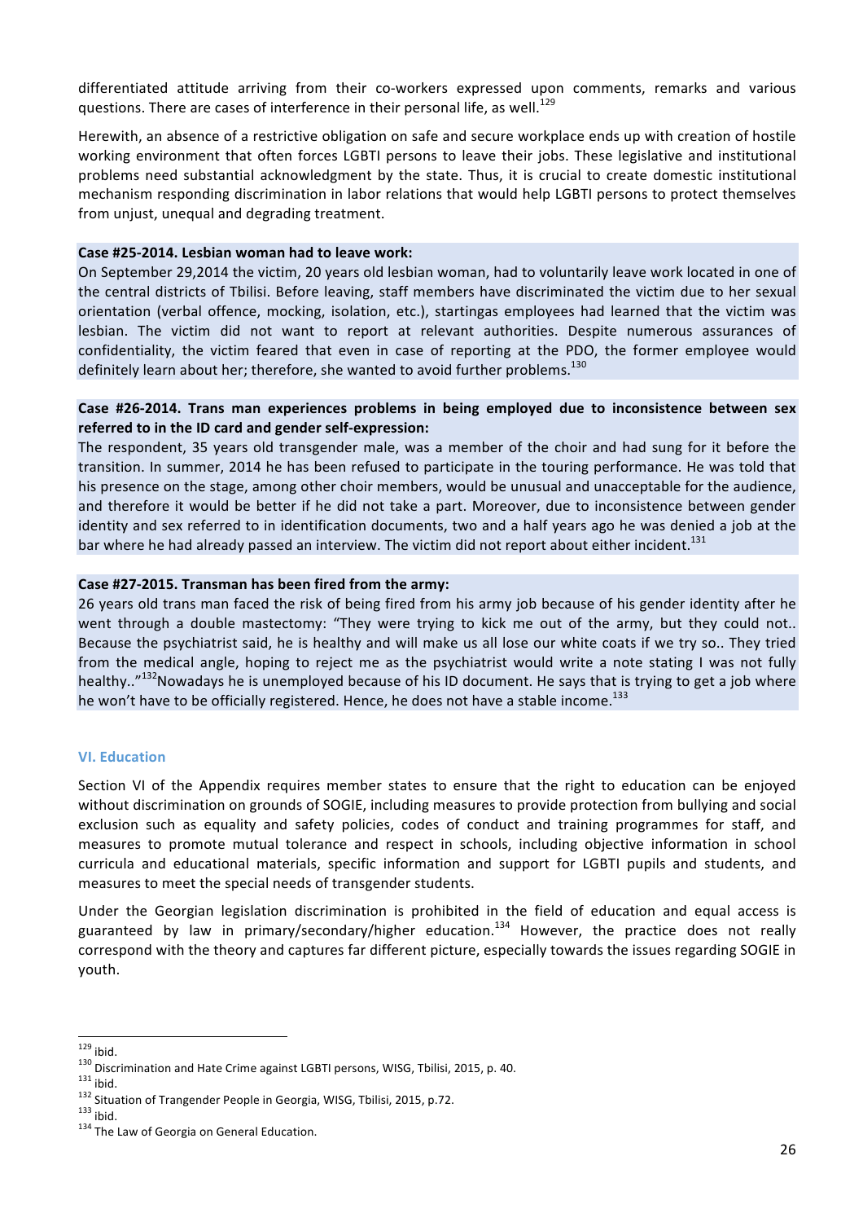differentiated attitude arriving from their co-workers expressed upon comments, remarks and various questions. There are cases of interference in their personal life, as well.[129]

Herewith, an absence of a restrictive obligation on safe and secure workplace ends up with creation of hostile working environment that often forces LGBTI persons to leave their jobs. These legislative and institutional problems need substantial acknowledgment by the state. Thus, it is crucial to create domestic institutional mechanism responding discrimination in labor relations that would help LGBTI persons to protect themselves from unjust, unequal and degrading treatment.

**Case #25-2014. Lesbian woman had to leave work:**

On September 29,2014 the victim, 20 years old lesbian woman, had to voluntarily leave work located in one of the central districts of Tbilisi. Before leaving, staff members have discriminated the victim due to her sexual orientation (verbal offence, mocking, isolation, etc.), startingas employees had learned that the victim was lesbian. The victim did not want to report at relevant authorities. Despite numerous assurances of confidentiality, the victim feared that even in case of reporting at the PDO, the former employee would definitely learn about her; therefore, she wanted to avoid further problems.[130]

**Case #26-2014. Trans man experiences problems in being employed due to inconsistence between sex referred to in the ID card and gender self-expression:**

The respondent, 35 years old transgender male, was a member of the choir and had sung for it before the transition. In summer, 2014 he has been refused to participate in the touring performance. He was told that his presence on the stage, among other choir members, would be unusual and unacceptable for the audience, and therefore it would be better if he did not take a part. Moreover, due to inconsistence between gender identity and sex referred to in identification documents, two and a half years ago he was denied a job at the bar where he had already passed an interview. The victim did not report about either incident.[131]

**Case #27-2015. Transman has been fired from the army:**

26 years old trans man faced the risk of being fired from his army job because of his gender identity after he went through a double mastectomy: "They were trying to kick me out of the army, but they could not.. Because the psychiatrist said, he is healthy and will make us all lose our white coats if we try so.. They tried from the medical angle, hoping to reject me as the psychiatrist would write a note stating I was not fully healthy.."[132]Nowadays he is unemployed because of his ID document. He says that is trying to get a job where he won't have to be officially registered. Hence, he does not have a stable income.[133]

### VI. Education

Section VI of the Appendix requires member states to ensure that the right to education can be enjoyed without discrimination on grounds of SOGIE, including measures to provide protection from bullying and social exclusion such as equality and safety policies, codes of conduct and training programmes for staff, and measures to promote mutual tolerance and respect in schools, including objective information in school curricula and educational materials, specific information and support for LGBTI pupils and students, and measures to meet the special needs of transgender students.

Under the Georgian legislation discrimination is prohibited in the field of education and equal access is guaranteed by law in primary/secondary/higher education.[134] However, the practice does not really correspond with the theory and captures far different picture, especially towards the issues regarding SOGIE in youth.

---

[129] ibid.

[130] Discrimination and Hate Crime against LGBTI persons, WISG, Tbilisi, 2015, p. 40.

[131] ibid.

[132] Situation of Trangender People in Georgia, WISG, Tbilisi, 2015, p.72.

[133] ibid.

[134] The Law of Georgia on General Education.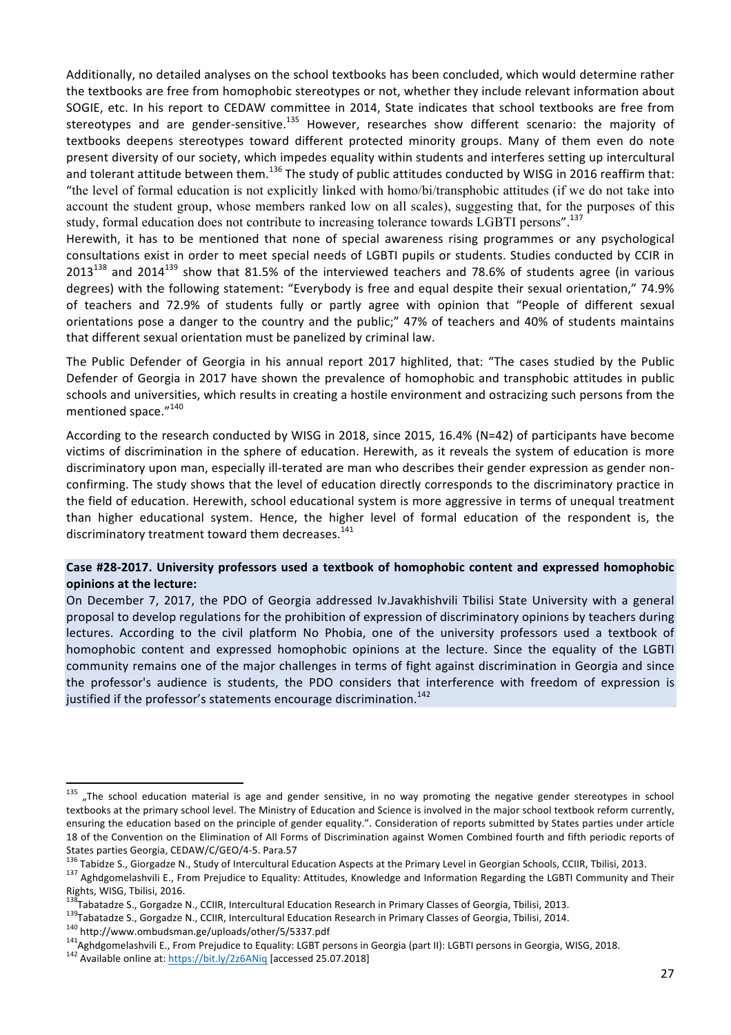Additionally, no detailed analyses on the school textbooks has been concluded, which would determine rather the textbooks are free from homophobic stereotypes or not, whether they include relevant information about SOGIE, etc. In his report to CEDAW committee in 2014, State indicates that school textbooks are free from stereotypes and are gender-sensitive.[135] However, researches show different scenario: the majority of textbooks deepens stereotypes toward different protected minority groups. Many of them even do note present diversity of our society, which impedes equality within students and interferes setting up intercultural and tolerant attitude between them.[136] The study of public attitudes conducted by WISG in 2016 reaffirm that: "the level of formal education is not explicitly linked with homo/bi/transphobic attitudes (if we do not take into account the student group, whose members ranked low on all scales), suggesting that, for the purposes of this study, formal education does not contribute to increasing tolerance towards LGBTI persons".[137]

Herewith, it has to be mentioned that none of special awareness rising programmes or any psychological consultations exist in order to meet special needs of LGBTI pupils or students. Studies conducted by CCIR in 2013[138] and 2014[139] show that 81.5% of the interviewed teachers and 78.6% of students agree (in various degrees) with the following statement: "Everybody is free and equal despite their sexual orientation," 74.9% of teachers and 72.9% of students fully or partly agree with opinion that "People of different sexual orientations pose a danger to the country and the public;" 47% of teachers and 40% of students maintains that different sexual orientation must be panelized by criminal law.

The Public Defender of Georgia in his annual report 2017 highlited, that: "The cases studied by the Public Defender of Georgia in 2017 have shown the prevalence of homophobic and transphobic attitudes in public schools and universities, which results in creating a hostile environment and ostracizing such persons from the mentioned space."[140]

According to the research conducted by WISG in 2018, since 2015, 16.4% (N=42) of participants have become victims of discrimination in the sphere of education. Herewith, as it reveals the system of education is more discriminatory upon man, especially ill-terated are man who describes their gender expression as gender non-confirming. The study shows that the level of education directly corresponds to the discriminatory practice in the field of education. Herewith, school educational system is more aggressive in terms of unequal treatment than higher educational system. Hence, the higher level of formal education of the respondent is, the discriminatory treatment toward them decreases.[141]

**Case #28-2017. University professors used a textbook of homophobic content and expressed homophobic opinions at the lecture:**

On December 7, 2017, the PDO of Georgia addressed Iv.Javakhishvili Tbilisi State University with a general proposal to develop regulations for the prohibition of expression of discriminatory opinions by teachers during lectures. According to the civil platform No Phobia, one of the university professors used a textbook of homophobic content and expressed homophobic opinions at the lecture. Since the equality of the LGBTI community remains one of the major challenges in terms of fight against discrimination in Georgia and since the professor's audience is students, the PDO considers that interference with freedom of expression is justified if the professor's statements encourage discrimination.[142]

---

[135] „The school education material is age and gender sensitive, in no way promoting the negative gender stereotypes in school textbooks at the primary school level. The Ministry of Education and Science is involved in the major school textbook reform currently, ensuring the education based on the principle of gender equality.". Consideration of reports submitted by States parties under article 18 of the Convention on the Elimination of All Forms of Discrimination against Women Combined fourth and fifth periodic reports of States parties Georgia, CEDAW/C/GEO/4-5. Para.57

[136] Tabidze S., Giorgadze N., Study of Intercultural Education Aspects at the Primary Level in Georgian Schools, CCIIR, Tbilisi, 2013.

[137] Aghdgomelashvili E., From Prejudice to Equality: Attitudes, Knowledge and Information Regarding the LGBTI Community and Their Rights, WISG, Tbilisi, 2016.

[138] Tabatadze S., Gorgadze N., CCIIR, Intercultural Education Research in Primary Classes of Georgia, Tbilisi, 2013.

[139] Tabatadze S., Gorgadze N., CCIIR, Intercultural Education Research in Primary Classes of Georgia, Tbilisi, 2014.

[140] http://www.ombudsman.ge/uploads/other/5/5337.pdf

[141] Aghdgomelashvili E., From Prejudice to Equality: LGBT persons in Georgia (part II): LGBTI persons in Georgia, WISG, 2018.

[142] Available online at: https://bit.ly/2z6ANiq [accessed 25.07.2018]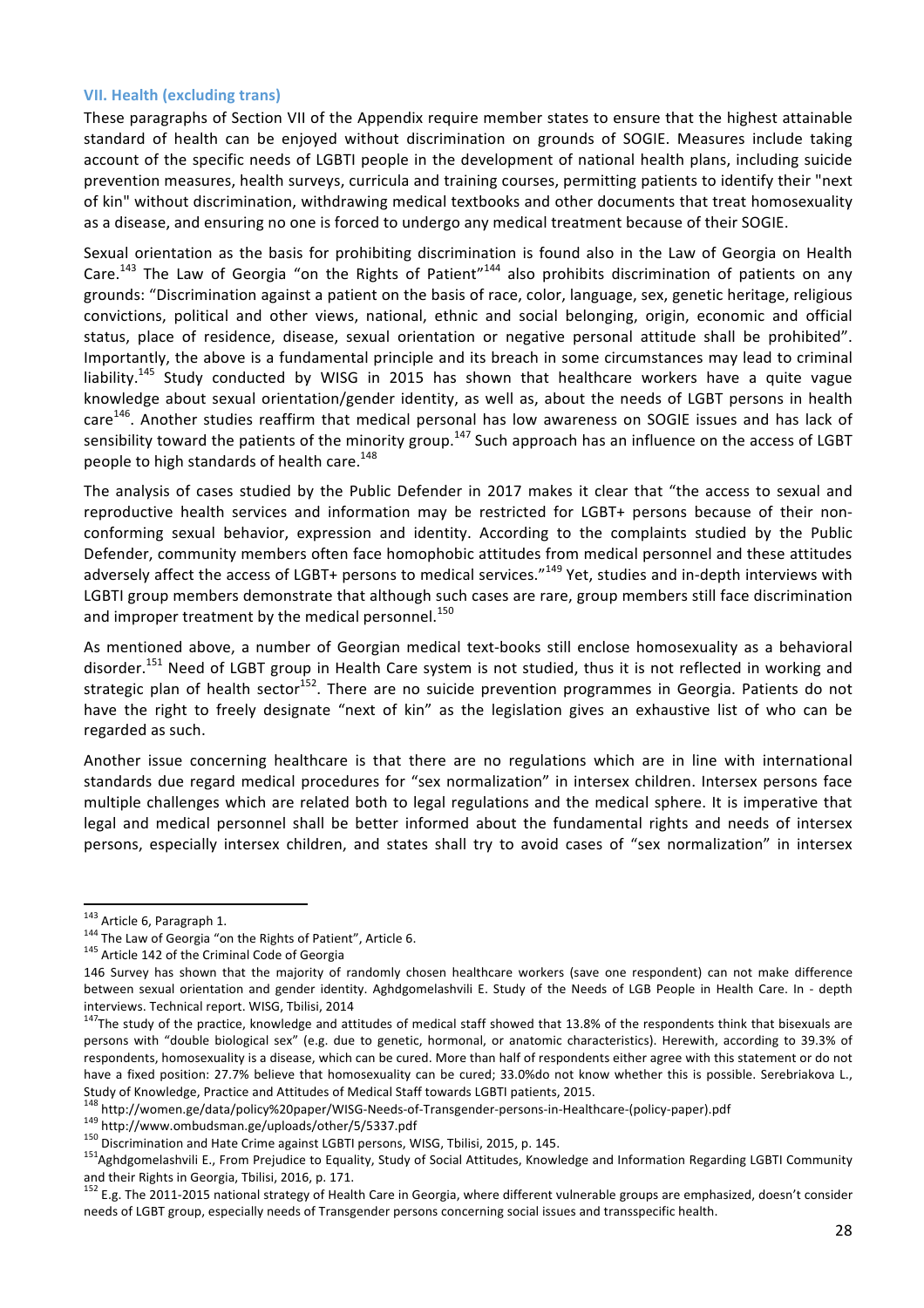### VII. Health (excluding trans)

These paragraphs of Section VII of the Appendix require member states to ensure that the highest attainable standard of health can be enjoyed without discrimination on grounds of SOGIE. Measures include taking account of the specific needs of LGBTI people in the development of national health plans, including suicide prevention measures, health surveys, curricula and training courses, permitting patients to identify their "next of kin" without discrimination, withdrawing medical textbooks and other documents that treat homosexuality as a disease, and ensuring no one is forced to undergo any medical treatment because of their SOGIE.

Sexual orientation as the basis for prohibiting discrimination is found also in the Law of Georgia on Health Care.[143] The Law of Georgia "on the Rights of Patient"[144] also prohibits discrimination of patients on any grounds: "Discrimination against a patient on the basis of race, color, language, sex, genetic heritage, religious convictions, political and other views, national, ethnic and social belonging, origin, economic and official status, place of residence, disease, sexual orientation or negative personal attitude shall be prohibited". Importantly, the above is a fundamental principle and its breach in some circumstances may lead to criminal liability.[145] Study conducted by WISG in 2015 has shown that healthcare workers have a quite vague knowledge about sexual orientation/gender identity, as well as, about the needs of LGBT persons in health care[146]. Another studies reaffirm that medical personal has low awareness on SOGIE issues and has lack of sensibility toward the patients of the minority group.[147] Such approach has an influence on the access of LGBT people to high standards of health care.[148]

The analysis of cases studied by the Public Defender in 2017 makes it clear that "the access to sexual and reproductive health services and information may be restricted for LGBT+ persons because of their non-conforming sexual behavior, expression and identity. According to the complaints studied by the Public Defender, community members often face homophobic attitudes from medical personnel and these attitudes adversely affect the access of LGBT+ persons to medical services."[149] Yet, studies and in-depth interviews with LGBTI group members demonstrate that although such cases are rare, group members still face discrimination and improper treatment by the medical personnel.[150]

As mentioned above, a number of Georgian medical text-books still enclose homosexuality as a behavioral disorder.[151] Need of LGBT group in Health Care system is not studied, thus it is not reflected in working and strategic plan of health sector[152]. There are no suicide prevention programmes in Georgia. Patients do not have the right to freely designate "next of kin" as the legislation gives an exhaustive list of who can be regarded as such.

Another issue concerning healthcare is that there are no regulations which are in line with international standards due regard medical procedures for "sex normalization" in intersex children. Intersex persons face multiple challenges which are related both to legal regulations and the medical sphere. It is imperative that legal and medical personnel shall be better informed about the fundamental rights and needs of intersex persons, especially intersex children, and states shall try to avoid cases of "sex normalization" in intersex

---

[143] Article 6, Paragraph 1.

[144] The Law of Georgia "on the Rights of Patient", Article 6.

[145] Article 142 of the Criminal Code of Georgia

146 Survey has shown that the majority of randomly chosen healthcare workers (save one respondent) can not make difference between sexual orientation and gender identity. Aghdgomelashvili E. Study of the Needs of LGB People in Health Care. In - depth interviews. Technical report. WISG, Tbilisi, 2014

[147] The study of the practice, knowledge and attitudes of medical staff showed that 13.8% of the respondents think that bisexuals are persons with "double biological sex" (e.g. due to genetic, hormonal, or anatomic characteristics). Herewith, according to 39.3% of respondents, homosexuality is a disease, which can be cured. More than half of respondents either agree with this statement or do not have a fixed position: 27.7% believe that homosexuality can be cured; 33.0%do not know whether this is possible. Serebriakova L., Study of Knowledge, Practice and Attitudes of Medical Staff towards LGBTI patients, 2015.

[148] http://women.ge/data/policy%20paper/WISG-Needs-of-Transgender-persons-in-Healthcare-(policy-paper).pdf

[149] http://www.ombudsman.ge/uploads/other/5/5337.pdf

[150] Discrimination and Hate Crime against LGBTI persons, WISG, Tbilisi, 2015, p. 145.

[151] Aghdgomelashvili E., From Prejudice to Equality, Study of Social Attitudes, Knowledge and Information Regarding LGBTI Community and their Rights in Georgia, Tbilisi, 2016, p. 171.

[152] E.g. The 2011-2015 national strategy of Health Care in Georgia, where different vulnerable groups are emphasized, doesn't consider needs of LGBT group, especially needs of Transgender persons concerning social issues and transspecific health.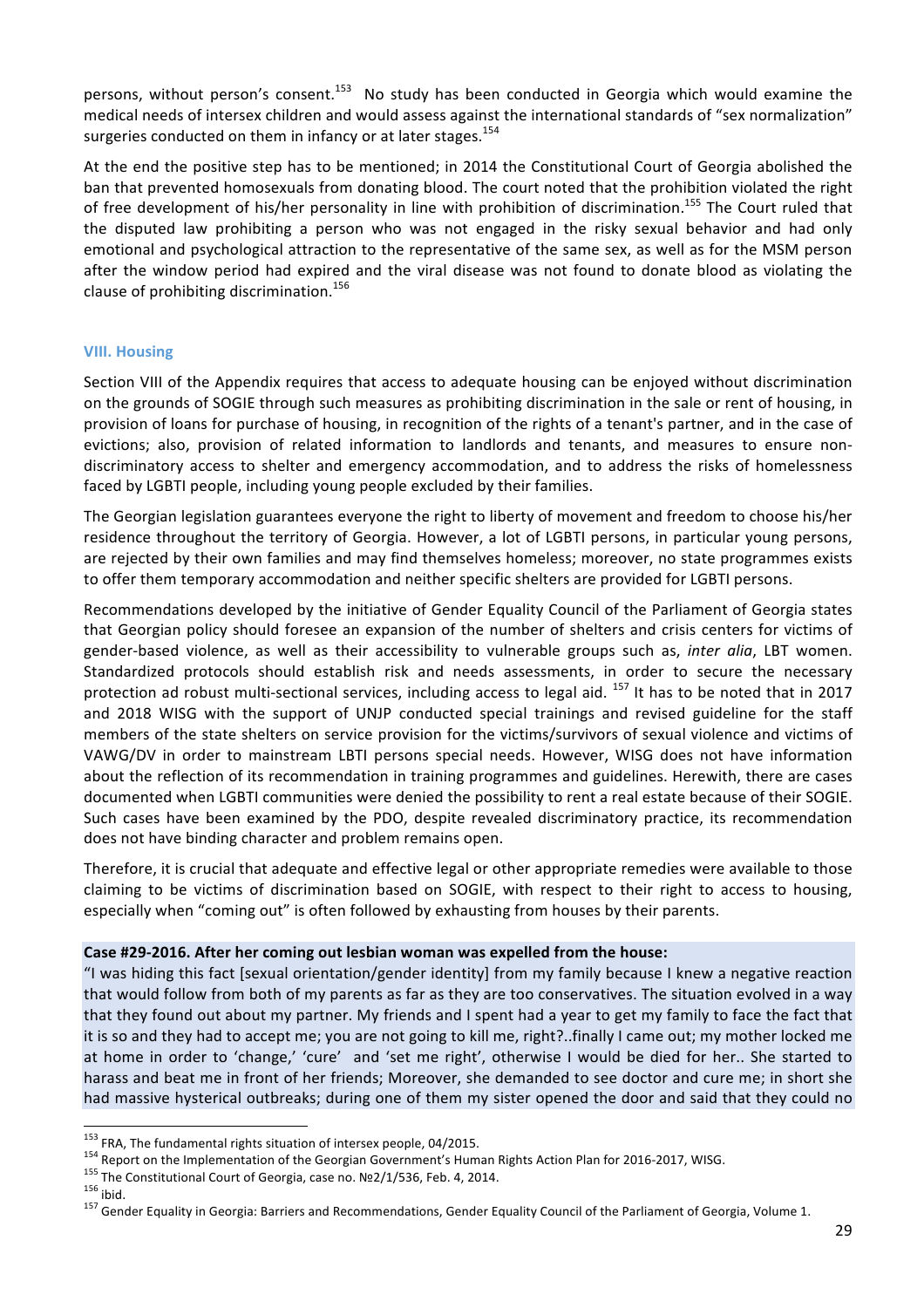persons, without person's consent.[153] No study has been conducted in Georgia which would examine the medical needs of intersex children and would assess against the international standards of "sex normalization" surgeries conducted on them in infancy or at later stages.[154]

At the end the positive step has to be mentioned; in 2014 the Constitutional Court of Georgia abolished the ban that prevented homosexuals from donating blood. The court noted that the prohibition violated the right of free development of his/her personality in line with prohibition of discrimination.[155] The Court ruled that the disputed law prohibiting a person who was not engaged in the risky sexual behavior and had only emotional and psychological attraction to the representative of the same sex, as well as for the MSM person after the window period had expired and the viral disease was not found to donate blood as violating the clause of prohibiting discrimination.[156]

### VIII. Housing

Section VIII of the Appendix requires that access to adequate housing can be enjoyed without discrimination on the grounds of SOGIE through such measures as prohibiting discrimination in the sale or rent of housing, in provision of loans for purchase of housing, in recognition of the rights of a tenant's partner, and in the case of evictions; also, provision of related information to landlords and tenants, and measures to ensure non-discriminatory access to shelter and emergency accommodation, and to address the risks of homelessness faced by LGBTI people, including young people excluded by their families.

The Georgian legislation guarantees everyone the right to liberty of movement and freedom to choose his/her residence throughout the territory of Georgia. However, a lot of LGBTI persons, in particular young persons, are rejected by their own families and may find themselves homeless; moreover, no state programmes exists to offer them temporary accommodation and neither specific shelters are provided for LGBTI persons.

Recommendations developed by the initiative of Gender Equality Council of the Parliament of Georgia states that Georgian policy should foresee an expansion of the number of shelters and crisis centers for victims of gender-based violence, as well as their accessibility to vulnerable groups such as, *inter alia*, LBT women. Standardized protocols should establish risk and needs assessments, in order to secure the necessary protection ad robust multi-sectional services, including access to legal aid. [157] It has to be noted that in 2017 and 2018 WISG with the support of UNJP conducted special trainings and revised guideline for the staff members of the state shelters on service provision for the victims/survivors of sexual violence and victims of VAWG/DV in order to mainstream LBTI persons special needs. However, WISG does not have information about the reflection of its recommendation in training programmes and guidelines. Herewith, there are cases documented when LGBTI communities were denied the possibility to rent a real estate because of their SOGIE. Such cases have been examined by the PDO, despite revealed discriminatory practice, its recommendation does not have binding character and problem remains open.

Therefore, it is crucial that adequate and effective legal or other appropriate remedies were available to those claiming to be victims of discrimination based on SOGIE, with respect to their right to access to housing, especially when "coming out" is often followed by exhausting from houses by their parents.

**Case #29-2016. After her coming out lesbian woman was expelled from the house:**

"I was hiding this fact [sexual orientation/gender identity] from my family because I knew a negative reaction that would follow from both of my parents as far as they are too conservatives. The situation evolved in a way that they found out about my partner. My friends and I spent had a year to get my family to face the fact that it is so and they had to accept me; you are not going to kill me, right?..finally I came out; my mother locked me at home in order to 'change,' 'cure' and 'set me right', otherwise I would be died for her.. She started to harass and beat me in front of her friends; Moreover, she demanded to see doctor and cure me; in short she had massive hysterical outbreaks; during one of them my sister opened the door and said that they could no

---

[153] FRA, The fundamental rights situation of intersex people, 04/2015.

[154] Report on the Implementation of the Georgian Government's Human Rights Action Plan for 2016-2017, WISG.

[155] The Constitutional Court of Georgia, case no. №2/1/536, Feb. 4, 2014.

[156] ibid.

[157] Gender Equality in Georgia: Barriers and Recommendations, Gender Equality Council of the Parliament of Georgia, Volume 1.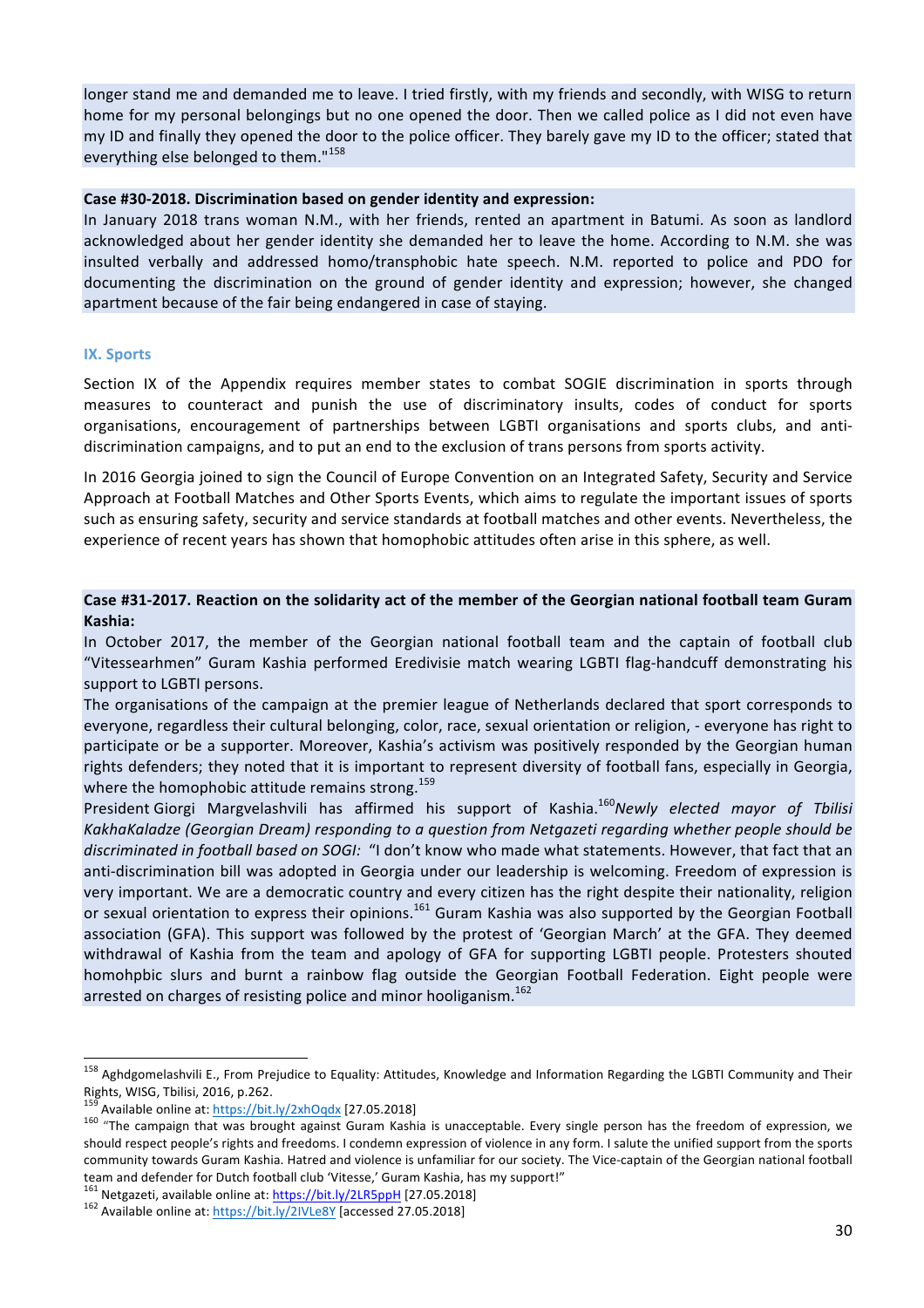longer stand me and demanded me to leave. I tried firstly, with my friends and secondly, with WISG to return home for my personal belongings but no one opened the door. Then we called police as I did not even have my ID and finally they opened the door to the police officer. They barely gave my ID to the officer; stated that everything else belonged to them."[158]

**Case #30-2018. Discrimination based on gender identity and expression:**
In January 2018 trans woman N.M., with her friends, rented an apartment in Batumi. As soon as landlord acknowledged about her gender identity she demanded her to leave the home. According to N.M. she was insulted verbally and addressed homo/transphobic hate speech. N.M. reported to police and PDO for documenting the discrimination on the ground of gender identity and expression; however, she changed apartment because of the fair being endangered in case of staying.

## IX. Sports

Section IX of the Appendix requires member states to combat SOGIE discrimination in sports through measures to counteract and punish the use of discriminatory insults, codes of conduct for sports organisations, encouragement of partnerships between LGBTI organisations and sports clubs, and anti-discrimination campaigns, and to put an end to the exclusion of trans persons from sports activity.

In 2016 Georgia joined to sign the Council of Europe Convention on an Integrated Safety, Security and Service Approach at Football Matches and Other Sports Events, which aims to regulate the important issues of sports such as ensuring safety, security and service standards at football matches and other events. Nevertheless, the experience of recent years has shown that homophobic attitudes often arise in this sphere, as well.

**Case #31-2017. Reaction on the solidarity act of the member of the Georgian national football team Guram Kashia:**
In October 2017, the member of the Georgian national football team and the captain of football club "Vitessearhmen" Guram Kashia performed Eredivisie match wearing LGBTI flag-handcuff demonstrating his support to LGBTI persons.
The organisations of the campaign at the premier league of Netherlands declared that sport corresponds to everyone, regardless their cultural belonging, color, race, sexual orientation or religion, - everyone has right to participate or be a supporter. Moreover, Kashia's activism was positively responded by the Georgian human rights defenders; they noted that it is important to represent diversity of football fans, especially in Georgia, where the homophobic attitude remains strong.[159]
President Giorgi Margvelashvili has affirmed his support of Kashia.[160] *Newly elected mayor of Tbilisi KakhaKaladze (Georgian Dream) responding to a question from Netgazeti regarding whether people should be discriminated in football based on SOGI:* "I don't know who made what statements. However, that fact that an anti-discrimination bill was adopted in Georgia under our leadership is welcoming. Freedom of expression is very important. We are a democratic country and every citizen has the right despite their nationality, religion or sexual orientation to express their opinions.[161] Guram Kashia was also supported by the Georgian Football association (GFA). This support was followed by the protest of 'Georgian March' at the GFA. They deemed withdrawal of Kashia from the team and apology of GFA for supporting LGBTI people. Protesters shouted homohpbic slurs and burnt a rainbow flag outside the Georgian Football Federation. Eight people were arrested on charges of resisting police and minor hooliganism.[162]

---

[158] Aghdgomelashvili E., From Prejudice to Equality: Attitudes, Knowledge and Information Regarding the LGBTI Community and Their Rights, WISG, Tbilisi, 2016, p.262.

[159] Available online at: https://bit.ly/2xhOqdx [27.05.2018]

[160] "The campaign that was brought against Guram Kashia is unacceptable. Every single person has the freedom of expression, we should respect people's rights and freedoms. I condemn expression of violence in any form. I salute the unified support from the sports community towards Guram Kashia. Hatred and violence is unfamiliar for our society. The Vice-captain of the Georgian national football team and defender for Dutch football club 'Vitesse,' Guram Kashia, has my support!"

[161] Netgazeti, available online at: https://bit.ly/2LR5ppH [27.05.2018]

[162] Available online at: https://bit.ly/2IVLe8Y [accessed 27.05.2018]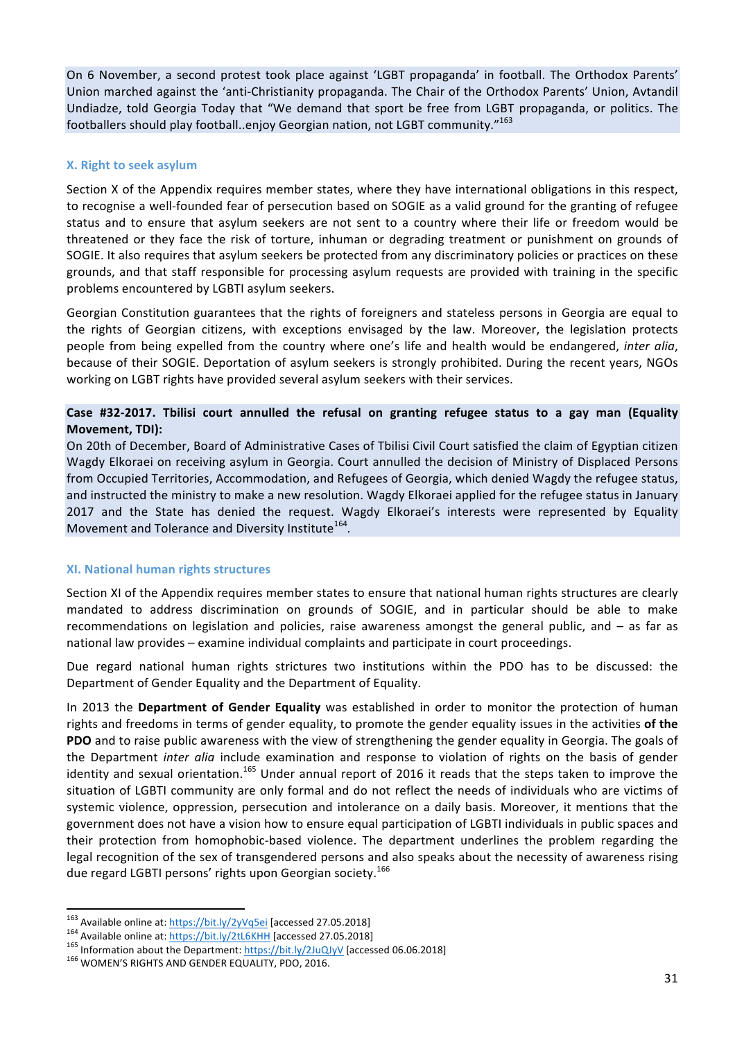On 6 November, a second protest took place against 'LGBT propaganda' in football. The Orthodox Parents' Union marched against the 'anti-Christianity propaganda. The Chair of the Orthodox Parents' Union, Avtandil Undiadze, told Georgia Today that "We demand that sport be free from LGBT propaganda, or politics. The footballers should play football..enjoy Georgian nation, not LGBT community."[163]

## X. Right to seek asylum

Section X of the Appendix requires member states, where they have international obligations in this respect, to recognise a well-founded fear of persecution based on SOGIE as a valid ground for the granting of refugee status and to ensure that asylum seekers are not sent to a country where their life or freedom would be threatened or they face the risk of torture, inhuman or degrading treatment or punishment on grounds of SOGIE. It also requires that asylum seekers be protected from any discriminatory policies or practices on these grounds, and that staff responsible for processing asylum requests are provided with training in the specific problems encountered by LGBTI asylum seekers.

Georgian Constitution guarantees that the rights of foreigners and stateless persons in Georgia are equal to the rights of Georgian citizens, with exceptions envisaged by the law. Moreover, the legislation protects people from being expelled from the country where one's life and health would be endangered, *inter alia*, because of their SOGIE. Deportation of asylum seekers is strongly prohibited. During the recent years, NGOs working on LGBT rights have provided several asylum seekers with their services.

**Case #32-2017. Tbilisi court annulled the refusal on granting refugee status to a gay man (Equality Movement, TDI):**

On 20th of December, Board of Administrative Cases of Tbilisi Civil Court satisfied the claim of Egyptian citizen Wagdy Elkoraei on receiving asylum in Georgia. Court annulled the decision of Ministry of Displaced Persons from Occupied Territories, Accommodation, and Refugees of Georgia, which denied Wagdy the refugee status, and instructed the ministry to make a new resolution. Wagdy Elkoraei applied for the refugee status in January 2017 and the State has denied the request. Wagdy Elkoraei's interests were represented by Equality Movement and Tolerance and Diversity Institute[164].

## XI. National human rights structures

Section XI of the Appendix requires member states to ensure that national human rights structures are clearly mandated to address discrimination on grounds of SOGIE, and in particular should be able to make recommendations on legislation and policies, raise awareness amongst the general public, and – as far as national law provides – examine individual complaints and participate in court proceedings.

Due regard national human rights strictures two institutions within the PDO has to be discussed: the Department of Gender Equality and the Department of Equality.

In 2013 the **Department of Gender Equality** was established in order to monitor the protection of human rights and freedoms in terms of gender equality, to promote the gender equality issues in the activities **of the PDO** and to raise public awareness with the view of strengthening the gender equality in Georgia. The goals of the Department *inter alia* include examination and response to violation of rights on the basis of gender identity and sexual orientation.[165] Under annual report of 2016 it reads that the steps taken to improve the situation of LGBTI community are only formal and do not reflect the needs of individuals who are victims of systemic violence, oppression, persecution and intolerance on a daily basis. Moreover, it mentions that the government does not have a vision how to ensure equal participation of LGBTI individuals in public spaces and their protection from homophobic-based violence. The department underlines the problem regarding the legal recognition of the sex of transgendered persons and also speaks about the necessity of awareness rising due regard LGBTI persons' rights upon Georgian society.[166]

---

[163] Available online at: https://bit.ly/2yVq5ei [accessed 27.05.2018]

[164] Available online at: https://bit.ly/2tL6KHH [accessed 27.05.2018]

[165] Information about the Department: https://bit.ly/2JuQJyV [accessed 06.06.2018]

[166] WOMEN'S RIGHTS AND GENDER EQUALITY, PDO, 2016.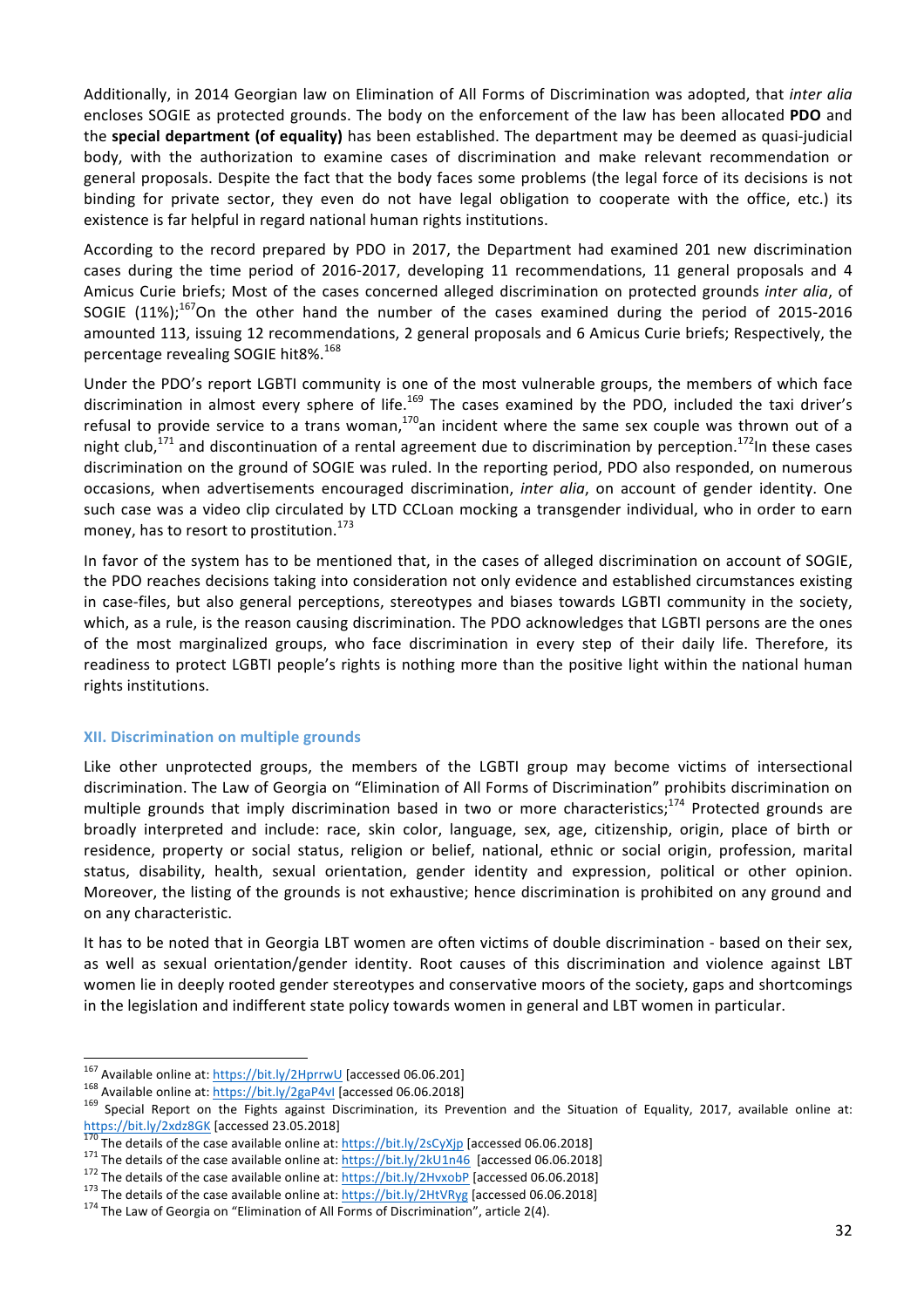Additionally, in 2014 Georgian law on Elimination of All Forms of Discrimination was adopted, that *inter alia* encloses SOGIE as protected grounds. The body on the enforcement of the law has been allocated **PDO** and the **special department (of equality)** has been established. The department may be deemed as quasi-judicial body, with the authorization to examine cases of discrimination and make relevant recommendation or general proposals. Despite the fact that the body faces some problems (the legal force of its decisions is not binding for private sector, they even do not have legal obligation to cooperate with the office, etc.) its existence is far helpful in regard national human rights institutions.

According to the record prepared by PDO in 2017, the Department had examined 201 new discrimination cases during the time period of 2016-2017, developing 11 recommendations, 11 general proposals and 4 Amicus Curie briefs; Most of the cases concerned alleged discrimination on protected grounds *inter alia*, of SOGIE (11%);[167]On the other hand the number of the cases examined during the period of 2015-2016 amounted 113, issuing 12 recommendations, 2 general proposals and 6 Amicus Curie briefs; Respectively, the percentage revealing SOGIE hit8%.[168]

Under the PDO's report LGBTI community is one of the most vulnerable groups, the members of which face discrimination in almost every sphere of life.[169] The cases examined by the PDO, included the taxi driver's refusal to provide service to a trans woman,[170]an incident where the same sex couple was thrown out of a night club,[171] and discontinuation of a rental agreement due to discrimination by perception.[172]In these cases discrimination on the ground of SOGIE was ruled. In the reporting period, PDO also responded, on numerous occasions, when advertisements encouraged discrimination, *inter alia*, on account of gender identity. One such case was a video clip circulated by LTD CCLoan mocking a transgender individual, who in order to earn money, has to resort to prostitution.[173]

In favor of the system has to be mentioned that, in the cases of alleged discrimination on account of SOGIE, the PDO reaches decisions taking into consideration not only evidence and established circumstances existing in case-files, but also general perceptions, stereotypes and biases towards LGBTI community in the society, which, as a rule, is the reason causing discrimination. The PDO acknowledges that LGBTI persons are the ones of the most marginalized groups, who face discrimination in every step of their daily life. Therefore, its readiness to protect LGBTI people's rights is nothing more than the positive light within the national human rights institutions.

### XII. Discrimination on multiple grounds

Like other unprotected groups, the members of the LGBTI group may become victims of intersectional discrimination. The Law of Georgia on "Elimination of All Forms of Discrimination" prohibits discrimination on multiple grounds that imply discrimination based in two or more characteristics;[174] Protected grounds are broadly interpreted and include: race, skin color, language, sex, age, citizenship, origin, place of birth or residence, property or social status, religion or belief, national, ethnic or social origin, profession, marital status, disability, health, sexual orientation, gender identity and expression, political or other opinion. Moreover, the listing of the grounds is not exhaustive; hence discrimination is prohibited on any ground and on any characteristic.

It has to be noted that in Georgia LBT women are often victims of double discrimination - based on their sex, as well as sexual orientation/gender identity. Root causes of this discrimination and violence against LBT women lie in deeply rooted gender stereotypes and conservative moors of the society, gaps and shortcomings in the legislation and indifferent state policy towards women in general and LBT women in particular.

---

[167] Available online at: https://bit.ly/2HprrwU [accessed 06.06.201]

[168] Available online at: https://bit.ly/2gaP4vl [accessed 06.06.2018]

[169] Special Report on the Fights against Discrimination, its Prevention and the Situation of Equality, 2017, available online at: https://bit.ly/2xdz8GK [accessed 23.05.2018]

[170] The details of the case available online at: https://bit.ly/2sCyXjp [accessed 06.06.2018]

[171] The details of the case available online at: https://bit.ly/2kU1n46 [accessed 06.06.2018]

[172] The details of the case available online at: https://bit.ly/2HvxobP [accessed 06.06.2018]

[173] The details of the case available online at: https://bit.ly/2HtVRyg [accessed 06.06.2018]

[174] The Law of Georgia on "Elimination of All Forms of Discrimination", article 2(4).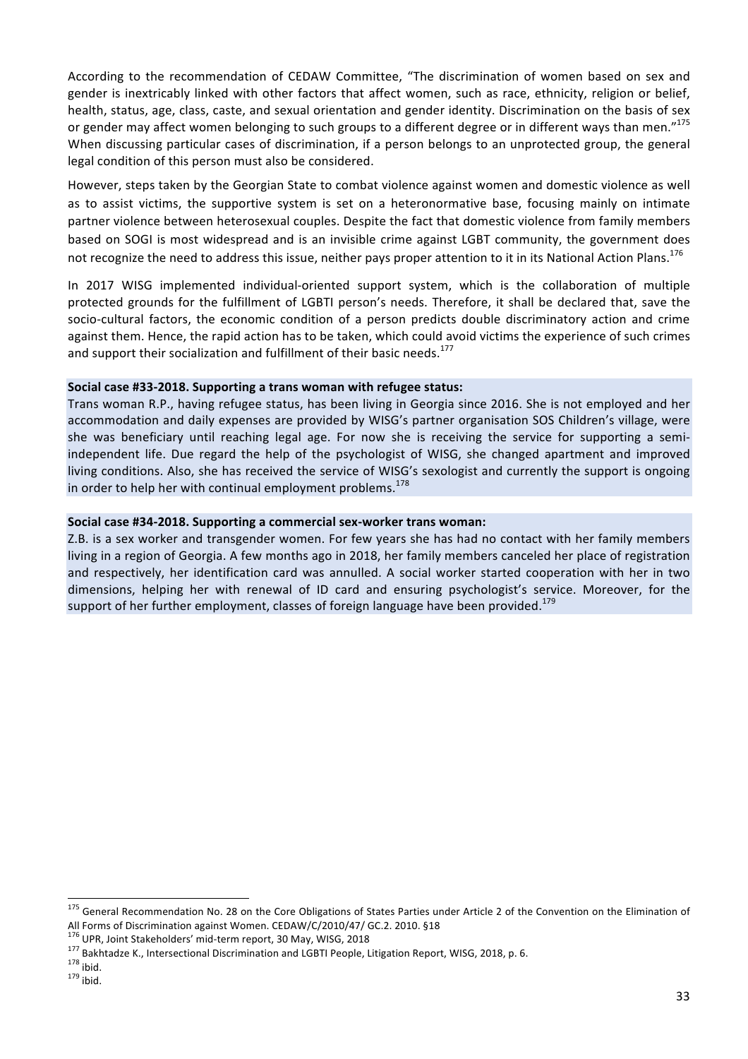According to the recommendation of CEDAW Committee, "The discrimination of women based on sex and gender is inextricably linked with other factors that affect women, such as race, ethnicity, religion or belief, health, status, age, class, caste, and sexual orientation and gender identity. Discrimination on the basis of sex or gender may affect women belonging to such groups to a different degree or in different ways than men."[175] When discussing particular cases of discrimination, if a person belongs to an unprotected group, the general legal condition of this person must also be considered.

However, steps taken by the Georgian State to combat violence against women and domestic violence as well as to assist victims, the supportive system is set on a heteronormative base, focusing mainly on intimate partner violence between heterosexual couples. Despite the fact that domestic violence from family members based on SOGI is most widespread and is an invisible crime against LGBT community, the government does not recognize the need to address this issue, neither pays proper attention to it in its National Action Plans.[176]

In 2017 WISG implemented individual-oriented support system, which is the collaboration of multiple protected grounds for the fulfillment of LGBTI person's needs. Therefore, it shall be declared that, save the socio-cultural factors, the economic condition of a person predicts double discriminatory action and crime against them. Hence, the rapid action has to be taken, which could avoid victims the experience of such crimes and support their socialization and fulfillment of their basic needs.[177]

**Social case #33-2018. Supporting a trans woman with refugee status:**

Trans woman R.P., having refugee status, has been living in Georgia since 2016. She is not employed and her accommodation and daily expenses are provided by WISG's partner organisation SOS Children's village, were she was beneficiary until reaching legal age. For now she is receiving the service for supporting a semi-independent life. Due regard the help of the psychologist of WISG, she changed apartment and improved living conditions. Also, she has received the service of WISG's sexologist and currently the support is ongoing in order to help her with continual employment problems.[178]

**Social case #34-2018. Supporting a commercial sex-worker trans woman:**

Z.B. is a sex worker and transgender women. For few years she has had no contact with her family members living in a region of Georgia. A few months ago in 2018, her family members canceled her place of registration and respectively, her identification card was annulled. A social worker started cooperation with her in two dimensions, helping her with renewal of ID card and ensuring psychologist's service. Moreover, for the support of her further employment, classes of foreign language have been provided.[179]

---

[175] General Recommendation No. 28 on the Core Obligations of States Parties under Article 2 of the Convention on the Elimination of All Forms of Discrimination against Women. CEDAW/C/2010/47/ GC.2. 2010. §18

[176] UPR, Joint Stakeholders' mid-term report, 30 May, WISG, 2018

[177] Bakhtadze K., Intersectional Discrimination and LGBTI People, Litigation Report, WISG, 2018, p. 6.

[178] ibid.

[179] ibid.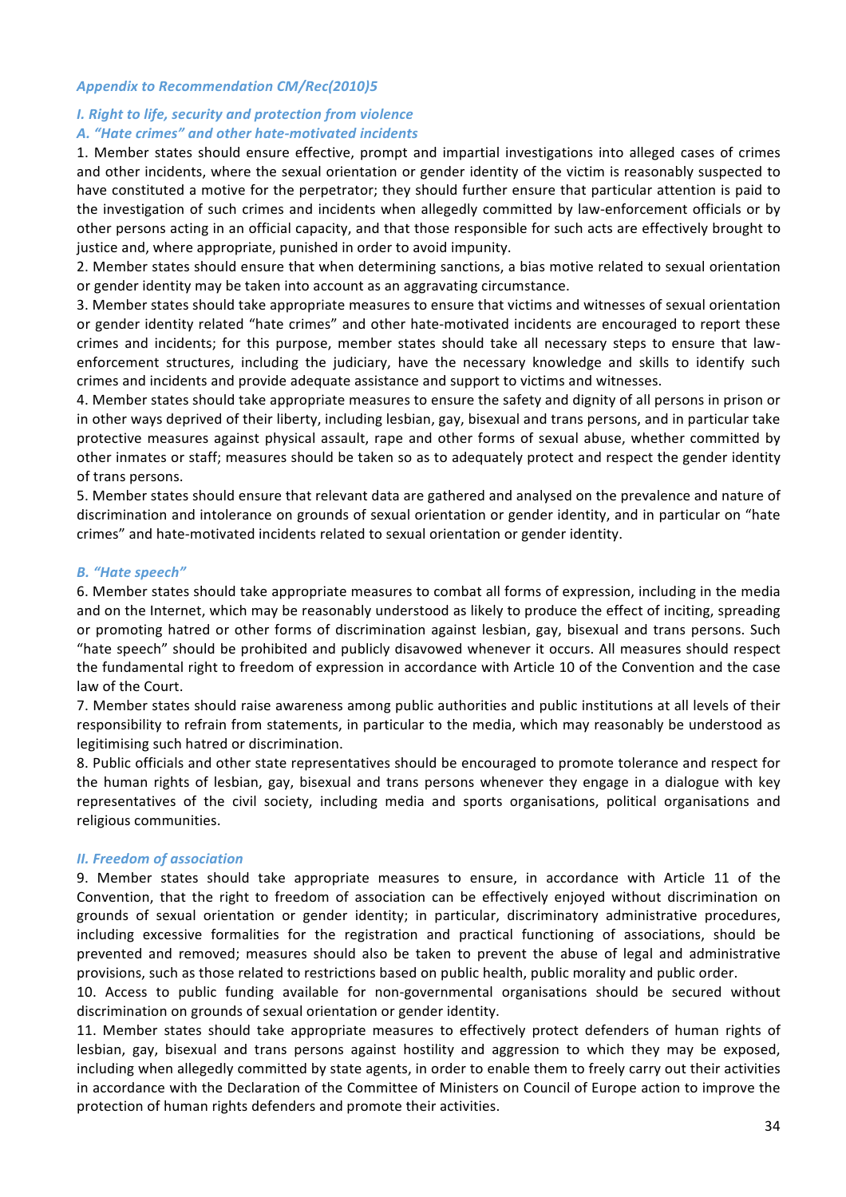### *Appendix to Recommendation CM/Rec(2010)5*

#### *I. Right to life, security and protection from violence*

#### *A. "Hate crimes" and other hate-motivated incidents*

1. Member states should ensure effective, prompt and impartial investigations into alleged cases of crimes and other incidents, where the sexual orientation or gender identity of the victim is reasonably suspected to have constituted a motive for the perpetrator; they should further ensure that particular attention is paid to the investigation of such crimes and incidents when allegedly committed by law-enforcement officials or by other persons acting in an official capacity, and that those responsible for such acts are effectively brought to justice and, where appropriate, punished in order to avoid impunity.
2. Member states should ensure that when determining sanctions, a bias motive related to sexual orientation or gender identity may be taken into account as an aggravating circumstance.
3. Member states should take appropriate measures to ensure that victims and witnesses of sexual orientation or gender identity related "hate crimes" and other hate-motivated incidents are encouraged to report these crimes and incidents; for this purpose, member states should take all necessary steps to ensure that law-enforcement structures, including the judiciary, have the necessary knowledge and skills to identify such crimes and incidents and provide adequate assistance and support to victims and witnesses.
4. Member states should take appropriate measures to ensure the safety and dignity of all persons in prison or in other ways deprived of their liberty, including lesbian, gay, bisexual and trans persons, and in particular take protective measures against physical assault, rape and other forms of sexual abuse, whether committed by other inmates or staff; measures should be taken so as to adequately protect and respect the gender identity of trans persons.
5. Member states should ensure that relevant data are gathered and analysed on the prevalence and nature of discrimination and intolerance on grounds of sexual orientation or gender identity, and in particular on "hate crimes" and hate-motivated incidents related to sexual orientation or gender identity.

#### *B. "Hate speech"*

6. Member states should take appropriate measures to combat all forms of expression, including in the media and on the Internet, which may be reasonably understood as likely to produce the effect of inciting, spreading or promoting hatred or other forms of discrimination against lesbian, gay, bisexual and trans persons. Such "hate speech" should be prohibited and publicly disavowed whenever it occurs. All measures should respect the fundamental right to freedom of expression in accordance with Article 10 of the Convention and the case law of the Court.
7. Member states should raise awareness among public authorities and public institutions at all levels of their responsibility to refrain from statements, in particular to the media, which may reasonably be understood as legitimising such hatred or discrimination.
8. Public officials and other state representatives should be encouraged to promote tolerance and respect for the human rights of lesbian, gay, bisexual and trans persons whenever they engage in a dialogue with key representatives of the civil society, including media and sports organisations, political organisations and religious communities.

#### *II. Freedom of association*

9. Member states should take appropriate measures to ensure, in accordance with Article 11 of the Convention, that the right to freedom of association can be effectively enjoyed without discrimination on grounds of sexual orientation or gender identity; in particular, discriminatory administrative procedures, including excessive formalities for the registration and practical functioning of associations, should be prevented and removed; measures should also be taken to prevent the abuse of legal and administrative provisions, such as those related to restrictions based on public health, public morality and public order.
10. Access to public funding available for non-governmental organisations should be secured without discrimination on grounds of sexual orientation or gender identity.
11. Member states should take appropriate measures to effectively protect defenders of human rights of lesbian, gay, bisexual and trans persons against hostility and aggression to which they may be exposed, including when allegedly committed by state agents, in order to enable them to freely carry out their activities in accordance with the Declaration of the Committee of Ministers on Council of Europe action to improve the protection of human rights defenders and promote their activities.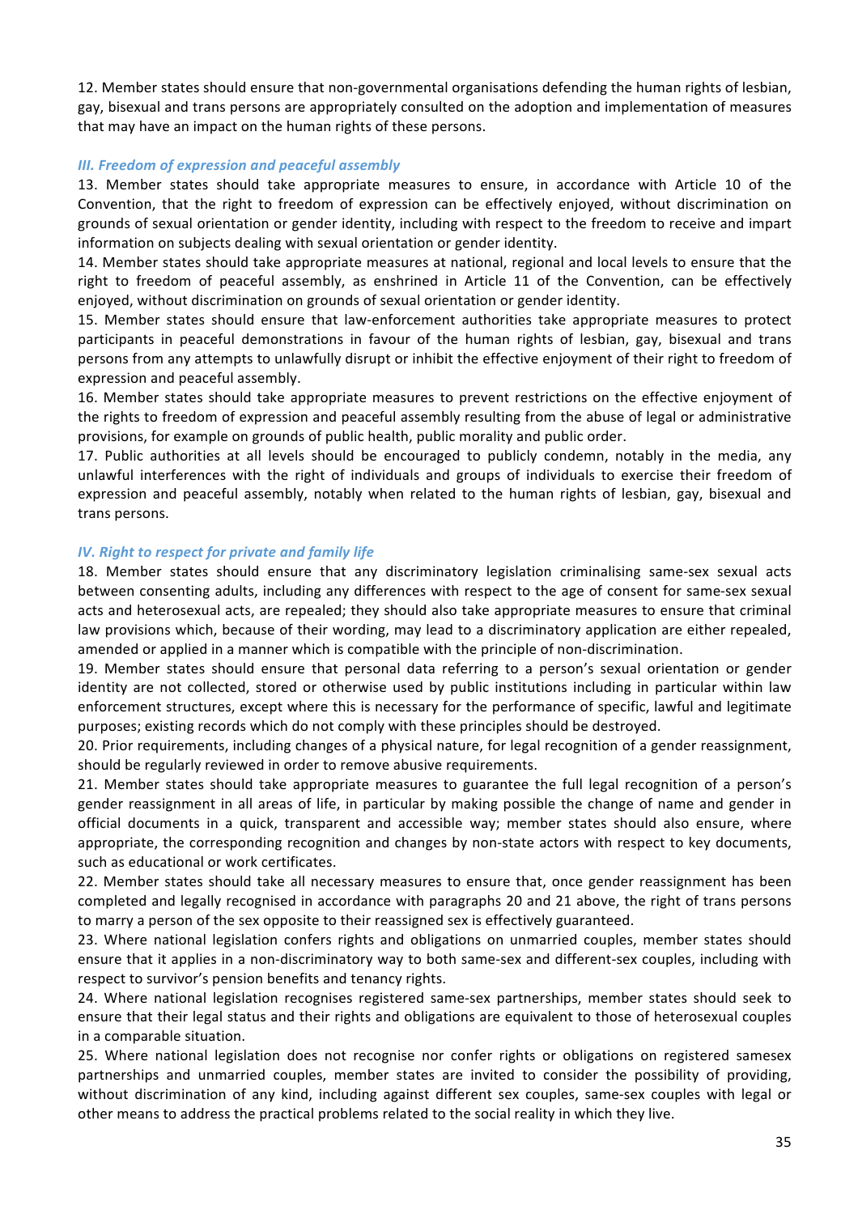12. Member states should ensure that non-governmental organisations defending the human rights of lesbian, gay, bisexual and trans persons are appropriately consulted on the adoption and implementation of measures that may have an impact on the human rights of these persons.

### *III. Freedom of expression and peaceful assembly*

13. Member states should take appropriate measures to ensure, in accordance with Article 10 of the Convention, that the right to freedom of expression can be effectively enjoyed, without discrimination on grounds of sexual orientation or gender identity, including with respect to the freedom to receive and impart information on subjects dealing with sexual orientation or gender identity.

14. Member states should take appropriate measures at national, regional and local levels to ensure that the right to freedom of peaceful assembly, as enshrined in Article 11 of the Convention, can be effectively enjoyed, without discrimination on grounds of sexual orientation or gender identity.

15. Member states should ensure that law-enforcement authorities take appropriate measures to protect participants in peaceful demonstrations in favour of the human rights of lesbian, gay, bisexual and trans persons from any attempts to unlawfully disrupt or inhibit the effective enjoyment of their right to freedom of expression and peaceful assembly.

16. Member states should take appropriate measures to prevent restrictions on the effective enjoyment of the rights to freedom of expression and peaceful assembly resulting from the abuse of legal or administrative provisions, for example on grounds of public health, public morality and public order.

17. Public authorities at all levels should be encouraged to publicly condemn, notably in the media, any unlawful interferences with the right of individuals and groups of individuals to exercise their freedom of expression and peaceful assembly, notably when related to the human rights of lesbian, gay, bisexual and trans persons.

### *IV. Right to respect for private and family life*

18. Member states should ensure that any discriminatory legislation criminalising same-sex sexual acts between consenting adults, including any differences with respect to the age of consent for same-sex sexual acts and heterosexual acts, are repealed; they should also take appropriate measures to ensure that criminal law provisions which, because of their wording, may lead to a discriminatory application are either repealed, amended or applied in a manner which is compatible with the principle of non-discrimination.

19. Member states should ensure that personal data referring to a person's sexual orientation or gender identity are not collected, stored or otherwise used by public institutions including in particular within law enforcement structures, except where this is necessary for the performance of specific, lawful and legitimate purposes; existing records which do not comply with these principles should be destroyed.

20. Prior requirements, including changes of a physical nature, for legal recognition of a gender reassignment, should be regularly reviewed in order to remove abusive requirements.

21. Member states should take appropriate measures to guarantee the full legal recognition of a person's gender reassignment in all areas of life, in particular by making possible the change of name and gender in official documents in a quick, transparent and accessible way; member states should also ensure, where appropriate, the corresponding recognition and changes by non-state actors with respect to key documents, such as educational or work certificates.

22. Member states should take all necessary measures to ensure that, once gender reassignment has been completed and legally recognised in accordance with paragraphs 20 and 21 above, the right of trans persons to marry a person of the sex opposite to their reassigned sex is effectively guaranteed.

23. Where national legislation confers rights and obligations on unmarried couples, member states should ensure that it applies in a non-discriminatory way to both same-sex and different-sex couples, including with respect to survivor's pension benefits and tenancy rights.

24. Where national legislation recognises registered same-sex partnerships, member states should seek to ensure that their legal status and their rights and obligations are equivalent to those of heterosexual couples in a comparable situation.

25. Where national legislation does not recognise nor confer rights or obligations on registered samesex partnerships and unmarried couples, member states are invited to consider the possibility of providing, without discrimination of any kind, including against different sex couples, same-sex couples with legal or other means to address the practical problems related to the social reality in which they live.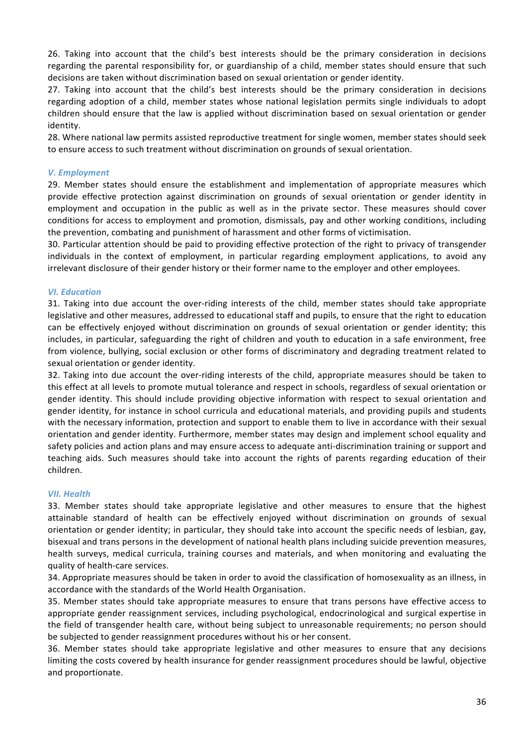26. Taking into account that the child's best interests should be the primary consideration in decisions regarding the parental responsibility for, or guardianship of a child, member states should ensure that such decisions are taken without discrimination based on sexual orientation or gender identity.

27. Taking into account that the child's best interests should be the primary consideration in decisions regarding adoption of a child, member states whose national legislation permits single individuals to adopt children should ensure that the law is applied without discrimination based on sexual orientation or gender identity.

28. Where national law permits assisted reproductive treatment for single women, member states should seek to ensure access to such treatment without discrimination on grounds of sexual orientation.

### *V. Employment*

29. Member states should ensure the establishment and implementation of appropriate measures which provide effective protection against discrimination on grounds of sexual orientation or gender identity in employment and occupation in the public as well as in the private sector. These measures should cover conditions for access to employment and promotion, dismissals, pay and other working conditions, including the prevention, combating and punishment of harassment and other forms of victimisation.

30. Particular attention should be paid to providing effective protection of the right to privacy of transgender individuals in the context of employment, in particular regarding employment applications, to avoid any irrelevant disclosure of their gender history or their former name to the employer and other employees.

### *VI. Education*

31. Taking into due account the over-riding interests of the child, member states should take appropriate legislative and other measures, addressed to educational staff and pupils, to ensure that the right to education can be effectively enjoyed without discrimination on grounds of sexual orientation or gender identity; this includes, in particular, safeguarding the right of children and youth to education in a safe environment, free from violence, bullying, social exclusion or other forms of discriminatory and degrading treatment related to sexual orientation or gender identity.

32. Taking into due account the over-riding interests of the child, appropriate measures should be taken to this effect at all levels to promote mutual tolerance and respect in schools, regardless of sexual orientation or gender identity. This should include providing objective information with respect to sexual orientation and gender identity, for instance in school curricula and educational materials, and providing pupils and students with the necessary information, protection and support to enable them to live in accordance with their sexual orientation and gender identity. Furthermore, member states may design and implement school equality and safety policies and action plans and may ensure access to adequate anti-discrimination training or support and teaching aids. Such measures should take into account the rights of parents regarding education of their children.

### *VII. Health*

33. Member states should take appropriate legislative and other measures to ensure that the highest attainable standard of health can be effectively enjoyed without discrimination on grounds of sexual orientation or gender identity; in particular, they should take into account the specific needs of lesbian, gay, bisexual and trans persons in the development of national health plans including suicide prevention measures, health surveys, medical curricula, training courses and materials, and when monitoring and evaluating the quality of health-care services.

34. Appropriate measures should be taken in order to avoid the classification of homosexuality as an illness, in accordance with the standards of the World Health Organisation.

35. Member states should take appropriate measures to ensure that trans persons have effective access to appropriate gender reassignment services, including psychological, endocrinological and surgical expertise in the field of transgender health care, without being subject to unreasonable requirements; no person should be subjected to gender reassignment procedures without his or her consent.

36. Member states should take appropriate legislative and other measures to ensure that any decisions limiting the costs covered by health insurance for gender reassignment procedures should be lawful, objective and proportionate.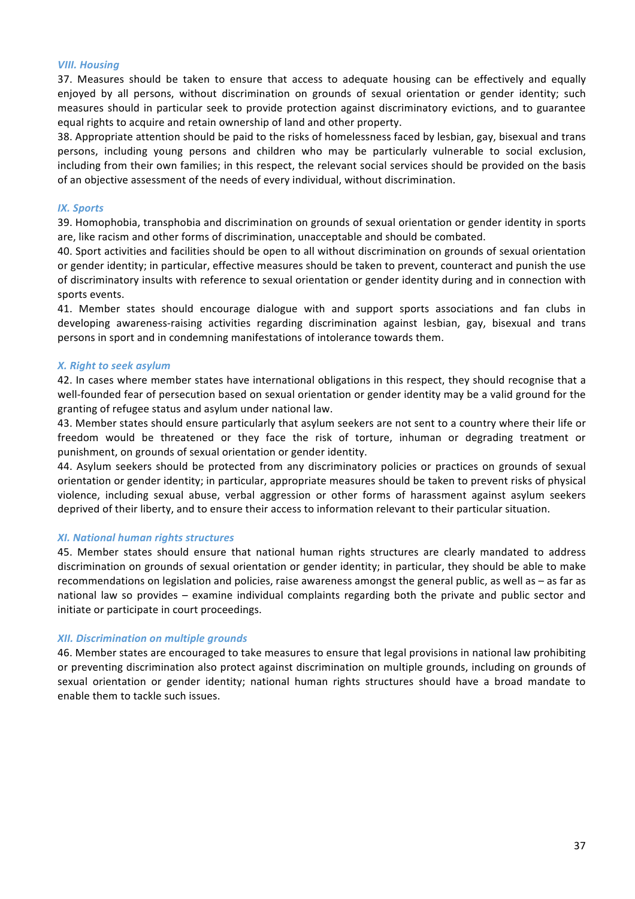### *VIII. Housing*

37. Measures should be taken to ensure that access to adequate housing can be effectively and equally enjoyed by all persons, without discrimination on grounds of sexual orientation or gender identity; such measures should in particular seek to provide protection against discriminatory evictions, and to guarantee equal rights to acquire and retain ownership of land and other property.

38. Appropriate attention should be paid to the risks of homelessness faced by lesbian, gay, bisexual and trans persons, including young persons and children who may be particularly vulnerable to social exclusion, including from their own families; in this respect, the relevant social services should be provided on the basis of an objective assessment of the needs of every individual, without discrimination.

### *IX. Sports*

39. Homophobia, transphobia and discrimination on grounds of sexual orientation or gender identity in sports are, like racism and other forms of discrimination, unacceptable and should be combated.

40. Sport activities and facilities should be open to all without discrimination on grounds of sexual orientation or gender identity; in particular, effective measures should be taken to prevent, counteract and punish the use of discriminatory insults with reference to sexual orientation or gender identity during and in connection with sports events.

41. Member states should encourage dialogue with and support sports associations and fan clubs in developing awareness-raising activities regarding discrimination against lesbian, gay, bisexual and trans persons in sport and in condemning manifestations of intolerance towards them.

### *X. Right to seek asylum*

42. In cases where member states have international obligations in this respect, they should recognise that a well-founded fear of persecution based on sexual orientation or gender identity may be a valid ground for the granting of refugee status and asylum under national law.

43. Member states should ensure particularly that asylum seekers are not sent to a country where their life or freedom would be threatened or they face the risk of torture, inhuman or degrading treatment or punishment, on grounds of sexual orientation or gender identity.

44. Asylum seekers should be protected from any discriminatory policies or practices on grounds of sexual orientation or gender identity; in particular, appropriate measures should be taken to prevent risks of physical violence, including sexual abuse, verbal aggression or other forms of harassment against asylum seekers deprived of their liberty, and to ensure their access to information relevant to their particular situation.

### *XI. National human rights structures*

45. Member states should ensure that national human rights structures are clearly mandated to address discrimination on grounds of sexual orientation or gender identity; in particular, they should be able to make recommendations on legislation and policies, raise awareness amongst the general public, as well as – as far as national law so provides – examine individual complaints regarding both the private and public sector and initiate or participate in court proceedings.

### *XII. Discrimination on multiple grounds*

46. Member states are encouraged to take measures to ensure that legal provisions in national law prohibiting or preventing discrimination also protect against discrimination on multiple grounds, including on grounds of sexual orientation or gender identity; national human rights structures should have a broad mandate to enable them to tackle such issues.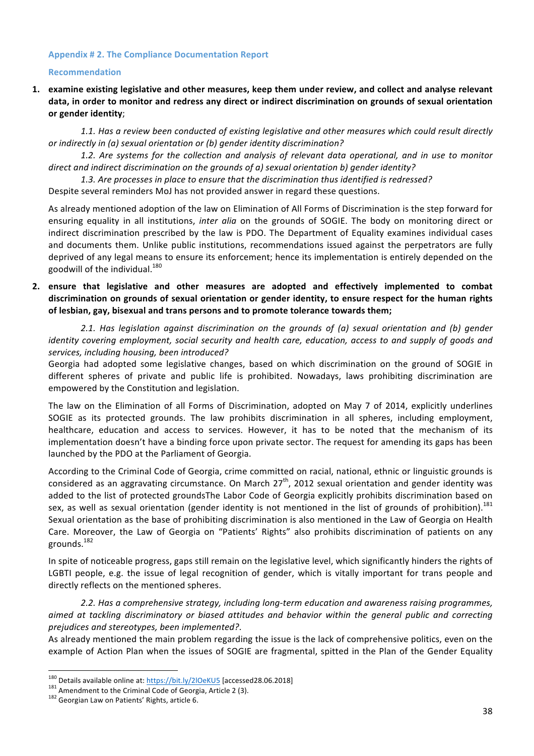### Appendix # 2. The Compliance Documentation Report

#### Recommendation

1. **examine existing legislative and other measures, keep them under review, and collect and analyse relevant data, in order to monitor and redress any direct or indirect discrimination on grounds of sexual orientation or gender identity**;

   *1.1. Has a review been conducted of existing legislative and other measures which could result directly or indirectly in (a) sexual orientation or (b) gender identity discrimination?*

   *1.2. Are systems for the collection and analysis of relevant data operational, and in use to monitor direct and indirect discrimination on the grounds of a) sexual orientation b) gender identity?*

   *1.3. Are processes in place to ensure that the discrimination thus identified is redressed?*

   Despite several reminders MoJ has not provided answer in regard these questions.

   As already mentioned adoption of the law on Elimination of All Forms of Discrimination is the step forward for ensuring equality in all institutions, *inter alia* on the grounds of SOGIE. The body on monitoring direct or indirect discrimination prescribed by the law is PDO. The Department of Equality examines individual cases and documents them. Unlike public institutions, recommendations issued against the perpetrators are fully deprived of any legal means to ensure its enforcement; hence its implementation is entirely depended on the goodwill of the individual.[180]

2. **ensure that legislative and other measures are adopted and effectively implemented to combat discrimination on grounds of sexual orientation or gender identity, to ensure respect for the human rights of lesbian, gay, bisexual and trans persons and to promote tolerance towards them;**

   *2.1. Has legislation against discrimination on the grounds of (a) sexual orientation and (b) gender identity covering employment, social security and health care, education, access to and supply of goods and services, including housing, been introduced?*

   Georgia had adopted some legislative changes, based on which discrimination on the ground of SOGIE in different spheres of private and public life is prohibited. Nowadays, laws prohibiting discrimination are empowered by the Constitution and legislation.

   The law on the Elimination of all Forms of Discrimination, adopted on May 7 of 2014, explicitly underlines SOGIE as its protected grounds. The law prohibits discrimination in all spheres, including employment, healthcare, education and access to services. However, it has to be noted that the mechanism of its implementation doesn't have a binding force upon private sector. The request for amending its gaps has been launched by the PDO at the Parliament of Georgia.

   According to the Criminal Code of Georgia, crime committed on racial, national, ethnic or linguistic grounds is considered as an aggravating circumstance. On March 27th, 2012 sexual orientation and gender identity was added to the list of protected groundsThe Labor Code of Georgia explicitly prohibits discrimination based on sex, as well as sexual orientation (gender identity is not mentioned in the list of grounds of prohibition).[181] Sexual orientation as the base of prohibiting discrimination is also mentioned in the Law of Georgia on Health Care. Moreover, the Law of Georgia on "Patients' Rights" also prohibits discrimination of patients on any grounds.[182]

   In spite of noticeable progress, gaps still remain on the legislative level, which significantly hinders the rights of LGBTI people, e.g. the issue of legal recognition of gender, which is vitally important for trans people and directly reflects on the mentioned spheres.

   *2.2. Has a comprehensive strategy, including long-term education and awareness raising programmes, aimed at tackling discriminatory or biased attitudes and behavior within the general public and correcting prejudices and stereotypes, been implemented?*.

   As already mentioned the main problem regarding the issue is the lack of comprehensive politics, even on the example of Action Plan when the issues of SOGIE are fragmental, spitted in the Plan of the Gender Equality

---

[180] Details available online at: https://bit.ly/2lOeKU5 [accessed28.06.2018]

[181] Amendment to the Criminal Code of Georgia, Article 2 (3).

[182] Georgian Law on Patients' Rights, article 6.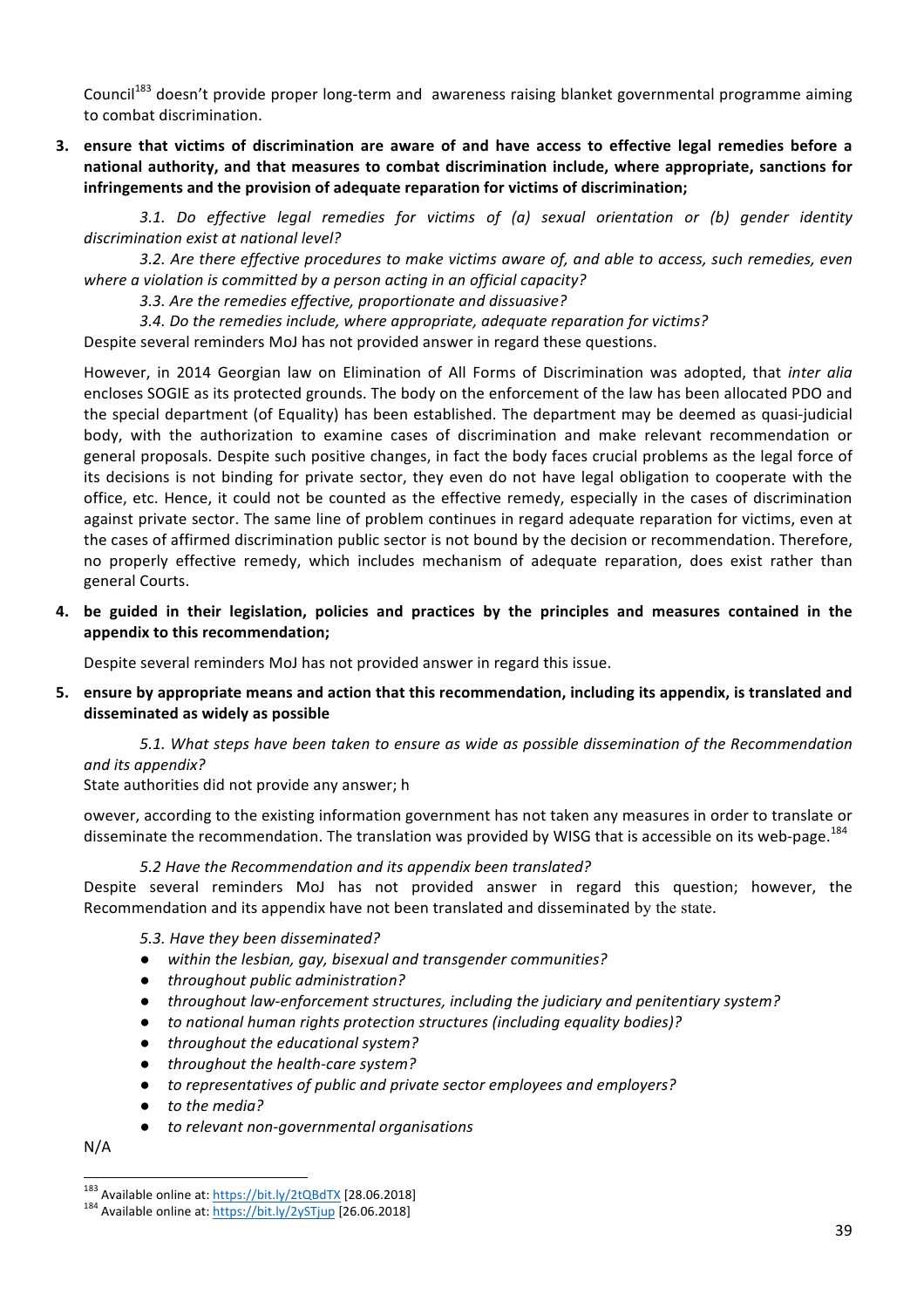Council[183] doesn't provide proper long-term and awareness raising blanket governmental programme aiming to combat discrimination.

3. **ensure that victims of discrimination are aware of and have access to effective legal remedies before a national authority, and that measures to combat discrimination include, where appropriate, sanctions for infringements and the provision of adequate reparation for victims of discrimination;**

   *3.1. Do effective legal remedies for victims of (a) sexual orientation or (b) gender identity discrimination exist at national level?*

   *3.2. Are there effective procedures to make victims aware of, and able to access, such remedies, even where a violation is committed by a person acting in an official capacity?*

   *3.3. Are the remedies effective, proportionate and dissuasive?*

   *3.4. Do the remedies include, where appropriate, adequate reparation for victims?*

Despite several reminders MoJ has not provided answer in regard these questions.

However, in 2014 Georgian law on Elimination of All Forms of Discrimination was adopted, that *inter alia* encloses SOGIE as its protected grounds. The body on the enforcement of the law has been allocated PDO and the special department (of Equality) has been established. The department may be deemed as quasi-judicial body, with the authorization to examine cases of discrimination and make relevant recommendation or general proposals. Despite such positive changes, in fact the body faces crucial problems as the legal force of its decisions is not binding for private sector, they even do not have legal obligation to cooperate with the office, etc. Hence, it could not be counted as the effective remedy, especially in the cases of discrimination against private sector. The same line of problem continues in regard adequate reparation for victims, even at the cases of affirmed discrimination public sector is not bound by the decision or recommendation. Therefore, no properly effective remedy, which includes mechanism of adequate reparation, does exist rather than general Courts.

4. **be guided in their legislation, policies and practices by the principles and measures contained in the appendix to this recommendation;**

Despite several reminders MoJ has not provided answer in regard this issue.

5. **ensure by appropriate means and action that this recommendation, including its appendix, is translated and disseminated as widely as possible**

   *5.1. What steps have been taken to ensure as wide as possible dissemination of the Recommendation and its appendix?*

State authorities did not provide any answer; h

owever, according to the existing information government has not taken any measures in order to translate or disseminate the recommendation. The translation was provided by WISG that is accessible on its web-page.[184]

   *5.2 Have the Recommendation and its appendix been translated?*

Despite several reminders MoJ has not provided answer in regard this question; however, the Recommendation and its appendix have not been translated and disseminated by the state.

   *5.3. Have they been disseminated?*

- *within the lesbian, gay, bisexual and transgender communities?*
- *throughout public administration?*
- *throughout law-enforcement structures, including the judiciary and penitentiary system?*
- *to national human rights protection structures (including equality bodies)?*
- *throughout the educational system?*
- *throughout the health-care system?*
- *to representatives of public and private sector employees and employers?*
- *to the media?*
- *to relevant non-governmental organisations*

N/A

[183] Available online at: https://bit.ly/2tQBdTX [28.06.2018]
[184] Available online at: https://bit.ly/2ySTjup [26.06.2018]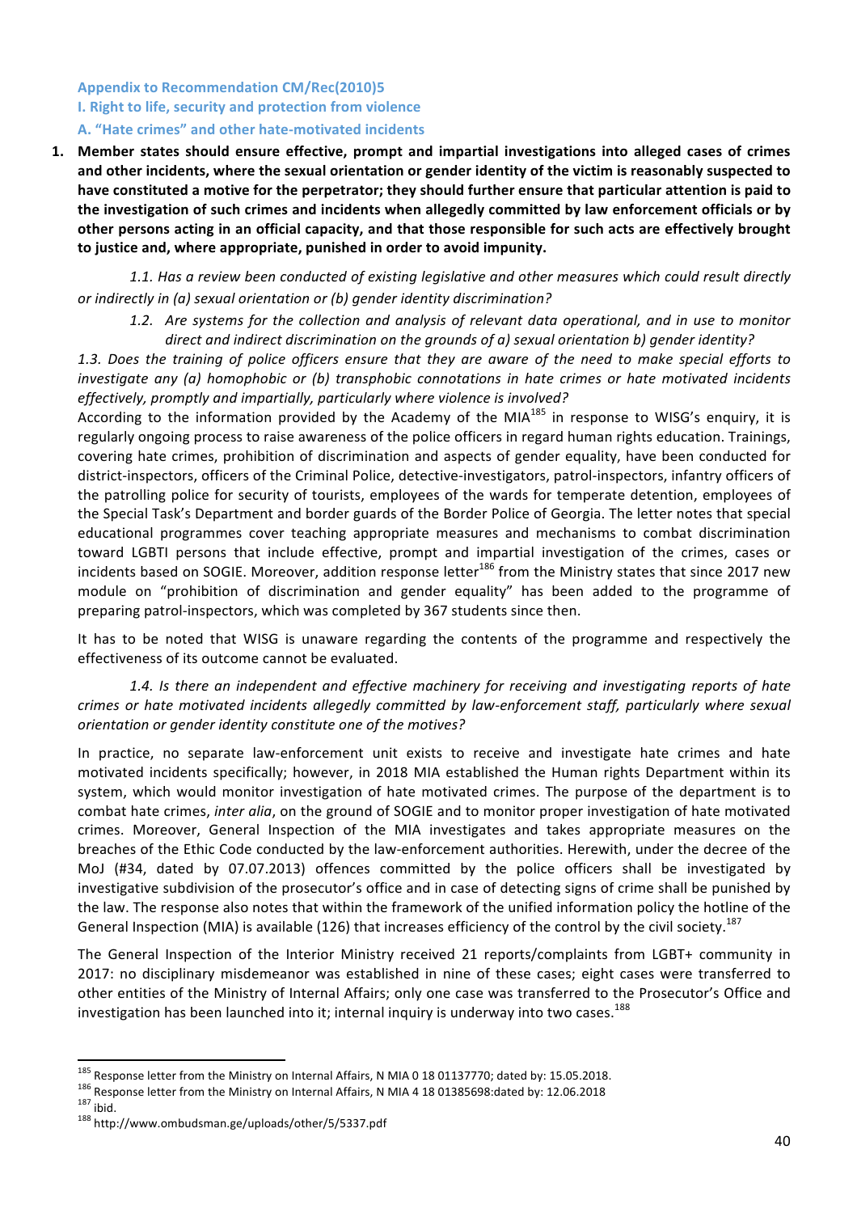### Appendix to Recommendation CM/Rec(2010)5

### I. Right to life, security and protection from violence

### A. "Hate crimes" and other hate-motivated incidents

1. **Member states should ensure effective, prompt and impartial investigations into alleged cases of crimes and other incidents, where the sexual orientation or gender identity of the victim is reasonably suspected to have constituted a motive for the perpetrator; they should further ensure that particular attention is paid to the investigation of such crimes and incidents when allegedly committed by law enforcement officials or by other persons acting in an official capacity, and that those responsible for such acts are effectively brought to justice and, where appropriate, punished in order to avoid impunity.**

*1.1. Has a review been conducted of existing legislative and other measures which could result directly or indirectly in (a) sexual orientation or (b) gender identity discrimination?*

*1.2. Are systems for the collection and analysis of relevant data operational, and in use to monitor direct and indirect discrimination on the grounds of a) sexual orientation b) gender identity?*

*1.3. Does the training of police officers ensure that they are aware of the need to make special efforts to investigate any (a) homophobic or (b) transphobic connotations in hate crimes or hate motivated incidents effectively, promptly and impartially, particularly where violence is involved?*

According to the information provided by the Academy of the MIA[185] in response to WISG's enquiry, it is regularly ongoing process to raise awareness of the police officers in regard human rights education. Trainings, covering hate crimes, prohibition of discrimination and aspects of gender equality, have been conducted for district-inspectors, officers of the Criminal Police, detective-investigators, patrol-inspectors, infantry officers of the patrolling police for security of tourists, employees of the wards for temperate detention, employees of the Special Task's Department and border guards of the Border Police of Georgia. The letter notes that special educational programmes cover teaching appropriate measures and mechanisms to combat discrimination toward LGBTI persons that include effective, prompt and impartial investigation of the crimes, cases or incidents based on SOGIE. Moreover, addition response letter[186] from the Ministry states that since 2017 new module on "prohibition of discrimination and gender equality" has been added to the programme of preparing patrol-inspectors, which was completed by 367 students since then.

It has to be noted that WISG is unaware regarding the contents of the programme and respectively the effectiveness of its outcome cannot be evaluated.

*1.4. Is there an independent and effective machinery for receiving and investigating reports of hate crimes or hate motivated incidents allegedly committed by law-enforcement staff, particularly where sexual orientation or gender identity constitute one of the motives?*

In practice, no separate law-enforcement unit exists to receive and investigate hate crimes and hate motivated incidents specifically; however, in 2018 MIA established the Human rights Department within its system, which would monitor investigation of hate motivated crimes. The purpose of the department is to combat hate crimes, *inter alia*, on the ground of SOGIE and to monitor proper investigation of hate motivated crimes. Moreover, General Inspection of the MIA investigates and takes appropriate measures on the breaches of the Ethic Code conducted by the law-enforcement authorities. Herewith, under the decree of the MoJ (#34, dated by 07.07.2013) offences committed by the police officers shall be investigated by investigative subdivision of the prosecutor's office and in case of detecting signs of crime shall be punished by the law. The response also notes that within the framework of the unified information policy the hotline of the General Inspection (MIA) is available (126) that increases efficiency of the control by the civil society.[187]

The General Inspection of the Interior Ministry received 21 reports/complaints from LGBT+ community in 2017: no disciplinary misdemeanor was established in nine of these cases; eight cases were transferred to other entities of the Ministry of Internal Affairs; only one case was transferred to the Prosecutor's Office and investigation has been launched into it; internal inquiry is underway into two cases.[188]

---

[185] Response letter from the Ministry on Internal Affairs, N MIA 0 18 01137770; dated by: 15.05.2018.

[186] Response letter from the Ministry on Internal Affairs, N MIA 4 18 01385698:dated by: 12.06.2018

[187] ibid.

[188] http://www.ombudsman.ge/uploads/other/5/5337.pdf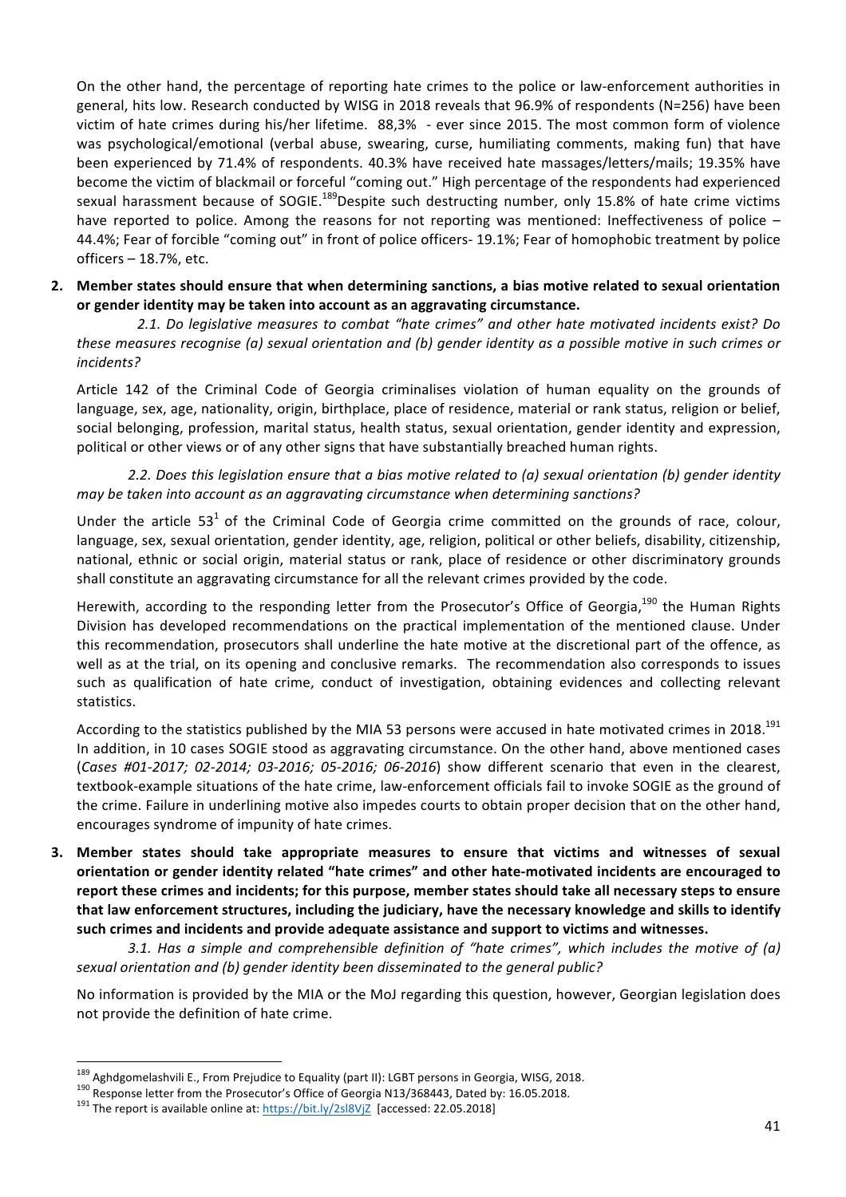On the other hand, the percentage of reporting hate crimes to the police or law-enforcement authorities in general, hits low. Research conducted by WISG in 2018 reveals that 96.9% of respondents (N=256) have been victim of hate crimes during his/her lifetime. 88,3% - ever since 2015. The most common form of violence was psychological/emotional (verbal abuse, swearing, curse, humiliating comments, making fun) that have been experienced by 71.4% of respondents. 40.3% have received hate massages/letters/mails; 19.35% have become the victim of blackmail or forceful "coming out." High percentage of the respondents had experienced sexual harassment because of SOGIE.[189]Despite such destructing number, only 15.8% of hate crime victims have reported to police. Among the reasons for not reporting was mentioned: Ineffectiveness of police – 44.4%; Fear of forcible "coming out" in front of police officers- 19.1%; Fear of homophobic treatment by police officers – 18.7%, etc.

**2. Member states should ensure that when determining sanctions, a bias motive related to sexual orientation or gender identity may be taken into account as an aggravating circumstance.**

*2.1. Do legislative measures to combat "hate crimes" and other hate motivated incidents exist? Do these measures recognise (a) sexual orientation and (b) gender identity as a possible motive in such crimes or incidents?*

Article 142 of the Criminal Code of Georgia criminalises violation of human equality on the grounds of language, sex, age, nationality, origin, birthplace, place of residence, material or rank status, religion or belief, social belonging, profession, marital status, health status, sexual orientation, gender identity and expression, political or other views or of any other signs that have substantially breached human rights.

*2.2. Does this legislation ensure that a bias motive related to (a) sexual orientation (b) gender identity may be taken into account as an aggravating circumstance when determining sanctions?*

Under the article 53[1] of the Criminal Code of Georgia crime committed on the grounds of race, colour, language, sex, sexual orientation, gender identity, age, religion, political or other beliefs, disability, citizenship, national, ethnic or social origin, material status or rank, place of residence or other discriminatory grounds shall constitute an aggravating circumstance for all the relevant crimes provided by the code.

Herewith, according to the responding letter from the Prosecutor's Office of Georgia,[190] the Human Rights Division has developed recommendations on the practical implementation of the mentioned clause. Under this recommendation, prosecutors shall underline the hate motive at the discretional part of the offence, as well as at the trial, on its opening and conclusive remarks. The recommendation also corresponds to issues such as qualification of hate crime, conduct of investigation, obtaining evidences and collecting relevant statistics.

According to the statistics published by the MIA 53 persons were accused in hate motivated crimes in 2018.[191] In addition, in 10 cases SOGIE stood as aggravating circumstance. On the other hand, above mentioned cases (*Cases #01-2017; 02-2014; 03-2016; 05-2016; 06-2016*) show different scenario that even in the clearest, textbook-example situations of the hate crime, law-enforcement officials fail to invoke SOGIE as the ground of the crime. Failure in underlining motive also impedes courts to obtain proper decision that on the other hand, encourages syndrome of impunity of hate crimes.

**3. Member states should take appropriate measures to ensure that victims and witnesses of sexual orientation or gender identity related "hate crimes" and other hate-motivated incidents are encouraged to report these crimes and incidents; for this purpose, member states should take all necessary steps to ensure that law enforcement structures, including the judiciary, have the necessary knowledge and skills to identify such crimes and incidents and provide adequate assistance and support to victims and witnesses.**

*3.1. Has a simple and comprehensible definition of "hate crimes", which includes the motive of (a) sexual orientation and (b) gender identity been disseminated to the general public?*

No information is provided by the MIA or the MoJ regarding this question, however, Georgian legislation does not provide the definition of hate crime.

---

[189] Aghdgomelashvili E., From Prejudice to Equality (part II): LGBT persons in Georgia, WISG, 2018.

[190] Response letter from the Prosecutor's Office of Georgia N13/368443, Dated by: 16.05.2018.

[191] The report is available online at: https://bit.ly/2sl8VjZ [accessed: 22.05.2018]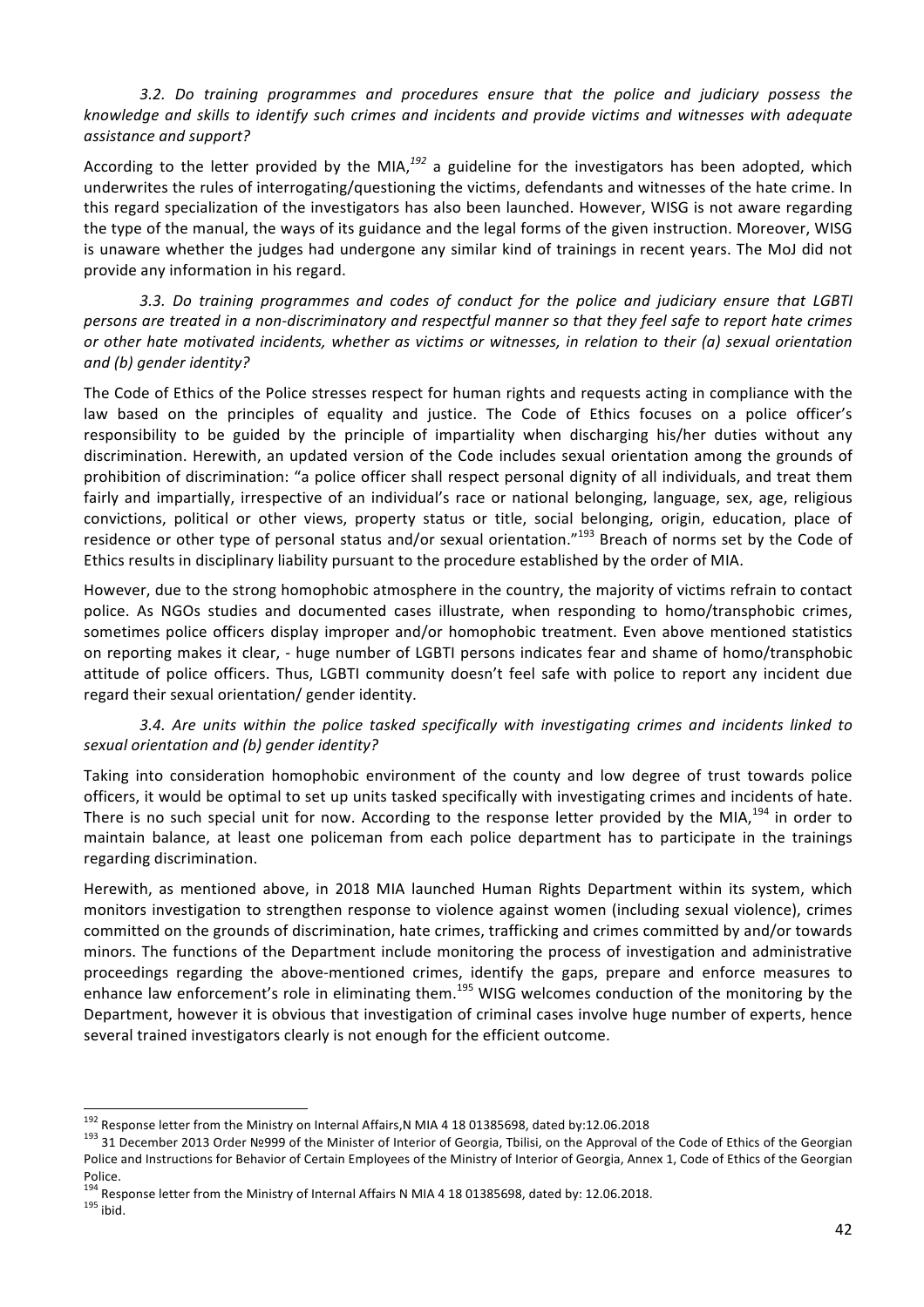*3.2. Do training programmes and procedures ensure that the police and judiciary possess the knowledge and skills to identify such crimes and incidents and provide victims and witnesses with adequate assistance and support?*

According to the letter provided by the MIA,[192] a guideline for the investigators has been adopted, which underwrites the rules of interrogating/questioning the victims, defendants and witnesses of the hate crime. In this regard specialization of the investigators has also been launched. However, WISG is not aware regarding the type of the manual, the ways of its guidance and the legal forms of the given instruction. Moreover, WISG is unaware whether the judges had undergone any similar kind of trainings in recent years. The MoJ did not provide any information in his regard.

*3.3. Do training programmes and codes of conduct for the police and judiciary ensure that LGBTI persons are treated in a non-discriminatory and respectful manner so that they feel safe to report hate crimes or other hate motivated incidents, whether as victims or witnesses, in relation to their (a) sexual orientation and (b) gender identity?*

The Code of Ethics of the Police stresses respect for human rights and requests acting in compliance with the law based on the principles of equality and justice. The Code of Ethics focuses on a police officer's responsibility to be guided by the principle of impartiality when discharging his/her duties without any discrimination. Herewith, an updated version of the Code includes sexual orientation among the grounds of prohibition of discrimination: "a police officer shall respect personal dignity of all individuals, and treat them fairly and impartially, irrespective of an individual's race or national belonging, language, sex, age, religious convictions, political or other views, property status or title, social belonging, origin, education, place of residence or other type of personal status and/or sexual orientation."[193] Breach of norms set by the Code of Ethics results in disciplinary liability pursuant to the procedure established by the order of MIA.

However, due to the strong homophobic atmosphere in the country, the majority of victims refrain to contact police. As NGOs studies and documented cases illustrate, when responding to homo/transphobic crimes, sometimes police officers display improper and/or homophobic treatment. Even above mentioned statistics on reporting makes it clear, - huge number of LGBTI persons indicates fear and shame of homo/transphobic attitude of police officers. Thus, LGBTI community doesn't feel safe with police to report any incident due regard their sexual orientation/ gender identity.

*3.4. Are units within the police tasked specifically with investigating crimes and incidents linked to sexual orientation and (b) gender identity?*

Taking into consideration homophobic environment of the county and low degree of trust towards police officers, it would be optimal to set up units tasked specifically with investigating crimes and incidents of hate. There is no such special unit for now. According to the response letter provided by the MIA,[194] in order to maintain balance, at least one policeman from each police department has to participate in the trainings regarding discrimination.

Herewith, as mentioned above, in 2018 MIA launched Human Rights Department within its system, which monitors investigation to strengthen response to violence against women (including sexual violence), crimes committed on the grounds of discrimination, hate crimes, trafficking and crimes committed by and/or towards minors. The functions of the Department include monitoring the process of investigation and administrative proceedings regarding the above-mentioned crimes, identify the gaps, prepare and enforce measures to enhance law enforcement's role in eliminating them.[195] WISG welcomes conduction of the monitoring by the Department, however it is obvious that investigation of criminal cases involve huge number of experts, hence several trained investigators clearly is not enough for the efficient outcome.

---

[192] Response letter from the Ministry on Internal Affairs,N MIA 4 18 01385698, dated by:12.06.2018

[193] 31 December 2013 Order №999 of the Minister of Interior of Georgia, Tbilisi, on the Approval of the Code of Ethics of the Georgian Police and Instructions for Behavior of Certain Employees of the Ministry of Interior of Georgia, Annex 1, Code of Ethics of the Georgian Police.

[194] Response letter from the Ministry of Internal Affairs N MIA 4 18 01385698, dated by: 12.06.2018.

[195] ibid.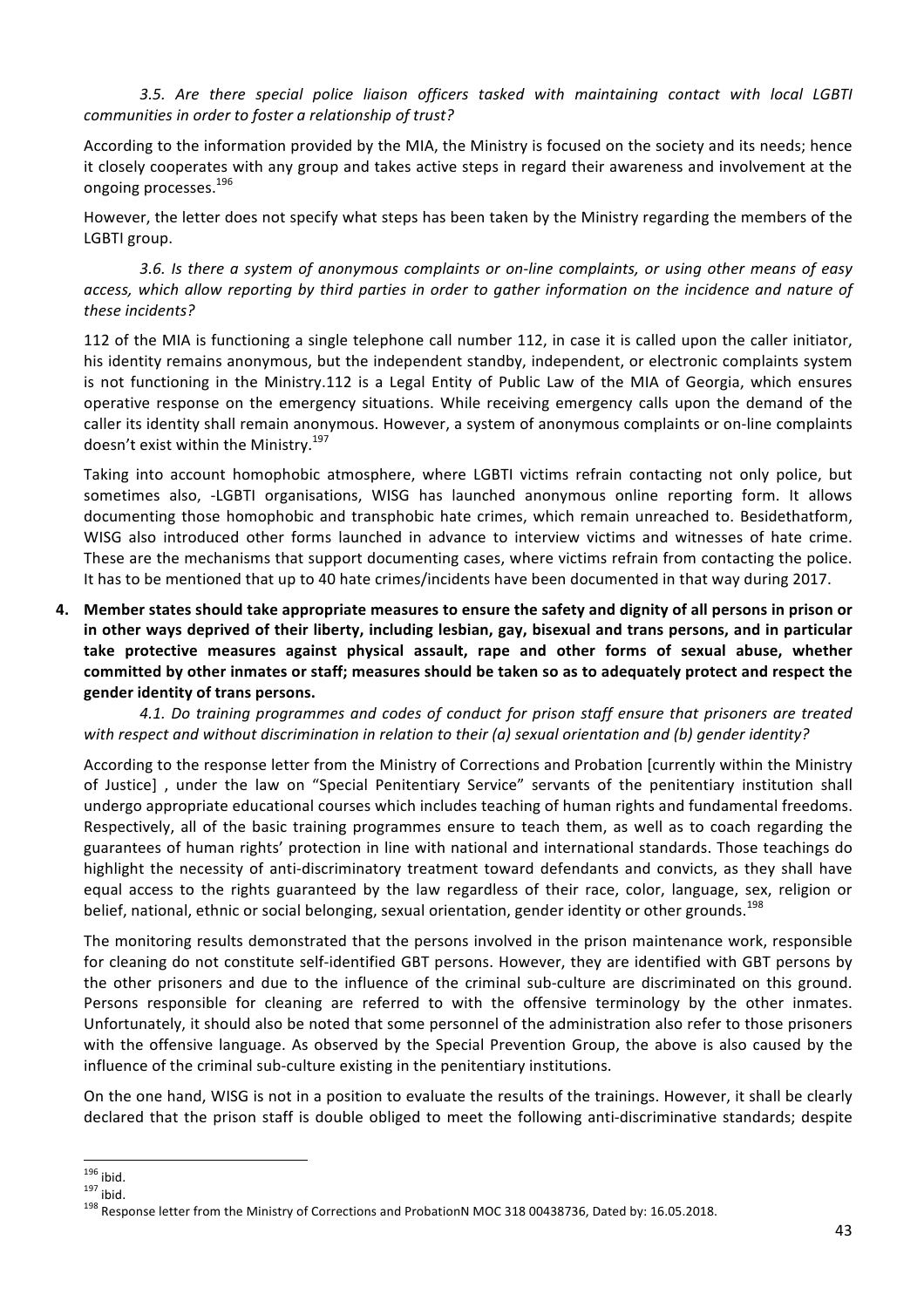*3.5. Are there special police liaison officers tasked with maintaining contact with local LGBTI communities in order to foster a relationship of trust?*

According to the information provided by the MIA, the Ministry is focused on the society and its needs; hence it closely cooperates with any group and takes active steps in regard their awareness and involvement at the ongoing processes.[196]

However, the letter does not specify what steps has been taken by the Ministry regarding the members of the LGBTI group.

*3.6. Is there a system of anonymous complaints or on-line complaints, or using other means of easy access, which allow reporting by third parties in order to gather information on the incidence and nature of these incidents?*

112 of the MIA is functioning a single telephone call number 112, in case it is called upon the caller initiator, his identity remains anonymous, but the independent standby, independent, or electronic complaints system is not functioning in the Ministry.112 is a Legal Entity of Public Law of the MIA of Georgia, which ensures operative response on the emergency situations. While receiving emergency calls upon the demand of the caller its identity shall remain anonymous. However, a system of anonymous complaints or on-line complaints doesn't exist within the Ministry.[197]

Taking into account homophobic atmosphere, where LGBTI victims refrain contacting not only police, but sometimes also, -LGBTI organisations, WISG has launched anonymous online reporting form. It allows documenting those homophobic and transphobic hate crimes, which remain unreached to. Besidethatform, WISG also introduced other forms launched in advance to interview victims and witnesses of hate crime. These are the mechanisms that support documenting cases, where victims refrain from contacting the police. It has to be mentioned that up to 40 hate crimes/incidents have been documented in that way during 2017.

4. **Member states should take appropriate measures to ensure the safety and dignity of all persons in prison or in other ways deprived of their liberty, including lesbian, gay, bisexual and trans persons, and in particular take protective measures against physical assault, rape and other forms of sexual abuse, whether committed by other inmates or staff; measures should be taken so as to adequately protect and respect the gender identity of trans persons.**

*4.1. Do training programmes and codes of conduct for prison staff ensure that prisoners are treated with respect and without discrimination in relation to their (a) sexual orientation and (b) gender identity?*

According to the response letter from the Ministry of Corrections and Probation [currently within the Ministry of Justice] , under the law on "Special Penitentiary Service" servants of the penitentiary institution shall undergo appropriate educational courses which includes teaching of human rights and fundamental freedoms. Respectively, all of the basic training programmes ensure to teach them, as well as to coach regarding the guarantees of human rights' protection in line with national and international standards. Those teachings do highlight the necessity of anti-discriminatory treatment toward defendants and convicts, as they shall have equal access to the rights guaranteed by the law regardless of their race, color, language, sex, religion or belief, national, ethnic or social belonging, sexual orientation, gender identity or other grounds.[198]

The monitoring results demonstrated that the persons involved in the prison maintenance work, responsible for cleaning do not constitute self-identified GBT persons. However, they are identified with GBT persons by the other prisoners and due to the influence of the criminal sub-culture are discriminated on this ground. Persons responsible for cleaning are referred to with the offensive terminology by the other inmates. Unfortunately, it should also be noted that some personnel of the administration also refer to those prisoners with the offensive language. As observed by the Special Prevention Group, the above is also caused by the influence of the criminal sub-culture existing in the penitentiary institutions.

On the one hand, WISG is not in a position to evaluate the results of the trainings. However, it shall be clearly declared that the prison staff is double obliged to meet the following anti-discriminative standards; despite

---

[196] ibid.

[197] ibid.

[198] Response letter from the Ministry of Corrections and ProbationN MOC 318 00438736, Dated by: 16.05.2018.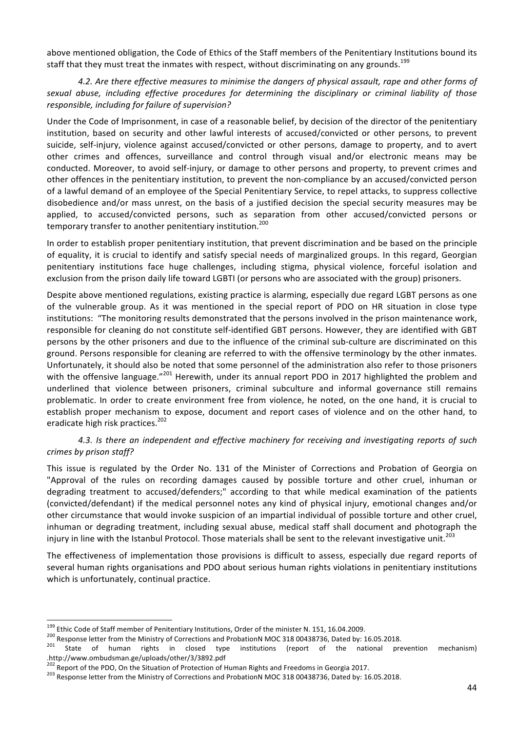above mentioned obligation, the Code of Ethics of the Staff members of the Penitentiary Institutions bound its staff that they must treat the inmates with respect, without discriminating on any grounds.[199]

*4.2. Are there effective measures to minimise the dangers of physical assault, rape and other forms of sexual abuse, including effective procedures for determining the disciplinary or criminal liability of those responsible, including for failure of supervision?*

Under the Code of Imprisonment, in case of a reasonable belief, by decision of the director of the penitentiary institution, based on security and other lawful interests of accused/convicted or other persons, to prevent suicide, self-injury, violence against accused/convicted or other persons, damage to property, and to avert other crimes and offences, surveillance and control through visual and/or electronic means may be conducted. Moreover, to avoid self-injury, or damage to other persons and property, to prevent crimes and other offences in the penitentiary institution, to prevent the non-compliance by an accused/convicted person of a lawful demand of an employee of the Special Penitentiary Service, to repel attacks, to suppress collective disobedience and/or mass unrest, on the basis of a justified decision the special security measures may be applied, to accused/convicted persons, such as separation from other accused/convicted persons or temporary transfer to another penitentiary institution.[200]

In order to establish proper penitentiary institution, that prevent discrimination and be based on the principle of equality, it is crucial to identify and satisfy special needs of marginalized groups. In this regard, Georgian penitentiary institutions face huge challenges, including stigma, physical violence, forceful isolation and exclusion from the prison daily life toward LGBTI (or persons who are associated with the group) prisoners.

Despite above mentioned regulations, existing practice is alarming, especially due regard LGBT persons as one of the vulnerable group. As it was mentioned in the special report of PDO on HR situation in close type institutions: "The monitoring results demonstrated that the persons involved in the prison maintenance work, responsible for cleaning do not constitute self-identified GBT persons. However, they are identified with GBT persons by the other prisoners and due to the influence of the criminal sub-culture are discriminated on this ground. Persons responsible for cleaning are referred to with the offensive terminology by the other inmates. Unfortunately, it should also be noted that some personnel of the administration also refer to those prisoners with the offensive language."[201] Herewith, under its annual report PDO in 2017 highlighted the problem and underlined that violence between prisoners, criminal subculture and informal governance still remains problematic. In order to create environment free from violence, he noted, on the one hand, it is crucial to establish proper mechanism to expose, document and report cases of violence and on the other hand, to eradicate high risk practices.[202]

*4.3. Is there an independent and effective machinery for receiving and investigating reports of such crimes by prison staff?*

This issue is regulated by the Order No. 131 of the Minister of Corrections and Probation of Georgia on "Approval of the rules on recording damages caused by possible torture and other cruel, inhuman or degrading treatment to accused/defenders;" according to that while medical examination of the patients (convicted/defendant) if the medical personnel notes any kind of physical injury, emotional changes and/or other circumstance that would invoke suspicion of an impartial individual of possible torture and other cruel, inhuman or degrading treatment, including sexual abuse, medical staff shall document and photograph the injury in line with the Istanbul Protocol. Those materials shall be sent to the relevant investigative unit.[203]

The effectiveness of implementation those provisions is difficult to assess, especially due regard reports of several human rights organisations and PDO about serious human rights violations in penitentiary institutions which is unfortunately, continual practice.

---

[199] Ethic Code of Staff member of Penitentiary Institutions, Order of the minister N. 151, 16.04.2009.

[200] Response letter from the Ministry of Corrections and ProbationN MOC 318 00438736, Dated by: 16.05.2018.

[201] State of human rights in closed type institutions (report of the national prevention mechanism) .http://www.ombudsman.ge/uploads/other/3/3892.pdf

[202] Report of the PDO, On the Situation of Protection of Human Rights and Freedoms in Georgia 2017.

[203] Response letter from the Ministry of Corrections and ProbationN MOC 318 00438736, Dated by: 16.05.2018.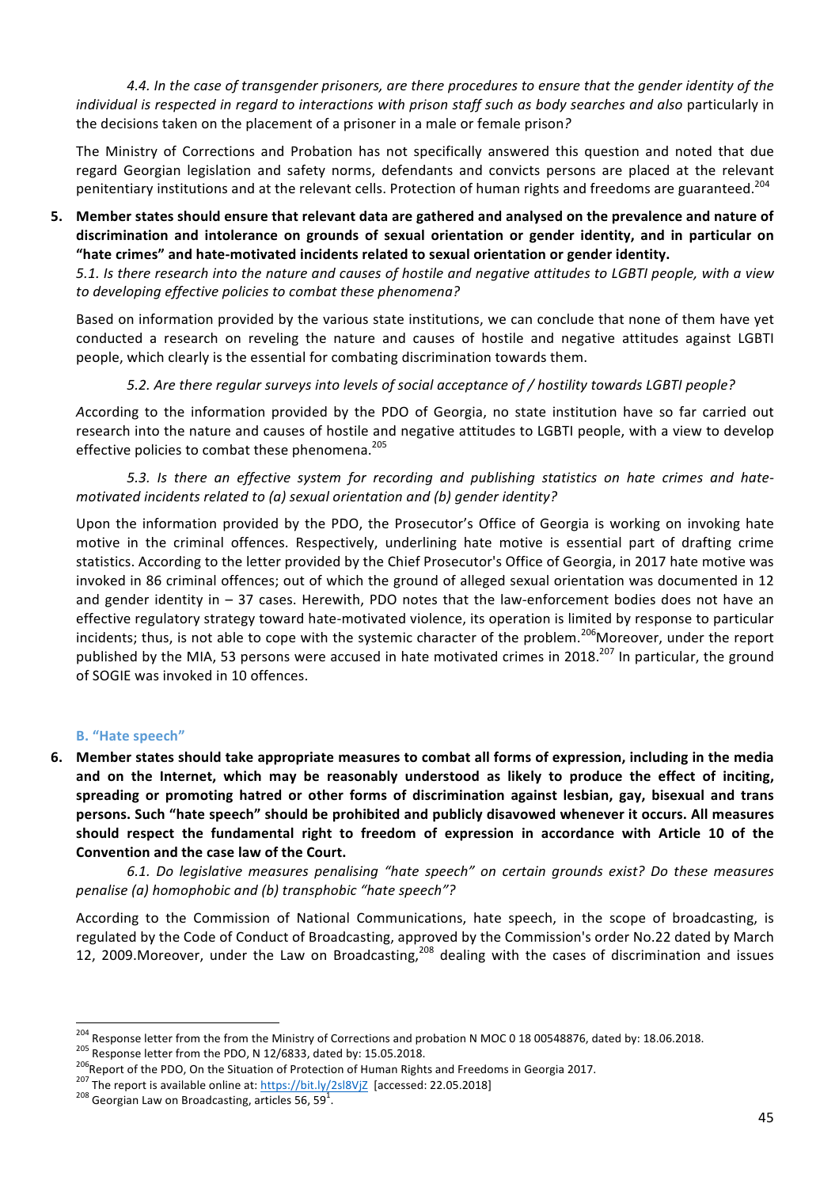*4.4. In the case of transgender prisoners, are there procedures to ensure that the gender identity of the individual is respected in regard to interactions with prison staff such as body searches and also* particularly in the decisions taken on the placement of a prisoner in a male or female prison*?*

The Ministry of Corrections and Probation has not specifically answered this question and noted that due regard Georgian legislation and safety norms, defendants and convicts persons are placed at the relevant penitentiary institutions and at the relevant cells. Protection of human rights and freedoms are guaranteed.[204]

**5. Member states should ensure that relevant data are gathered and analysed on the prevalence and nature of discrimination and intolerance on grounds of sexual orientation or gender identity, and in particular on "hate crimes" and hate-motivated incidents related to sexual orientation or gender identity.**

*5.1. Is there research into the nature and causes of hostile and negative attitudes to LGBTI people, with a view to developing effective policies to combat these phenomena?*

Based on information provided by the various state institutions, we can conclude that none of them have yet conducted a research on reveling the nature and causes of hostile and negative attitudes against LGBTI people, which clearly is the essential for combating discrimination towards them.

*5.2. Are there regular surveys into levels of social acceptance of / hostility towards LGBTI people?*

*A*ccording to the information provided by the PDO of Georgia, no state institution have so far carried out research into the nature and causes of hostile and negative attitudes to LGBTI people, with a view to develop effective policies to combat these phenomena.[205]

*5.3. Is there an effective system for recording and publishing statistics on hate crimes and hate-motivated incidents related to (a) sexual orientation and (b) gender identity?*

Upon the information provided by the PDO, the Prosecutor's Office of Georgia is working on invoking hate motive in the criminal offences. Respectively, underlining hate motive is essential part of drafting crime statistics. According to the letter provided by the Chief Prosecutor's Office of Georgia, in 2017 hate motive was invoked in 86 criminal offences; out of which the ground of alleged sexual orientation was documented in 12 and gender identity in – 37 cases. Herewith, PDO notes that the law-enforcement bodies does not have an effective regulatory strategy toward hate-motivated violence, its operation is limited by response to particular incidents; thus, is not able to cope with the systemic character of the problem.[206]Moreover, under the report published by the MIA, 53 persons were accused in hate motivated crimes in 2018.[207] In particular, the ground of SOGIE was invoked in 10 offences.

### B. "Hate speech"

**6. Member states should take appropriate measures to combat all forms of expression, including in the media and on the Internet, which may be reasonably understood as likely to produce the effect of inciting, spreading or promoting hatred or other forms of discrimination against lesbian, gay, bisexual and trans persons. Such "hate speech" should be prohibited and publicly disavowed whenever it occurs. All measures should respect the fundamental right to freedom of expression in accordance with Article 10 of the Convention and the case law of the Court.**

*6.1. Do legislative measures penalising "hate speech" on certain grounds exist? Do these measures penalise (a) homophobic and (b) transphobic "hate speech"?*

According to the Commission of National Communications, hate speech, in the scope of broadcasting, is regulated by the Code of Conduct of Broadcasting, approved by the Commission's order No.22 dated by March 12, 2009.Moreover, under the Law on Broadcasting,[208] dealing with the cases of discrimination and issues

---

[204] Response letter from the from the Ministry of Corrections and probation N MOC 0 18 00548876, dated by: 18.06.2018.

[205] Response letter from the PDO, N 12/6833, dated by: 15.05.2018.

[206] Report of the PDO, On the Situation of Protection of Human Rights and Freedoms in Georgia 2017.

[207] The report is available online at: https://bit.ly/2sl8VjZ [accessed: 22.05.2018]

[208] Georgian Law on Broadcasting, articles 56, 59[1].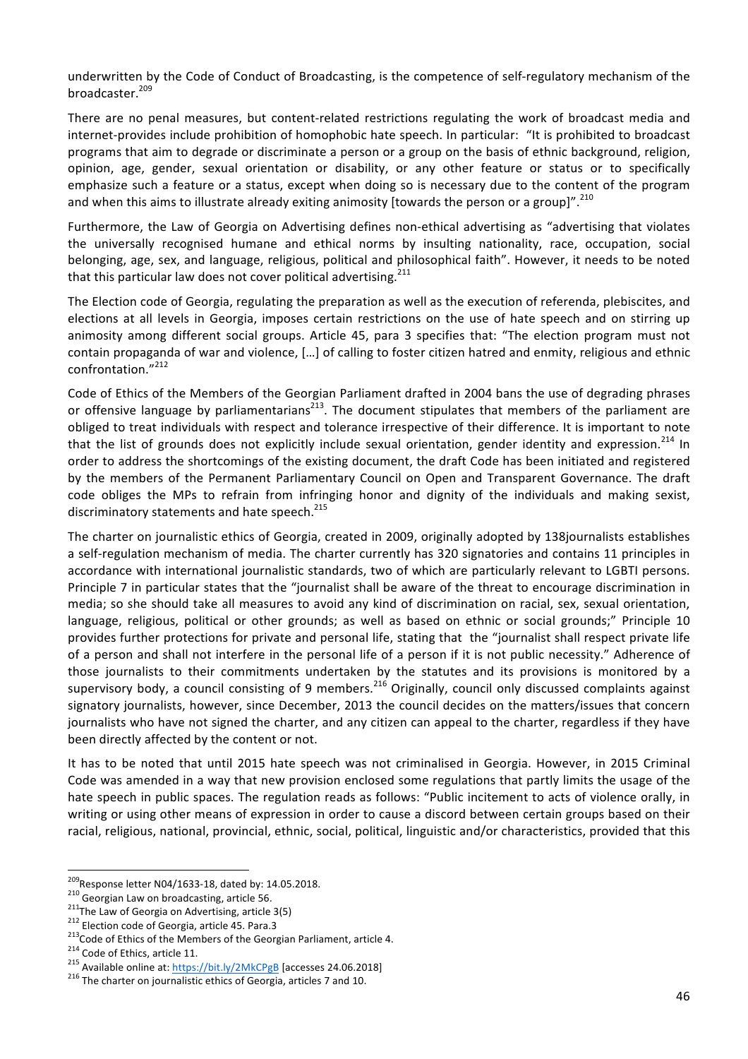underwritten by the Code of Conduct of Broadcasting, is the competence of self-regulatory mechanism of the broadcaster.[209]

There are no penal measures, but content-related restrictions regulating the work of broadcast media and internet-provides include prohibition of homophobic hate speech. In particular: "It is prohibited to broadcast programs that aim to degrade or discriminate a person or a group on the basis of ethnic background, religion, opinion, age, gender, sexual orientation or disability, or any other feature or status or to specifically emphasize such a feature or a status, except when doing so is necessary due to the content of the program and when this aims to illustrate already exiting animosity [towards the person or a group]".[210]

Furthermore, the Law of Georgia on Advertising defines non-ethical advertising as "advertising that violates the universally recognised humane and ethical norms by insulting nationality, race, occupation, social belonging, age, sex, and language, religious, political and philosophical faith". However, it needs to be noted that this particular law does not cover political advertising.[211]

The Election code of Georgia, regulating the preparation as well as the execution of referenda, plebiscites, and elections at all levels in Georgia, imposes certain restrictions on the use of hate speech and on stirring up animosity among different social groups. Article 45, para 3 specifies that: "The election program must not contain propaganda of war and violence, […] of calling to foster citizen hatred and enmity, religious and ethnic confrontation."[212]

Code of Ethics of the Members of the Georgian Parliament drafted in 2004 bans the use of degrading phrases or offensive language by parliamentarians[213]. The document stipulates that members of the parliament are obliged to treat individuals with respect and tolerance irrespective of their difference. It is important to note that the list of grounds does not explicitly include sexual orientation, gender identity and expression.[214] In order to address the shortcomings of the existing document, the draft Code has been initiated and registered by the members of the Permanent Parliamentary Council on Open and Transparent Governance. The draft code obliges the MPs to refrain from infringing honor and dignity of the individuals and making sexist, discriminatory statements and hate speech.[215]

The charter on journalistic ethics of Georgia, created in 2009, originally adopted by 138journalists establishes a self-regulation mechanism of media. The charter currently has 320 signatories and contains 11 principles in accordance with international journalistic standards, two of which are particularly relevant to LGBTI persons. Principle 7 in particular states that the "journalist shall be aware of the threat to encourage discrimination in media; so she should take all measures to avoid any kind of discrimination on racial, sex, sexual orientation, language, religious, political or other grounds; as well as based on ethnic or social grounds;" Principle 10 provides further protections for private and personal life, stating that the "journalist shall respect private life of a person and shall not interfere in the personal life of a person if it is not public necessity." Adherence of those journalists to their commitments undertaken by the statutes and its provisions is monitored by a supervisory body, a council consisting of 9 members.[216] Originally, council only discussed complaints against signatory journalists, however, since December, 2013 the council decides on the matters/issues that concern journalists who have not signed the charter, and any citizen can appeal to the charter, regardless if they have been directly affected by the content or not.

It has to be noted that until 2015 hate speech was not criminalised in Georgia. However, in 2015 Criminal Code was amended in a way that new provision enclosed some regulations that partly limits the usage of the hate speech in public spaces. The regulation reads as follows: "Public incitement to acts of violence orally, in writing or using other means of expression in order to cause a discord between certain groups based on their racial, religious, national, provincial, ethnic, social, political, linguistic and/or characteristics, provided that this

---

[209] Response letter N04/1633-18, dated by: 14.05.2018.
[210] Georgian Law on broadcasting, article 56.
[211] The Law of Georgia on Advertising, article 3(5)
[212] Election code of Georgia, article 45. Para.3
[213] Code of Ethics of the Members of the Georgian Parliament, article 4.
[214] Code of Ethics, article 11.
[215] Available online at: https://bit.ly/2MkCPgB [accesses 24.06.2018]
[216] The charter on journalistic ethics of Georgia, articles 7 and 10.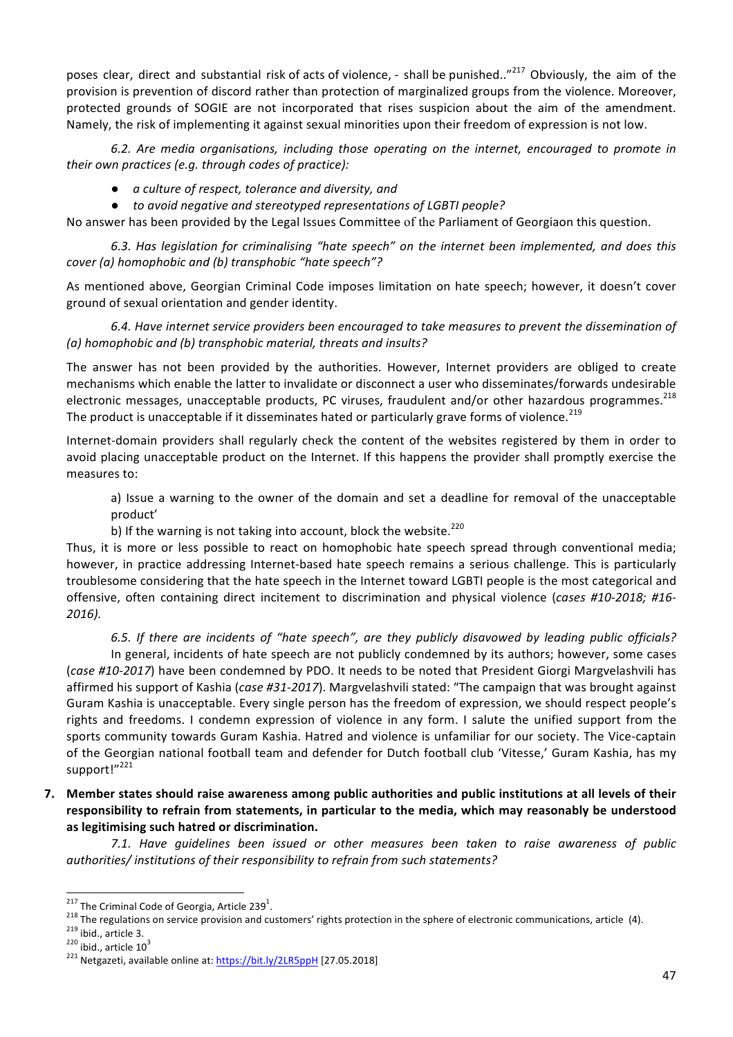poses clear, direct and substantial risk of acts of violence, - shall be punished.."[217] Obviously, the aim of the provision is prevention of discord rather than protection of marginalized groups from the violence. Moreover, protected grounds of SOGIE are not incorporated that rises suspicion about the aim of the amendment. Namely, the risk of implementing it against sexual minorities upon their freedom of expression is not low.

*6.2. Are media organisations, including those operating on the internet, encouraged to promote in their own practices (e.g. through codes of practice):*

- *a culture of respect, tolerance and diversity, and*
- *to avoid negative and stereotyped representations of LGBTI people?*

No answer has been provided by the Legal Issues Committee of the Parliament of Georgiaon this question.

*6.3. Has legislation for criminalising "hate speech" on the internet been implemented, and does this cover (a) homophobic and (b) transphobic "hate speech"?*

As mentioned above, Georgian Criminal Code imposes limitation on hate speech; however, it doesn't cover ground of sexual orientation and gender identity.

*6.4. Have internet service providers been encouraged to take measures to prevent the dissemination of (a) homophobic and (b) transphobic material, threats and insults?*

The answer has not been provided by the authorities. However, Internet providers are obliged to create mechanisms which enable the latter to invalidate or disconnect a user who disseminates/forwards undesirable electronic messages, unacceptable products, PC viruses, fraudulent and/or other hazardous programmes.[218] The product is unacceptable if it disseminates hated or particularly grave forms of violence.[219]

Internet-domain providers shall regularly check the content of the websites registered by them in order to avoid placing unacceptable product on the Internet. If this happens the provider shall promptly exercise the measures to:

a) Issue a warning to the owner of the domain and set a deadline for removal of the unacceptable product'

b) If the warning is not taking into account, block the website.[220]

Thus, it is more or less possible to react on homophobic hate speech spread through conventional media; however, in practice addressing Internet-based hate speech remains a serious challenge. This is particularly troublesome considering that the hate speech in the Internet toward LGBTI people is the most categorical and offensive, often containing direct incitement to discrimination and physical violence (*cases #10-2018; #16-2016).*

*6.5. If there are incidents of "hate speech", are they publicly disavowed by leading public officials?*

In general, incidents of hate speech are not publicly condemned by its authors; however, some cases (*case #10-2017*) have been condemned by PDO. It needs to be noted that President Giorgi Margvelashvili has affirmed his support of Kashia (*case #31-2017*). Margvelashvili stated: "The campaign that was brought against Guram Kashia is unacceptable. Every single person has the freedom of expression, we should respect people's rights and freedoms. I condemn expression of violence in any form. I salute the unified support from the sports community towards Guram Kashia. Hatred and violence is unfamiliar for our society. The Vice-captain of the Georgian national football team and defender for Dutch football club 'Vitesse,' Guram Kashia, has my support!"[221]

**7. Member states should raise awareness among public authorities and public institutions at all levels of their responsibility to refrain from statements, in particular to the media, which may reasonably be understood as legitimising such hatred or discrimination.**

*7.1. Have guidelines been issued or other measures been taken to raise awareness of public authorities/ institutions of their responsibility to refrain from such statements?*

---

[217] The Criminal Code of Georgia, Article 239[1].

[218] The regulations on service provision and customers' rights protection in the sphere of electronic communications, article (4).

[219] ibid., article 3.

[220] ibid., article 10[3]

[221] Netgazeti, available online at: https://bit.ly/2LR5ppH [27.05.2018]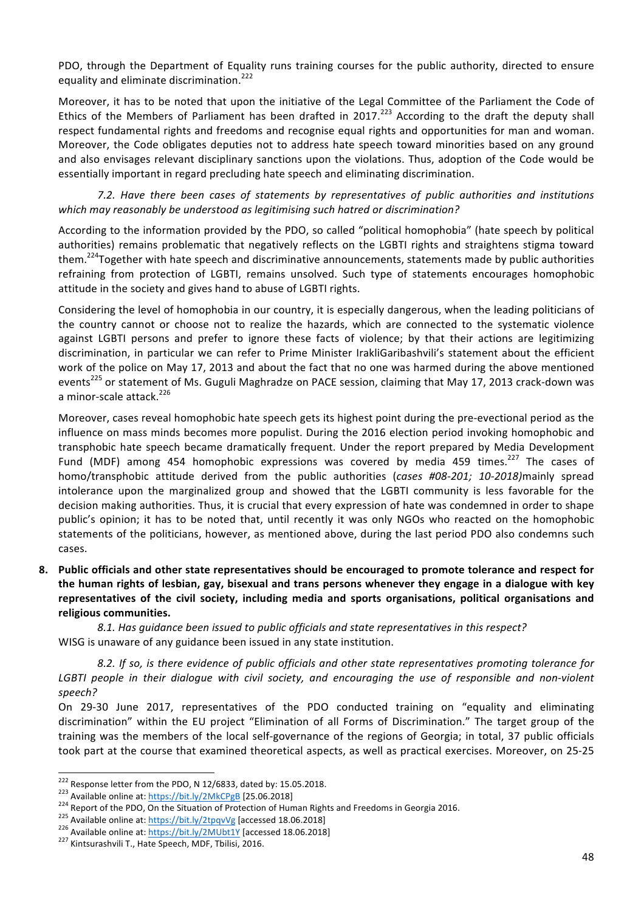PDO, through the Department of Equality runs training courses for the public authority, directed to ensure equality and eliminate discrimination.[222]

Moreover, it has to be noted that upon the initiative of the Legal Committee of the Parliament the Code of Ethics of the Members of Parliament has been drafted in 2017.[223] According to the draft the deputy shall respect fundamental rights and freedoms and recognise equal rights and opportunities for man and woman. Moreover, the Code obligates deputies not to address hate speech toward minorities based on any ground and also envisages relevant disciplinary sanctions upon the violations. Thus, adoption of the Code would be essentially important in regard precluding hate speech and eliminating discrimination.

*7.2. Have there been cases of statements by representatives of public authorities and institutions which may reasonably be understood as legitimising such hatred or discrimination?*

According to the information provided by the PDO, so called "political homophobia" (hate speech by political authorities) remains problematic that negatively reflects on the LGBTI rights and straightens stigma toward them.[224]Together with hate speech and discriminative announcements, statements made by public authorities refraining from protection of LGBTI, remains unsolved. Such type of statements encourages homophobic attitude in the society and gives hand to abuse of LGBTI rights.

Considering the level of homophobia in our country, it is especially dangerous, when the leading politicians of the country cannot or choose not to realize the hazards, which are connected to the systematic violence against LGBTI persons and prefer to ignore these facts of violence; by that their actions are legitimizing discrimination, in particular we can refer to Prime Minister IrakliGaribashvili's statement about the efficient work of the police on May 17, 2013 and about the fact that no one was harmed during the above mentioned events[225] or statement of Ms. Guguli Maghradze on PACE session, claiming that May 17, 2013 crack-down was a minor-scale attack.[226]

Moreover, cases reveal homophobic hate speech gets its highest point during the pre-evectional period as the influence on mass minds becomes more populist. During the 2016 election period invoking homophobic and transphobic hate speech became dramatically frequent. Under the report prepared by Media Development Fund (MDF) among 454 homophobic expressions was covered by media 459 times.[227] The cases of homo/transphobic attitude derived from the public authorities (*cases #08-201; 10-2018)*mainly spread intolerance upon the marginalized group and showed that the LGBTI community is less favorable for the decision making authorities. Thus, it is crucial that every expression of hate was condemned in order to shape public's opinion; it has to be noted that, until recently it was only NGOs who reacted on the homophobic statements of the politicians, however, as mentioned above, during the last period PDO also condemns such cases.

8. **Public officials and other state representatives should be encouraged to promote tolerance and respect for the human rights of lesbian, gay, bisexual and trans persons whenever they engage in a dialogue with key representatives of the civil society, including media and sports organisations, political organisations and religious communities.**

*8.1. Has guidance been issued to public officials and state representatives in this respect?*

WISG is unaware of any guidance been issued in any state institution.

*8.2. If so, is there evidence of public officials and other state representatives promoting tolerance for LGBTI people in their dialogue with civil society, and encouraging the use of responsible and non-violent speech?*

On 29-30 June 2017, representatives of the PDO conducted training on "equality and eliminating discrimination" within the EU project "Elimination of all Forms of Discrimination." The target group of the training was the members of the local self-governance of the regions of Georgia; in total, 37 public officials took part at the course that examined theoretical aspects, as well as practical exercises. Moreover, on 25-25

---

[222] Response letter from the PDO, N 12/6833, dated by: 15.05.2018.

[223] Available online at: https://bit.ly/2MkCPgB [25.06.2018]

[224] Report of the PDO, On the Situation of Protection of Human Rights and Freedoms in Georgia 2016.

[225] Available online at: https://bit.ly/2tpqvVg [accessed 18.06.2018]

[226] Available online at: https://bit.ly/2MUbt1Y [accessed 18.06.2018]

[227] Kintsurashvili T., Hate Speech, MDF, Tbilisi, 2016.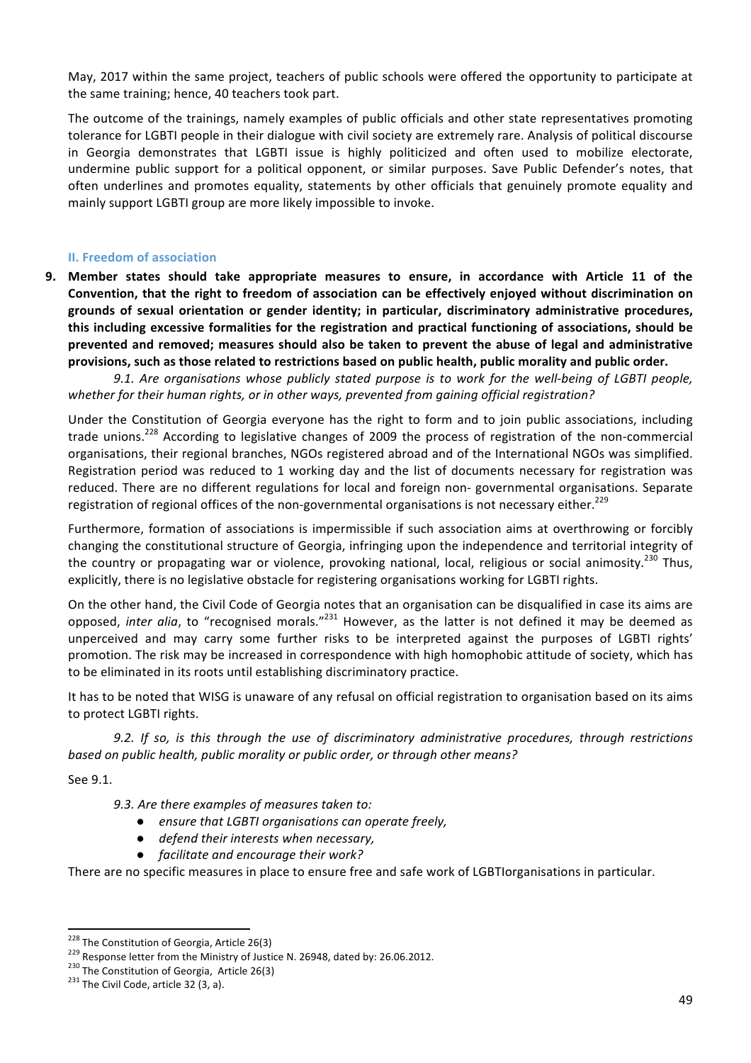May, 2017 within the same project, teachers of public schools were offered the opportunity to participate at the same training; hence, 40 teachers took part.

The outcome of the trainings, namely examples of public officials and other state representatives promoting tolerance for LGBTI people in their dialogue with civil society are extremely rare. Analysis of political discourse in Georgia demonstrates that LGBTI issue is highly politicized and often used to mobilize electorate, undermine public support for a political opponent, or similar purposes. Save Public Defender's notes, that often underlines and promotes equality, statements by other officials that genuinely promote equality and mainly support LGBTI group are more likely impossible to invoke.

## II. Freedom of association

**9. Member states should take appropriate measures to ensure, in accordance with Article 11 of the Convention, that the right to freedom of association can be effectively enjoyed without discrimination on grounds of sexual orientation or gender identity; in particular, discriminatory administrative procedures, this including excessive formalities for the registration and practical functioning of associations, should be prevented and removed; measures should also be taken to prevent the abuse of legal and administrative provisions, such as those related to restrictions based on public health, public morality and public order.**

*9.1. Are organisations whose publicly stated purpose is to work for the well-being of LGBTI people, whether for their human rights, or in other ways, prevented from gaining official registration?*

Under the Constitution of Georgia everyone has the right to form and to join public associations, including trade unions.[228] According to legislative changes of 2009 the process of registration of the non-commercial organisations, their regional branches, NGOs registered abroad and of the International NGOs was simplified. Registration period was reduced to 1 working day and the list of documents necessary for registration was reduced. There are no different regulations for local and foreign non- governmental organisations. Separate registration of regional offices of the non-governmental organisations is not necessary either.[229]

Furthermore, formation of associations is impermissible if such association aims at overthrowing or forcibly changing the constitutional structure of Georgia, infringing upon the independence and territorial integrity of the country or propagating war or violence, provoking national, local, religious or social animosity.[230] Thus, explicitly, there is no legislative obstacle for registering organisations working for LGBTI rights.

On the other hand, the Civil Code of Georgia notes that an organisation can be disqualified in case its aims are opposed, *inter alia*, to "recognised morals."[231] However, as the latter is not defined it may be deemed as unperceived and may carry some further risks to be interpreted against the purposes of LGBTI rights' promotion. The risk may be increased in correspondence with high homophobic attitude of society, which has to be eliminated in its roots until establishing discriminatory practice.

It has to be noted that WISG is unaware of any refusal on official registration to organisation based on its aims to protect LGBTI rights.

*9.2. If so, is this through the use of discriminatory administrative procedures, through restrictions based on public health, public morality or public order, or through other means?*

See 9.1.

*9.3. Are there examples of measures taken to:*

- *ensure that LGBTI organisations can operate freely,*
- *defend their interests when necessary,*
- *facilitate and encourage their work?*

There are no specific measures in place to ensure free and safe work of LGBTIorganisations in particular.

---

[228] The Constitution of Georgia, Article 26(3)

[229] Response letter from the Ministry of Justice N. 26948, dated by: 26.06.2012.

[230] The Constitution of Georgia, Article 26(3)

[231] The Civil Code, article 32 (3, a).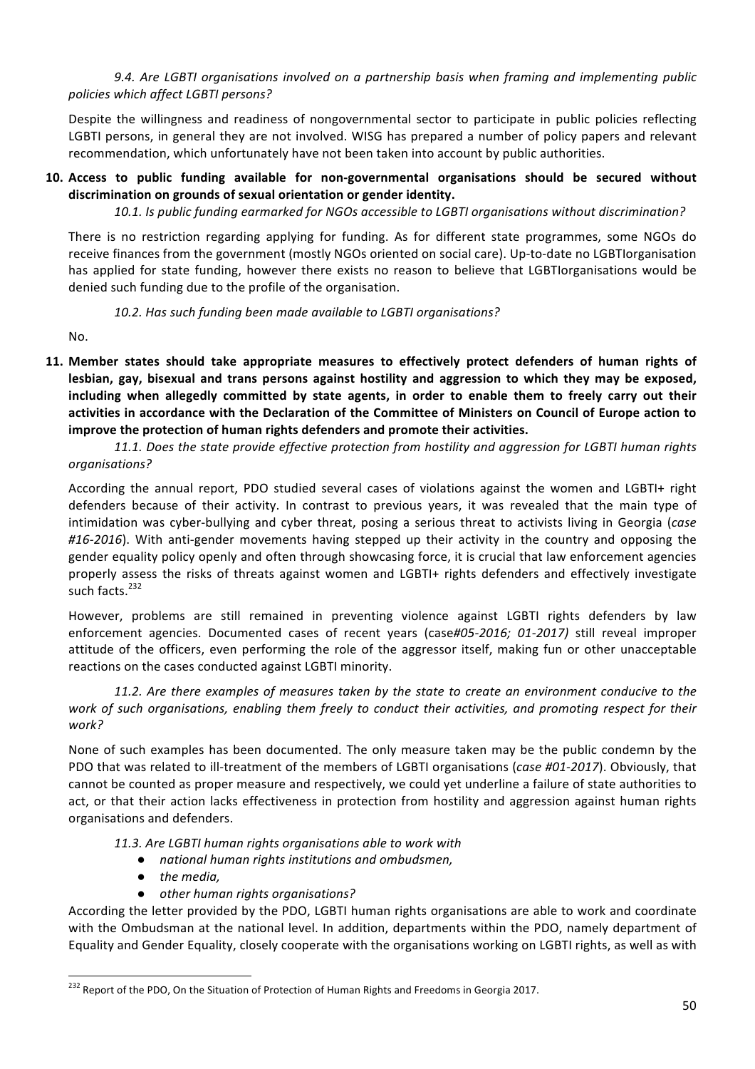*9.4. Are LGBTI organisations involved on a partnership basis when framing and implementing public policies which affect LGBTI persons?*

Despite the willingness and readiness of nongovernmental sector to participate in public policies reflecting LGBTI persons, in general they are not involved. WISG has prepared a number of policy papers and relevant recommendation, which unfortunately have not been taken into account by public authorities.

**10. Access to public funding available for non-governmental organisations should be secured without discrimination on grounds of sexual orientation or gender identity.**

*10.1. Is public funding earmarked for NGOs accessible to LGBTI organisations without discrimination?*

There is no restriction regarding applying for funding. As for different state programmes, some NGOs do receive finances from the government (mostly NGOs oriented on social care). Up-to-date no LGBTIorganisation has applied for state funding, however there exists no reason to believe that LGBTIorganisations would be denied such funding due to the profile of the organisation.

*10.2. Has such funding been made available to LGBTI organisations?*

No.

**11. Member states should take appropriate measures to effectively protect defenders of human rights of lesbian, gay, bisexual and trans persons against hostility and aggression to which they may be exposed, including when allegedly committed by state agents, in order to enable them to freely carry out their activities in accordance with the Declaration of the Committee of Ministers on Council of Europe action to improve the protection of human rights defenders and promote their activities.**

*11.1. Does the state provide effective protection from hostility and aggression for LGBTI human rights organisations?*

According the annual report, PDO studied several cases of violations against the women and LGBTI+ right defenders because of their activity. In contrast to previous years, it was revealed that the main type of intimidation was cyber-bullying and cyber threat, posing a serious threat to activists living in Georgia (*case #16-2016*). With anti-gender movements having stepped up their activity in the country and opposing the gender equality policy openly and often through showcasing force, it is crucial that law enforcement agencies properly assess the risks of threats against women and LGBTI+ rights defenders and effectively investigate such facts.[232]

However, problems are still remained in preventing violence against LGBTI rights defenders by law enforcement agencies. Documented cases of recent years (case*#05-2016; 01-2017)* still reveal improper attitude of the officers, even performing the role of the aggressor itself, making fun or other unacceptable reactions on the cases conducted against LGBTI minority.

*11.2. Are there examples of measures taken by the state to create an environment conducive to the work of such organisations, enabling them freely to conduct their activities, and promoting respect for their work?*

None of such examples has been documented. The only measure taken may be the public condemn by the PDO that was related to ill-treatment of the members of LGBTI organisations (*case #01-2017*). Obviously, that cannot be counted as proper measure and respectively, we could yet underline a failure of state authorities to act, or that their action lacks effectiveness in protection from hostility and aggression against human rights organisations and defenders.

*11.3. Are LGBTI human rights organisations able to work with*

- *national human rights institutions and ombudsmen,*
- *the media,*
- *other human rights organisations?*

According the letter provided by the PDO, LGBTI human rights organisations are able to work and coordinate with the Ombudsman at the national level. In addition, departments within the PDO, namely department of Equality and Gender Equality, closely cooperate with the organisations working on LGBTI rights, as well as with

[232] Report of the PDO, On the Situation of Protection of Human Rights and Freedoms in Georgia 2017.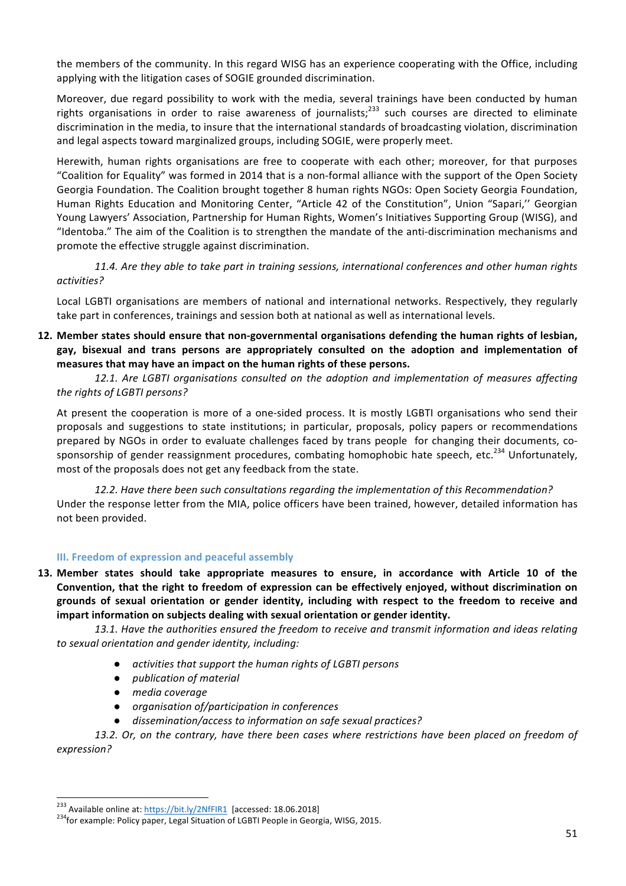the members of the community. In this regard WISG has an experience cooperating with the Office, including applying with the litigation cases of SOGIE grounded discrimination.

Moreover, due regard possibility to work with the media, several trainings have been conducted by human rights organisations in order to raise awareness of journalists;[233] such courses are directed to eliminate discrimination in the media, to insure that the international standards of broadcasting violation, discrimination and legal aspects toward marginalized groups, including SOGIE, were properly meet.

Herewith, human rights organisations are free to cooperate with each other; moreover, for that purposes "Coalition for Equality" was formed in 2014 that is a non-formal alliance with the support of the Open Society Georgia Foundation. The Coalition brought together 8 human rights NGOs: Open Society Georgia Foundation, Human Rights Education and Monitoring Center, "Article 42 of the Constitution", Union "Sapari,'' Georgian Young Lawyers' Association, Partnership for Human Rights, Women's Initiatives Supporting Group (WISG), and "Identoba." The aim of the Coalition is to strengthen the mandate of the anti-discrimination mechanisms and promote the effective struggle against discrimination.

*11.4. Are they able to take part in training sessions, international conferences and other human rights activities?*

Local LGBTI organisations are members of national and international networks. Respectively, they regularly take part in conferences, trainings and session both at national as well as international levels.

**12. Member states should ensure that non-governmental organisations defending the human rights of lesbian, gay, bisexual and trans persons are appropriately consulted on the adoption and implementation of measures that may have an impact on the human rights of these persons.**

*12.1. Are LGBTI organisations consulted on the adoption and implementation of measures affecting the rights of LGBTI persons?*

At present the cooperation is more of a one-sided process. It is mostly LGBTI organisations who send their proposals and suggestions to state institutions; in particular, proposals, policy papers or recommendations prepared by NGOs in order to evaluate challenges faced by trans people for changing their documents, co-sponsorship of gender reassignment procedures, combating homophobic hate speech, etc.[234] Unfortunately, most of the proposals does not get any feedback from the state.

*12.2. Have there been such consultations regarding the implementation of this Recommendation?*

Under the response letter from the MIA, police officers have been trained, however, detailed information has not been provided.

## III. Freedom of expression and peaceful assembly

**13. Member states should take appropriate measures to ensure, in accordance with Article 10 of the Convention, that the right to freedom of expression can be effectively enjoyed, without discrimination on grounds of sexual orientation or gender identity, including with respect to the freedom to receive and impart information on subjects dealing with sexual orientation or gender identity.**

*13.1. Have the authorities ensured the freedom to receive and transmit information and ideas relating to sexual orientation and gender identity, including:*

- *activities that support the human rights of LGBTI persons*
- *publication of material*
- *media coverage*
- *organisation of/participation in conferences*
- *dissemination/access to information on safe sexual practices?*

*13.2. Or, on the contrary, have there been cases where restrictions have been placed on freedom of expression?*

---

[233] Available online at: https://bit.ly/2NfFIR1 [accessed: 18.06.2018]

[234] for example: Policy paper, Legal Situation of LGBTI People in Georgia, WISG, 2015.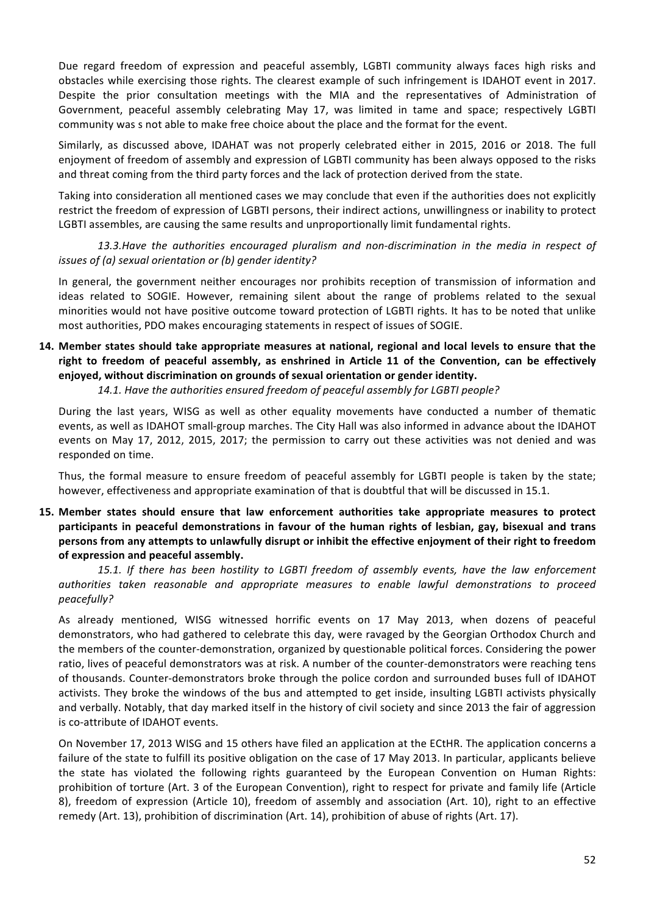Due regard freedom of expression and peaceful assembly, LGBTI community always faces high risks and obstacles while exercising those rights. The clearest example of such infringement is IDAHOT event in 2017. Despite the prior consultation meetings with the MIA and the representatives of Administration of Government, peaceful assembly celebrating May 17, was limited in tame and space; respectively LGBTI community was s not able to make free choice about the place and the format for the event.

Similarly, as discussed above, IDAHAT was not properly celebrated either in 2015, 2016 or 2018. The full enjoyment of freedom of assembly and expression of LGBTI community has been always opposed to the risks and threat coming from the third party forces and the lack of protection derived from the state.

Taking into consideration all mentioned cases we may conclude that even if the authorities does not explicitly restrict the freedom of expression of LGBTI persons, their indirect actions, unwillingness or inability to protect LGBTI assembles, are causing the same results and unproportionally limit fundamental rights.

*13.3.Have the authorities encouraged pluralism and non-discrimination in the media in respect of issues of (a) sexual orientation or (b) gender identity?*

In general, the government neither encourages nor prohibits reception of transmission of information and ideas related to SOGIE. However, remaining silent about the range of problems related to the sexual minorities would not have positive outcome toward protection of LGBTI rights. It has to be noted that unlike most authorities, PDO makes encouraging statements in respect of issues of SOGIE.

**14. Member states should take appropriate measures at national, regional and local levels to ensure that the right to freedom of peaceful assembly, as enshrined in Article 11 of the Convention, can be effectively enjoyed, without discrimination on grounds of sexual orientation or gender identity.**

*14.1. Have the authorities ensured freedom of peaceful assembly for LGBTI people?*

During the last years, WISG as well as other equality movements have conducted a number of thematic events, as well as IDAHOT small-group marches. The City Hall was also informed in advance about the IDAHOT events on May 17, 2012, 2015, 2017; the permission to carry out these activities was not denied and was responded on time.

Thus, the formal measure to ensure freedom of peaceful assembly for LGBTI people is taken by the state; however, effectiveness and appropriate examination of that is doubtful that will be discussed in 15.1.

**15. Member states should ensure that law enforcement authorities take appropriate measures to protect participants in peaceful demonstrations in favour of the human rights of lesbian, gay, bisexual and trans persons from any attempts to unlawfully disrupt or inhibit the effective enjoyment of their right to freedom of expression and peaceful assembly.**

*15.1. If there has been hostility to LGBTI freedom of assembly events, have the law enforcement authorities taken reasonable and appropriate measures to enable lawful demonstrations to proceed peacefully?*

As already mentioned, WISG witnessed horrific events on 17 May 2013, when dozens of peaceful demonstrators, who had gathered to celebrate this day, were ravaged by the Georgian Orthodox Church and the members of the counter-demonstration, organized by questionable political forces. Considering the power ratio, lives of peaceful demonstrators was at risk. A number of the counter-demonstrators were reaching tens of thousands. Counter-demonstrators broke through the police cordon and surrounded buses full of IDAHOT activists. They broke the windows of the bus and attempted to get inside, insulting LGBTI activists physically and verbally. Notably, that day marked itself in the history of civil society and since 2013 the fair of aggression is co-attribute of IDAHOT events.

On November 17, 2013 WISG and 15 others have filed an application at the ECtHR. The application concerns a failure of the state to fulfill its positive obligation on the case of 17 May 2013. In particular, applicants believe the state has violated the following rights guaranteed by the European Convention on Human Rights: prohibition of torture (Art. 3 of the European Convention), right to respect for private and family life (Article 8), freedom of expression (Article 10), freedom of assembly and association (Art. 10), right to an effective remedy (Art. 13), prohibition of discrimination (Art. 14), prohibition of abuse of rights (Art. 17).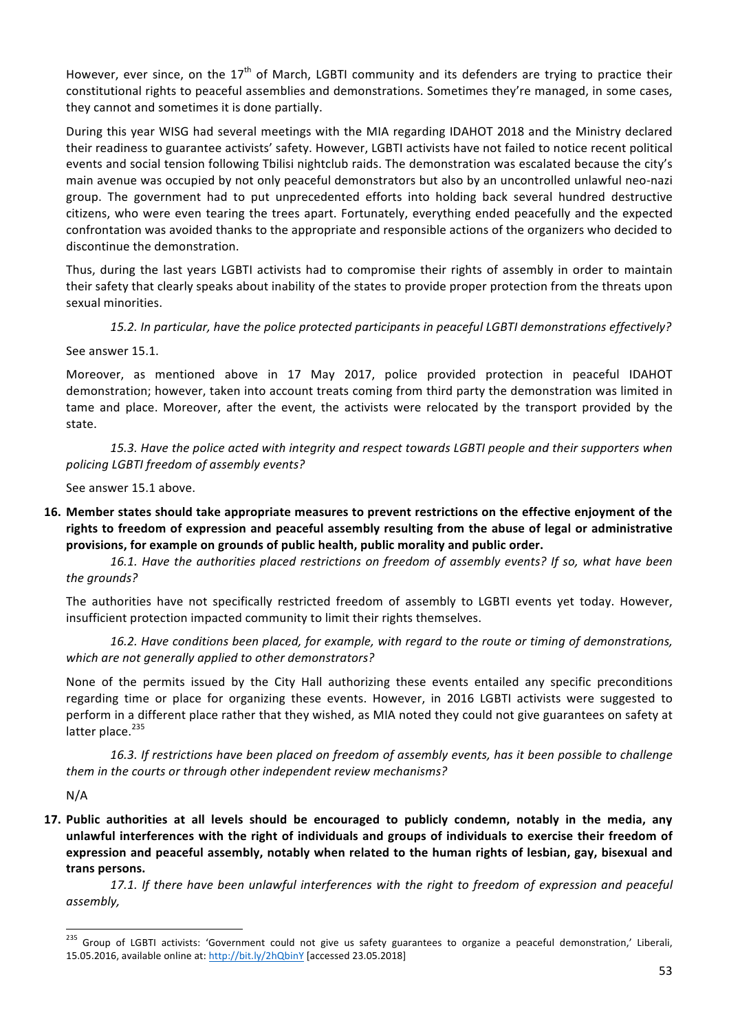However, ever since, on the 17th of March, LGBTI community and its defenders are trying to practice their constitutional rights to peaceful assemblies and demonstrations. Sometimes they're managed, in some cases, they cannot and sometimes it is done partially.

During this year WISG had several meetings with the MIA regarding IDAHOT 2018 and the Ministry declared their readiness to guarantee activists' safety. However, LGBTI activists have not failed to notice recent political events and social tension following Tbilisi nightclub raids. The demonstration was escalated because the city's main avenue was occupied by not only peaceful demonstrators but also by an uncontrolled unlawful neo-nazi group. The government had to put unprecedented efforts into holding back several hundred destructive citizens, who were even tearing the trees apart. Fortunately, everything ended peacefully and the expected confrontation was avoided thanks to the appropriate and responsible actions of the organizers who decided to discontinue the demonstration.

Thus, during the last years LGBTI activists had to compromise their rights of assembly in order to maintain their safety that clearly speaks about inability of the states to provide proper protection from the threats upon sexual minorities.

*15.2. In particular, have the police protected participants in peaceful LGBTI demonstrations effectively?*

See answer 15.1.

Moreover, as mentioned above in 17 May 2017, police provided protection in peaceful IDAHOT demonstration; however, taken into account treats coming from third party the demonstration was limited in tame and place. Moreover, after the event, the activists were relocated by the transport provided by the state.

*15.3. Have the police acted with integrity and respect towards LGBTI people and their supporters when policing LGBTI freedom of assembly events?*

See answer 15.1 above.

**16. Member states should take appropriate measures to prevent restrictions on the effective enjoyment of the rights to freedom of expression and peaceful assembly resulting from the abuse of legal or administrative provisions, for example on grounds of public health, public morality and public order.**

*16.1. Have the authorities placed restrictions on freedom of assembly events? If so, what have been the grounds?*

The authorities have not specifically restricted freedom of assembly to LGBTI events yet today. However, insufficient protection impacted community to limit their rights themselves.

*16.2. Have conditions been placed, for example, with regard to the route or timing of demonstrations, which are not generally applied to other demonstrators?*

None of the permits issued by the City Hall authorizing these events entailed any specific preconditions regarding time or place for organizing these events. However, in 2016 LGBTI activists were suggested to perform in a different place rather that they wished, as MIA noted they could not give guarantees on safety at latter place.[235]

*16.3. If restrictions have been placed on freedom of assembly events, has it been possible to challenge them in the courts or through other independent review mechanisms?*

N/A

**17. Public authorities at all levels should be encouraged to publicly condemn, notably in the media, any unlawful interferences with the right of individuals and groups of individuals to exercise their freedom of expression and peaceful assembly, notably when related to the human rights of lesbian, gay, bisexual and trans persons.**

*17.1. If there have been unlawful interferences with the right to freedom of expression and peaceful assembly,*

[235] Group of LGBTI activists: 'Government could not give us safety guarantees to organize a peaceful demonstration,' Liberali, 15.05.2016, available online at: http://bit.ly/2hQbinY [accessed 23.05.2018]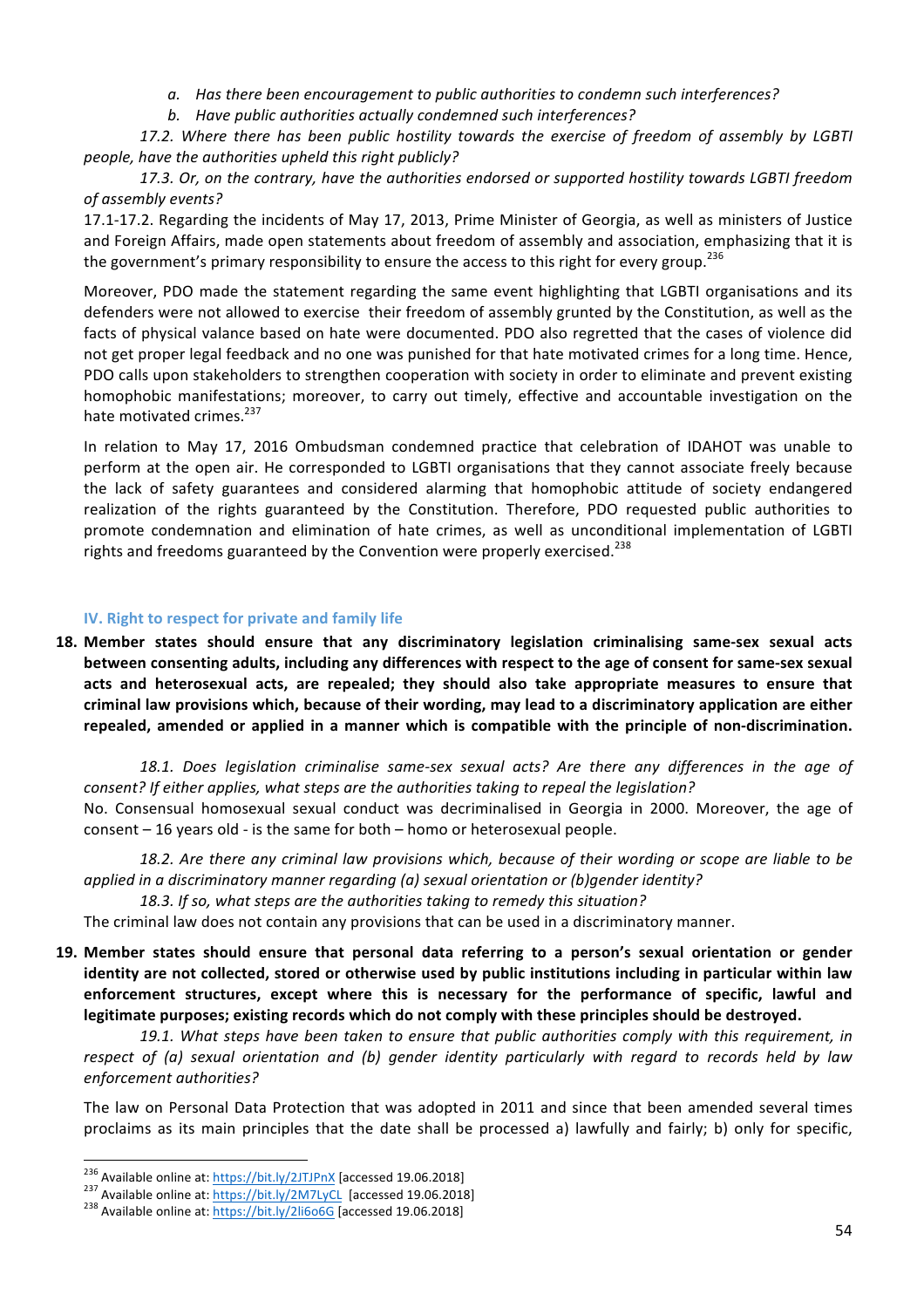*a. Has there been encouragement to public authorities to condemn such interferences?*

*b. Have public authorities actually condemned such interferences?*

*17.2. Where there has been public hostility towards the exercise of freedom of assembly by LGBTI people, have the authorities upheld this right publicly?*

*17.3. Or, on the contrary, have the authorities endorsed or supported hostility towards LGBTI freedom of assembly events?*

17.1-17.2. Regarding the incidents of May 17, 2013, Prime Minister of Georgia, as well as ministers of Justice and Foreign Affairs, made open statements about freedom of assembly and association, emphasizing that it is the government's primary responsibility to ensure the access to this right for every group.[236]

Moreover, PDO made the statement regarding the same event highlighting that LGBTI organisations and its defenders were not allowed to exercise their freedom of assembly grunted by the Constitution, as well as the facts of physical valance based on hate were documented. PDO also regretted that the cases of violence did not get proper legal feedback and no one was punished for that hate motivated crimes for a long time. Hence, PDO calls upon stakeholders to strengthen cooperation with society in order to eliminate and prevent existing homophobic manifestations; moreover, to carry out timely, effective and accountable investigation on the hate motivated crimes.[237]

In relation to May 17, 2016 Ombudsman condemned practice that celebration of IDAHOT was unable to perform at the open air. He corresponded to LGBTI organisations that they cannot associate freely because the lack of safety guarantees and considered alarming that homophobic attitude of society endangered realization of the rights guaranteed by the Constitution. Therefore, PDO requested public authorities to promote condemnation and elimination of hate crimes, as well as unconditional implementation of LGBTI rights and freedoms guaranteed by the Convention were properly exercised.[238]

## IV. Right to respect for private and family life

**18. Member states should ensure that any discriminatory legislation criminalising same-sex sexual acts between consenting adults, including any differences with respect to the age of consent for same-sex sexual acts and heterosexual acts, are repealed; they should also take appropriate measures to ensure that criminal law provisions which, because of their wording, may lead to a discriminatory application are either repealed, amended or applied in a manner which is compatible with the principle of non-discrimination.**

*18.1. Does legislation criminalise same-sex sexual acts? Are there any differences in the age of consent? If either applies, what steps are the authorities taking to repeal the legislation?*

No. Consensual homosexual sexual conduct was decriminalised in Georgia in 2000. Moreover, the age of consent – 16 years old - is the same for both – homo or heterosexual people.

*18.2. Are there any criminal law provisions which, because of their wording or scope are liable to be applied in a discriminatory manner regarding (a) sexual orientation or (b)gender identity?*

*18.3. If so, what steps are the authorities taking to remedy this situation?*

The criminal law does not contain any provisions that can be used in a discriminatory manner.

**19. Member states should ensure that personal data referring to a person's sexual orientation or gender identity are not collected, stored or otherwise used by public institutions including in particular within law enforcement structures, except where this is necessary for the performance of specific, lawful and legitimate purposes; existing records which do not comply with these principles should be destroyed.**

*19.1. What steps have been taken to ensure that public authorities comply with this requirement, in respect of (a) sexual orientation and (b) gender identity particularly with regard to records held by law enforcement authorities?*

The law on Personal Data Protection that was adopted in 2011 and since that been amended several times proclaims as its main principles that the date shall be processed a) lawfully and fairly; b) only for specific,

---

[236] Available online at: https://bit.ly/2JTJPnX [accessed 19.06.2018]

[237] Available online at: https://bit.ly/2M7LyCL [accessed 19.06.2018]

[238] Available online at: https://bit.ly/2Ii6o6G [accessed 19.06.2018]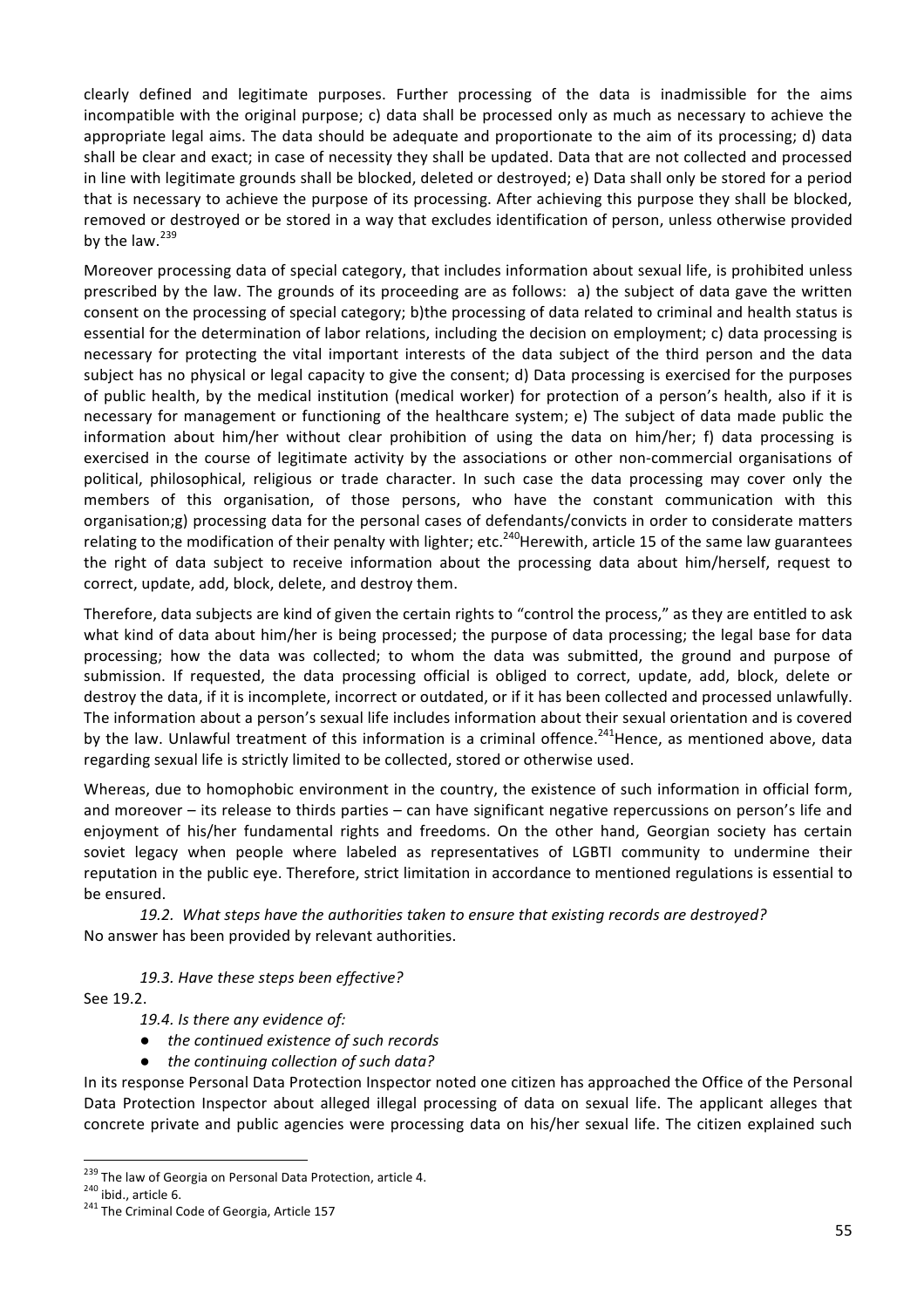clearly defined and legitimate purposes. Further processing of the data is inadmissible for the aims incompatible with the original purpose; c) data shall be processed only as much as necessary to achieve the appropriate legal aims. The data should be adequate and proportionate to the aim of its processing; d) data shall be clear and exact; in case of necessity they shall be updated. Data that are not collected and processed in line with legitimate grounds shall be blocked, deleted or destroyed; e) Data shall only be stored for a period that is necessary to achieve the purpose of its processing. After achieving this purpose they shall be blocked, removed or destroyed or be stored in a way that excludes identification of person, unless otherwise provided by the law.[239]

Moreover processing data of special category, that includes information about sexual life, is prohibited unless prescribed by the law. The grounds of its proceeding are as follows: a) the subject of data gave the written consent on the processing of special category; b)the processing of data related to criminal and health status is essential for the determination of labor relations, including the decision on employment; c) data processing is necessary for protecting the vital important interests of the data subject of the third person and the data subject has no physical or legal capacity to give the consent; d) Data processing is exercised for the purposes of public health, by the medical institution (medical worker) for protection of a person's health, also if it is necessary for management or functioning of the healthcare system; e) The subject of data made public the information about him/her without clear prohibition of using the data on him/her; f) data processing is exercised in the course of legitimate activity by the associations or other non-commercial organisations of political, philosophical, religious or trade character. In such case the data processing may cover only the members of this organisation, of those persons, who have the constant communication with this organisation;g) processing data for the personal cases of defendants/convicts in order to considerate matters relating to the modification of their penalty with lighter; etc.[240]Herewith, article 15 of the same law guarantees the right of data subject to receive information about the processing data about him/herself, request to correct, update, add, block, delete, and destroy them.

Therefore, data subjects are kind of given the certain rights to "control the process," as they are entitled to ask what kind of data about him/her is being processed; the purpose of data processing; the legal base for data processing; how the data was collected; to whom the data was submitted, the ground and purpose of submission. If requested, the data processing official is obliged to correct, update, add, block, delete or destroy the data, if it is incomplete, incorrect or outdated, or if it has been collected and processed unlawfully. The information about a person's sexual life includes information about their sexual orientation and is covered by the law. Unlawful treatment of this information is a criminal offence.[241]Hence, as mentioned above, data regarding sexual life is strictly limited to be collected, stored or otherwise used.

Whereas, due to homophobic environment in the country, the existence of such information in official form, and moreover – its release to thirds parties – can have significant negative repercussions on person's life and enjoyment of his/her fundamental rights and freedoms. On the other hand, Georgian society has certain soviet legacy when people where labeled as representatives of LGBTI community to undermine their reputation in the public eye. Therefore, strict limitation in accordance to mentioned regulations is essential to be ensured.

*19.2. What steps have the authorities taken to ensure that existing records are destroyed?*

No answer has been provided by relevant authorities.

*19.3. Have these steps been effective?*

See 19.2.

*19.4. Is there any evidence of:*

- *the continued existence of such records*
- *the continuing collection of such data?*

In its response Personal Data Protection Inspector noted one citizen has approached the Office of the Personal Data Protection Inspector about alleged illegal processing of data on sexual life. The applicant alleges that concrete private and public agencies were processing data on his/her sexual life. The citizen explained such

---

[239] The law of Georgia on Personal Data Protection, article 4.

[240] ibid., article 6.

[241] The Criminal Code of Georgia, Article 157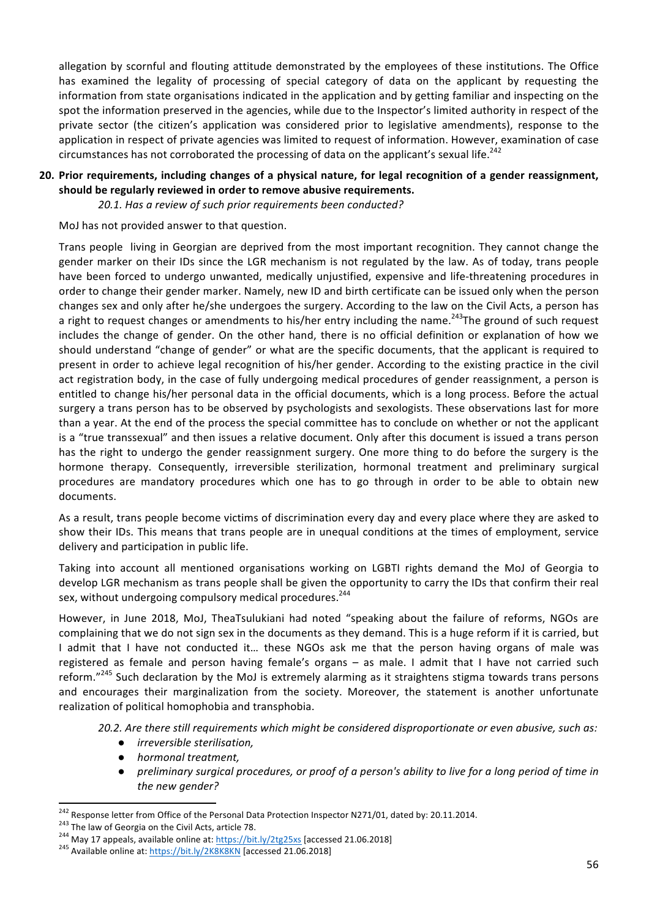allegation by scornful and flouting attitude demonstrated by the employees of these institutions. The Office has examined the legality of processing of special category of data on the applicant by requesting the information from state organisations indicated in the application and by getting familiar and inspecting on the spot the information preserved in the agencies, while due to the Inspector's limited authority in respect of the private sector (the citizen's application was considered prior to legislative amendments), response to the application in respect of private agencies was limited to request of information. However, examination of case circumstances has not corroborated the processing of data on the applicant's sexual life.[242]

**20. Prior requirements, including changes of a physical nature, for legal recognition of a gender reassignment, should be regularly reviewed in order to remove abusive requirements.**

*20.1. Has a review of such prior requirements been conducted?*

MoJ has not provided answer to that question.

Trans people living in Georgian are deprived from the most important recognition. They cannot change the gender marker on their IDs since the LGR mechanism is not regulated by the law. As of today, trans people have been forced to undergo unwanted, medically unjustified, expensive and life-threatening procedures in order to change their gender marker. Namely, new ID and birth certificate can be issued only when the person changes sex and only after he/she undergoes the surgery. According to the law on the Civil Acts, a person has a right to request changes or amendments to his/her entry including the name.[243] The ground of such request includes the change of gender. On the other hand, there is no official definition or explanation of how we should understand "change of gender" or what are the specific documents, that the applicant is required to present in order to achieve legal recognition of his/her gender. According to the existing practice in the civil act registration body, in the case of fully undergoing medical procedures of gender reassignment, a person is entitled to change his/her personal data in the official documents, which is a long process. Before the actual surgery a trans person has to be observed by psychologists and sexologists. These observations last for more than a year. At the end of the process the special committee has to conclude on whether or not the applicant is a "true transsexual" and then issues a relative document. Only after this document is issued a trans person has the right to undergo the gender reassignment surgery. One more thing to do before the surgery is the hormone therapy. Consequently, irreversible sterilization, hormonal treatment and preliminary surgical procedures are mandatory procedures which one has to go through in order to be able to obtain new documents.

As a result, trans people become victims of discrimination every day and every place where they are asked to show their IDs. This means that trans people are in unequal conditions at the times of employment, service delivery and participation in public life.

Taking into account all mentioned organisations working on LGBTI rights demand the MoJ of Georgia to develop LGR mechanism as trans people shall be given the opportunity to carry the IDs that confirm their real sex, without undergoing compulsory medical procedures.[244]

However, in June 2018, MoJ, TheaTsulukiani had noted "speaking about the failure of reforms, NGOs are complaining that we do not sign sex in the documents as they demand. This is a huge reform if it is carried, but I admit that I have not conducted it... these NGOs ask me that the person having organs of male was registered as female and person having female's organs – as male. I admit that I have not carried such reform."[245] Such declaration by the MoJ is extremely alarming as it straightens stigma towards trans persons and encourages their marginalization from the society. Moreover, the statement is another unfortunate realization of political homophobia and transphobia.

*20.2. Are there still requirements which might be considered disproportionate or even abusive, such as:*

- *irreversible sterilisation,*
- *hormonal treatment,*
- *preliminary surgical procedures, or proof of a person's ability to live for a long period of time in the new gender?*

---

[242] Response letter from Office of the Personal Data Protection Inspector N271/01, dated by: 20.11.2014.

[243] The law of Georgia on the Civil Acts, article 78.

[244] May 17 appeals, available online at: https://bit.ly/2tg25xs [accessed 21.06.2018]

[245] Available online at: https://bit.ly/2K8K8KN [accessed 21.06.2018]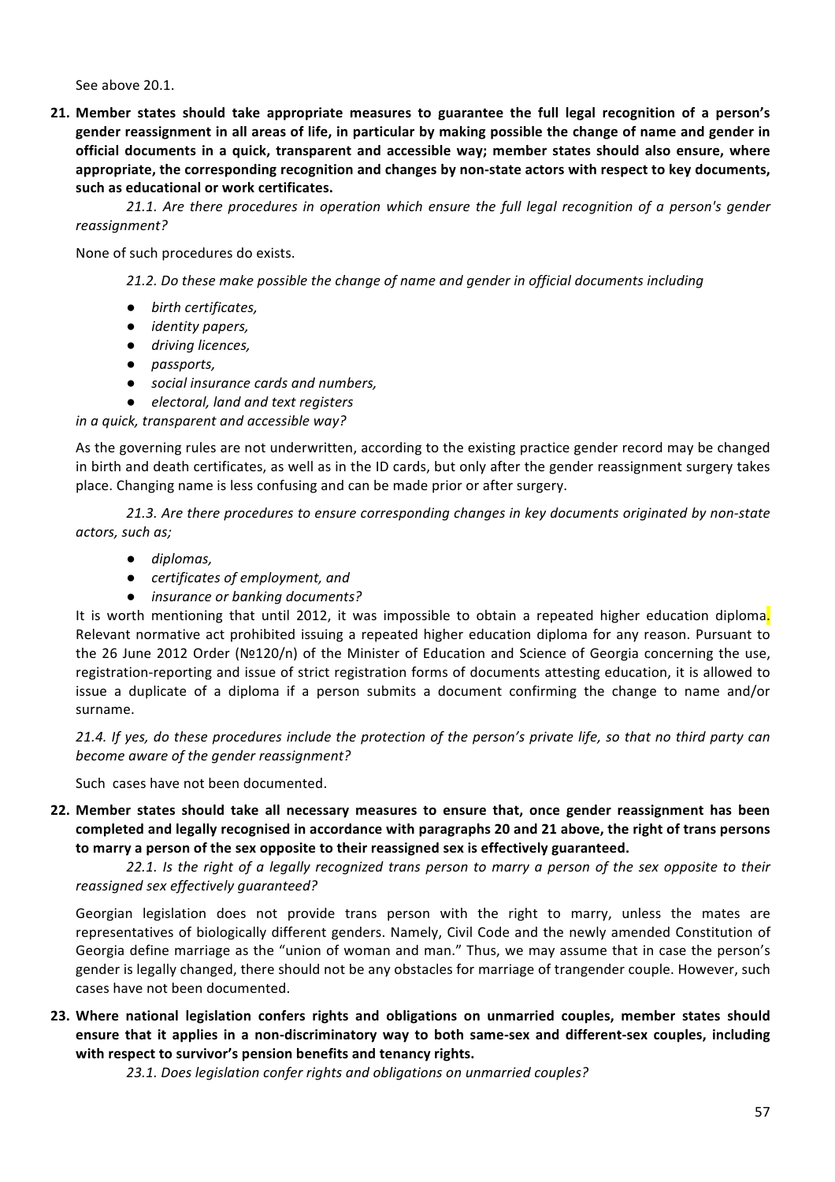See above 20.1.

**21. Member states should take appropriate measures to guarantee the full legal recognition of a person's gender reassignment in all areas of life, in particular by making possible the change of name and gender in official documents in a quick, transparent and accessible way; member states should also ensure, where appropriate, the corresponding recognition and changes by non-state actors with respect to key documents, such as educational or work certificates.**

*21.1. Are there procedures in operation which ensure the full legal recognition of a person's gender reassignment?*

None of such procedures do exists.

*21.2. Do these make possible the change of name and gender in official documents including*

- *birth certificates,*
- *identity papers,*
- *driving licences,*
- *passports,*
- *social insurance cards and numbers,*
- *electoral, land and text registers*

*in a quick, transparent and accessible way?*

As the governing rules are not underwritten, according to the existing practice gender record may be changed in birth and death certificates, as well as in the ID cards, but only after the gender reassignment surgery takes place. Changing name is less confusing and can be made prior or after surgery.

*21.3. Are there procedures to ensure corresponding changes in key documents originated by non-state actors, such as;*

- *diplomas,*
- *certificates of employment, and*
- *insurance or banking documents?*

It is worth mentioning that until 2012, it was impossible to obtain a repeated higher education diploma. Relevant normative act prohibited issuing a repeated higher education diploma for any reason. Pursuant to the 26 June 2012 Order (№120/n) of the Minister of Education and Science of Georgia concerning the use, registration-reporting and issue of strict registration forms of documents attesting education, it is allowed to issue a duplicate of a diploma if a person submits a document confirming the change to name and/or surname.

*21.4. If yes, do these procedures include the protection of the person's private life, so that no third party can become aware of the gender reassignment?*

Such cases have not been documented.

**22. Member states should take all necessary measures to ensure that, once gender reassignment has been completed and legally recognised in accordance with paragraphs 20 and 21 above, the right of trans persons to marry a person of the sex opposite to their reassigned sex is effectively guaranteed.**

*22.1. Is the right of a legally recognized trans person to marry a person of the sex opposite to their reassigned sex effectively guaranteed?*

Georgian legislation does not provide trans person with the right to marry, unless the mates are representatives of biologically different genders. Namely, Civil Code and the newly amended Constitution of Georgia define marriage as the "union of woman and man." Thus, we may assume that in case the person's gender is legally changed, there should not be any obstacles for marriage of trangender couple. However, such cases have not been documented.

**23. Where national legislation confers rights and obligations on unmarried couples, member states should ensure that it applies in a non-discriminatory way to both same-sex and different-sex couples, including with respect to survivor's pension benefits and tenancy rights.**

*23.1. Does legislation confer rights and obligations on unmarried couples?*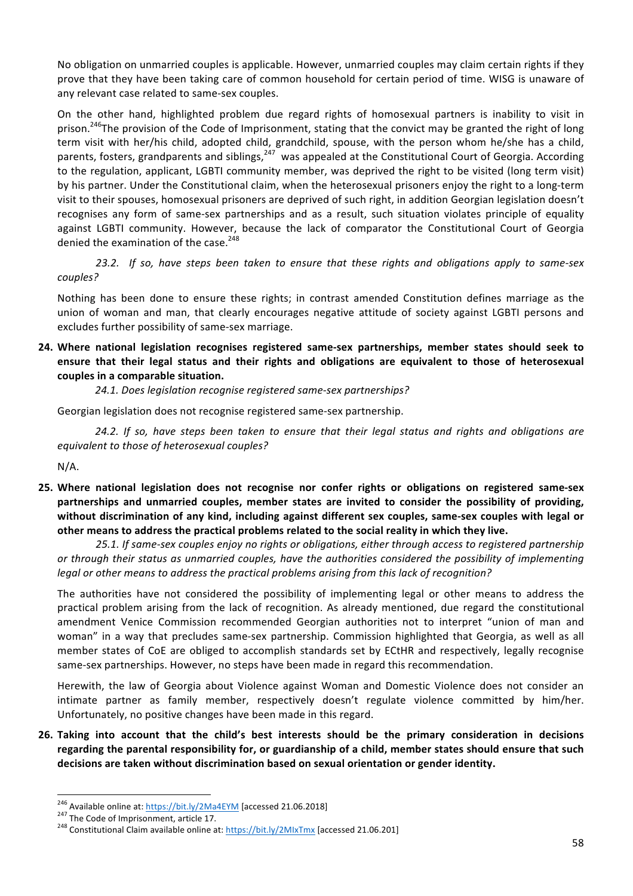No obligation on unmarried couples is applicable. However, unmarried couples may claim certain rights if they prove that they have been taking care of common household for certain period of time. WISG is unaware of any relevant case related to same-sex couples.

On the other hand, highlighted problem due regard rights of homosexual partners is inability to visit in prison.[246] The provision of the Code of Imprisonment, stating that the convict may be granted the right of long term visit with her/his child, adopted child, grandchild, spouse, with the person whom he/she has a child, parents, fosters, grandparents and siblings,[247] was appealed at the Constitutional Court of Georgia. According to the regulation, applicant, LGBTI community member, was deprived the right to be visited (long term visit) by his partner. Under the Constitutional claim, when the heterosexual prisoners enjoy the right to a long-term visit to their spouses, homosexual prisoners are deprived of such right, in addition Georgian legislation doesn't recognises any form of same-sex partnerships and as a result, such situation violates principle of equality against LGBTI community. However, because the lack of comparator the Constitutional Court of Georgia denied the examination of the case.[248]

*23.2. If so, have steps been taken to ensure that these rights and obligations apply to same-sex couples?*

Nothing has been done to ensure these rights; in contrast amended Constitution defines marriage as the union of woman and man, that clearly encourages negative attitude of society against LGBTI persons and excludes further possibility of same-sex marriage.

**24. Where national legislation recognises registered same-sex partnerships, member states should seek to ensure that their legal status and their rights and obligations are equivalent to those of heterosexual couples in a comparable situation.**

*24.1. Does legislation recognise registered same-sex partnerships?*

Georgian legislation does not recognise registered same-sex partnership.

*24.2. If so, have steps been taken to ensure that their legal status and rights and obligations are equivalent to those of heterosexual couples?*

N/A.

**25. Where national legislation does not recognise nor confer rights or obligations on registered same-sex partnerships and unmarried couples, member states are invited to consider the possibility of providing, without discrimination of any kind, including against different sex couples, same-sex couples with legal or other means to address the practical problems related to the social reality in which they live.**

*25.1. If same-sex couples enjoy no rights or obligations, either through access to registered partnership or through their status as unmarried couples, have the authorities considered the possibility of implementing legal or other means to address the practical problems arising from this lack of recognition?*

The authorities have not considered the possibility of implementing legal or other means to address the practical problem arising from the lack of recognition. As already mentioned, due regard the constitutional amendment Venice Commission recommended Georgian authorities not to interpret "union of man and woman" in a way that precludes same-sex partnership. Commission highlighted that Georgia, as well as all member states of CoE are obliged to accomplish standards set by ECtHR and respectively, legally recognise same-sex partnerships. However, no steps have been made in regard this recommendation.

Herewith, the law of Georgia about Violence against Woman and Domestic Violence does not consider an intimate partner as family member, respectively doesn't regulate violence committed by him/her. Unfortunately, no positive changes have been made in this regard.

**26. Taking into account that the child's best interests should be the primary consideration in decisions regarding the parental responsibility for, or guardianship of a child, member states should ensure that such decisions are taken without discrimination based on sexual orientation or gender identity.**

---

[246] Available online at: https://bit.ly/2Ma4EYM [accessed 21.06.2018]

[247] The Code of Imprisonment, article 17.

[248] Constitutional Claim available online at: https://bit.ly/2MIxTmx [accessed 21.06.201]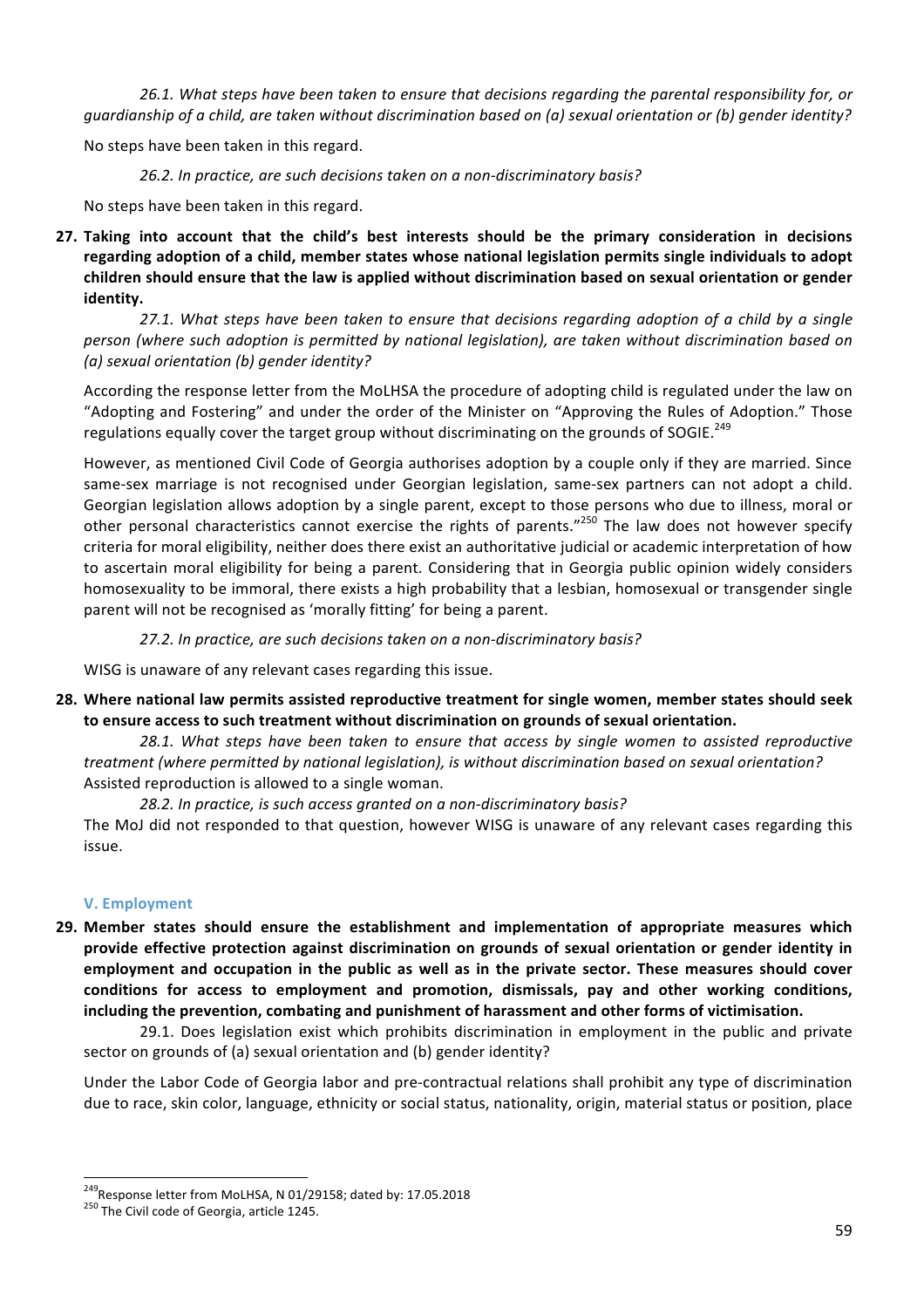*26.1. What steps have been taken to ensure that decisions regarding the parental responsibility for, or guardianship of a child, are taken without discrimination based on (a) sexual orientation or (b) gender identity?*

No steps have been taken in this regard.

*26.2. In practice, are such decisions taken on a non-discriminatory basis?*

No steps have been taken in this regard.

**27. Taking into account that the child's best interests should be the primary consideration in decisions regarding adoption of a child, member states whose national legislation permits single individuals to adopt children should ensure that the law is applied without discrimination based on sexual orientation or gender identity.**

*27.1. What steps have been taken to ensure that decisions regarding adoption of a child by a single person (where such adoption is permitted by national legislation), are taken without discrimination based on (a) sexual orientation (b) gender identity?*

According the response letter from the MoLHSA the procedure of adopting child is regulated under the law on "Adopting and Fostering" and under the order of the Minister on "Approving the Rules of Adoption." Those regulations equally cover the target group without discriminating on the grounds of SOGIE.[249]

However, as mentioned Civil Code of Georgia authorises adoption by a couple only if they are married. Since same-sex marriage is not recognised under Georgian legislation, same-sex partners can not adopt a child. Georgian legislation allows adoption by a single parent, except to those persons who due to illness, moral or other personal characteristics cannot exercise the rights of parents."[250] The law does not however specify criteria for moral eligibility, neither does there exist an authoritative judicial or academic interpretation of how to ascertain moral eligibility for being a parent. Considering that in Georgia public opinion widely considers homosexuality to be immoral, there exists a high probability that a lesbian, homosexual or transgender single parent will not be recognised as 'morally fitting' for being a parent.

*27.2. In practice, are such decisions taken on a non-discriminatory basis?*

WISG is unaware of any relevant cases regarding this issue.

**28. Where national law permits assisted reproductive treatment for single women, member states should seek to ensure access to such treatment without discrimination on grounds of sexual orientation.**

*28.1. What steps have been taken to ensure that access by single women to assisted reproductive treatment (where permitted by national legislation), is without discrimination based on sexual orientation?*
Assisted reproduction is allowed to a single woman.

*28.2. In practice, is such access granted on a non-discriminatory basis?*
The MoJ did not responded to that question, however WISG is unaware of any relevant cases regarding this issue.

### V. Employment

**29. Member states should ensure the establishment and implementation of appropriate measures which provide effective protection against discrimination on grounds of sexual orientation or gender identity in employment and occupation in the public as well as in the private sector. These measures should cover conditions for access to employment and promotion, dismissals, pay and other working conditions, including the prevention, combating and punishment of harassment and other forms of victimisation.**

29.1. Does legislation exist which prohibits discrimination in employment in the public and private sector on grounds of (a) sexual orientation and (b) gender identity?

Under the Labor Code of Georgia labor and pre-contractual relations shall prohibit any type of discrimination due to race, skin color, language, ethnicity or social status, nationality, origin, material status or position, place

---

[249] Response letter from MoLHSA, N 01/29158; dated by: 17.05.2018

[250] The Civil code of Georgia, article 1245.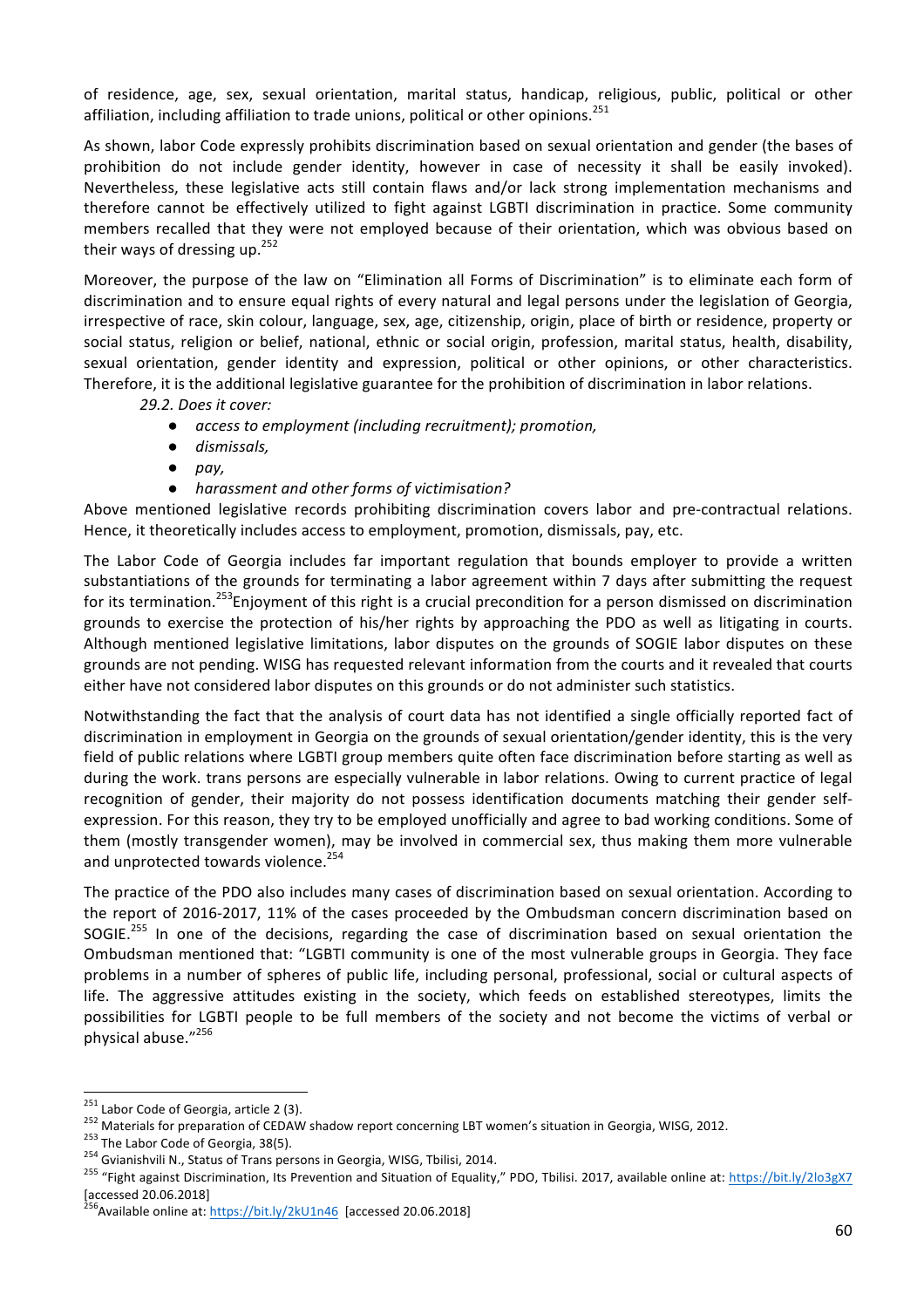of residence, age, sex, sexual orientation, marital status, handicap, religious, public, political or other affiliation, including affiliation to trade unions, political or other opinions.[251]

As shown, labor Code expressly prohibits discrimination based on sexual orientation and gender (the bases of prohibition do not include gender identity, however in case of necessity it shall be easily invoked). Nevertheless, these legislative acts still contain flaws and/or lack strong implementation mechanisms and therefore cannot be effectively utilized to fight against LGBTI discrimination in practice. Some community members recalled that they were not employed because of their orientation, which was obvious based on their ways of dressing up.[252]

Moreover, the purpose of the law on "Elimination all Forms of Discrimination" is to eliminate each form of discrimination and to ensure equal rights of every natural and legal persons under the legislation of Georgia, irrespective of race, skin colour, language, sex, age, citizenship, origin, place of birth or residence, property or social status, religion or belief, national, ethnic or social origin, profession, marital status, health, disability, sexual orientation, gender identity and expression, political or other opinions, or other characteristics. Therefore, it is the additional legislative guarantee for the prohibition of discrimination in labor relations.

*29.2. Does it cover:*

- *access to employment (including recruitment); promotion,*
- *dismissals,*
- *pay,*
- *harassment and other forms of victimisation?*

Above mentioned legislative records prohibiting discrimination covers labor and pre-contractual relations. Hence, it theoretically includes access to employment, promotion, dismissals, pay, etc.

The Labor Code of Georgia includes far important regulation that bounds employer to provide a written substantiations of the grounds for terminating a labor agreement within 7 days after submitting the request for its termination.[253] Enjoyment of this right is a crucial precondition for a person dismissed on discrimination grounds to exercise the protection of his/her rights by approaching the PDO as well as litigating in courts. Although mentioned legislative limitations, labor disputes on the grounds of SOGIE labor disputes on these grounds are not pending. WISG has requested relevant information from the courts and it revealed that courts either have not considered labor disputes on this grounds or do not administer such statistics.

Notwithstanding the fact that the analysis of court data has not identified a single officially reported fact of discrimination in employment in Georgia on the grounds of sexual orientation/gender identity, this is the very field of public relations where LGBTI group members quite often face discrimination before starting as well as during the work. trans persons are especially vulnerable in labor relations. Owing to current practice of legal recognition of gender, their majority do not possess identification documents matching their gender self-expression. For this reason, they try to be employed unofficially and agree to bad working conditions. Some of them (mostly transgender women), may be involved in commercial sex, thus making them more vulnerable and unprotected towards violence.[254]

The practice of the PDO also includes many cases of discrimination based on sexual orientation. According to the report of 2016-2017, 11% of the cases proceeded by the Ombudsman concern discrimination based on SOGIE.[255] In one of the decisions, regarding the case of discrimination based on sexual orientation the Ombudsman mentioned that: "LGBTI community is one of the most vulnerable groups in Georgia. They face problems in a number of spheres of public life, including personal, professional, social or cultural aspects of life. The aggressive attitudes existing in the society, which feeds on established stereotypes, limits the possibilities for LGBTI people to be full members of the society and not become the victims of verbal or physical abuse."[256]

---

[251] Labor Code of Georgia, article 2 (3).

[252] Materials for preparation of CEDAW shadow report concerning LBT women's situation in Georgia, WISG, 2012.

[253] The Labor Code of Georgia, 38(5).

[254] Gvianishvili N., Status of Trans persons in Georgia, WISG, Tbilisi, 2014.

[255] "Fight against Discrimination, Its Prevention and Situation of Equality," PDO, Tbilisi. 2017, available online at: https://bit.ly/2lo3gX7 [accessed 20.06.2018]

[256] Available online at: https://bit.ly/2kU1n46 [accessed 20.06.2018]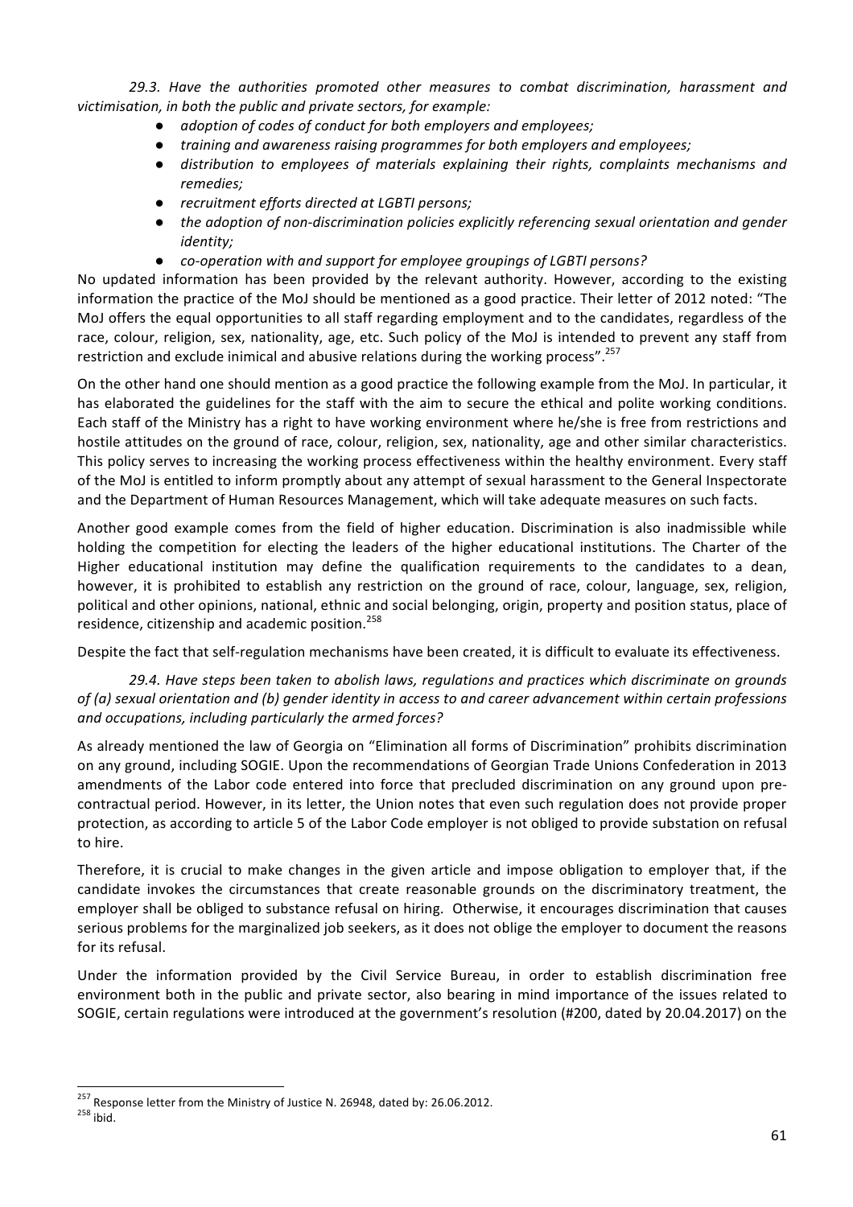*29.3. Have the authorities promoted other measures to combat discrimination, harassment and victimisation, in both the public and private sectors, for example:*

- *adoption of codes of conduct for both employers and employees;*
- *training and awareness raising programmes for both employers and employees;*
- *distribution to employees of materials explaining their rights, complaints mechanisms and remedies;*
- *recruitment efforts directed at LGBTI persons;*
- *the adoption of non-discrimination policies explicitly referencing sexual orientation and gender identity;*
- *co-operation with and support for employee groupings of LGBTI persons?*

No updated information has been provided by the relevant authority. However, according to the existing information the practice of the MoJ should be mentioned as a good practice. Their letter of 2012 noted: "The MoJ offers the equal opportunities to all staff regarding employment and to the candidates, regardless of the race, colour, religion, sex, nationality, age, etc. Such policy of the MoJ is intended to prevent any staff from restriction and exclude inimical and abusive relations during the working process".[257]

On the other hand one should mention as a good practice the following example from the MoJ. In particular, it has elaborated the guidelines for the staff with the aim to secure the ethical and polite working conditions. Each staff of the Ministry has a right to have working environment where he/she is free from restrictions and hostile attitudes on the ground of race, colour, religion, sex, nationality, age and other similar characteristics. This policy serves to increasing the working process effectiveness within the healthy environment. Every staff of the MoJ is entitled to inform promptly about any attempt of sexual harassment to the General Inspectorate and the Department of Human Resources Management, which will take adequate measures on such facts.

Another good example comes from the field of higher education. Discrimination is also inadmissible while holding the competition for electing the leaders of the higher educational institutions. The Charter of the Higher educational institution may define the qualification requirements to the candidates to a dean, however, it is prohibited to establish any restriction on the ground of race, colour, language, sex, religion, political and other opinions, national, ethnic and social belonging, origin, property and position status, place of residence, citizenship and academic position.[258]

Despite the fact that self-regulation mechanisms have been created, it is difficult to evaluate its effectiveness.

*29.4. Have steps been taken to abolish laws, regulations and practices which discriminate on grounds of (a) sexual orientation and (b) gender identity in access to and career advancement within certain professions and occupations, including particularly the armed forces?*

As already mentioned the law of Georgia on "Elimination all forms of Discrimination" prohibits discrimination on any ground, including SOGIE. Upon the recommendations of Georgian Trade Unions Confederation in 2013 amendments of the Labor code entered into force that precluded discrimination on any ground upon pre-contractual period. However, in its letter, the Union notes that even such regulation does not provide proper protection, as according to article 5 of the Labor Code employer is not obliged to provide substation on refusal to hire.

Therefore, it is crucial to make changes in the given article and impose obligation to employer that, if the candidate invokes the circumstances that create reasonable grounds on the discriminatory treatment, the employer shall be obliged to substance refusal on hiring. Otherwise, it encourages discrimination that causes serious problems for the marginalized job seekers, as it does not oblige the employer to document the reasons for its refusal.

Under the information provided by the Civil Service Bureau, in order to establish discrimination free environment both in the public and private sector, also bearing in mind importance of the issues related to SOGIE, certain regulations were introduced at the government's resolution (#200, dated by 20.04.2017) on the

[257] Response letter from the Ministry of Justice N. 26948, dated by: 26.06.2012.

[258] ibid.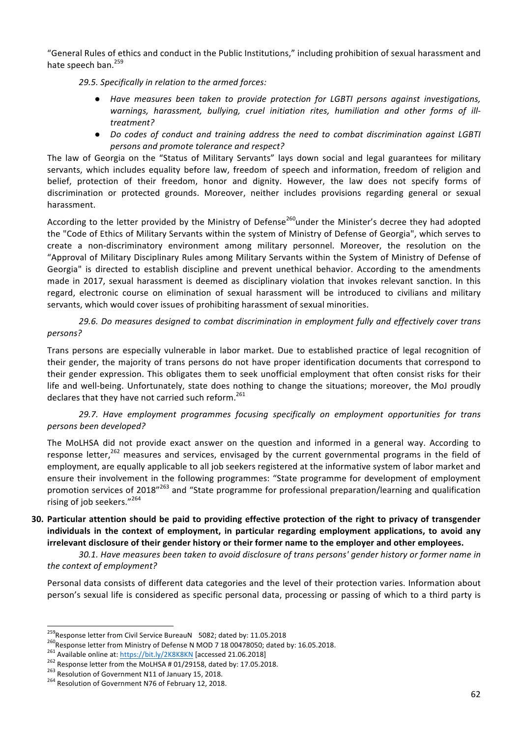"General Rules of ethics and conduct in the Public Institutions," including prohibition of sexual harassment and hate speech ban.[259]

*29.5. Specifically in relation to the armed forces:*

- *Have measures been taken to provide protection for LGBTI persons against investigations, warnings, harassment, bullying, cruel initiation rites, humiliation and other forms of ill-treatment?*
- *Do codes of conduct and training address the need to combat discrimination against LGBTI persons and promote tolerance and respect?*

The law of Georgia on the "Status of Military Servants" lays down social and legal guarantees for military servants, which includes equality before law, freedom of speech and information, freedom of religion and belief, protection of their freedom, honor and dignity. However, the law does not specify forms of discrimination or protected grounds. Moreover, neither includes provisions regarding general or sexual harassment.

According to the letter provided by the Ministry of Defense[260] under the Minister's decree they had adopted the "Code of Ethics of Military Servants within the system of Ministry of Defense of Georgia", which serves to create a non-discriminatory environment among military personnel. Moreover, the resolution on the "Approval of Military Disciplinary Rules among Military Servants within the System of Ministry of Defense of Georgia" is directed to establish discipline and prevent unethical behavior. According to the amendments made in 2017, sexual harassment is deemed as disciplinary violation that invokes relevant sanction. In this regard, electronic course on elimination of sexual harassment will be introduced to civilians and military servants, which would cover issues of prohibiting harassment of sexual minorities.

*29.6. Do measures designed to combat discrimination in employment fully and effectively cover trans persons?*

Trans persons are especially vulnerable in labor market. Due to established practice of legal recognition of their gender, the majority of trans persons do not have proper identification documents that correspond to their gender expression. This obligates them to seek unofficial employment that often consist risks for their life and well-being. Unfortunately, state does nothing to change the situations; moreover, the MoJ proudly declares that they have not carried such reform.[261]

*29.7. Have employment programmes focusing specifically on employment opportunities for trans persons been developed?*

The MoLHSA did not provide exact answer on the question and informed in a general way. According to response letter,[262] measures and services, envisaged by the current governmental programs in the field of employment, are equally applicable to all job seekers registered at the informative system of labor market and ensure their involvement in the following programmes: "State programme for development of employment promotion services of 2018"[263] and "State programme for professional preparation/learning and qualification rising of job seekers."[264]

**30. Particular attention should be paid to providing effective protection of the right to privacy of transgender individuals in the context of employment, in particular regarding employment applications, to avoid any irrelevant disclosure of their gender history or their former name to the employer and other employees.**

*30.1. Have measures been taken to avoid disclosure of trans persons' gender history or former name in the context of employment?*

Personal data consists of different data categories and the level of their protection varies. Information about person's sexual life is considered as specific personal data, processing or passing of which to a third party is

---

[259] Response letter from Civil Service BureauN 5082; dated by: 11.05.2018

[260] Response letter from Ministry of Defense N MOD 7 18 00478050; dated by: 16.05.2018.

[261] Available online at: https://bit.ly/2K8K8KN [accessed 21.06.2018]

[262] Response letter from the MoLHSA # 01/29158, dated by: 17.05.2018.

[263] Resolution of Government N11 of January 15, 2018.

[264] Resolution of Government N76 of February 12, 2018.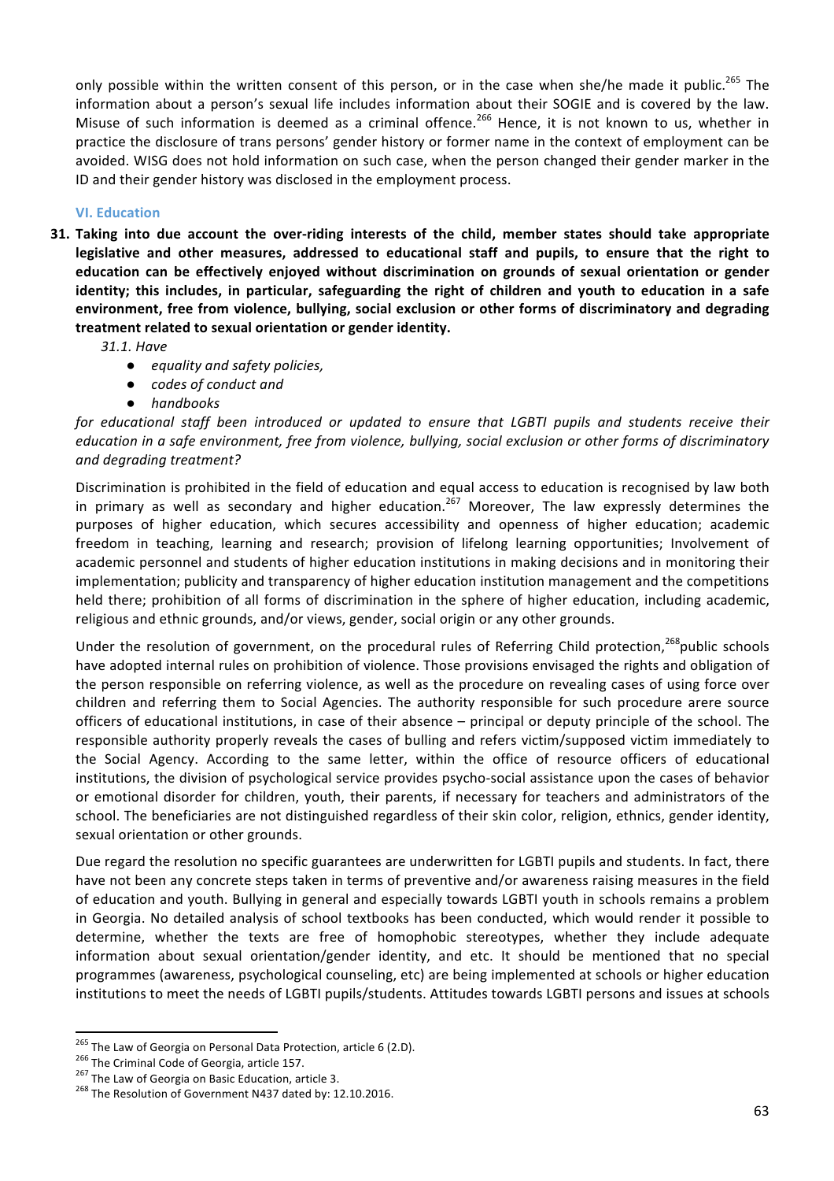only possible within the written consent of this person, or in the case when she/he made it public.[265] The information about a person's sexual life includes information about their SOGIE and is covered by the law. Misuse of such information is deemed as a criminal offence.[266] Hence, it is not known to us, whether in practice the disclosure of trans persons' gender history or former name in the context of employment can be avoided. WISG does not hold information on such case, when the person changed their gender marker in the ID and their gender history was disclosed in the employment process.

### VI. Education

**31. Taking into due account the over-riding interests of the child, member states should take appropriate legislative and other measures, addressed to educational staff and pupils, to ensure that the right to education can be effectively enjoyed without discrimination on grounds of sexual orientation or gender identity; this includes, in particular, safeguarding the right of children and youth to education in a safe environment, free from violence, bullying, social exclusion or other forms of discriminatory and degrading treatment related to sexual orientation or gender identity.**

*31.1. Have*

- *equality and safety policies,*
- *codes of conduct and*
- *handbooks*

*for educational staff been introduced or updated to ensure that LGBTI pupils and students receive their education in a safe environment, free from violence, bullying, social exclusion or other forms of discriminatory and degrading treatment?*

Discrimination is prohibited in the field of education and equal access to education is recognised by law both in primary as well as secondary and higher education.[267] Moreover, The law expressly determines the purposes of higher education, which secures accessibility and openness of higher education; academic freedom in teaching, learning and research; provision of lifelong learning opportunities; Involvement of academic personnel and students of higher education institutions in making decisions and in monitoring their implementation; publicity and transparency of higher education institution management and the competitions held there; prohibition of all forms of discrimination in the sphere of higher education, including academic, religious and ethnic grounds, and/or views, gender, social origin or any other grounds.

Under the resolution of government, on the procedural rules of Referring Child protection,[268]public schools have adopted internal rules on prohibition of violence. Those provisions envisaged the rights and obligation of the person responsible on referring violence, as well as the procedure on revealing cases of using force over children and referring them to Social Agencies. The authority responsible for such procedure arere source officers of educational institutions, in case of their absence – principal or deputy principle of the school. The responsible authority properly reveals the cases of bulling and refers victim/supposed victim immediately to the Social Agency. According to the same letter, within the office of resource officers of educational institutions, the division of psychological service provides psycho-social assistance upon the cases of behavior or emotional disorder for children, youth, their parents, if necessary for teachers and administrators of the school. The beneficiaries are not distinguished regardless of their skin color, religion, ethnics, gender identity, sexual orientation or other grounds.

Due regard the resolution no specific guarantees are underwritten for LGBTI pupils and students. In fact, there have not been any concrete steps taken in terms of preventive and/or awareness raising measures in the field of education and youth. Bullying in general and especially towards LGBTI youth in schools remains a problem in Georgia. No detailed analysis of school textbooks has been conducted, which would render it possible to determine, whether the texts are free of homophobic stereotypes, whether they include adequate information about sexual orientation/gender identity, and etc. It should be mentioned that no special programmes (awareness, psychological counseling, etc) are being implemented at schools or higher education institutions to meet the needs of LGBTI pupils/students. Attitudes towards LGBTI persons and issues at schools

[265] The Law of Georgia on Personal Data Protection, article 6 (2.D).

[266] The Criminal Code of Georgia, article 157.

[267] The Law of Georgia on Basic Education, article 3.

[268] The Resolution of Government N437 dated by: 12.10.2016.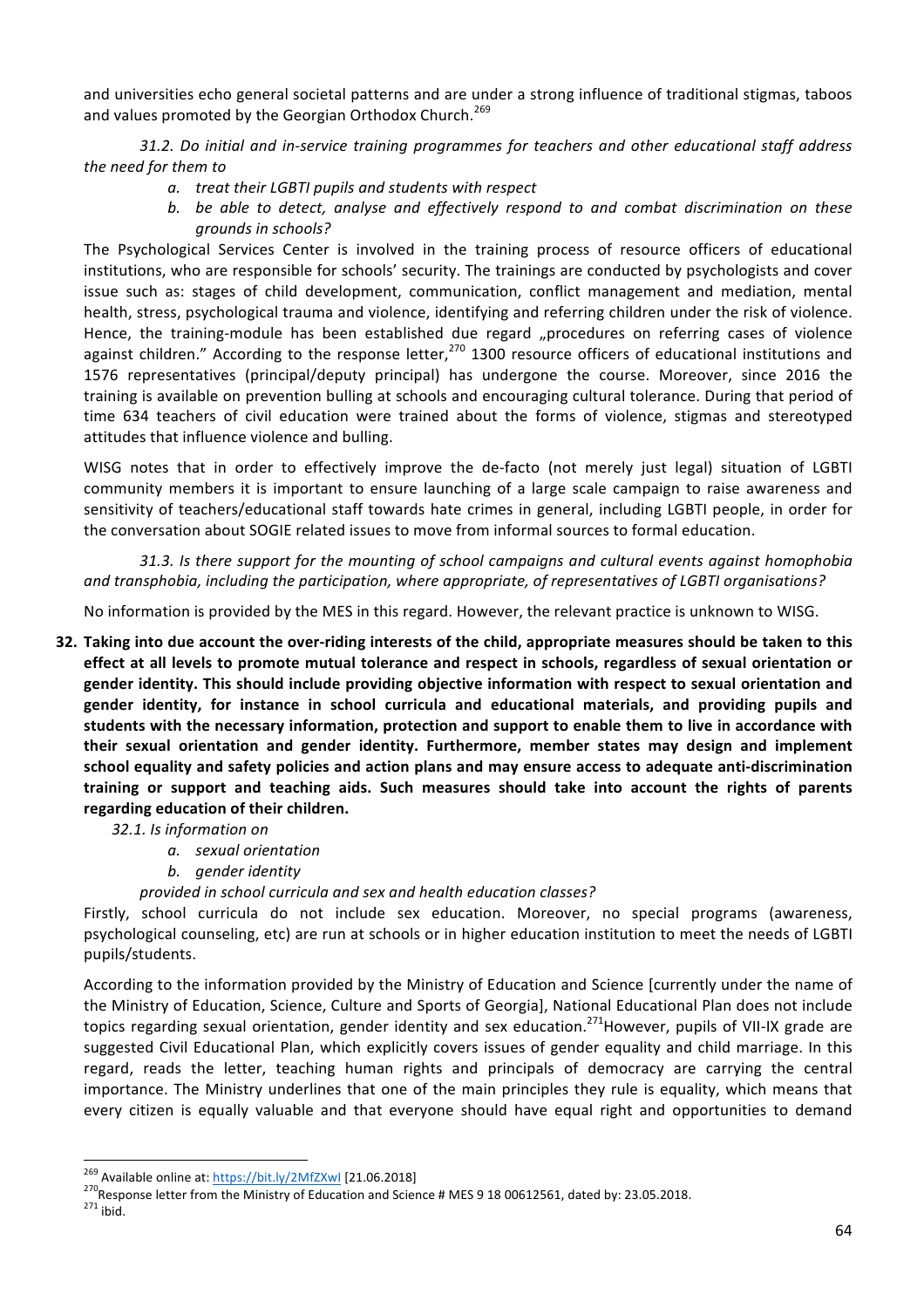and universities echo general societal patterns and are under a strong influence of traditional stigmas, taboos and values promoted by the Georgian Orthodox Church.[269]

*31.2. Do initial and in-service training programmes for teachers and other educational staff address the need for them to*

- *a. treat their LGBTI pupils and students with respect*
- *b. be able to detect, analyse and effectively respond to and combat discrimination on these grounds in schools?*

The Psychological Services Center is involved in the training process of resource officers of educational institutions, who are responsible for schools' security. The trainings are conducted by psychologists and cover issue such as: stages of child development, communication, conflict management and mediation, mental health, stress, psychological trauma and violence, identifying and referring children under the risk of violence. Hence, the training-module has been established due regard „procedures on referring cases of violence against children." According to the response letter,[270] 1300 resource officers of educational institutions and 1576 representatives (principal/deputy principal) has undergone the course. Moreover, since 2016 the training is available on prevention bulling at schools and encouraging cultural tolerance. During that period of time 634 teachers of civil education were trained about the forms of violence, stigmas and stereotyped attitudes that influence violence and bulling.

WISG notes that in order to effectively improve the de-facto (not merely just legal) situation of LGBTI community members it is important to ensure launching of a large scale campaign to raise awareness and sensitivity of teachers/educational staff towards hate crimes in general, including LGBTI people, in order for the conversation about SOGIE related issues to move from informal sources to formal education.

*31.3. Is there support for the mounting of school campaigns and cultural events against homophobia and transphobia, including the participation, where appropriate, of representatives of LGBTI organisations?*

No information is provided by the MES in this regard. However, the relevant practice is unknown to WISG.

**32. Taking into due account the over-riding interests of the child, appropriate measures should be taken to this effect at all levels to promote mutual tolerance and respect in schools, regardless of sexual orientation or gender identity. This should include providing objective information with respect to sexual orientation and gender identity, for instance in school curricula and educational materials, and providing pupils and students with the necessary information, protection and support to enable them to live in accordance with their sexual orientation and gender identity. Furthermore, member states may design and implement school equality and safety policies and action plans and may ensure access to adequate anti-discrimination training or support and teaching aids. Such measures should take into account the rights of parents regarding education of their children.**

*32.1. Is information on*

- *a. sexual orientation*
- *b. gender identity*

*provided in school curricula and sex and health education classes?*

Firstly, school curricula do not include sex education. Moreover, no special programs (awareness, psychological counseling, etc) are run at schools or in higher education institution to meet the needs of LGBTI pupils/students.

According to the information provided by the Ministry of Education and Science [currently under the name of the Ministry of Education, Science, Culture and Sports of Georgia], National Educational Plan does not include topics regarding sexual orientation, gender identity and sex education.[271] However, pupils of VII-IX grade are suggested Civil Educational Plan, which explicitly covers issues of gender equality and child marriage. In this regard, reads the letter, teaching human rights and principals of democracy are carrying the central importance. The Ministry underlines that one of the main principles they rule is equality, which means that every citizen is equally valuable and that everyone should have equal right and opportunities to demand

---

[269] Available online at: https://bit.ly/2MfZXwI [21.06.2018]

[270] Response letter from the Ministry of Education and Science # MES 9 18 00612561, dated by: 23.05.2018.

[271] ibid.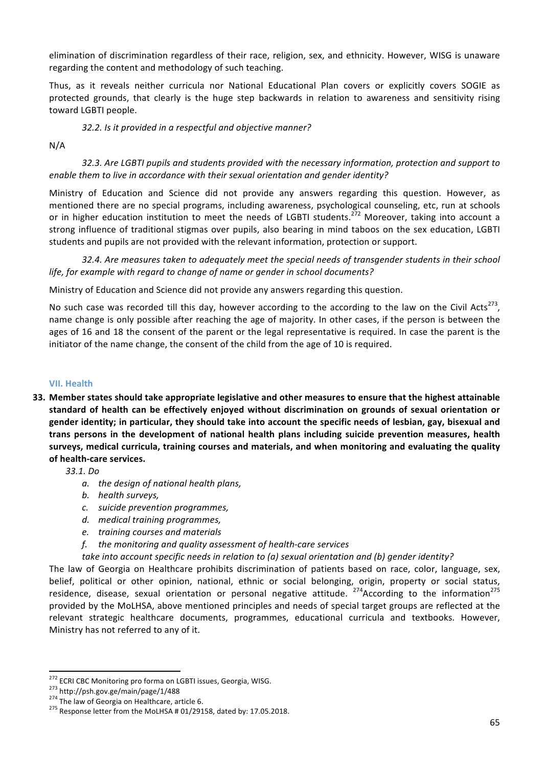elimination of discrimination regardless of their race, religion, sex, and ethnicity. However, WISG is unaware regarding the content and methodology of such teaching.

Thus, as it reveals neither curricula nor National Educational Plan covers or explicitly covers SOGIE as protected grounds, that clearly is the huge step backwards in relation to awareness and sensitivity rising toward LGBTI people.

*32.2. Is it provided in a respectful and objective manner?*

N/A

*32.3. Are LGBTI pupils and students provided with the necessary information, protection and support to enable them to live in accordance with their sexual orientation and gender identity?*

Ministry of Education and Science did not provide any answers regarding this question. However, as mentioned there are no special programs, including awareness, psychological counseling, etc, run at schools or in higher education institution to meet the needs of LGBTI students.[272] Moreover, taking into account a strong influence of traditional stigmas over pupils, also bearing in mind taboos on the sex education, LGBTI students and pupils are not provided with the relevant information, protection or support.

*32.4. Are measures taken to adequately meet the special needs of transgender students in their school life, for example with regard to change of name or gender in school documents?*

Ministry of Education and Science did not provide any answers regarding this question.

No such case was recorded till this day, however according to the according to the law on the Civil Acts[273], name change is only possible after reaching the age of majority. In other cases, if the person is between the ages of 16 and 18 the consent of the parent or the legal representative is required. In case the parent is the initiator of the name change, the consent of the child from the age of 10 is required.

## VII. Health

**33. Member states should take appropriate legislative and other measures to ensure that the highest attainable standard of health can be effectively enjoyed without discrimination on grounds of sexual orientation or gender identity; in particular, they should take into account the specific needs of lesbian, gay, bisexual and trans persons in the development of national health plans including suicide prevention measures, health surveys, medical curricula, training courses and materials, and when monitoring and evaluating the quality of health-care services.**

*33.1. Do*

*a. the design of national health plans,*
*b. health surveys,*
*c. suicide prevention programmes,*
*d. medical training programmes,*
*e. training courses and materials*
*f. the monitoring and quality assessment of health-care services*

*take into account specific needs in relation to (a) sexual orientation and (b) gender identity?*

The law of Georgia on Healthcare prohibits discrimination of patients based on race, color, language, sex, belief, political or other opinion, national, ethnic or social belonging, origin, property or social status, residence, disease, sexual orientation or personal negative attitude. [274]According to the information[275] provided by the MoLHSA, above mentioned principles and needs of special target groups are reflected at the relevant strategic healthcare documents, programmes, educational curricula and textbooks. However, Ministry has not referred to any of it.

---

[272] ECRI CBC Monitoring pro forma on LGBTI issues, Georgia, WISG.

[273] http://psh.gov.ge/main/page/1/488

[274] The law of Georgia on Healthcare, article 6.

[275] Response letter from the MoLHSA # 01/29158, dated by: 17.05.2018.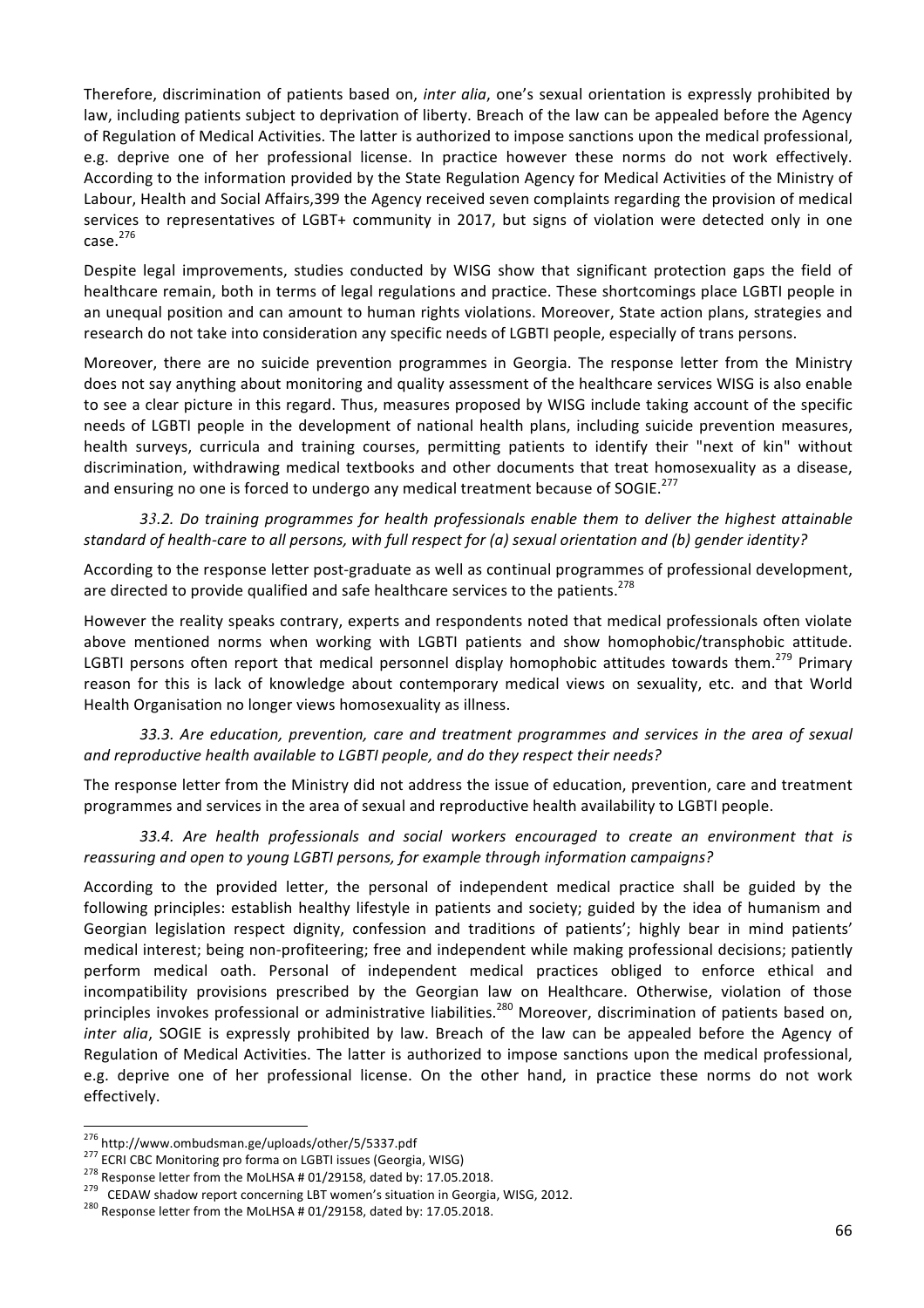Therefore, discrimination of patients based on, *inter alia*, one's sexual orientation is expressly prohibited by law, including patients subject to deprivation of liberty. Breach of the law can be appealed before the Agency of Regulation of Medical Activities. The latter is authorized to impose sanctions upon the medical professional, e.g. deprive one of her professional license. In practice however these norms do not work effectively. According to the information provided by the State Regulation Agency for Medical Activities of the Ministry of Labour, Health and Social Affairs,399 the Agency received seven complaints regarding the provision of medical services to representatives of LGBT+ community in 2017, but signs of violation were detected only in one case.[276]

Despite legal improvements, studies conducted by WISG show that significant protection gaps the field of healthcare remain, both in terms of legal regulations and practice. These shortcomings place LGBTI people in an unequal position and can amount to human rights violations. Moreover, State action plans, strategies and research do not take into consideration any specific needs of LGBTI people, especially of trans persons.

Moreover, there are no suicide prevention programmes in Georgia. The response letter from the Ministry does not say anything about monitoring and quality assessment of the healthcare services WISG is also enable to see a clear picture in this regard. Thus, measures proposed by WISG include taking account of the specific needs of LGBTI people in the development of national health plans, including suicide prevention measures, health surveys, curricula and training courses, permitting patients to identify their "next of kin" without discrimination, withdrawing medical textbooks and other documents that treat homosexuality as a disease, and ensuring no one is forced to undergo any medical treatment because of SOGIE.[277]

*33.2. Do training programmes for health professionals enable them to deliver the highest attainable standard of health-care to all persons, with full respect for (a) sexual orientation and (b) gender identity?*

According to the response letter post-graduate as well as continual programmes of professional development, are directed to provide qualified and safe healthcare services to the patients.[278]

However the reality speaks contrary, experts and respondents noted that medical professionals often violate above mentioned norms when working with LGBTI patients and show homophobic/transphobic attitude. LGBTI persons often report that medical personnel display homophobic attitudes towards them.[279] Primary reason for this is lack of knowledge about contemporary medical views on sexuality, etc. and that World Health Organisation no longer views homosexuality as illness.

*33.3. Are education, prevention, care and treatment programmes and services in the area of sexual and reproductive health available to LGBTI people, and do they respect their needs?*

The response letter from the Ministry did not address the issue of education, prevention, care and treatment programmes and services in the area of sexual and reproductive health availability to LGBTI people.

*33.4. Are health professionals and social workers encouraged to create an environment that is reassuring and open to young LGBTI persons, for example through information campaigns?*

According to the provided letter, the personal of independent medical practice shall be guided by the following principles: establish healthy lifestyle in patients and society; guided by the idea of humanism and Georgian legislation respect dignity, confession and traditions of patients'; highly bear in mind patients' medical interest; being non-profiteering; free and independent while making professional decisions; patiently perform medical oath. Personal of independent medical practices obliged to enforce ethical and incompatibility provisions prescribed by the Georgian law on Healthcare. Otherwise, violation of those principles invokes professional or administrative liabilities.[280] Moreover, discrimination of patients based on, *inter alia*, SOGIE is expressly prohibited by law. Breach of the law can be appealed before the Agency of Regulation of Medical Activities. The latter is authorized to impose sanctions upon the medical professional, e.g. deprive one of her professional license. On the other hand, in practice these norms do not work effectively.

---

[276] http://www.ombudsman.ge/uploads/other/5/5337.pdf

[277] ECRI CBC Monitoring pro forma on LGBTI issues (Georgia, WISG)

[278] Response letter from the MoLHSA # 01/29158, dated by: 17.05.2018.

[279] CEDAW shadow report concerning LBT women's situation in Georgia, WISG, 2012.

[280] Response letter from the MoLHSA # 01/29158, dated by: 17.05.2018.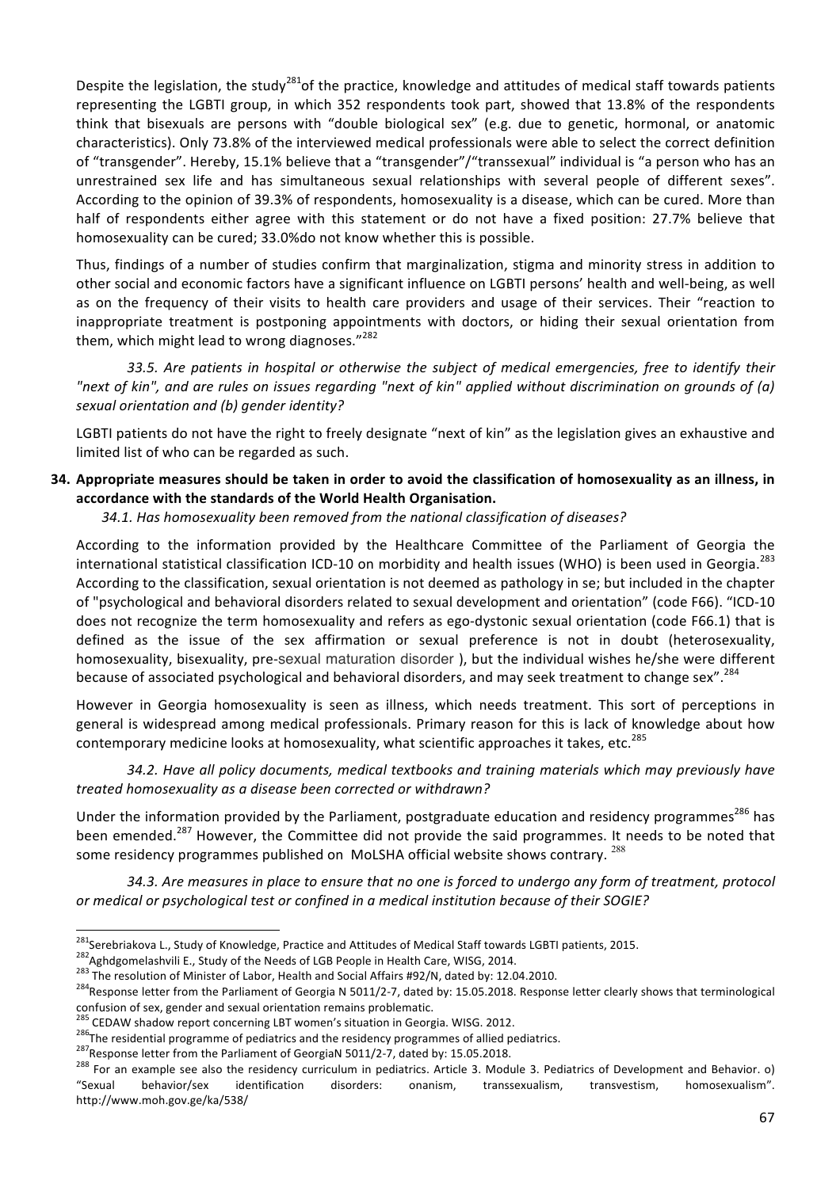Despite the legislation, the study[281]of the practice, knowledge and attitudes of medical staff towards patients representing the LGBTI group, in which 352 respondents took part, showed that 13.8% of the respondents think that bisexuals are persons with "double biological sex" (e.g. due to genetic, hormonal, or anatomic characteristics). Only 73.8% of the interviewed medical professionals were able to select the correct definition of "transgender". Hereby, 15.1% believe that a "transgender"/"transsexual" individual is "a person who has an unrestrained sex life and has simultaneous sexual relationships with several people of different sexes". According to the opinion of 39.3% of respondents, homosexuality is a disease, which can be cured. More than half of respondents either agree with this statement or do not have a fixed position: 27.7% believe that homosexuality can be cured; 33.0%do not know whether this is possible.

Thus, findings of a number of studies confirm that marginalization, stigma and minority stress in addition to other social and economic factors have a significant influence on LGBTI persons' health and well-being, as well as on the frequency of their visits to health care providers and usage of their services. Their "reaction to inappropriate treatment is postponing appointments with doctors, or hiding their sexual orientation from them, which might lead to wrong diagnoses."[282]

*33.5. Are patients in hospital or otherwise the subject of medical emergencies, free to identify their "next of kin", and are rules on issues regarding "next of kin" applied without discrimination on grounds of (a) sexual orientation and (b) gender identity?*

LGBTI patients do not have the right to freely designate "next of kin" as the legislation gives an exhaustive and limited list of who can be regarded as such.

**34. Appropriate measures should be taken in order to avoid the classification of homosexuality as an illness, in accordance with the standards of the World Health Organisation.**

*34.1. Has homosexuality been removed from the national classification of diseases?*

According to the information provided by the Healthcare Committee of the Parliament of Georgia the international statistical classification ICD-10 on morbidity and health issues (WHO) is been used in Georgia.[283] According to the classification, sexual orientation is not deemed as pathology in se; but included in the chapter of "psychological and behavioral disorders related to sexual development and orientation" (code F66). "ICD-10 does not recognize the term homosexuality and refers as ego-dystonic sexual orientation (code F66.1) that is defined as the issue of the sex affirmation or sexual preference is not in doubt (heterosexuality, homosexuality, bisexuality, pre-sexual maturation disorder ), but the individual wishes he/she were different because of associated psychological and behavioral disorders, and may seek treatment to change sex".[284]

However in Georgia homosexuality is seen as illness, which needs treatment. This sort of perceptions in general is widespread among medical professionals. Primary reason for this is lack of knowledge about how contemporary medicine looks at homosexuality, what scientific approaches it takes, etc.[285]

*34.2. Have all policy documents, medical textbooks and training materials which may previously have treated homosexuality as a disease been corrected or withdrawn?*

Under the information provided by the Parliament, postgraduate education and residency programmes[286] has been emended.[287] However, the Committee did not provide the said programmes. It needs to be noted that some residency programmes published on MoLSHA official website shows contrary. [288]

*34.3. Are measures in place to ensure that no one is forced to undergo any form of treatment, protocol or medical or psychological test or confined in a medical institution because of their SOGIE?*

---

[281] Serebriakova L., Study of Knowledge, Practice and Attitudes of Medical Staff towards LGBTI patients, 2015.

[282] Aghdgomelashvili E., Study of the Needs of LGB People in Health Care, WISG, 2014.

[283] The resolution of Minister of Labor, Health and Social Affairs #92/N, dated by: 12.04.2010.

[284] Response letter from the Parliament of Georgia N 5011/2-7, dated by: 15.05.2018. Response letter clearly shows that terminological confusion of sex, gender and sexual orientation remains problematic.

[285] CEDAW shadow report concerning LBT women's situation in Georgia. WISG. 2012.

[286] The residential programme of pediatrics and the residency programmes of allied pediatrics.

[287] Response letter from the Parliament of GeorgiaN 5011/2-7, dated by: 15.05.2018.

[288] For an example see also the residency curriculum in pediatrics. Article 3. Module 3. Pediatrics of Development and Behavior. o) "Sexual behavior/sex identification disorders: onanism, transsexualism, transvestism, homosexualism". http://www.moh.gov.ge/ka/538/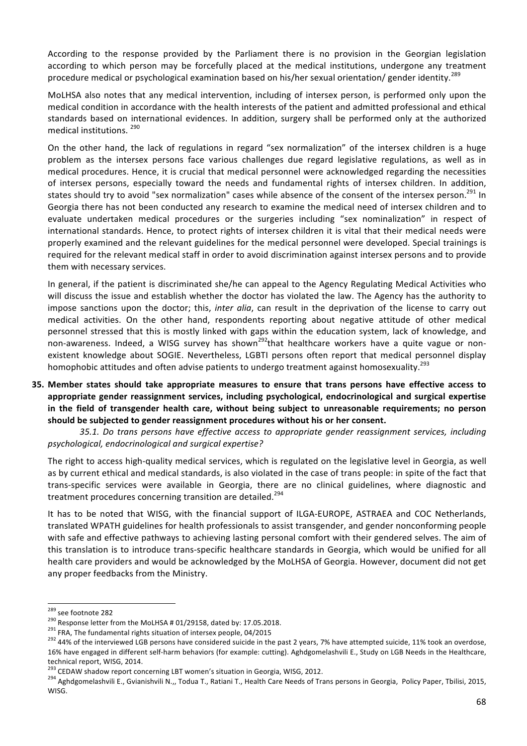According to the response provided by the Parliament there is no provision in the Georgian legislation according to which person may be forcefully placed at the medical institutions, undergone any treatment procedure medical or psychological examination based on his/her sexual orientation/ gender identity.[289]

MoLHSA also notes that any medical intervention, including of intersex person, is performed only upon the medical condition in accordance with the health interests of the patient and admitted professional and ethical standards based on international evidences. In addition, surgery shall be performed only at the authorized medical institutions. [290]

On the other hand, the lack of regulations in regard "sex normalization" of the intersex children is a huge problem as the intersex persons face various challenges due regard legislative regulations, as well as in medical procedures. Hence, it is crucial that medical personnel were acknowledged regarding the necessities of intersex persons, especially toward the needs and fundamental rights of intersex children. In addition, states should try to avoid "sex normalization" cases while absence of the consent of the intersex person.[291] In Georgia there has not been conducted any research to examine the medical need of intersex children and to evaluate undertaken medical procedures or the surgeries including "sex nominalization" in respect of international standards. Hence, to protect rights of intersex children it is vital that their medical needs were properly examined and the relevant guidelines for the medical personnel were developed. Special trainings is required for the relevant medical staff in order to avoid discrimination against intersex persons and to provide them with necessary services.

In general, if the patient is discriminated she/he can appeal to the Agency Regulating Medical Activities who will discuss the issue and establish whether the doctor has violated the law. The Agency has the authority to impose sanctions upon the doctor; this, *inter alia*, can result in the deprivation of the license to carry out medical activities. On the other hand, respondents reporting about negative attitude of other medical personnel stressed that this is mostly linked with gaps within the education system, lack of knowledge, and non-awareness. Indeed, a WISG survey has shown[292]that healthcare workers have a quite vague or non-existent knowledge about SOGIE. Nevertheless, LGBTI persons often report that medical personnel display homophobic attitudes and often advise patients to undergo treatment against homosexuality.[293]

**35. Member states should take appropriate measures to ensure that trans persons have effective access to appropriate gender reassignment services, including psychological, endocrinological and surgical expertise in the field of transgender health care, without being subject to unreasonable requirements; no person should be subjected to gender reassignment procedures without his or her consent.**

*35.1. Do trans persons have effective access to appropriate gender reassignment services, including psychological, endocrinological and surgical expertise?*

The right to access high-quality medical services, which is regulated on the legislative level in Georgia, as well as by current ethical and medical standards, is also violated in the case of trans people: in spite of the fact that trans-specific services were available in Georgia, there are no clinical guidelines, where diagnostic and treatment procedures concerning transition are detailed.[294]

It has to be noted that WISG, with the financial support of ILGA-EUROPE, ASTRAEA and COC Netherlands, translated WPATH guidelines for health professionals to assist transgender, and gender nonconforming people with safe and effective pathways to achieving lasting personal comfort with their gendered selves. The aim of this translation is to introduce trans-specific healthcare standards in Georgia, which would be unified for all health care providers and would be acknowledged by the MoLHSA of Georgia. However, document did not get any proper feedbacks from the Ministry.

---

[289] see footnote 282

[290] Response letter from the MoLHSA # 01/29158, dated by: 17.05.2018.

[291] FRA, The fundamental rights situation of intersex people, 04/2015

[292] 44% of the interviewed LGB persons have considered suicide in the past 2 years, 7% have attempted suicide, 11% took an overdose, 16% have engaged in different self-harm behaviors (for example: cutting). Aghdgomelashvili E., Study on LGB Needs in the Healthcare, technical report, WISG, 2014.

[293] CEDAW shadow report concerning LBT women's situation in Georgia, WISG, 2012.

[294] Aghdgomelashvili E., Gvianishvili N.,, Todua T., Ratiani T., Health Care Needs of Trans persons in Georgia, Policy Paper, Tbilisi, 2015, WISG.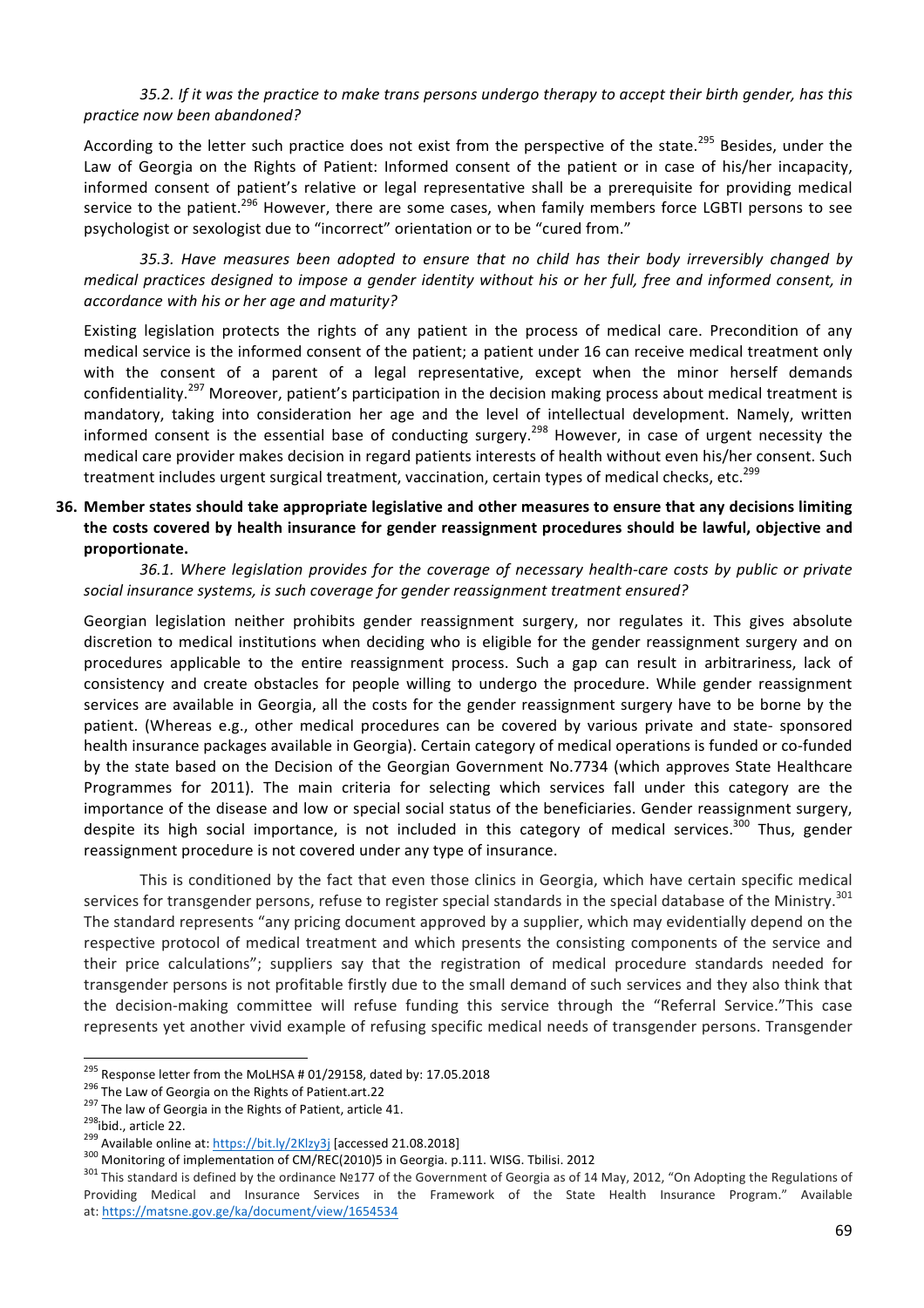*35.2. If it was the practice to make trans persons undergo therapy to accept their birth gender, has this practice now been abandoned?*

According to the letter such practice does not exist from the perspective of the state.[295] Besides, under the Law of Georgia on the Rights of Patient: Informed consent of the patient or in case of his/her incapacity, informed consent of patient's relative or legal representative shall be a prerequisite for providing medical service to the patient.[296] However, there are some cases, when family members force LGBTI persons to see psychologist or sexologist due to "incorrect" orientation or to be "cured from."

*35.3. Have measures been adopted to ensure that no child has their body irreversibly changed by medical practices designed to impose a gender identity without his or her full, free and informed consent, in accordance with his or her age and maturity?*

Existing legislation protects the rights of any patient in the process of medical care. Precondition of any medical service is the informed consent of the patient; a patient under 16 can receive medical treatment only with the consent of a parent of a legal representative, except when the minor herself demands confidentiality.[297] Moreover, patient's participation in the decision making process about medical treatment is mandatory, taking into consideration her age and the level of intellectual development. Namely, written informed consent is the essential base of conducting surgery.[298] However, in case of urgent necessity the medical care provider makes decision in regard patients interests of health without even his/her consent. Such treatment includes urgent surgical treatment, vaccination, certain types of medical checks, etc.[299]

**36. Member states should take appropriate legislative and other measures to ensure that any decisions limiting the costs covered by health insurance for gender reassignment procedures should be lawful, objective and proportionate.**

*36.1. Where legislation provides for the coverage of necessary health-care costs by public or private social insurance systems, is such coverage for gender reassignment treatment ensured?*

Georgian legislation neither prohibits gender reassignment surgery, nor regulates it. This gives absolute discretion to medical institutions when deciding who is eligible for the gender reassignment surgery and on procedures applicable to the entire reassignment process. Such a gap can result in arbitrariness, lack of consistency and create obstacles for people willing to undergo the procedure. While gender reassignment services are available in Georgia, all the costs for the gender reassignment surgery have to be borne by the patient. (Whereas e.g., other medical procedures can be covered by various private and state- sponsored health insurance packages available in Georgia). Certain category of medical operations is funded or co-funded by the state based on the Decision of the Georgian Government No.7734 (which approves State Healthcare Programmes for 2011). The main criteria for selecting which services fall under this category are the importance of the disease and low or special social status of the beneficiaries. Gender reassignment surgery, despite its high social importance, is not included in this category of medical services.[300] Thus, gender reassignment procedure is not covered under any type of insurance.

This is conditioned by the fact that even those clinics in Georgia, which have certain specific medical services for transgender persons, refuse to register special standards in the special database of the Ministry.[301] The standard represents "any pricing document approved by a supplier, which may evidentially depend on the respective protocol of medical treatment and which presents the consisting components of the service and their price calculations"; suppliers say that the registration of medical procedure standards needed for transgender persons is not profitable firstly due to the small demand of such services and they also think that the decision-making committee will refuse funding this service through the "Referral Service."This case represents yet another vivid example of refusing specific medical needs of transgender persons. Transgender

---

[295] Response letter from the MoLHSA # 01/29158, dated by: 17.05.2018

[296] The Law of Georgia on the Rights of Patient.art.22

[297] The law of Georgia in the Rights of Patient, article 41.

[298] ibid., article 22.

[299] Available online at: https://bit.ly/2Klzy3j [accessed 21.08.2018]

[300] Monitoring of implementation of CM/REC(2010)5 in Georgia. p.111. WISG. Tbilisi. 2012

[301] This standard is defined by the ordinance №177 of the Government of Georgia as of 14 May, 2012, "On Adopting the Regulations of Providing Medical and Insurance Services in the Framework of the State Health Insurance Program." Available at: https://matsne.gov.ge/ka/document/view/1654534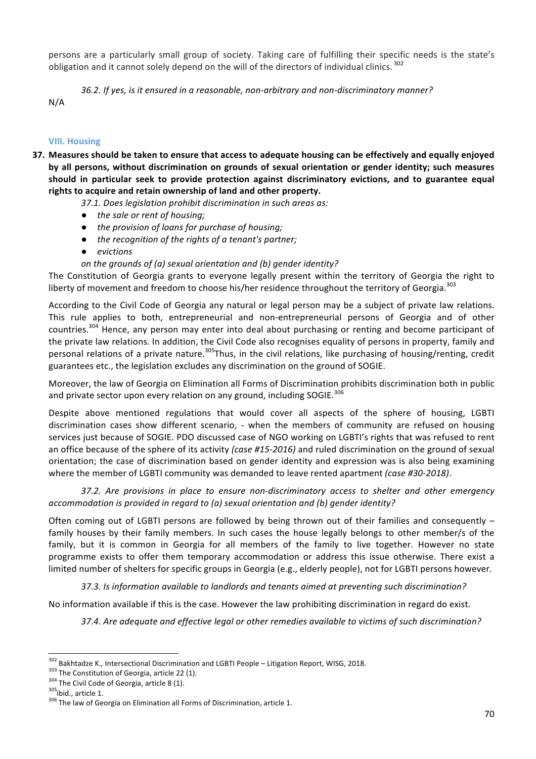persons are a particularly small group of society. Taking care of fulfilling their specific needs is the state's obligation and it cannot solely depend on the will of the directors of individual clinics. [302]

*36.2. If yes, is it ensured in a reasonable, non-arbitrary and non-discriminatory manner?*

N/A

### VIII. Housing

**37. Measures should be taken to ensure that access to adequate housing can be effectively and equally enjoyed by all persons, without discrimination on grounds of sexual orientation or gender identity; such measures should in particular seek to provide protection against discriminatory evictions, and to guarantee equal rights to acquire and retain ownership of land and other property.**

*37.1. Does legislation prohibit discrimination in such areas as:*

- *the sale or rent of housing;*
- *the provision of loans for purchase of housing;*
- *the recognition of the rights of a tenant's partner;*
- *evictions*

*on the grounds of (a) sexual orientation and (b) gender identity?*

The Constitution of Georgia grants to everyone legally present within the territory of Georgia the right to liberty of movement and freedom to choose his/her residence throughout the territory of Georgia.[303]

According to the Civil Code of Georgia any natural or legal person may be a subject of private law relations. This rule applies to both, entrepreneurial and non-entrepreneurial persons of Georgia and of other countries.[304] Hence, any person may enter into deal about purchasing or renting and become participant of the private law relations. In addition, the Civil Code also recognises equality of persons in property, family and personal relations of a private nature.[305]Thus, in the civil relations, like purchasing of housing/renting, credit guarantees etc., the legislation excludes any discrimination on the ground of SOGIE.

Moreover, the law of Georgia on Elimination all Forms of Discrimination prohibits discrimination both in public and private sector upon every relation on any ground, including SOGIE.[306]

Despite above mentioned regulations that would cover all aspects of the sphere of housing, LGBTI discrimination cases show different scenario, - when the members of community are refused on housing services just because of SOGIE. PDO discussed case of NGO working on LGBTI's rights that was refused to rent an office because of the sphere of its activity *(case #15-2016)* and ruled discrimination on the ground of sexual orientation; the case of discrimination based on gender identity and expression was is also being examining where the member of LGBTI community was demanded to leave rented apartment *(case #30-2018)*.

*37.2. Are provisions in place to ensure non-discriminatory access to shelter and other emergency accommodation is provided in regard to (a) sexual orientation and (b) gender identity?*

Often coming out of LGBTI persons are followed by being thrown out of their families and consequently – family houses by their family members. In such cases the house legally belongs to other member/s of the family, but it is common in Georgia for all members of the family to live together. However no state programme exists to offer them temporary accommodation or address this issue otherwise. There exist a limited number of shelters for specific groups in Georgia (e.g., elderly people), not for LGBTI persons however.

*37.3. Is information available to landlords and tenants aimed at preventing such discrimination?*

No information available if this is the case. However the law prohibiting discrimination in regard do exist.

*37.4. Are adequate and effective legal or other remedies available to victims of such discrimination?*

---

[302] Bakhtadze K., Intersectional Discrimination and LGBTI People – Litigation Report, WISG, 2018.

[303] The Constitution of Georgia, article 22 (1).

[304] The Civil Code of Georgia, article 8 (1).

[305] ibid., article 1.

[306] The law of Georgia on Elimination all Forms of Discrimination, article 1.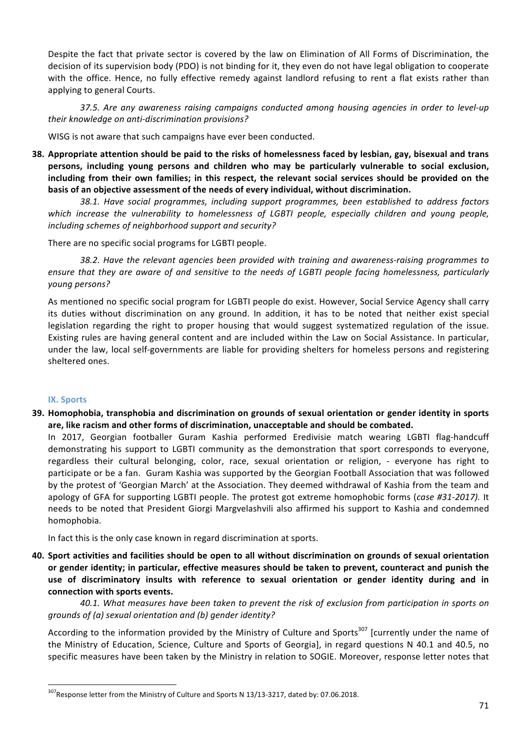Despite the fact that private sector is covered by the law on Elimination of All Forms of Discrimination, the decision of its supervision body (PDO) is not binding for it, they even do not have legal obligation to cooperate with the office. Hence, no fully effective remedy against landlord refusing to rent a flat exists rather than applying to general Courts.

*37.5. Are any awareness raising campaigns conducted among housing agencies in order to level-up their knowledge on anti-discrimination provisions?*

WISG is not aware that such campaigns have ever been conducted.

**38. Appropriate attention should be paid to the risks of homelessness faced by lesbian, gay, bisexual and trans persons, including young persons and children who may be particularly vulnerable to social exclusion, including from their own families; in this respect, the relevant social services should be provided on the basis of an objective assessment of the needs of every individual, without discrimination.**

*38.1. Have social programmes, including support programmes, been established to address factors which increase the vulnerability to homelessness of LGBTI people, especially children and young people, including schemes of neighborhood support and security?*

There are no specific social programs for LGBTI people.

*38.2. Have the relevant agencies been provided with training and awareness-raising programmes to ensure that they are aware of and sensitive to the needs of LGBTI people facing homelessness, particularly young persons?*

As mentioned no specific social program for LGBTI people do exist. However, Social Service Agency shall carry its duties without discrimination on any ground. In addition, it has to be noted that neither exist special legislation regarding the right to proper housing that would suggest systematized regulation of the issue. Existing rules are having general content and are included within the Law on Social Assistance. In particular, under the law, local self-governments are liable for providing shelters for homeless persons and registering sheltered ones.

### IX. Sports

**39. Homophobia, transphobia and discrimination on grounds of sexual orientation or gender identity in sports are, like racism and other forms of discrimination, unacceptable and should be combated.**

In 2017, Georgian footballer Guram Kashia performed Eredivisie match wearing LGBTI flag-handcuff demonstrating his support to LGBTI community as the demonstration that sport corresponds to everyone, regardless their cultural belonging, color, race, sexual orientation or religion, - everyone has right to participate or be a fan. Guram Kashia was supported by the Georgian Football Association that was followed by the protest of 'Georgian March' at the Association. They deemed withdrawal of Kashia from the team and apology of GFA for supporting LGBTI people. The protest got extreme homophobic forms (*case #31-2017).* It needs to be noted that President Giorgi Margvelashvili also affirmed his support to Kashia and condemned homophobia.

In fact this is the only case known in regard discrimination at sports.

**40. Sport activities and facilities should be open to all without discrimination on grounds of sexual orientation or gender identity; in particular, effective measures should be taken to prevent, counteract and punish the use of discriminatory insults with reference to sexual orientation or gender identity during and in connection with sports events.**

*40.1. What measures have been taken to prevent the risk of exclusion from participation in sports on grounds of (a) sexual orientation and (b) gender identity?*

According to the information provided by the Ministry of Culture and Sports[307] [currently under the name of the Ministry of Education, Science, Culture and Sports of Georgia], in regard questions N 40.1 and 40.5, no specific measures have been taken by the Ministry in relation to SOGIE. Moreover, response letter notes that

[307] Response letter from the Ministry of Culture and Sports N 13/13-3217, dated by: 07.06.2018.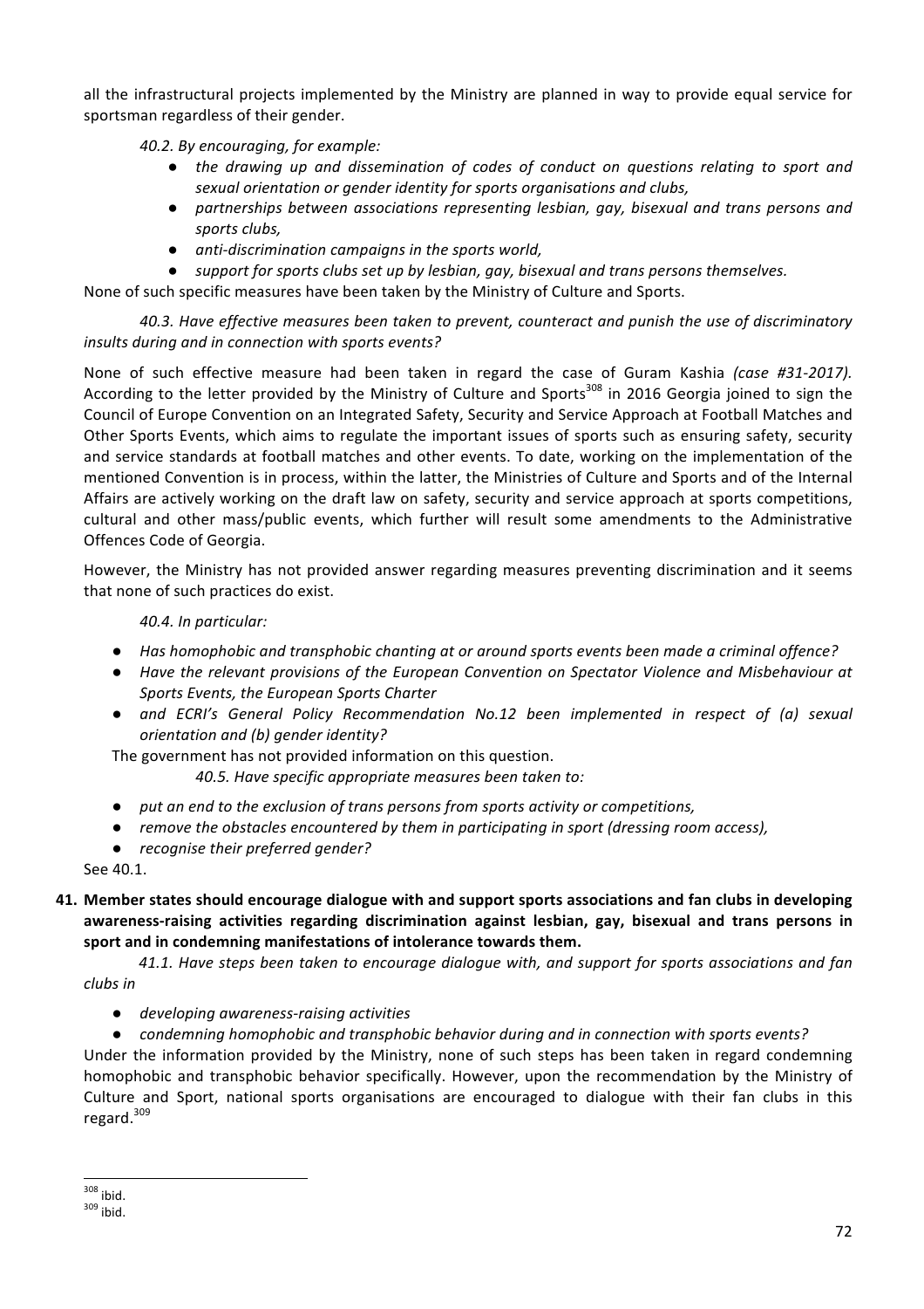all the infrastructural projects implemented by the Ministry are planned in way to provide equal service for sportsman regardless of their gender.

*40.2. By encouraging, for example:*

- *the drawing up and dissemination of codes of conduct on questions relating to sport and sexual orientation or gender identity for sports organisations and clubs,*
- *partnerships between associations representing lesbian, gay, bisexual and trans persons and sports clubs,*
- *anti-discrimination campaigns in the sports world,*
- *support for sports clubs set up by lesbian, gay, bisexual and trans persons themselves.*

None of such specific measures have been taken by the Ministry of Culture and Sports.

*40.3. Have effective measures been taken to prevent, counteract and punish the use of discriminatory insults during and in connection with sports events?*

None of such effective measure had been taken in regard the case of Guram Kashia *(case #31-2017).* According to the letter provided by the Ministry of Culture and Sports[308] in 2016 Georgia joined to sign the Council of Europe Convention on an Integrated Safety, Security and Service Approach at Football Matches and Other Sports Events, which aims to regulate the important issues of sports such as ensuring safety, security and service standards at football matches and other events. To date, working on the implementation of the mentioned Convention is in process, within the latter, the Ministries of Culture and Sports and of the Internal Affairs are actively working on the draft law on safety, security and service approach at sports competitions, cultural and other mass/public events, which further will result some amendments to the Administrative Offences Code of Georgia.

However, the Ministry has not provided answer regarding measures preventing discrimination and it seems that none of such practices do exist.

*40.4. In particular:*

- *Has homophobic and transphobic chanting at or around sports events been made a criminal offence?*
- *Have the relevant provisions of the European Convention on Spectator Violence and Misbehaviour at Sports Events, the European Sports Charter*
- *and ECRI's General Policy Recommendation No.12 been implemented in respect of (a) sexual orientation and (b) gender identity?*

The government has not provided information on this question.

*40.5. Have specific appropriate measures been taken to:*

- *put an end to the exclusion of trans persons from sports activity or competitions,*
- *remove the obstacles encountered by them in participating in sport (dressing room access),*
- *recognise their preferred gender?*

See 40.1.

**41. Member states should encourage dialogue with and support sports associations and fan clubs in developing awareness-raising activities regarding discrimination against lesbian, gay, bisexual and trans persons in sport and in condemning manifestations of intolerance towards them.**

*41.1. Have steps been taken to encourage dialogue with, and support for sports associations and fan clubs in*

- *developing awareness-raising activities*
- *condemning homophobic and transphobic behavior during and in connection with sports events?*

Under the information provided by the Ministry, none of such steps has been taken in regard condemning homophobic and transphobic behavior specifically. However, upon the recommendation by the Ministry of Culture and Sport, national sports organisations are encouraged to dialogue with their fan clubs in this regard.[309]

[308] ibid.

[309] ibid.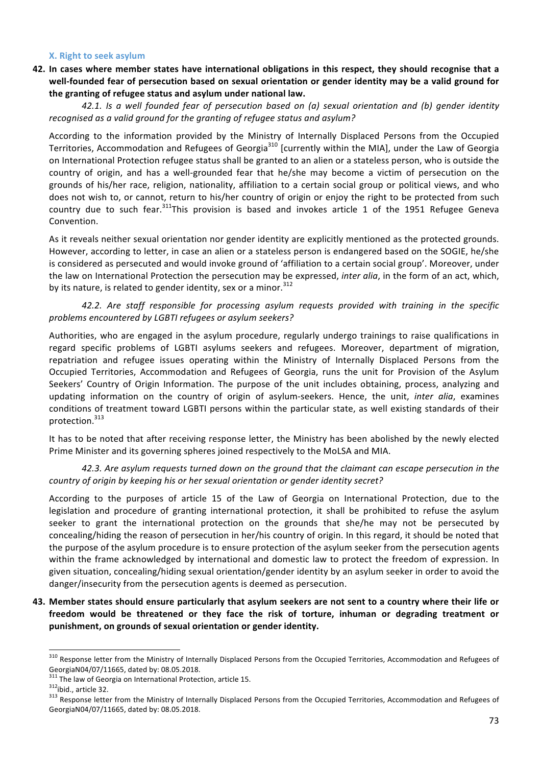### X. Right to seek asylum

**42. In cases where member states have international obligations in this respect, they should recognise that a well-founded fear of persecution based on sexual orientation or gender identity may be a valid ground for the granting of refugee status and asylum under national law.**

*42.1. Is a well founded fear of persecution based on (a) sexual orientation and (b) gender identity recognised as a valid ground for the granting of refugee status and asylum?*

According to the information provided by the Ministry of Internally Displaced Persons from the Occupied Territories, Accommodation and Refugees of Georgia[310] [currently within the MIA], under the Law of Georgia on International Protection refugee status shall be granted to an alien or a stateless person, who is outside the country of origin, and has a well-grounded fear that he/she may become a victim of persecution on the grounds of his/her race, religion, nationality, affiliation to a certain social group or political views, and who does not wish to, or cannot, return to his/her country of origin or enjoy the right to be protected from such country due to such fear.[311]This provision is based and invokes article 1 of the 1951 Refugee Geneva Convention.

As it reveals neither sexual orientation nor gender identity are explicitly mentioned as the protected grounds. However, according to letter, in case an alien or a stateless person is endangered based on the SOGIE, he/she is considered as persecuted and would invoke ground of 'affiliation to a certain social group'. Moreover, under the law on International Protection the persecution may be expressed, *inter alia*, in the form of an act, which, by its nature, is related to gender identity, sex or a minor.[312]

*42.2. Are staff responsible for processing asylum requests provided with training in the specific problems encountered by LGBTI refugees or asylum seekers?*

Authorities, who are engaged in the asylum procedure, regularly undergo trainings to raise qualifications in regard specific problems of LGBTI asylums seekers and refugees. Moreover, department of migration, repatriation and refugee issues operating within the Ministry of Internally Displaced Persons from the Occupied Territories, Accommodation and Refugees of Georgia, runs the unit for Provision of the Asylum Seekers' Country of Origin Information. The purpose of the unit includes obtaining, process, analyzing and updating information on the country of origin of asylum-seekers. Hence, the unit, *inter alia*, examines conditions of treatment toward LGBTI persons within the particular state, as well existing standards of their protection.[313]

It has to be noted that after receiving response letter, the Ministry has been abolished by the newly elected Prime Minister and its governing spheres joined respectively to the MoLSA and MIA.

*42.3. Are asylum requests turned down on the ground that the claimant can escape persecution in the country of origin by keeping his or her sexual orientation or gender identity secret?*

According to the purposes of article 15 of the Law of Georgia on International Protection, due to the legislation and procedure of granting international protection, it shall be prohibited to refuse the asylum seeker to grant the international protection on the grounds that she/he may not be persecuted by concealing/hiding the reason of persecution in her/his country of origin. In this regard, it should be noted that the purpose of the asylum procedure is to ensure protection of the asylum seeker from the persecution agents within the frame acknowledged by international and domestic law to protect the freedom of expression. In given situation, concealing/hiding sexual orientation/gender identity by an asylum seeker in order to avoid the danger/insecurity from the persecution agents is deemed as persecution.

**43. Member states should ensure particularly that asylum seekers are not sent to a country where their life or freedom would be threatened or they face the risk of torture, inhuman or degrading treatment or punishment, on grounds of sexual orientation or gender identity.**

---

[310] Response letter from the Ministry of Internally Displaced Persons from the Occupied Territories, Accommodation and Refugees of GeorgiaN04/07/11665, dated by: 08.05.2018.

[311] The law of Georgia on International Protection, article 15.

[312] ibid., article 32.

[313] Response letter from the Ministry of Internally Displaced Persons from the Occupied Territories, Accommodation and Refugees of GeorgiaN04/07/11665, dated by: 08.05.2018.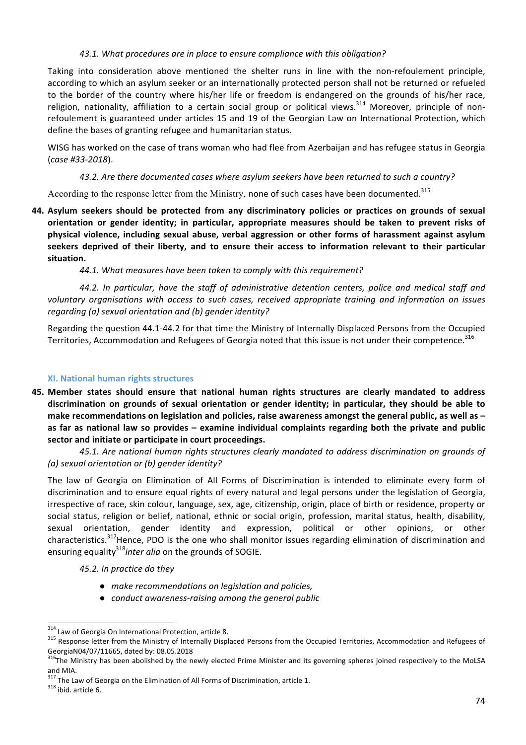*43.1. What procedures are in place to ensure compliance with this obligation?*

Taking into consideration above mentioned the shelter runs in line with the non-refoulement principle, according to which an asylum seeker or an internationally protected person shall not be returned or refueled to the border of the country where his/her life or freedom is endangered on the grounds of his/her race, religion, nationality, affiliation to a certain social group or political views.[314] Moreover, principle of non-refoulement is guaranteed under articles 15 and 19 of the Georgian Law on International Protection, which define the bases of granting refugee and humanitarian status.

WISG has worked on the case of trans woman who had flee from Azerbaijan and has refugee status in Georgia (*case #33-2018*).

*43.2. Are there documented cases where asylum seekers have been returned to such a country?*

According to the response letter from the Ministry, none of such cases have been documented.[315]

**44. Asylum seekers should be protected from any discriminatory policies or practices on grounds of sexual orientation or gender identity; in particular, appropriate measures should be taken to prevent risks of physical violence, including sexual abuse, verbal aggression or other forms of harassment against asylum seekers deprived of their liberty, and to ensure their access to information relevant to their particular situation.**

*44.1. What measures have been taken to comply with this requirement?*

*44.2. In particular, have the staff of administrative detention centers, police and medical staff and voluntary organisations with access to such cases, received appropriate training and information on issues regarding (a) sexual orientation and (b) gender identity?*

Regarding the question 44.1-44.2 for that time the Ministry of Internally Displaced Persons from the Occupied Territories, Accommodation and Refugees of Georgia noted that this issue is not under their competence.[316]

## XI. National human rights structures

**45. Member states should ensure that national human rights structures are clearly mandated to address discrimination on grounds of sexual orientation or gender identity; in particular, they should be able to make recommendations on legislation and policies, raise awareness amongst the general public, as well as – as far as national law so provides – examine individual complaints regarding both the private and public sector and initiate or participate in court proceedings.**

*45.1. Are national human rights structures clearly mandated to address discrimination on grounds of (a) sexual orientation or (b) gender identity?*

The law of Georgia on Elimination of All Forms of Discrimination is intended to eliminate every form of discrimination and to ensure equal rights of every natural and legal persons under the legislation of Georgia, irrespective of race, skin colour, language, sex, age, citizenship, origin, place of birth or residence, property or social status, religion or belief, national, ethnic or social origin, profession, marital status, health, disability, sexual orientation, gender identity and expression, political or other opinions, or other characteristics.[317]Hence, PDO is the one who shall monitor issues regarding elimination of discrimination and ensuring equality[318]*inter alia* on the grounds of SOGIE.

*45.2. In practice do they*

- *make recommendations on legislation and policies,*
- *conduct awareness-raising among the general public*

---

[314] Law of Georgia On International Protection, article 8.

[315] Response letter from the Ministry of Internally Displaced Persons from the Occupied Territories, Accommodation and Refugees of GeorgiaN04/07/11665, dated by: 08.05.2018

[316]The Ministry has been abolished by the newly elected Prime Minister and its governing spheres joined respectively to the MoLSA and MIA.

[317] The Law of Georgia on the Elimination of All Forms of Discrimination, article 1.

[318] ibid. article 6.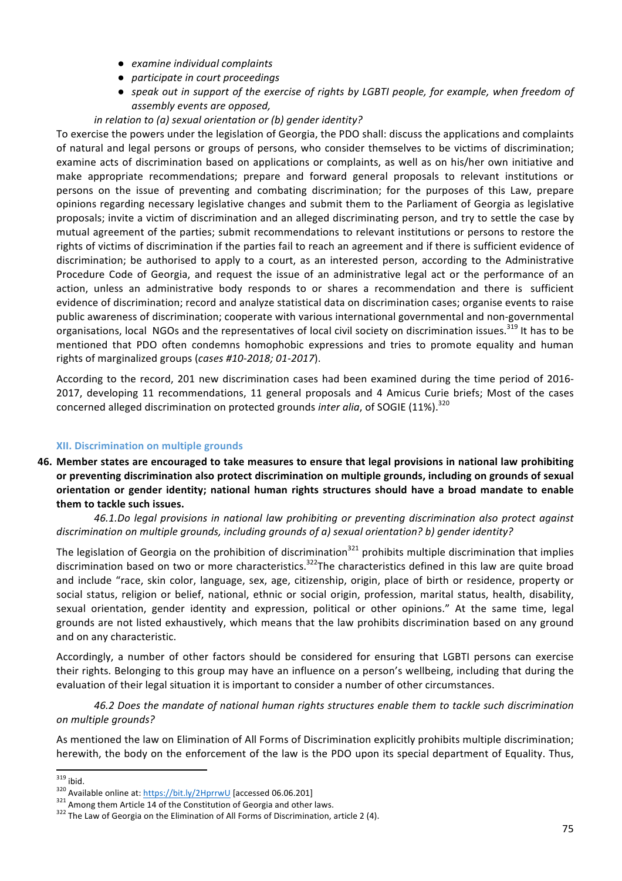- *examine individual complaints*
- *participate in court proceedings*
- *speak out in support of the exercise of rights by LGBTI people, for example, when freedom of assembly events are opposed,*

*in relation to (a) sexual orientation or (b) gender identity?*

To exercise the powers under the legislation of Georgia, the PDO shall: discuss the applications and complaints of natural and legal persons or groups of persons, who consider themselves to be victims of discrimination; examine acts of discrimination based on applications or complaints, as well as on his/her own initiative and make appropriate recommendations; prepare and forward general proposals to relevant institutions or persons on the issue of preventing and combating discrimination; for the purposes of this Law, prepare opinions regarding necessary legislative changes and submit them to the Parliament of Georgia as legislative proposals; invite a victim of discrimination and an alleged discriminating person, and try to settle the case by mutual agreement of the parties; submit recommendations to relevant institutions or persons to restore the rights of victims of discrimination if the parties fail to reach an agreement and if there is sufficient evidence of discrimination; be authorised to apply to a court, as an interested person, according to the Administrative Procedure Code of Georgia, and request the issue of an administrative legal act or the performance of an action, unless an administrative body responds to or shares a recommendation and there is sufficient evidence of discrimination; record and analyze statistical data on discrimination cases; organise events to raise public awareness of discrimination; cooperate with various international governmental and non-governmental organisations, local NGOs and the representatives of local civil society on discrimination issues.[319] It has to be mentioned that PDO often condemns homophobic expressions and tries to promote equality and human rights of marginalized groups (*cases #10-2018; 01-2017*).

According to the record, 201 new discrimination cases had been examined during the time period of 2016-2017, developing 11 recommendations, 11 general proposals and 4 Amicus Curie briefs; Most of the cases concerned alleged discrimination on protected grounds *inter alia*, of SOGIE (11%).[320]

### XII. Discrimination on multiple grounds

**46. Member states are encouraged to take measures to ensure that legal provisions in national law prohibiting or preventing discrimination also protect discrimination on multiple grounds, including on grounds of sexual orientation or gender identity; national human rights structures should have a broad mandate to enable them to tackle such issues.**

*46.1.Do legal provisions in national law prohibiting or preventing discrimination also protect against discrimination on multiple grounds, including grounds of a) sexual orientation? b) gender identity?*

The legislation of Georgia on the prohibition of discrimination[321] prohibits multiple discrimination that implies discrimination based on two or more characteristics.[322]The characteristics defined in this law are quite broad and include "race, skin color, language, sex, age, citizenship, origin, place of birth or residence, property or social status, religion or belief, national, ethnic or social origin, profession, marital status, health, disability, sexual orientation, gender identity and expression, political or other opinions." At the same time, legal grounds are not listed exhaustively, which means that the law prohibits discrimination based on any ground and on any characteristic.

Accordingly, a number of other factors should be considered for ensuring that LGBTI persons can exercise their rights. Belonging to this group may have an influence on a person's wellbeing, including that during the evaluation of their legal situation it is important to consider a number of other circumstances.

*46.2 Does the mandate of national human rights structures enable them to tackle such discrimination on multiple grounds?*

As mentioned the law on Elimination of All Forms of Discrimination explicitly prohibits multiple discrimination; herewith, the body on the enforcement of the law is the PDO upon its special department of Equality. Thus,

---

[319] ibid.

[320] Available online at: https://bit.ly/2HprrwU [accessed 06.06.201]

[321] Among them Article 14 of the Constitution of Georgia and other laws.

[322] The Law of Georgia on the Elimination of All Forms of Discrimination, article 2 (4).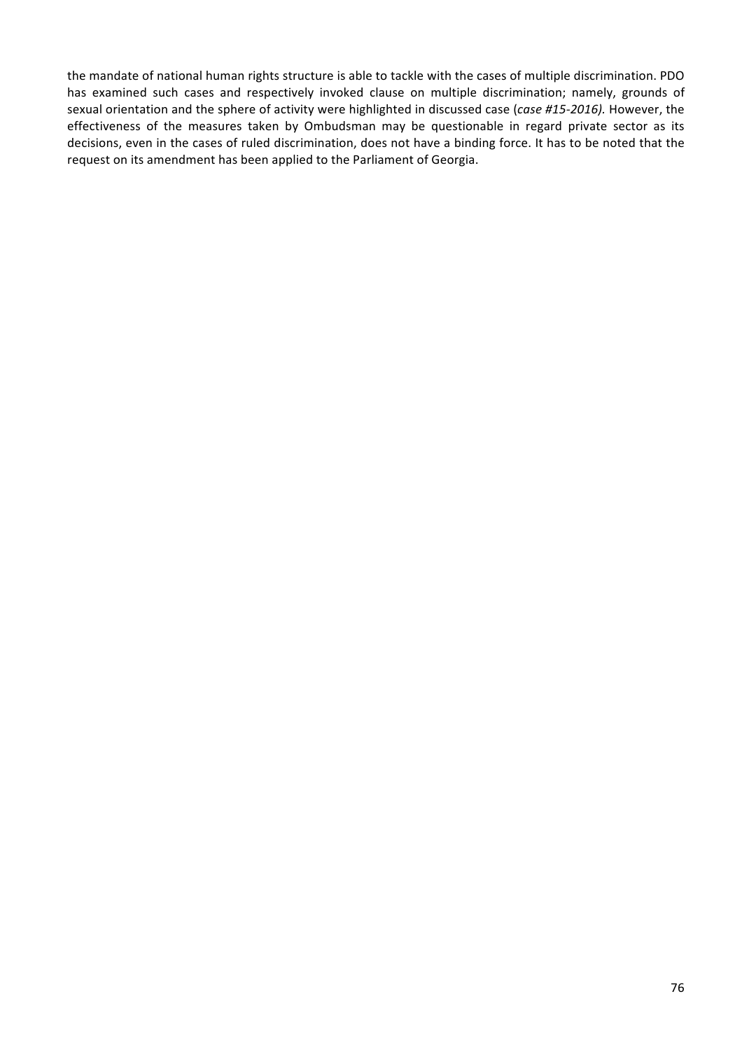the mandate of national human rights structure is able to tackle with the cases of multiple discrimination. PDO has examined such cases and respectively invoked clause on multiple discrimination; namely, grounds of sexual orientation and the sphere of activity were highlighted in discussed case (*case #15-2016).* However, the effectiveness of the measures taken by Ombudsman may be questionable in regard private sector as its decisions, even in the cases of ruled discrimination, does not have a binding force. It has to be noted that the request on its amendment has been applied to the Parliament of Georgia.